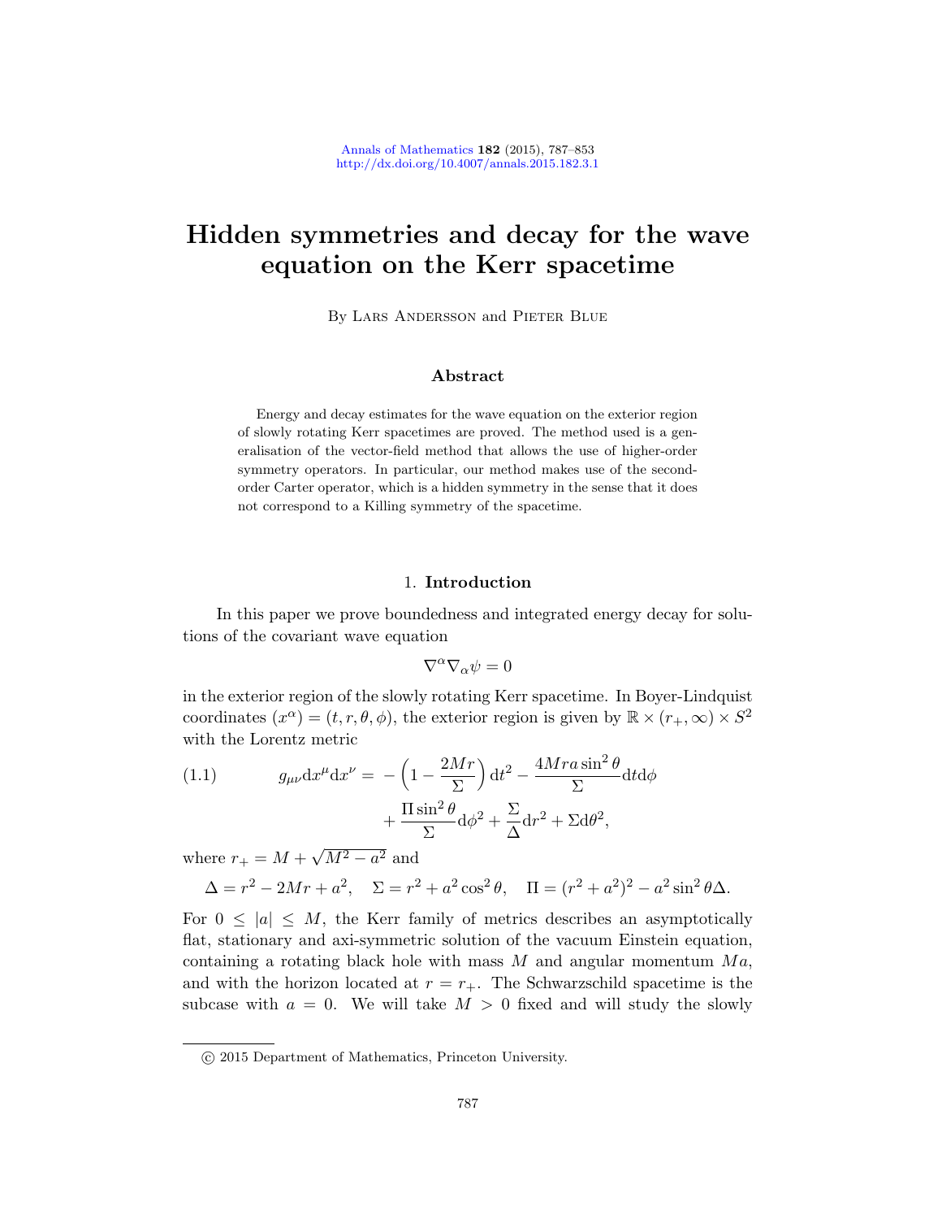# Hidden symmetries and decay for the wave equation on the Kerr spacetime

By Lars Andersson and Pieter Blue

## Abstract

Energy and decay estimates for the wave equation on the exterior region of slowly rotating Kerr spacetimes are proved. The method used is a generalisation of the vector-field method that allows the use of higher-order symmetry operators. In particular, our method makes use of the second-order Carter operator, which is a hidden symmetry in the sense that it does not correspond to a Killing symmetry of the spacetime.

## 1. Introduction

In this paper we prove boundedness and integrated energy decay for solutions of the covariant wave equation

$$\nabla^\alpha \nabla_\alpha \psi = 0$$

in the exterior region of the slowly rotating Kerr spacetime. In Boyer-Lindquist coordinates $(x^\alpha) = (t, r, \theta, \phi)$, the exterior region is given by $\mathbb{R} \times (r_+, \infty) \times S^2$ with the Lorentz metric

$$g_{\mu\nu} \mathrm{d}x^\mu \mathrm{d}x^\nu = -\left(1 - \frac{2Mr}{\Sigma}\right) \mathrm{d}t^2 - \frac{4Mra\sin^2\theta}{\Sigma} \mathrm{d}t\mathrm{d}\phi + \frac{\Pi \sin^2\theta}{\Sigma} \mathrm{d}\phi^2 + \frac{\Sigma}{\Delta} \mathrm{d}r^2 + \Sigma \mathrm{d}\theta^2, \tag{1.1}$$

where $r_+ = M + \sqrt{M^2 - a^2}$ and

$$\Delta = r^2 - 2Mr + a^2, \quad \Sigma = r^2 + a^2\cos^2\theta, \quad \Pi = (r^2 + a^2)^2 - a^2\sin^2\theta\Delta.$$

For $0 \le |a| \le M$, the Kerr family of metrics describes an asymptotically flat, stationary and axi-symmetric solution of the vacuum Einstein equation, containing a rotating black hole with mass $M$ and angular momentum $Ma$, and with the horizon located at $r = r_+$. The Schwarzschild spacetime is the subcase with $a = 0$. We will take $M > 0$ fixed and will study the slowly

© 2015 Department of Mathematics, Princeton University.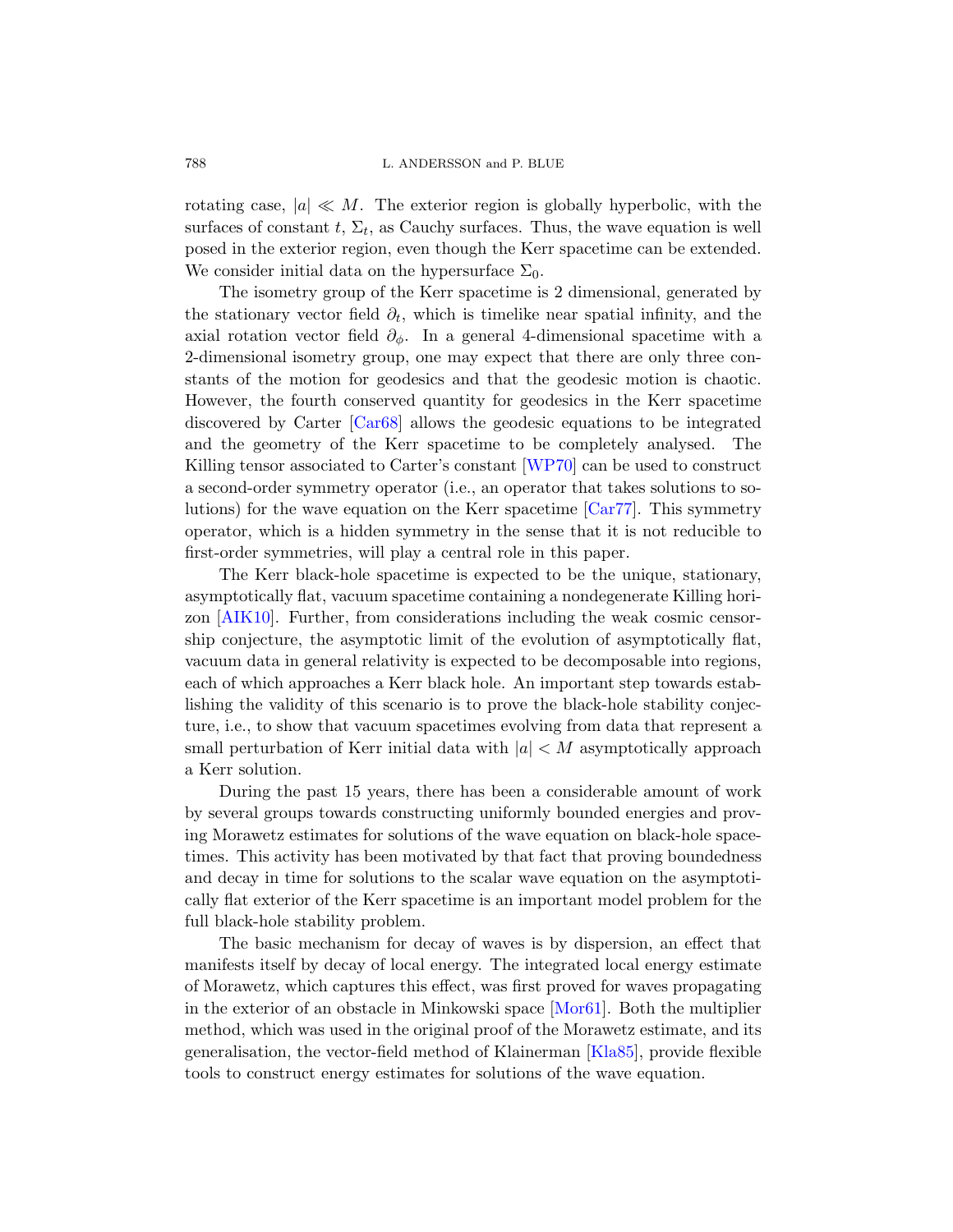rotating case, $|a| \ll M$. The exterior region is globally hyperbolic, with the surfaces of constant $t$, $\Sigma_t$, as Cauchy surfaces. Thus, the wave equation is well posed in the exterior region, even though the Kerr spacetime can be extended. We consider initial data on the hypersurface $\Sigma_0$.

The isometry group of the Kerr spacetime is 2 dimensional, generated by the stationary vector field $\partial_t$, which is timelike near spatial infinity, and the axial rotation vector field $\partial_\phi$. In a general 4-dimensional spacetime with a 2-dimensional isometry group, one may expect that there are only three constants of the motion for geodesics and that the geodesic motion is chaotic. However, the fourth conserved quantity for geodesics in the Kerr spacetime discovered by Carter [Car68] allows the geodesic equations to be integrated and the geometry of the Kerr spacetime to be completely analysed. The Killing tensor associated to Carter's constant [WP70] can be used to construct a second-order symmetry operator (i.e., an operator that takes solutions to solutions) for the wave equation on the Kerr spacetime [Car77]. This symmetry operator, which is a hidden symmetry in the sense that it is not reducible to first-order symmetries, will play a central role in this paper.

The Kerr black-hole spacetime is expected to be the unique, stationary, asymptotically flat, vacuum spacetime containing a nondegenerate Killing horizon [AIK10]. Further, from considerations including the weak cosmic censorship conjecture, the asymptotic limit of the evolution of asymptotically flat, vacuum data in general relativity is expected to be decomposable into regions, each of which approaches a Kerr black hole. An important step towards establishing the validity of this scenario is to prove the black-hole stability conjecture, i.e., to show that vacuum spacetimes evolving from data that represent a small perturbation of Kerr initial data with $|a| < M$ asymptotically approach a Kerr solution.

During the past 15 years, there has been a considerable amount of work by several groups towards constructing uniformly bounded energies and proving Morawetz estimates for solutions of the wave equation on black-hole spacetimes. This activity has been motivated by that fact that proving boundedness and decay in time for solutions to the scalar wave equation on the asymptotically flat exterior of the Kerr spacetime is an important model problem for the full black-hole stability problem.

The basic mechanism for decay of waves is by dispersion, an effect that manifests itself by decay of local energy. The integrated local energy estimate of Morawetz, which captures this effect, was first proved for waves propagating in the exterior of an obstacle in Minkowski space [Mor61]. Both the multiplier method, which was used in the original proof of the Morawetz estimate, and its generalisation, the vector-field method of Klainerman [Kla85], provide flexible tools to construct energy estimates for solutions of the wave equation.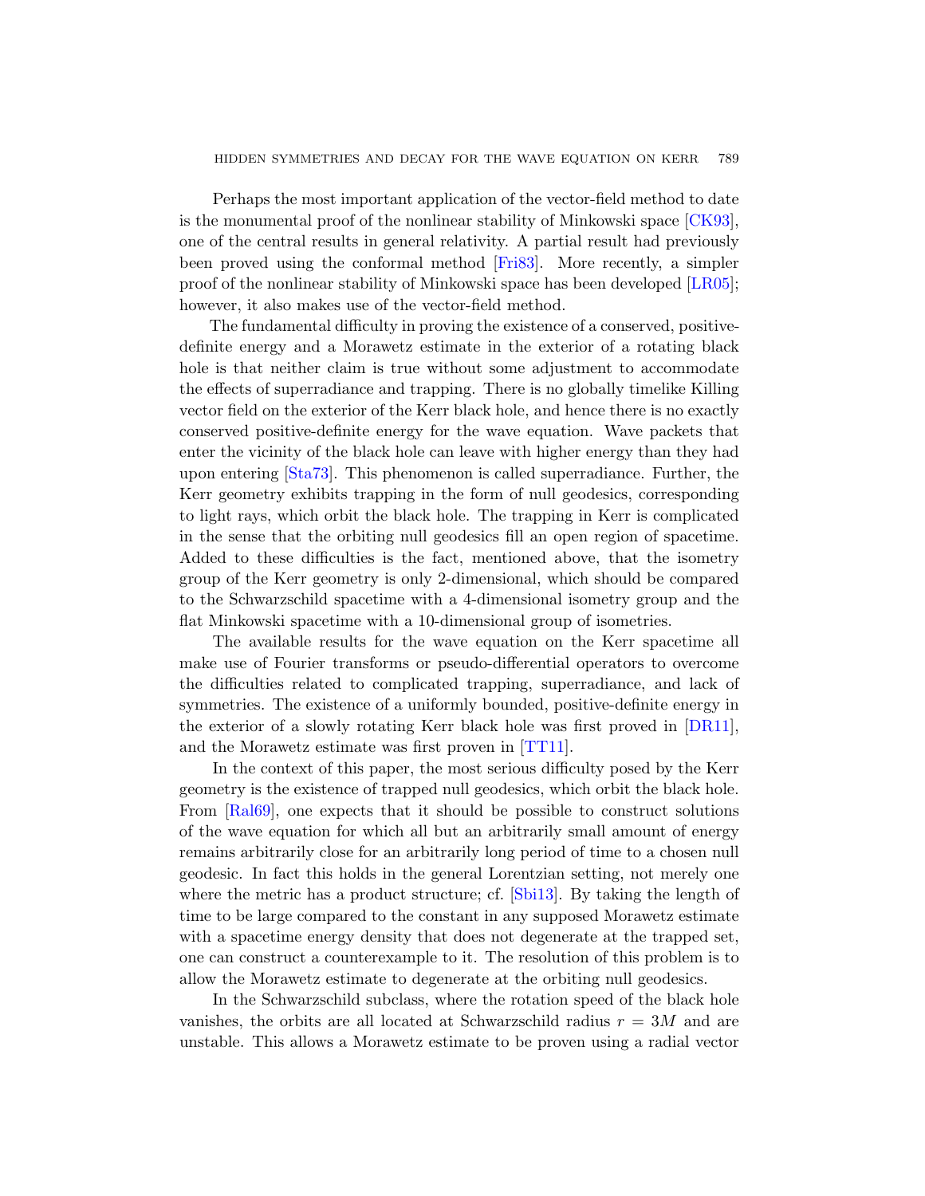Perhaps the most important application of the vector-field method to date is the monumental proof of the nonlinear stability of Minkowski space [CK93], one of the central results in general relativity. A partial result had previously been proved using the conformal method [Fri83]. More recently, a simpler proof of the nonlinear stability of Minkowski space has been developed [LR05]; however, it also makes use of the vector-field method.

The fundamental difficulty in proving the existence of a conserved, positive-definite energy and a Morawetz estimate in the exterior of a rotating black hole is that neither claim is true without some adjustment to accommodate the effects of superradiance and trapping. There is no globally timelike Killing vector field on the exterior of the Kerr black hole, and hence there is no exactly conserved positive-definite energy for the wave equation. Wave packets that enter the vicinity of the black hole can leave with higher energy than they had upon entering [Sta73]. This phenomenon is called superradiance. Further, the Kerr geometry exhibits trapping in the form of null geodesics, corresponding to light rays, which orbit the black hole. The trapping in Kerr is complicated in the sense that the orbiting null geodesics fill an open region of spacetime. Added to these difficulties is the fact, mentioned above, that the isometry group of the Kerr geometry is only 2-dimensional, which should be compared to the Schwarzschild spacetime with a 4-dimensional isometry group and the flat Minkowski spacetime with a 10-dimensional group of isometries.

The available results for the wave equation on the Kerr spacetime all make use of Fourier transforms or pseudo-differential operators to overcome the difficulties related to complicated trapping, superradiance, and lack of symmetries. The existence of a uniformly bounded, positive-definite energy in the exterior of a slowly rotating Kerr black hole was first proved in [DR11], and the Morawetz estimate was first proven in [TT11].

In the context of this paper, the most serious difficulty posed by the Kerr geometry is the existence of trapped null geodesics, which orbit the black hole. From [Ral69], one expects that it should be possible to construct solutions of the wave equation for which all but an arbitrarily small amount of energy remains arbitrarily close for an arbitrarily long period of time to a chosen null geodesic. In fact this holds in the general Lorentzian setting, not merely one where the metric has a product structure; cf. [Sbi13]. By taking the length of time to be large compared to the constant in any supposed Morawetz estimate with a spacetime energy density that does not degenerate at the trapped set, one can construct a counterexample to it. The resolution of this problem is to allow the Morawetz estimate to degenerate at the orbiting null geodesics.

In the Schwarzschild subclass, where the rotation speed of the black hole vanishes, the orbits are all located at Schwarzschild radius $r = 3M$ and are unstable. This allows a Morawetz estimate to be proven using a radial vector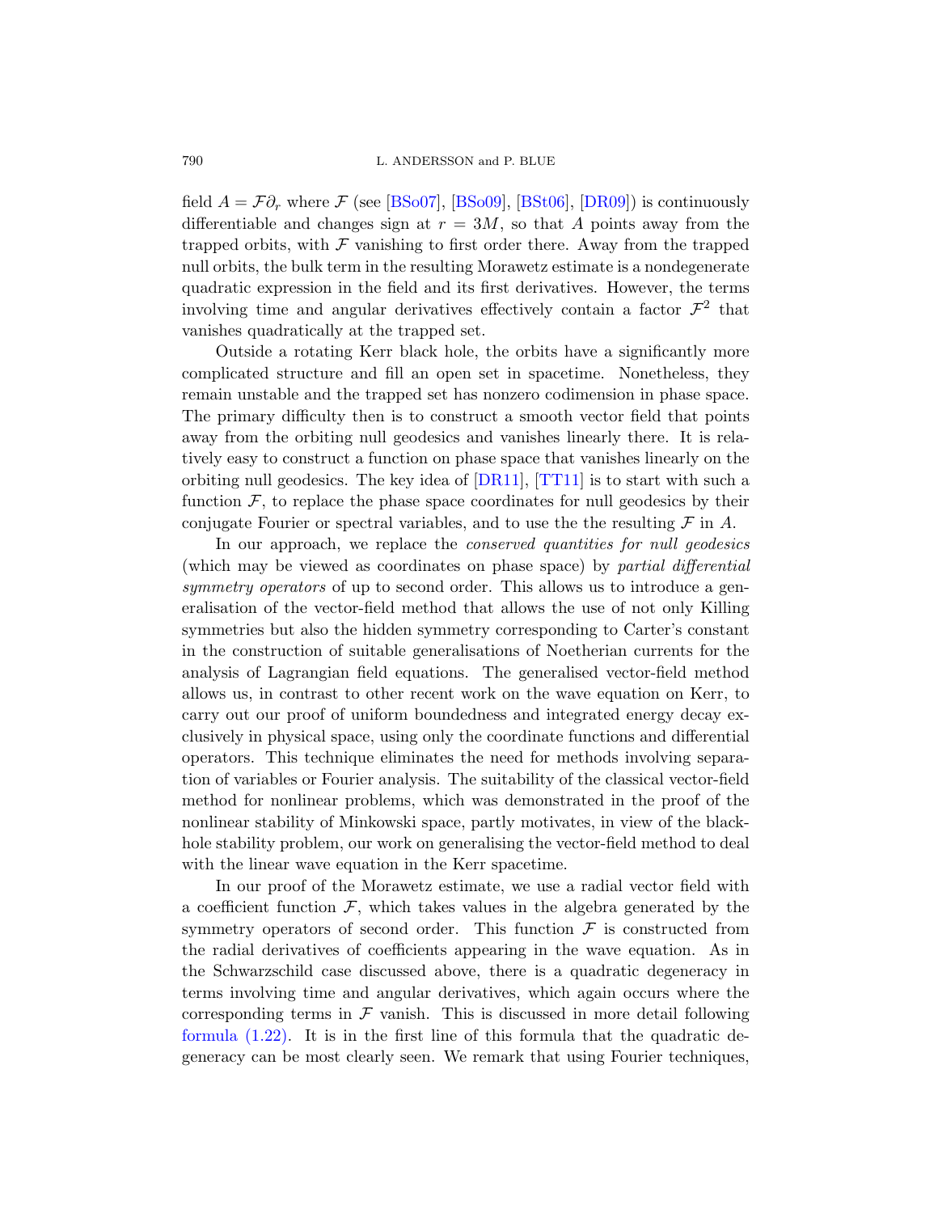field $A = \mathcal{F}\partial_r$ where $\mathcal{F}$ (see [BSo07], [BSo09], [BSt06], [DR09]) is continuously differentiable and changes sign at $r = 3M$, so that $A$ points away from the trapped orbits, with $\mathcal{F}$ vanishing to first order there. Away from the trapped null orbits, the bulk term in the resulting Morawetz estimate is a nondegenerate quadratic expression in the field and its first derivatives. However, the terms involving time and angular derivatives effectively contain a factor $\mathcal{F}^2$ that vanishes quadratically at the trapped set.

Outside a rotating Kerr black hole, the orbits have a significantly more complicated structure and fill an open set in spacetime. Nonetheless, they remain unstable and the trapped set has nonzero codimension in phase space. The primary difficulty then is to construct a smooth vector field that points away from the orbiting null geodesics and vanishes linearly there. It is relatively easy to construct a function on phase space that vanishes linearly on the orbiting null geodesics. The key idea of [DR11], [TT11] is to start with such a function $\mathcal{F}$, to replace the phase space coordinates for null geodesics by their conjugate Fourier or spectral variables, and to use the the resulting $\mathcal{F}$ in $A$.

In our approach, we replace the *conserved quantities for null geodesics* (which may be viewed as coordinates on phase space) by *partial differential symmetry operators* of up to second order. This allows us to introduce a generalisation of the vector-field method that allows the use of not only Killing symmetries but also the hidden symmetry corresponding to Carter's constant in the construction of suitable generalisations of Noetherian currents for the analysis of Lagrangian field equations. The generalised vector-field method allows us, in contrast to other recent work on the wave equation on Kerr, to carry out our proof of uniform boundedness and integrated energy decay exclusively in physical space, using only the coordinate functions and differential operators. This technique eliminates the need for methods involving separation of variables or Fourier analysis. The suitability of the classical vector-field method for nonlinear problems, which was demonstrated in the proof of the nonlinear stability of Minkowski space, partly motivates, in view of the black-hole stability problem, our work on generalising the vector-field method to deal with the linear wave equation in the Kerr spacetime.

In our proof of the Morawetz estimate, we use a radial vector field with a coefficient function $\mathcal{F}$, which takes values in the algebra generated by the symmetry operators of second order. This function $\mathcal{F}$ is constructed from the radial derivatives of coefficients appearing in the wave equation. As in the Schwarzschild case discussed above, there is a quadratic degeneracy in terms involving time and angular derivatives, which again occurs where the corresponding terms in $\mathcal{F}$ vanish. This is discussed in more detail following formula (1.22). It is in the first line of this formula that the quadratic degeneracy can be most clearly seen. We remark that using Fourier techniques,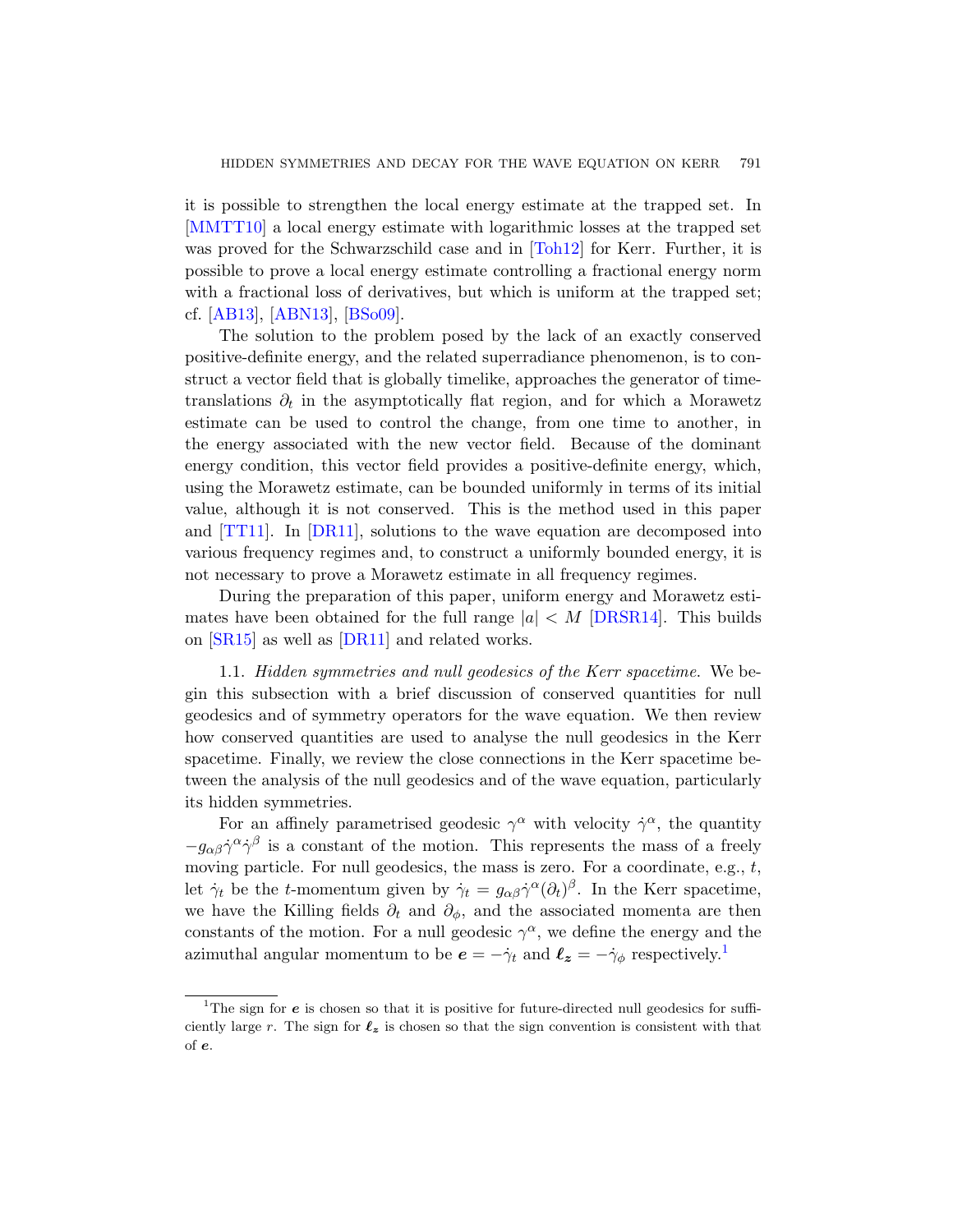it is possible to strengthen the local energy estimate at the trapped set. In [MMTT10] a local energy estimate with logarithmic losses at the trapped set was proved for the Schwarzschild case and in [Toh12] for Kerr. Further, it is possible to prove a local energy estimate controlling a fractional energy norm with a fractional loss of derivatives, but which is uniform at the trapped set; cf. [AB13], [ABN13], [BSo09].

The solution to the problem posed by the lack of an exactly conserved positive-definite energy, and the related superradiance phenomenon, is to construct a vector field that is globally timelike, approaches the generator of time-translations $\partial_t$ in the asymptotically flat region, and for which a Morawetz estimate can be used to control the change, from one time to another, in the energy associated with the new vector field. Because of the dominant energy condition, this vector field provides a positive-definite energy, which, using the Morawetz estimate, can be bounded uniformly in terms of its initial value, although it is not conserved. This is the method used in this paper and [TT11]. In [DR11], solutions to the wave equation are decomposed into various frequency regimes and, to construct a uniformly bounded energy, it is not necessary to prove a Morawetz estimate in all frequency regimes.

During the preparation of this paper, uniform energy and Morawetz estimates have been obtained for the full range $|a| < M$ [DRSR14]. This builds on [SR15] as well as [DR11] and related works.

1.1. *Hidden symmetries and null geodesics of the Kerr spacetime.* We begin this subsection with a brief discussion of conserved quantities for null geodesics and of symmetry operators for the wave equation. We then review how conserved quantities are used to analyse the null geodesics in the Kerr spacetime. Finally, we review the close connections in the Kerr spacetime between the analysis of the null geodesics and of the wave equation, particularly its hidden symmetries.

For an affinely parametrised geodesic $\gamma^\alpha$ with velocity $\dot\gamma^\alpha$, the quantity $-g_{\alpha\beta}\dot\gamma^\alpha\dot\gamma^\beta$ is a constant of the motion. This represents the mass of a freely moving particle. For null geodesics, the mass is zero. For a coordinate, e.g., $t$, let $\dot\gamma_t$ be the $t$-momentum given by $\dot\gamma_t = g_{\alpha\beta}\dot\gamma^\alpha(\partial_t)^\beta$. In the Kerr spacetime, we have the Killing fields $\partial_t$ and $\partial_\phi$, and the associated momenta are then constants of the motion. For a null geodesic $\gamma^\alpha$, we define the energy and the azimuthal angular momentum to be $\boldsymbol{e} = -\dot\gamma_t$ and $\boldsymbol{\ell_z} = -\dot\gamma_\phi$ respectively.[1]

[1] The sign for $\boldsymbol{e}$ is chosen so that it is positive for future-directed null geodesics for sufficiently large $r$. The sign for $\boldsymbol{\ell_z}$ is chosen so that the sign convention is consistent with that of $\boldsymbol{e}$.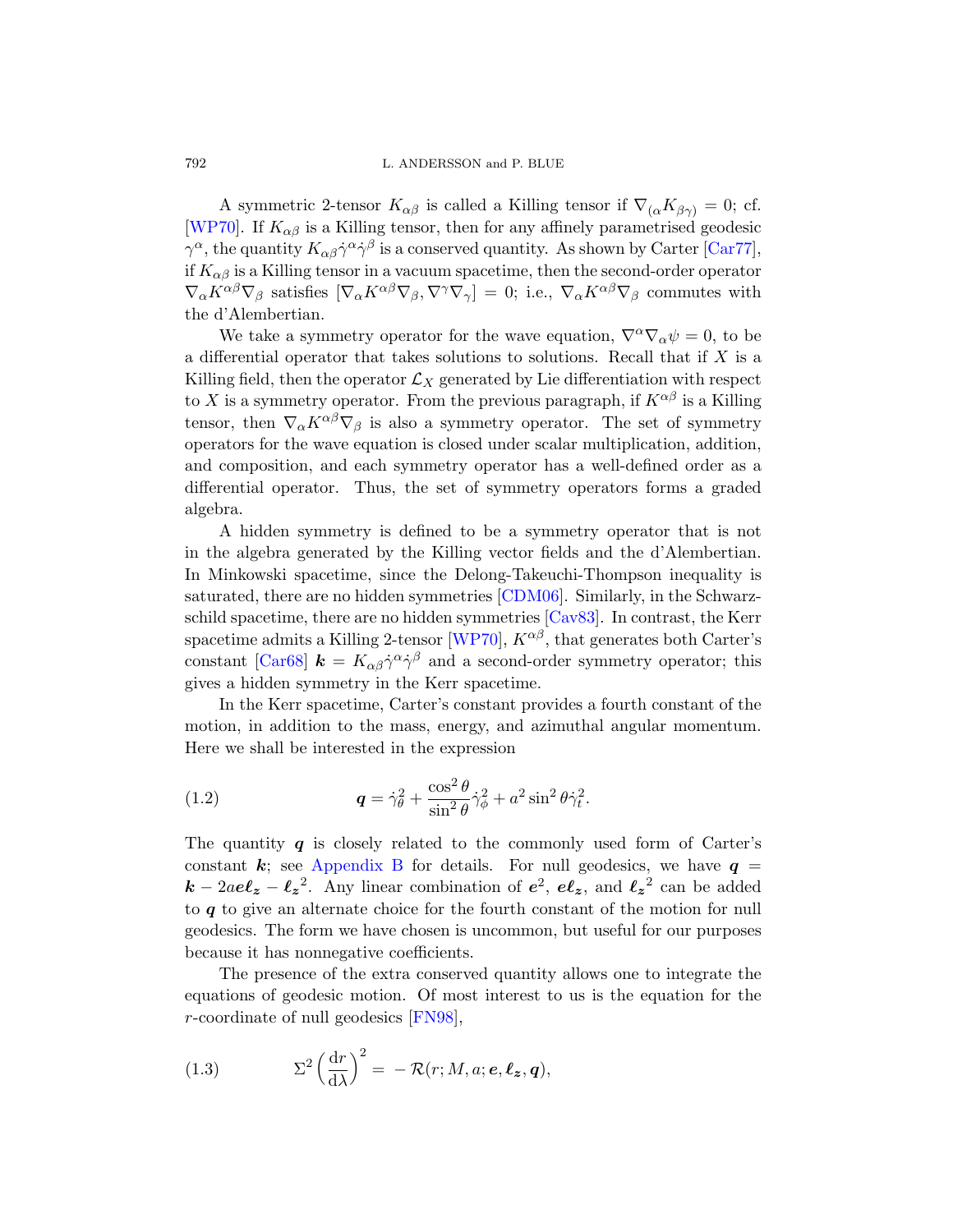A symmetric 2-tensor $K_{\alpha\beta}$ is called a Killing tensor if $\nabla_{(\alpha} K_{\beta\gamma)} = 0$; cf. [WP70]. If $K_{\alpha\beta}$ is a Killing tensor, then for any affinely parametrised geodesic $\gamma^\alpha$, the quantity $K_{\alpha\beta}\dot\gamma^\alpha\dot\gamma^\beta$ is a conserved quantity. As shown by Carter [Car77], if $K_{\alpha\beta}$ is a Killing tensor in a vacuum spacetime, then the second-order operator $\nabla_\alpha K^{\alpha\beta}\nabla_\beta$ satisfies $[\nabla_\alpha K^{\alpha\beta}\nabla_\beta, \nabla^\gamma\nabla_\gamma] = 0$; i.e., $\nabla_\alpha K^{\alpha\beta}\nabla_\beta$ commutes with the d'Alembertian.

We take a symmetry operator for the wave equation, $\nabla^\alpha\nabla_\alpha\psi = 0$, to be a differential operator that takes solutions to solutions. Recall that if $X$ is a Killing field, then the operator $\mathcal{L}_X$ generated by Lie differentiation with respect to $X$ is a symmetry operator. From the previous paragraph, if $K^{\alpha\beta}$ is a Killing tensor, then $\nabla_\alpha K^{\alpha\beta}\nabla_\beta$ is also a symmetry operator. The set of symmetry operators for the wave equation is closed under scalar multiplication, addition, and composition, and each symmetry operator has a well-defined order as a differential operator. Thus, the set of symmetry operators forms a graded algebra.

A hidden symmetry is defined to be a symmetry operator that is not in the algebra generated by the Killing vector fields and the d'Alembertian. In Minkowski spacetime, since the Delong-Takeuchi-Thompson inequality is saturated, there are no hidden symmetries [CDM06]. Similarly, in the Schwarzschild spacetime, there are no hidden symmetries [Cav83]. In contrast, the Kerr spacetime admits a Killing 2-tensor [WP70], $K^{\alpha\beta}$, that generates both Carter's constant [Car68] $\boldsymbol{k} = K_{\alpha\beta}\dot\gamma^\alpha\dot\gamma^\beta$ and a second-order symmetry operator; this gives a hidden symmetry in the Kerr spacetime.

In the Kerr spacetime, Carter's constant provides a fourth constant of the motion, in addition to the mass, energy, and azimuthal angular momentum. Here we shall be interested in the expression

$$\boldsymbol{q} = \dot\gamma_\theta^2 + \frac{\cos^2\theta}{\sin^2\theta}\dot\gamma_\phi^2 + a^2\sin^2\theta\dot\gamma_t^2. \tag{1.2}$$

The quantity $\boldsymbol{q}$ is closely related to the commonly used form of Carter's constant $\boldsymbol{k}$; see Appendix B for details. For null geodesics, we have $\boldsymbol{q} = \boldsymbol{k} - 2a\boldsymbol{e}\boldsymbol{\ell_z} - \boldsymbol{\ell_z}^2$. Any linear combination of $\boldsymbol{e}^2$, $\boldsymbol{e}\boldsymbol{\ell_z}$, and $\boldsymbol{\ell_z}^2$ can be added to $\boldsymbol{q}$ to give an alternate choice for the fourth constant of the motion for null geodesics. The form we have chosen is uncommon, but useful for our purposes because it has nonnegative coefficients.

The presence of the extra conserved quantity allows one to integrate the equations of geodesic motion. Of most interest to us is the equation for the $r$-coordinate of null geodesics [FN98],

$$\Sigma^2\left(\frac{\mathrm{d}r}{\mathrm{d}\lambda}\right)^2 = -\mathcal{R}(r; M, a; \boldsymbol{e}, \boldsymbol{\ell_z}, \boldsymbol{q}), \tag{1.3}$$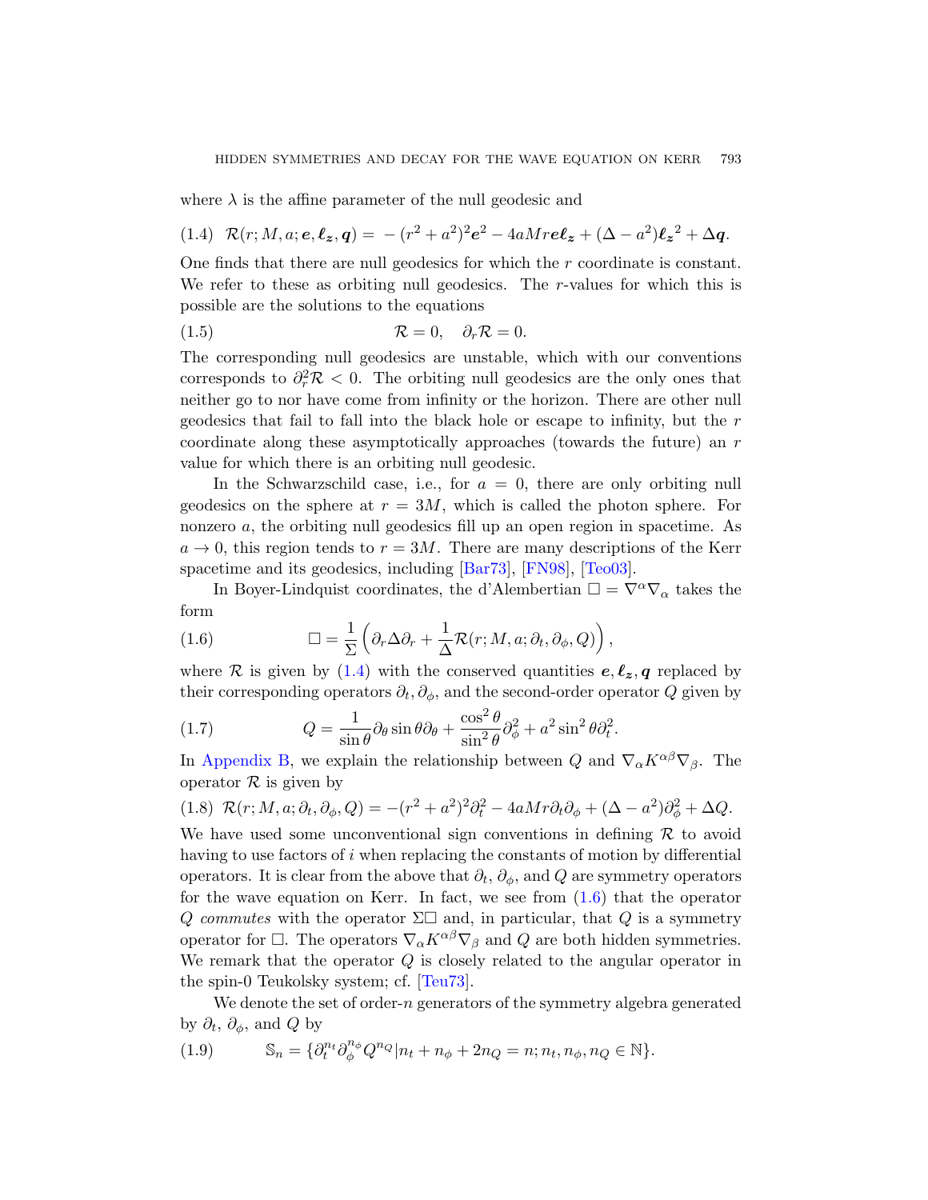where $\lambda$ is the affine parameter of the null geodesic and

$$\mathcal{R}(r; M, a; \boldsymbol{e}, \boldsymbol{\ell_z}, \boldsymbol{q}) = -(r^2+a^2)^2\boldsymbol{e}^2 - 4aMr\boldsymbol{e}\boldsymbol{\ell_z} + (\Delta - a^2)\boldsymbol{\ell_z}^2 + \Delta\boldsymbol{q}. \tag{1.4}$$

One finds that there are null geodesics for which the $r$ coordinate is constant. We refer to these as orbiting null geodesics. The $r$-values for which this is possible are the solutions to the equations

$$\mathcal{R} = 0, \quad \partial_r \mathcal{R} = 0. \tag{1.5}$$

The corresponding null geodesics are unstable, which with our conventions corresponds to $\partial_r^2 \mathcal{R} < 0$. The orbiting null geodesics are the only ones that neither go to nor have come from infinity or the horizon. There are other null geodesics that fail to fall into the black hole or escape to infinity, but the $r$ coordinate along these asymptotically approaches (towards the future) an $r$ value for which there is an orbiting null geodesic.

In the Schwarzschild case, i.e., for $a = 0$, there are only orbiting null geodesics on the sphere at $r = 3M$, which is called the photon sphere. For nonzero $a$, the orbiting null geodesics fill up an open region in spacetime. As $a \to 0$, this region tends to $r = 3M$. There are many descriptions of the Kerr spacetime and its geodesics, including [Bar73], [FN98], [Teo03].

In Boyer-Lindquist coordinates, the d'Alembertian $\Box = \nabla^\alpha \nabla_\alpha$ takes the form

$$\Box = \frac{1}{\Sigma}\left(\partial_r \Delta \partial_r + \frac{1}{\Delta}\mathcal{R}(r; M, a; \partial_t, \partial_\phi, Q)\right), \tag{1.6}$$

where $\mathcal{R}$ is given by (1.4) with the conserved quantities $\boldsymbol{e}, \boldsymbol{\ell_z}, \boldsymbol{q}$ replaced by their corresponding operators $\partial_t, \partial_\phi$, and the second-order operator $Q$ given by

$$Q = \frac{1}{\sin\theta}\partial_\theta \sin\theta \partial_\theta + \frac{\cos^2\theta}{\sin^2\theta}\partial_\phi^2 + a^2\sin^2\theta\partial_t^2. \tag{1.7}$$

In Appendix B, we explain the relationship between $Q$ and $\nabla_\alpha K^{\alpha\beta}\nabla_\beta$. The operator $\mathcal{R}$ is given by

$$\mathcal{R}(r; M, a; \partial_t, \partial_\phi, Q) = -(r^2+a^2)^2\partial_t^2 - 4aMr\partial_t\partial_\phi + (\Delta - a^2)\partial_\phi^2 + \Delta Q. \tag{1.8}$$

We have used some unconventional sign conventions in defining $\mathcal{R}$ to avoid having to use factors of $i$ when replacing the constants of motion by differential operators. It is clear from the above that $\partial_t$, $\partial_\phi$, and $Q$ are symmetry operators for the wave equation on Kerr. In fact, we see from (1.6) that the operator $Q$ *commutes* with the operator $\Sigma\Box$ and, in particular, that $Q$ is a symmetry operator for $\Box$. The operators $\nabla_\alpha K^{\alpha\beta}\nabla_\beta$ and $Q$ are both hidden symmetries. We remark that the operator $Q$ is closely related to the angular operator in the spin-0 Teukolsky system; cf. [Teu73].

We denote the set of order-$n$ generators of the symmetry algebra generated by $\partial_t$, $\partial_\phi$, and $Q$ by

$$\mathbb{S}_n = \{\partial_t^{n_t}\partial_\phi^{n_\phi}Q^{n_Q} | n_t + n_\phi + 2n_Q = n; n_t, n_\phi, n_Q \in \mathbb{N}\}. \tag{1.9}$$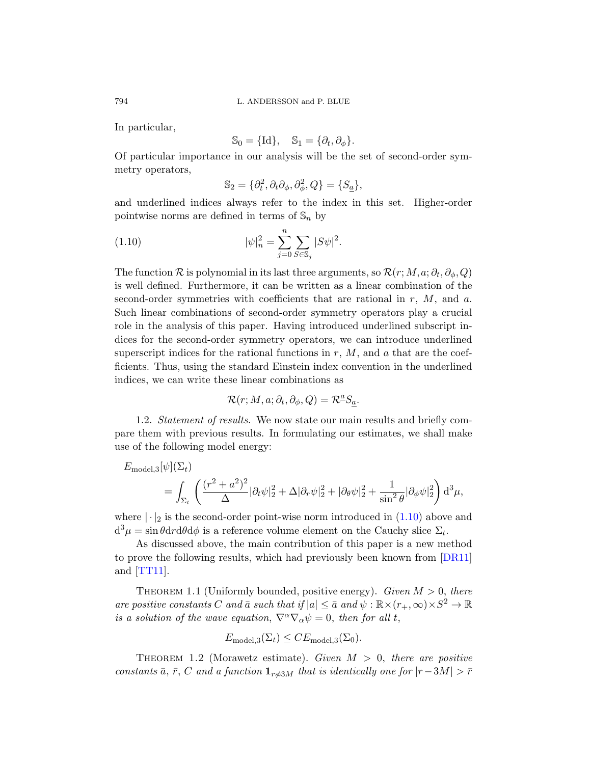In particular,

$$\mathbb{S}_0 = \{\mathrm{Id}\}, \quad \mathbb{S}_1 = \{\partial_t, \partial_\phi\}.$$

Of particular importance in our analysis will be the set of second-order symmetry operators,

$$\mathbb{S}_2 = \{\partial_t^2, \partial_t\partial_\phi, \partial_\phi^2, Q\} = \{S_{\underline{a}}\},$$

and underlined indices always refer to the index in this set. Higher-order pointwise norms are defined in terms of $\mathbb{S}_n$ by

$$|\psi|_n^2 = \sum_{j=0}^{n} \sum_{S\in\mathbb{S}_j} |S\psi|^2. \tag{1.10}$$

The function $\mathcal{R}$ is polynomial in its last three arguments, so $\mathcal{R}(r; M, a; \partial_t, \partial_\phi, Q)$ is well defined. Furthermore, it can be written as a linear combination of the second-order symmetries with coefficients that are rational in $r$, $M$, and $a$. Such linear combinations of second-order symmetry operators play a crucial role in the analysis of this paper. Having introduced underlined subscript indices for the second-order symmetry operators, we can introduce underlined superscript indices for the rational functions in $r$, $M$, and $a$ that are the coefficients. Thus, using the standard Einstein index convention in the underlined indices, we can write these linear combinations as

$$\mathcal{R}(r; M, a; \partial_t, \partial_\phi, Q) = \mathcal{R}^{\underline{a}} S_{\underline{a}}.$$

1.2. *Statement of results.* We now state our main results and briefly compare them with previous results. In formulating our estimates, we shall make use of the following model energy:

$$E_{\mathrm{model},3}[\psi](\Sigma_t) = \int_{\Sigma_t} \left( \frac{(r^2+a^2)^2}{\Delta} |\partial_t\psi|_2^2 + \Delta|\partial_r\psi|_2^2 + |\partial_\theta\psi|_2^2 + \frac{1}{\sin^2\theta}|\partial_\phi\psi|_2^2 \right) \mathrm{d}^3\mu,$$

where $|\cdot|_2$ is the second-order point-wise norm introduced in (1.10) above and $\mathrm{d}^3\mu = \sin\theta \mathrm{d}r\mathrm{d}\theta\mathrm{d}\phi$ is a reference volume element on the Cauchy slice $\Sigma_t$.

As discussed above, the main contribution of this paper is a new method to prove the following results, which had previously been known from [DR11] and [TT11].

Theorem 1.1 (Uniformly bounded, positive energy). *Given $M > 0$, there are positive constants $C$ and $\bar{a}$ such that if $|a| \le \bar{a}$ and $\psi : \mathbb{R}\times(r_+,\infty)\times S^2 \to \mathbb{R}$ is a solution of the wave equation, $\nabla^\alpha\nabla_\alpha\psi = 0$, then for all $t$,*

$$E_{\mathrm{model},3}(\Sigma_t) \le C E_{\mathrm{model},3}(\Sigma_0).$$

Theorem 1.2 (Morawetz estimate). *Given $M > 0$, there are positive constants $\bar{a}$, $\bar{r}$, $C$ and a function $\mathbf{1}_{r\neq 3M}$ that is identically one for $|r-3M| > \bar{r}$*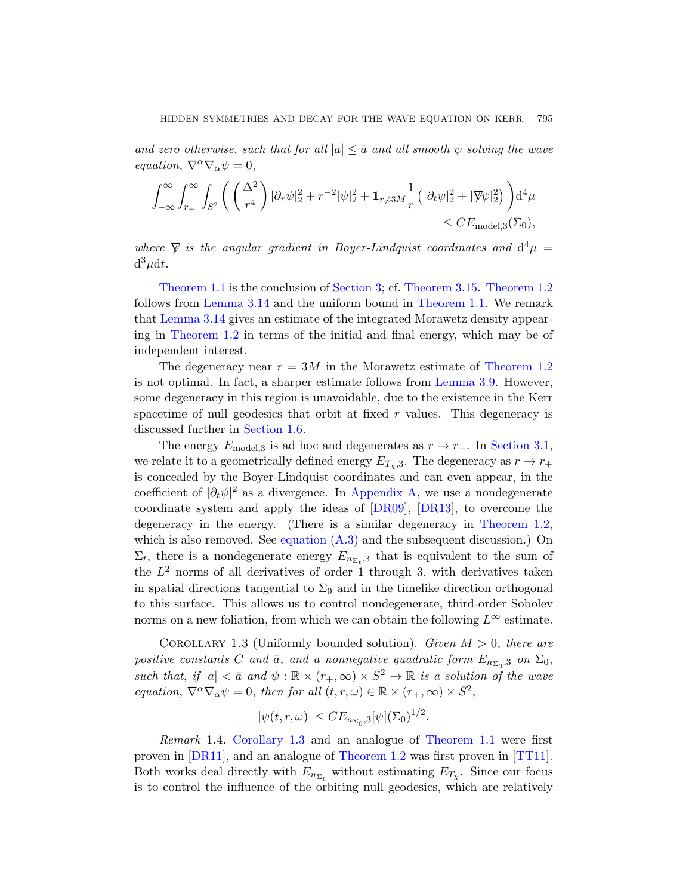*and zero otherwise, such that for all $|a| \leq \bar{a}$ and all smooth $\psi$ solving the wave equation, $\nabla^\alpha \nabla_\alpha \psi = 0$,*

$$\int_{-\infty}^{\infty} \int_{r_+}^{\infty} \int_{S^2} \left( \left( \frac{\Delta^2}{r^4} \right) |\partial_r \psi|_2^2 + r^{-2} |\psi|_2^2 + \mathbf{1}_{r \neq 3M} \frac{1}{r} \left( |\partial_t \psi|_2^2 + |\nabla\!\!\!/ \psi|_2^2 \right) \right) \mathrm{d}^4\mu \leq C E_{\mathrm{model},3}(\Sigma_0),$$

*where $\nabla\!\!\!/$ is the angular gradient in Boyer-Lindquist coordinates and $\mathrm{d}^4\mu = \mathrm{d}^3\mu \mathrm{d}t$.*

Theorem 1.1 is the conclusion of Section 3; cf. Theorem 3.15. Theorem 1.2 follows from Lemma 3.14 and the uniform bound in Theorem 1.1. We remark that Lemma 3.14 gives an estimate of the integrated Morawetz density appearing in Theorem 1.2 in terms of the initial and final energy, which may be of independent interest.

The degeneracy near $r = 3M$ in the Morawetz estimate of Theorem 1.2 is not optimal. In fact, a sharper estimate follows from Lemma 3.9. However, some degeneracy in this region is unavoidable, due to the existence in the Kerr spacetime of null geodesics that orbit at fixed $r$ values. This degeneracy is discussed further in Section 1.6.

The energy $E_{\mathrm{model},3}$ is ad hoc and degenerates as $r \to r_+$. In Section 3.1, we relate it to a geometrically defined energy $E_{T_\chi,3}$. The degeneracy as $r \to r_+$ is concealed by the Boyer-Lindquist coordinates and can even appear, in the coefficient of $|\partial_t \psi|^2$ as a divergence. In Appendix A, we use a nondegenerate coordinate system and apply the ideas of [DR09], [DR13], to overcome the degeneracy in the energy. (There is a similar degeneracy in Theorem 1.2, which is also removed. See equation (A.3) and the subsequent discussion.) On $\Sigma_t$, there is a nondegenerate energy $E_{n_{\Sigma_t},3}$ that is equivalent to the sum of the $L^2$ norms of all derivatives of order 1 through 3, with derivatives taken in spatial directions tangential to $\Sigma_0$ and in the timelike direction orthogonal to this surface. This allows us to control nondegenerate, third-order Sobolev norms on a new foliation, from which we can obtain the following $L^\infty$ estimate.

Corollary 1.3 (Uniformly bounded solution). *Given $M > 0$, there are positive constants $C$ and $\bar{a}$, and a nonnegative quadratic form $E_{n_{\Sigma_0},3}$ on $\Sigma_0$, such that, if $|a| < \bar{a}$ and $\psi : \mathbb{R} \times (r_+, \infty) \times S^2 \to \mathbb{R}$ is a solution of the wave equation, $\nabla^\alpha \nabla_\alpha \psi = 0$, then for all $(t, r, \omega) \in \mathbb{R} \times (r_+, \infty) \times S^2$,*

$$|\psi(t, r, \omega)| \leq C E_{n_{\Sigma_0},3}[\psi](\Sigma_0)^{1/2}.$$

*Remark* 1.4. Corollary 1.3 and an analogue of Theorem 1.1 were first proven in [DR11], and an analogue of Theorem 1.2 was first proven in [TT11]. Both works deal directly with $E_{n_{\Sigma_t}}$ without estimating $E_{T_\chi}$. Since our focus is to control the influence of the orbiting null geodesics, which are relatively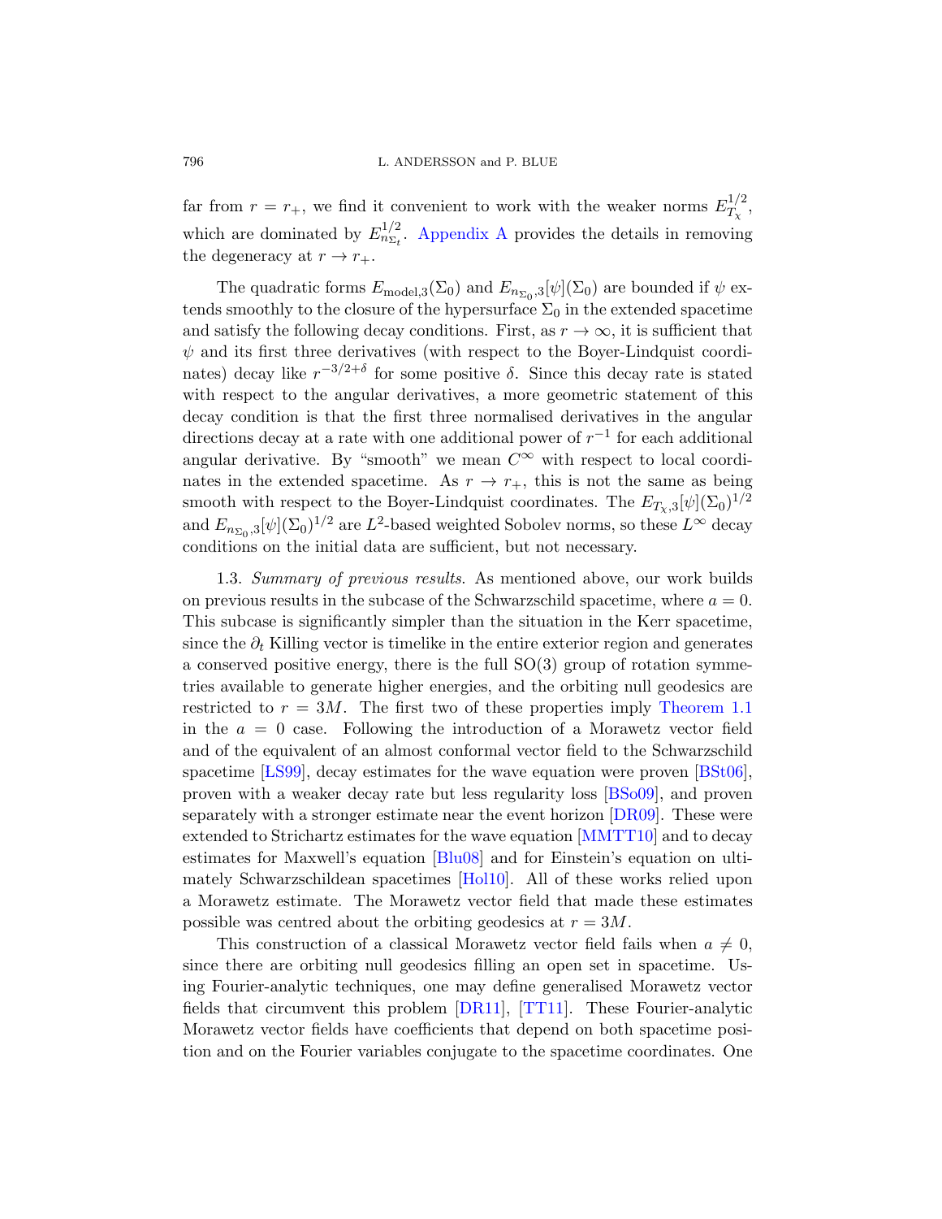far from $r = r_+$, we find it convenient to work with the weaker norms $E_{T_\chi}^{1/2}$, which are dominated by $E_{n_{\Sigma_t}}^{1/2}$. Appendix A provides the details in removing the degeneracy at $r \to r_+$.

The quadratic forms $E_{\mathrm{model},3}(\Sigma_0)$ and $E_{n_{\Sigma_0},3}[\psi](\Sigma_0)$ are bounded if $\psi$ extends smoothly to the closure of the hypersurface $\Sigma_0$ in the extended spacetime and satisfy the following decay conditions. First, as $r \to \infty$, it is sufficient that $\psi$ and its first three derivatives (with respect to the Boyer-Lindquist coordinates) decay like $r^{-3/2+\delta}$ for some positive $\delta$. Since this decay rate is stated with respect to the angular derivatives, a more geometric statement of this decay condition is that the first three normalised derivatives in the angular directions decay at a rate with one additional power of $r^{-1}$ for each additional angular derivative. By "smooth" we mean $C^\infty$ with respect to local coordinates in the extended spacetime. As $r \to r_+$, this is not the same as being smooth with respect to the Boyer-Lindquist coordinates. The $E_{T_\chi,3}[\psi](\Sigma_0)^{1/2}$ and $E_{n_{\Sigma_0},3}[\psi](\Sigma_0)^{1/2}$ are $L^2$-based weighted Sobolev norms, so these $L^\infty$ decay conditions on the initial data are sufficient, but not necessary.

1.3. *Summary of previous results.* As mentioned above, our work builds on previous results in the subcase of the Schwarzschild spacetime, where $a = 0$. This subcase is significantly simpler than the situation in the Kerr spacetime, since the $\partial_t$ Killing vector is timelike in the entire exterior region and generates a conserved positive energy, there is the full SO(3) group of rotation symmetries available to generate higher energies, and the orbiting null geodesics are restricted to $r = 3M$. The first two of these properties imply Theorem 1.1 in the $a = 0$ case. Following the introduction of a Morawetz vector field and of the equivalent of an almost conformal vector field to the Schwarzschild spacetime [LS99], decay estimates for the wave equation were proven [BSt06], proven with a weaker decay rate but less regularity loss [BSo09], and proven separately with a stronger estimate near the event horizon [DR09]. These were extended to Strichartz estimates for the wave equation [MMTT10] and to decay estimates for Maxwell's equation [Blu08] and for Einstein's equation on ultimately Schwarzschildean spacetimes [Hol10]. All of these works relied upon a Morawetz estimate. The Morawetz vector field that made these estimates possible was centred about the orbiting geodesics at $r = 3M$.

This construction of a classical Morawetz vector field fails when $a \neq 0$, since there are orbiting null geodesics filling an open set in spacetime. Using Fourier-analytic techniques, one may define generalised Morawetz vector fields that circumvent this problem [DR11], [TT11]. These Fourier-analytic Morawetz vector fields have coefficients that depend on both spacetime position and on the Fourier variables conjugate to the spacetime coordinates. One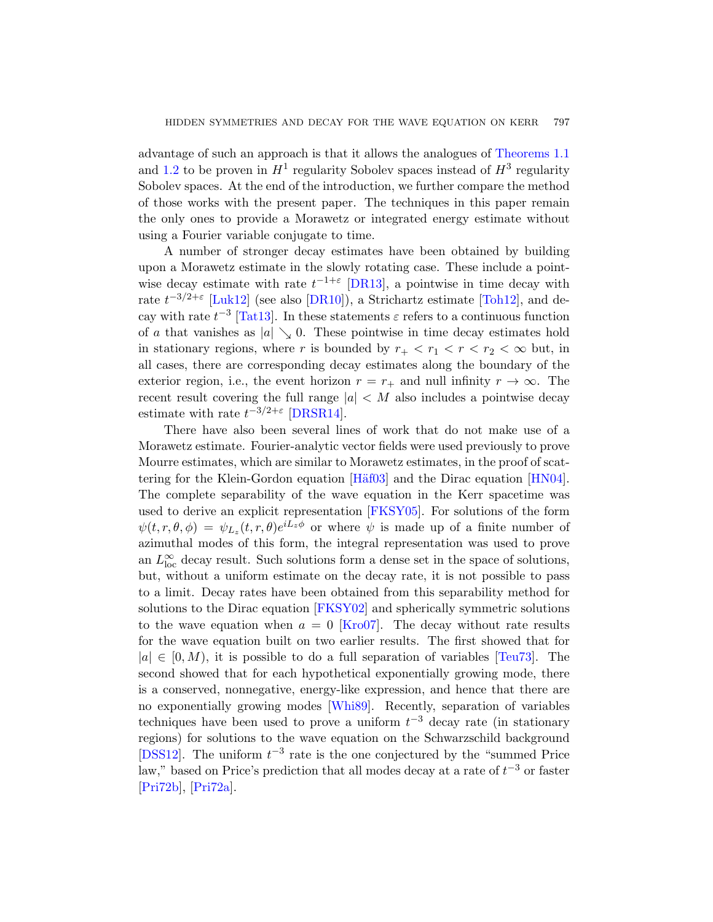advantage of such an approach is that it allows the analogues of Theorems 1.1 and 1.2 to be proven in $H^1$ regularity Sobolev spaces instead of $H^3$ regularity Sobolev spaces. At the end of the introduction, we further compare the method of those works with the present paper. The techniques in this paper remain the only ones to provide a Morawetz or integrated energy estimate without using a Fourier variable conjugate to time.

A number of stronger decay estimates have been obtained by building upon a Morawetz estimate in the slowly rotating case. These include a pointwise decay estimate with rate $t^{-1+\varepsilon}$ [DR13], a pointwise in time decay with rate $t^{-3/2+\varepsilon}$ [Luk12] (see also [DR10]), a Strichartz estimate [Toh12], and decay with rate $t^{-3}$ [Tat13]. In these statements $\varepsilon$ refers to a continuous function of $a$ that vanishes as $|a| \searrow 0$. These pointwise in time decay estimates hold in stationary regions, where $r$ is bounded by $r_+ < r_1 < r < r_2 < \infty$ but, in all cases, there are corresponding decay estimates along the boundary of the exterior region, i.e., the event horizon $r = r_+$ and null infinity $r \to \infty$. The recent result covering the full range $|a| < M$ also includes a pointwise decay estimate with rate $t^{-3/2+\varepsilon}$ [DRSR14].

There have also been several lines of work that do not make use of a Morawetz estimate. Fourier-analytic vector fields were used previously to prove Mourre estimates, which are similar to Morawetz estimates, in the proof of scattering for the Klein-Gordon equation [Häf03] and the Dirac equation [HN04]. The complete separability of the wave equation in the Kerr spacetime was used to derive an explicit representation [FKSY05]. For solutions of the form $\psi(t, r, \theta, \phi) = \psi_{L_z}(t, r, \theta)e^{iL_z\phi}$ or where $\psi$ is made up of a finite number of azimuthal modes of this form, the integral representation was used to prove an $L^\infty_{\text{loc}}$ decay result. Such solutions form a dense set in the space of solutions, but, without a uniform estimate on the decay rate, it is not possible to pass to a limit. Decay rates have been obtained from this separability method for solutions to the Dirac equation [FKSY02] and spherically symmetric solutions to the wave equation when $a = 0$ [Kro07]. The decay without rate results for the wave equation built on two earlier results. The first showed that for $|a| \in [0, M)$, it is possible to do a full separation of variables [Teu73]. The second showed that for each hypothetical exponentially growing mode, there is a conserved, nonnegative, energy-like expression, and hence that there are no exponentially growing modes [Whi89]. Recently, separation of variables techniques have been used to prove a uniform $t^{-3}$ decay rate (in stationary regions) for solutions to the wave equation on the Schwarzschild background [DSS12]. The uniform $t^{-3}$ rate is the one conjectured by the "summed Price law," based on Price's prediction that all modes decay at a rate of $t^{-3}$ or faster [Pri72b], [Pri72a].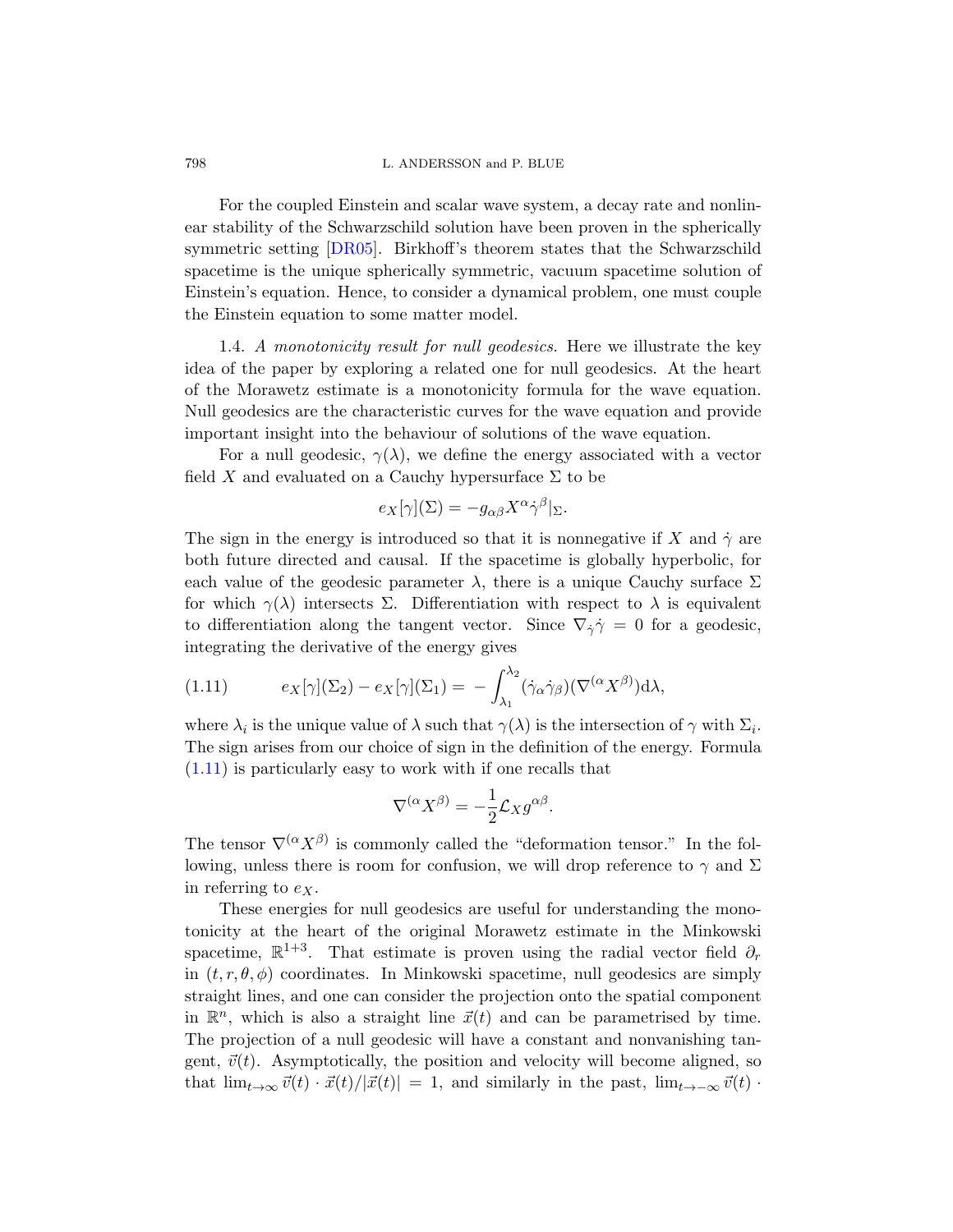For the coupled Einstein and scalar wave system, a decay rate and nonlinear stability of the Schwarzschild solution have been proven in the spherically symmetric setting [DR05]. Birkhoff's theorem states that the Schwarzschild spacetime is the unique spherically symmetric, vacuum spacetime solution of Einstein's equation. Hence, to consider a dynamical problem, one must couple the Einstein equation to some matter model.

1.4. *A monotonicity result for null geodesics.* Here we illustrate the key idea of the paper by exploring a related one for null geodesics. At the heart of the Morawetz estimate is a monotonicity formula for the wave equation. Null geodesics are the characteristic curves for the wave equation and provide important insight into the behaviour of solutions of the wave equation.

For a null geodesic, $\gamma(\lambda)$, we define the energy associated with a vector field $X$ and evaluated on a Cauchy hypersurface $\Sigma$ to be

$$e_X[\gamma](\Sigma) = -g_{\alpha\beta}X^\alpha\dot{\gamma}^\beta|_\Sigma.$$

The sign in the energy is introduced so that it is nonnegative if $X$ and $\dot{\gamma}$ are both future directed and causal. If the spacetime is globally hyperbolic, for each value of the geodesic parameter $\lambda$, there is a unique Cauchy surface $\Sigma$ for which $\gamma(\lambda)$ intersects $\Sigma$. Differentiation with respect to $\lambda$ is equivalent to differentiation along the tangent vector. Since $\nabla_{\dot{\gamma}}\dot{\gamma} = 0$ for a geodesic, integrating the derivative of the energy gives

$$e_X[\gamma](\Sigma_2) - e_X[\gamma](\Sigma_1) = -\int_{\lambda_1}^{\lambda_2} (\dot{\gamma}_\alpha\dot{\gamma}_\beta)(\nabla^{(\alpha}X^{\beta)})\mathrm{d}\lambda, \tag{1.11}$$

where $\lambda_i$ is the unique value of $\lambda$ such that $\gamma(\lambda)$ is the intersection of $\gamma$ with $\Sigma_i$. The sign arises from our choice of sign in the definition of the energy. Formula (1.11) is particularly easy to work with if one recalls that

$$\nabla^{(\alpha}X^{\beta)} = -\frac{1}{2}\mathcal{L}_X g^{\alpha\beta}.$$

The tensor $\nabla^{(\alpha}X^{\beta)}$ is commonly called the "deformation tensor." In the following, unless there is room for confusion, we will drop reference to $\gamma$ and $\Sigma$ in referring to $e_X$.

These energies for null geodesics are useful for understanding the monotonicity at the heart of the original Morawetz estimate in the Minkowski spacetime, $\mathbb{R}^{1+3}$. That estimate is proven using the radial vector field $\partial_r$ in $(t, r, \theta, \phi)$ coordinates. In Minkowski spacetime, null geodesics are simply straight lines, and one can consider the projection onto the spatial component in $\mathbb{R}^n$, which is also a straight line $\vec{x}(t)$ and can be parametrised by time. The projection of a null geodesic will have a constant and nonvanishing tangent, $\vec{v}(t)$. Asymptotically, the position and velocity will become aligned, so that $\lim_{t\to\infty}\vec{v}(t)\cdot\vec{x}(t)/|\vec{x}(t)| = 1$, and similarly in the past, $\lim_{t\to-\infty}\vec{v}(t)\cdot$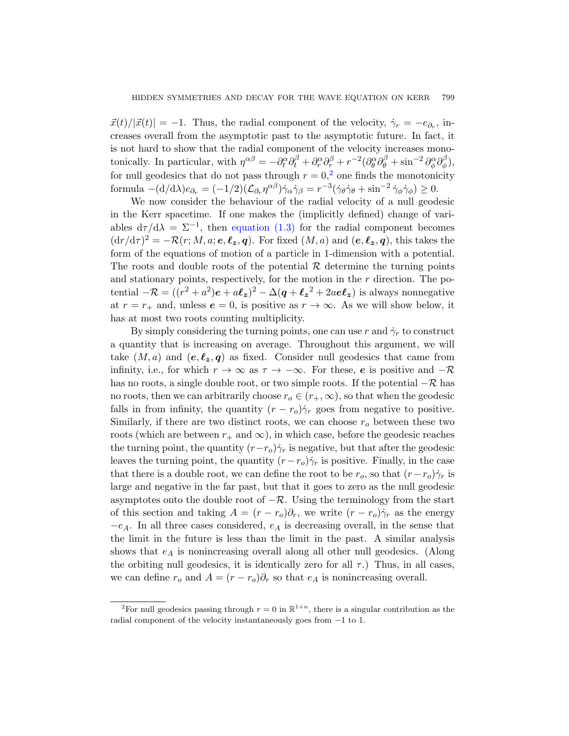$\vec{x}(t)/|\vec{x}(t)| = -1$. Thus, the radial component of the velocity, $\dot{\gamma}_r = -e_{\partial_r}$, increases overall from the asymptotic past to the asymptotic future. In fact, it is not hard to show that the radial component of the velocity increases monotonically. In particular, with $\eta^{\alpha\beta} = -\partial_t^\alpha \partial_t^\beta + \partial_r^\alpha \partial_r^\beta + r^{-2}(\partial_\theta^\alpha \partial_\theta^\beta + \sin^{-2} \partial_\phi^\alpha \partial_\phi^\beta)$, for null geodesics that do not pass through $r = 0$,[2] one finds the monotonicity formula $-(\mathrm{d}/\mathrm{d}\lambda) e_{\partial_r} = (-1/2)(\mathcal{L}_{\partial_r} \eta^{\alpha\beta})\dot{\gamma}_\alpha \dot{\gamma}_\beta = r^{-3}(\dot{\gamma}_\theta \dot{\gamma}_\theta + \sin^{-2} \dot{\gamma}_\phi \dot{\gamma}_\phi) \geq 0$.

We now consider the behaviour of the radial velocity of a null geodesic in the Kerr spacetime. If one makes the (implicitly defined) change of variables $\mathrm{d}\tau/\mathrm{d}\lambda = \Sigma^{-1}$, then equation (1.3) for the radial component becomes $(\mathrm{d}r/\mathrm{d}\tau)^2 = -\mathcal{R}(r; M, a; \boldsymbol{e}, \boldsymbol{\ell_z}, \boldsymbol{q})$. For fixed $(M, a)$ and $(\boldsymbol{e}, \boldsymbol{\ell_z}, \boldsymbol{q})$, this takes the form of the equations of motion of a particle in 1-dimension with a potential. The roots and double roots of the potential $\mathcal{R}$ determine the turning points and stationary points, respectively, for the motion in the $r$ direction. The potential $-\mathcal{R} = ((r^2 + a^2)\boldsymbol{e} + a\boldsymbol{\ell_z})^2 - \Delta(\boldsymbol{q} + \boldsymbol{\ell_z}^2 + 2a\boldsymbol{e}\boldsymbol{\ell_z})$ is always nonnegative at $r = r_+$ and, unless $\boldsymbol{e} = 0$, is positive as $r \to \infty$. As we will show below, it has at most two roots counting multiplicity.

By simply considering the turning points, one can use $r$ and $\dot{\gamma}_r$ to construct a quantity that is increasing on average. Throughout this argument, we will take $(M, a)$ and $(\boldsymbol{e}, \boldsymbol{\ell_z}, \boldsymbol{q})$ as fixed. Consider null geodesics that came from infinity, i.e., for which $r \to \infty$ as $\tau \to -\infty$. For these, $\boldsymbol{e}$ is positive and $-\mathcal{R}$ has no roots, a single double root, or two simple roots. If the potential $-\mathcal{R}$ has no roots, then we can arbitrarily choose $r_o \in (r_+, \infty)$, so that when the geodesic falls in from infinity, the quantity $(r - r_o)\dot{\gamma}_r$ goes from negative to positive. Similarly, if there are two distinct roots, we can choose $r_o$ between these two roots (which are between $r_+$ and $\infty$), in which case, before the geodesic reaches the turning point, the quantity $(r - r_o)\dot{\gamma}_r$ is negative, but that after the geodesic leaves the turning point, the quantity $(r - r_o)\dot{\gamma}_r$ is positive. Finally, in the case that there is a double root, we can define the root to be $r_o$, so that $(r - r_o)\dot{\gamma}_r$ is large and negative in the far past, but that it goes to zero as the null geodesic asymptotes onto the double root of $-\mathcal{R}$. Using the terminology from the start of this section and taking $A = (r - r_o)\partial_r$, we write $(r - r_o)\dot{\gamma}_r$ as the energy $-e_A$. In all three cases considered, $e_A$ is decreasing overall, in the sense that the limit in the future is less than the limit in the past. A similar analysis shows that $e_A$ is nonincreasing overall along all other null geodesics. (Along the orbiting null geodesics, it is identically zero for all $\tau$.) Thus, in all cases, we can define $r_o$ and $A = (r - r_o)\partial_r$ so that $e_A$ is nonincreasing overall.

[2] For null geodesics passing through $r = 0$ in $\mathbb{R}^{1+n}$, there is a singular contribution as the radial component of the velocity instantaneously goes from $-1$ to $1$.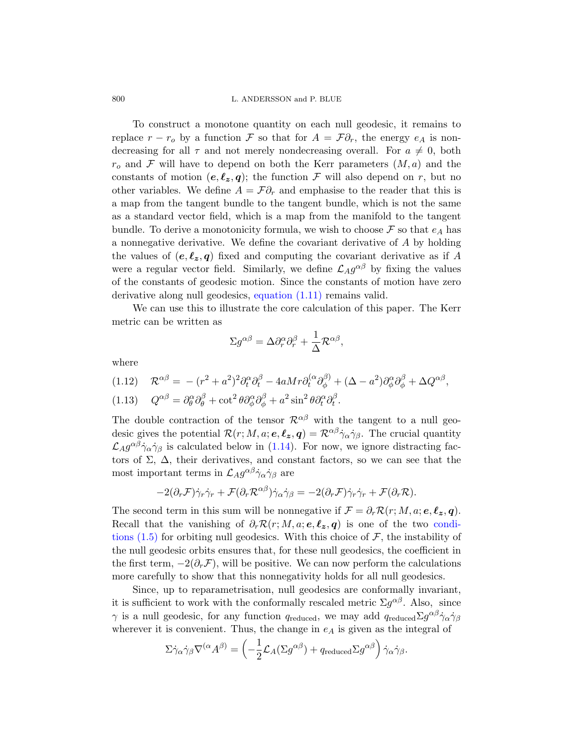To construct a monotone quantity on each null geodesic, it remains to replace $r - r_o$ by a function $\mathcal{F}$ so that for $A = \mathcal{F}\partial_r$, the energy $e_A$ is nondecreasing for all $\tau$ and not merely nondecreasing overall. For $a \neq 0$, both $r_o$ and $\mathcal{F}$ will have to depend on both the Kerr parameters $(M, a)$ and the constants of motion $(\boldsymbol{e}, \boldsymbol{\ell_z}, \boldsymbol{q})$; the function $\mathcal{F}$ will also depend on $r$, but no other variables. We define $A = \mathcal{F}\partial_r$ and emphasise to the reader that this is a map from the tangent bundle to the tangent bundle, which is not the same as a standard vector field, which is a map from the manifold to the tangent bundle. To derive a monotonicity formula, we wish to choose $\mathcal{F}$ so that $e_A$ has a nonnegative derivative. We define the covariant derivative of $A$ by holding the values of $(\boldsymbol{e}, \boldsymbol{\ell_z}, \boldsymbol{q})$ fixed and computing the covariant derivative as if $A$ were a regular vector field. Similarly, we define $\mathcal{L}_A g^{\alpha\beta}$ by fixing the values of the constants of geodesic motion. Since the constants of motion have zero derivative along null geodesics, equation (1.11) remains valid.

We can use this to illustrate the core calculation of this paper. The Kerr metric can be written as

$$\Sigma g^{\alpha\beta} = \Delta \partial_r^\alpha \partial_r^\beta + \frac{1}{\Delta}\mathcal{R}^{\alpha\beta},$$

where

$$\mathcal{R}^{\alpha\beta} = -(r^2+a^2)^2 \partial_t^\alpha \partial_t^\beta - 4aMr\partial_t^{(\alpha}\partial_\phi^{\beta)} + (\Delta - a^2)\partial_\phi^\alpha\partial_\phi^\beta + \Delta Q^{\alpha\beta}, \tag{1.12}$$

$$Q^{\alpha\beta} = \partial_\theta^\alpha\partial_\theta^\beta + \cot^2\theta\,\partial_\phi^\alpha\partial_\phi^\beta + a^2\sin^2\theta\,\partial_t^\alpha\partial_t^\beta. \tag{1.13}$$

The double contraction of the tensor $\mathcal{R}^{\alpha\beta}$ with the tangent to a null geodesic gives the potential $\mathcal{R}(r; M, a; \boldsymbol{e}, \boldsymbol{\ell_z}, \boldsymbol{q}) = \mathcal{R}^{\alpha\beta}\dot\gamma_\alpha\dot\gamma_\beta$. The crucial quantity $\mathcal{L}_A g^{\alpha\beta}\dot\gamma_\alpha\dot\gamma_\beta$ is calculated below in (1.14). For now, we ignore distracting factors of $\Sigma$, $\Delta$, their derivatives, and constant factors, so we can see that the most important terms in $\mathcal{L}_A g^{\alpha\beta}\dot\gamma_\alpha\dot\gamma_\beta$ are

$$-2(\partial_r\mathcal{F})\dot\gamma_r\dot\gamma_r + \mathcal{F}(\partial_r\mathcal{R}^{\alpha\beta})\dot\gamma_\alpha\dot\gamma_\beta = -2(\partial_r\mathcal{F})\dot\gamma_r\dot\gamma_r + \mathcal{F}(\partial_r\mathcal{R}).$$

The second term in this sum will be nonnegative if $\mathcal{F} = \partial_r\mathcal{R}(r; M, a; \boldsymbol{e}, \boldsymbol{\ell_z}, \boldsymbol{q})$. Recall that the vanishing of $\partial_r\mathcal{R}(r; M, a; \boldsymbol{e}, \boldsymbol{\ell_z}, \boldsymbol{q})$ is one of the two conditions (1.5) for orbiting null geodesics. With this choice of $\mathcal{F}$, the instability of the null geodesic orbits ensures that, for these null geodesics, the coefficient in the first term, $-2(\partial_r\mathcal{F})$, will be positive. We can now perform the calculations more carefully to show that this nonnegativity holds for all null geodesics.

Since, up to reparametrisation, null geodesics are conformally invariant, it is sufficient to work with the conformally rescaled metric $\Sigma g^{\alpha\beta}$. Also, since $\gamma$ is a null geodesic, for any function $q_{\text{reduced}}$, we may add $q_{\text{reduced}}\Sigma g^{\alpha\beta}\dot\gamma_\alpha\dot\gamma_\beta$ wherever it is convenient. Thus, the change in $e_A$ is given as the integral of

$$\Sigma\dot\gamma_\alpha\dot\gamma_\beta\nabla^{(\alpha}A^{\beta)} = \left(-\frac{1}{2}\mathcal{L}_A(\Sigma g^{\alpha\beta}) + q_{\text{reduced}}\Sigma g^{\alpha\beta}\right)\dot\gamma_\alpha\dot\gamma_\beta.$$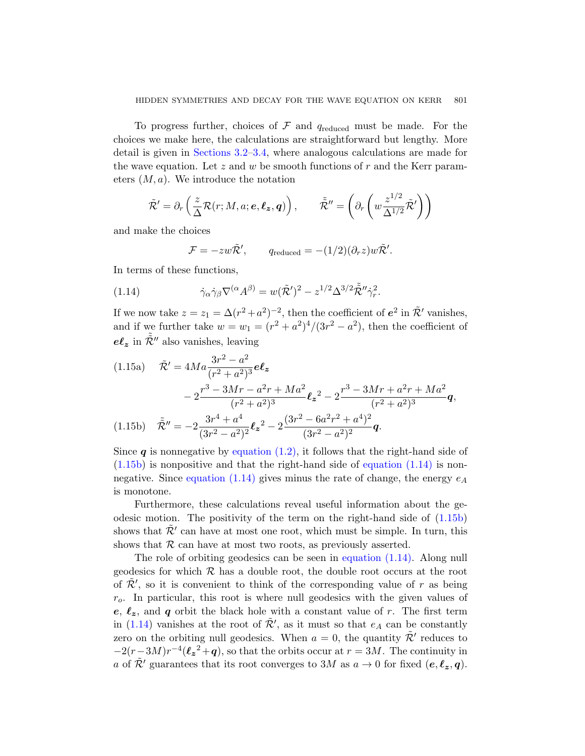To progress further, choices of $\mathcal{F}$ and $q_{\text{reduced}}$ must be made. For the choices we make here, the calculations are straightforward but lengthy. More detail is given in Sections 3.2–3.4, where analogous calculations are made for the wave equation. Let $z$ and $w$ be smooth functions of $r$ and the Kerr parameters $(M, a)$. We introduce the notation

$$\tilde{\mathcal{R}}' = \partial_r \left( \frac{z}{\Delta} \mathcal{R}(r; M, a; \boldsymbol{e}, \boldsymbol{\ell_z}, \boldsymbol{q}) \right), \qquad \tilde{\tilde{\mathcal{R}}}'' = \left( \partial_r \left( w \frac{z^{1/2}}{\Delta^{1/2}} \tilde{\mathcal{R}}' \right) \right)$$

and make the choices

$$\mathcal{F} = -zw\tilde{\mathcal{R}}', \qquad q_{\text{reduced}} = -(1/2)(\partial_r z) w \tilde{\mathcal{R}}'.$$

In terms of these functions,

$$\dot{\gamma}_\alpha \dot{\gamma}_\beta \nabla^{(\alpha} A^{\beta)} = w(\tilde{\mathcal{R}}')^2 - z^{1/2}\Delta^{3/2}\tilde{\tilde{\mathcal{R}}}''\dot{\gamma}_r^2. \tag{1.14}$$

If we now take $z = z_1 = \Delta(r^2+a^2)^{-2}$, then the coefficient of $\boldsymbol{e}^2$ in $\tilde{\mathcal{R}}'$ vanishes, and if we further take $w = w_1 = (r^2+a^2)^4/(3r^2-a^2)$, then the coefficient of $\boldsymbol{e}\boldsymbol{\ell_z}$ in $\tilde{\tilde{\mathcal{R}}}''$ also vanishes, leaving

$$\begin{aligned} \tilde{\mathcal{R}}' = {} & 4Ma\frac{3r^2-a^2}{(r^2+a^2)^3}\boldsymbol{e}\boldsymbol{\ell_z} \\ & -2\frac{r^3-3Mr-a^2r+Ma^2}{(r^2+a^2)^3}\boldsymbol{\ell_z}^2 - 2\frac{r^3-3Mr+a^2r+Ma^2}{(r^2+a^2)^3}\boldsymbol{q}, \end{aligned} \tag{1.15a}$$

$$\tilde{\tilde{\mathcal{R}}}'' = -2\frac{3r^4+a^4}{(3r^2-a^2)^2}\boldsymbol{\ell_z}^2 - 2\frac{(3r^2-6a^2r^2+a^4)^2}{(3r^2-a^2)^2}\boldsymbol{q}. \tag{1.15b}$$

Since $\boldsymbol{q}$ is nonnegative by equation (1.2), it follows that the right-hand side of (1.15b) is nonpositive and that the right-hand side of equation (1.14) is nonnegative. Since equation (1.14) gives minus the rate of change, the energy $e_A$ is monotone.

Furthermore, these calculations reveal useful information about the geodesic motion. The positivity of the term on the right-hand side of (1.15b) shows that $\tilde{\mathcal{R}}'$ can have at most one root, which must be simple. In turn, this shows that $\mathcal{R}$ can have at most two roots, as previously asserted.

The role of orbiting geodesics can be seen in equation (1.14). Along null geodesics for which $\mathcal{R}$ has a double root, the double root occurs at the root of $\tilde{\mathcal{R}}'$, so it is convenient to think of the corresponding value of $r$ as being $r_o$. In particular, this root is where null geodesics with the given values of $\boldsymbol{e}$, $\boldsymbol{\ell_z}$, and $\boldsymbol{q}$ orbit the black hole with a constant value of $r$. The first term in (1.14) vanishes at the root of $\tilde{\mathcal{R}}'$, as it must so that $e_A$ can be constantly zero on the orbiting null geodesics. When $a = 0$, the quantity $\tilde{\mathcal{R}}'$ reduces to $-2(r-3M)r^{-4}(\boldsymbol{\ell_z}^2+\boldsymbol{q})$, so that the orbits occur at $r = 3M$. The continuity in $a$ of $\tilde{\mathcal{R}}'$ guarantees that its root converges to $3M$ as $a \to 0$ for fixed $(\boldsymbol{e}, \boldsymbol{\ell_z}, \boldsymbol{q})$.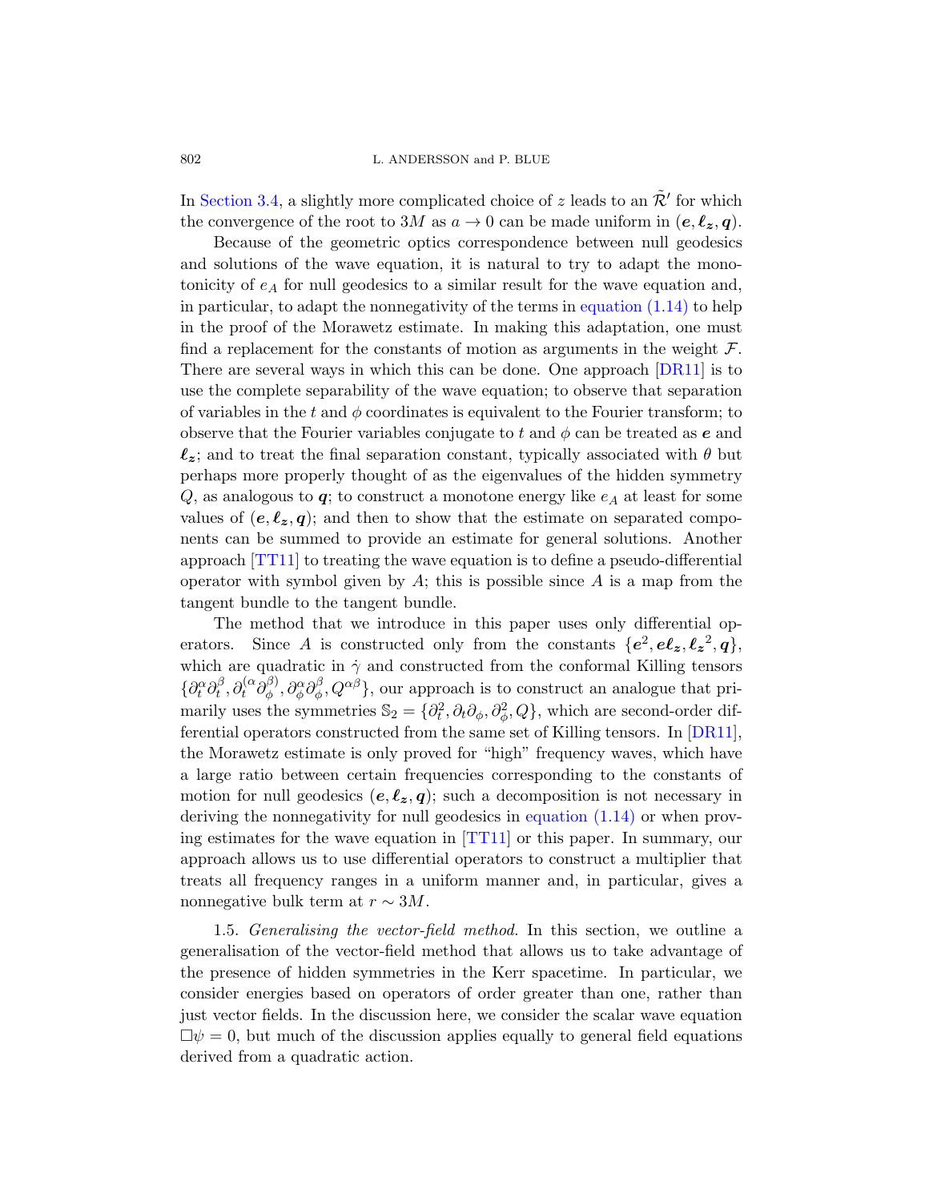In Section 3.4, a slightly more complicated choice of $z$ leads to an $\tilde{\mathcal{R}}'$ for which the convergence of the root to $3M$ as $a \to 0$ can be made uniform in $(\boldsymbol{e}, \boldsymbol{\ell_z}, \boldsymbol{q})$.

Because of the geometric optics correspondence between null geodesics and solutions of the wave equation, it is natural to try to adapt the monotonicity of $e_A$ for null geodesics to a similar result for the wave equation and, in particular, to adapt the nonnegativity of the terms in equation (1.14) to help in the proof of the Morawetz estimate. In making this adaptation, one must find a replacement for the constants of motion as arguments in the weight $\mathcal{F}$. There are several ways in which this can be done. One approach [DR11] is to use the complete separability of the wave equation; to observe that separation of variables in the $t$ and $\phi$ coordinates is equivalent to the Fourier transform; to observe that the Fourier variables conjugate to $t$ and $\phi$ can be treated as $\boldsymbol{e}$ and $\boldsymbol{\ell_z}$; and to treat the final separation constant, typically associated with $\theta$ but perhaps more properly thought of as the eigenvalues of the hidden symmetry $Q$, as analogous to $\boldsymbol{q}$; to construct a monotone energy like $e_A$ at least for some values of $(\boldsymbol{e}, \boldsymbol{\ell_z}, \boldsymbol{q})$; and then to show that the estimate on separated components can be summed to provide an estimate for general solutions. Another approach [TT11] to treating the wave equation is to define a pseudo-differential operator with symbol given by $A$; this is possible since $A$ is a map from the tangent bundle to the tangent bundle.

The method that we introduce in this paper uses only differential operators. Since $A$ is constructed only from the constants $\{\boldsymbol{e}^2, \boldsymbol{e}\boldsymbol{\ell_z}, \boldsymbol{\ell_z}^2, \boldsymbol{q}\}$, which are quadratic in $\dot{\gamma}$ and constructed from the conformal Killing tensors $\{\partial_t^\alpha \partial_t^\beta, \partial_t^{(\alpha} \partial_\phi^{\beta)}, \partial_\phi^\alpha \partial_\phi^\beta, Q^{\alpha\beta}\}$, our approach is to construct an analogue that primarily uses the symmetries $\mathbb{S}_2 = \{\partial_t^2, \partial_t \partial_\phi, \partial_\phi^2, Q\}$, which are second-order differential operators constructed from the same set of Killing tensors. In [DR11], the Morawetz estimate is only proved for "high" frequency waves, which have a large ratio between certain frequencies corresponding to the constants of motion for null geodesics $(\boldsymbol{e}, \boldsymbol{\ell_z}, \boldsymbol{q})$; such a decomposition is not necessary in deriving the nonnegativity for null geodesics in equation (1.14) or when proving estimates for the wave equation in [TT11] or this paper. In summary, our approach allows us to use differential operators to construct a multiplier that treats all frequency ranges in a uniform manner and, in particular, gives a nonnegative bulk term at $r \sim 3M$.

1.5. *Generalising the vector-field method.* In this section, we outline a generalisation of the vector-field method that allows us to take advantage of the presence of hidden symmetries in the Kerr spacetime. In particular, we consider energies based on operators of order greater than one, rather than just vector fields. In the discussion here, we consider the scalar wave equation $\Box\psi = 0$, but much of the discussion applies equally to general field equations derived from a quadratic action.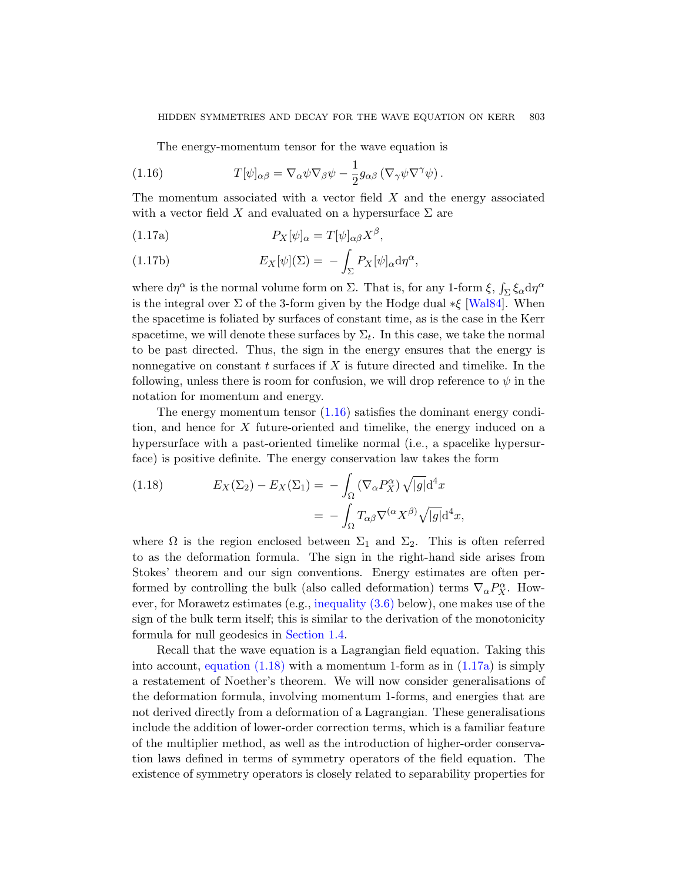The energy-momentum tensor for the wave equation is

$$T[\psi]_{\alpha\beta} = \nabla_\alpha\psi\nabla_\beta\psi - \frac{1}{2}g_{\alpha\beta}\left(\nabla_\gamma\psi\nabla^\gamma\psi\right). \tag{1.16}$$

The momentum associated with a vector field $X$ and the energy associated with a vector field $X$ and evaluated on a hypersurface $\Sigma$ are

$$P_X[\psi]_\alpha = T[\psi]_{\alpha\beta}X^\beta, \tag{1.17a}$$

$$E_X[\psi](\Sigma) = -\int_\Sigma P_X[\psi]_\alpha \mathrm{d}\eta^\alpha, \tag{1.17b}$$

where $\mathrm{d}\eta^\alpha$ is the normal volume form on $\Sigma$. That is, for any 1-form $\xi$, $\int_\Sigma \xi_\alpha \mathrm{d}\eta^\alpha$ is the integral over $\Sigma$ of the 3-form given by the Hodge dual $*\xi$ [Wal84]. When the spacetime is foliated by surfaces of constant time, as is the case in the Kerr spacetime, we will denote these surfaces by $\Sigma_t$. In this case, we take the normal to be past directed. Thus, the sign in the energy ensures that the energy is nonnegative on constant $t$ surfaces if $X$ is future directed and timelike. In the following, unless there is room for confusion, we will drop reference to $\psi$ in the notation for momentum and energy.

The energy momentum tensor (1.16) satisfies the dominant energy condition, and hence for $X$ future-oriented and timelike, the energy induced on a hypersurface with a past-oriented timelike normal (i.e., a spacelike hypersurface) is positive definite. The energy conservation law takes the form

$$\begin{aligned} E_X(\Sigma_2) - E_X(\Sigma_1) &= -\int_\Omega \left(\nabla_\alpha P_X^\alpha\right)\sqrt{|g|}\mathrm{d}^4x \\ &= -\int_\Omega T_{\alpha\beta}\nabla^{(\alpha}X^{\beta)}\sqrt{|g|}\mathrm{d}^4x, \end{aligned} \tag{1.18}$$

where $\Omega$ is the region enclosed between $\Sigma_1$ and $\Sigma_2$. This is often referred to as the deformation formula. The sign in the right-hand side arises from Stokes' theorem and our sign conventions. Energy estimates are often performed by controlling the bulk (also called deformation) terms $\nabla_\alpha P_X^\alpha$. However, for Morawetz estimates (e.g., inequality (3.6) below), one makes use of the sign of the bulk term itself; this is similar to the derivation of the monotonicity formula for null geodesics in Section 1.4.

Recall that the wave equation is a Lagrangian field equation. Taking this into account, equation (1.18) with a momentum 1-form as in (1.17a) is simply a restatement of Noether's theorem. We will now consider generalisations of the deformation formula, involving momentum 1-forms, and energies that are not derived directly from a deformation of a Lagrangian. These generalisations include the addition of lower-order correction terms, which is a familiar feature of the multiplier method, as well as the introduction of higher-order conservation laws defined in terms of symmetry operators of the field equation. The existence of symmetry operators is closely related to separability properties for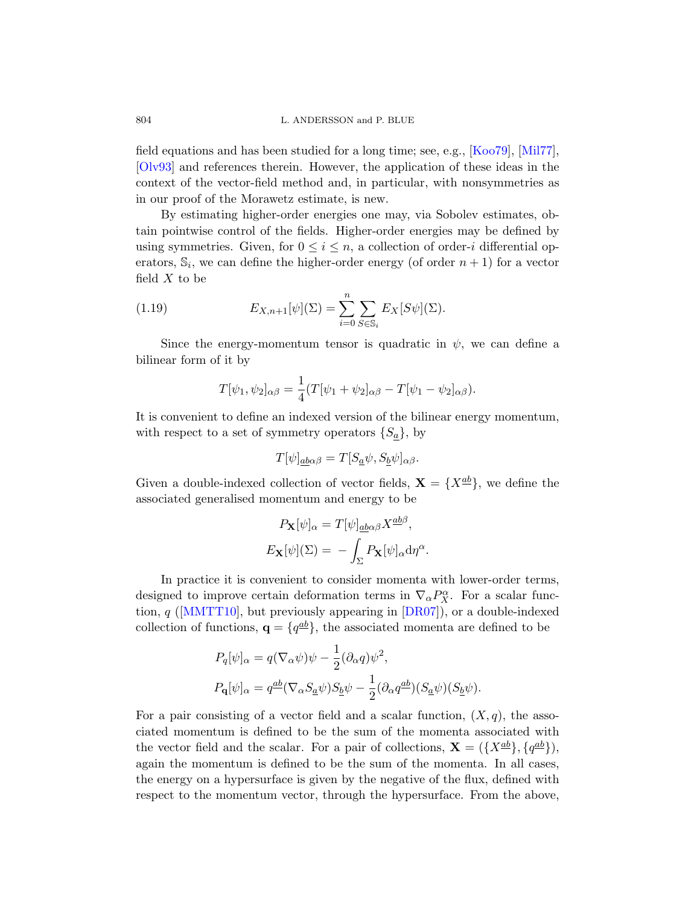field equations and has been studied for a long time; see, e.g., [Koo79], [Mil77], [Olv93] and references therein. However, the application of these ideas in the context of the vector-field method and, in particular, with nonsymmetries as in our proof of the Morawetz estimate, is new.

By estimating higher-order energies one may, via Sobolev estimates, obtain pointwise control of the fields. Higher-order energies may be defined by using symmetries. Given, for $0 \le i \le n$, a collection of order-$i$ differential operators, $\mathbb{S}_i$, we can define the higher-order energy (of order $n+1$) for a vector field $X$ to be

$$E_{X,n+1}[\psi](\Sigma) = \sum_{i=0}^{n} \sum_{S \in \mathbb{S}_i} E_X[S\psi](\Sigma). \tag{1.19}$$

Since the energy-momentum tensor is quadratic in $\psi$, we can define a bilinear form of it by

$$T[\psi_1, \psi_2]_{\alpha\beta} = \frac{1}{4}(T[\psi_1 + \psi_2]_{\alpha\beta} - T[\psi_1 - \psi_2]_{\alpha\beta}).$$

It is convenient to define an indexed version of the bilinear energy momentum, with respect to a set of symmetry operators $\{S_{\underline{a}}\}$, by

$$T[\psi]_{\underline{ab}\alpha\beta} = T[S_{\underline{a}}\psi, S_{\underline{b}}\psi]_{\alpha\beta}.$$

Given a double-indexed collection of vector fields, $\mathbf{X} = \{X^{\underline{ab}}\}$, we define the associated generalised momentum and energy to be

$$P_{\mathbf{X}}[\psi]_\alpha = T[\psi]_{\underline{ab}\alpha\beta} X^{\underline{ab}\beta},$$

$$E_{\mathbf{X}}[\psi](\Sigma) = -\int_\Sigma P_{\mathbf{X}}[\psi]_\alpha \mathrm{d}\eta^\alpha.$$

In practice it is convenient to consider momenta with lower-order terms, designed to improve certain deformation terms in $\nabla_\alpha P_X^\alpha$. For a scalar function, $q$ ([MMTT10], but previously appearing in [DR07]), or a double-indexed collection of functions, $\mathbf{q} = \{q^{\underline{ab}}\}$, the associated momenta are defined to be

$$P_q[\psi]_\alpha = q(\nabla_\alpha\psi)\psi - \frac{1}{2}(\partial_\alpha q)\psi^2,$$

$$P_{\mathbf{q}}[\psi]_\alpha = q^{\underline{ab}}(\nabla_\alpha S_{\underline{a}}\psi)S_{\underline{b}}\psi - \frac{1}{2}(\partial_\alpha q^{\underline{ab}})(S_{\underline{a}}\psi)(S_{\underline{b}}\psi).$$

For a pair consisting of a vector field and a scalar function, $(X, q)$, the associated momentum is defined to be the sum of the momenta associated with the vector field and the scalar. For a pair of collections, $\mathbf{X} = (\{X^{\underline{ab}}\}, \{q^{\underline{ab}}\})$, again the momentum is defined to be the sum of the momenta. In all cases, the energy on a hypersurface is given by the negative of the flux, defined with respect to the momentum vector, through the hypersurface. From the above,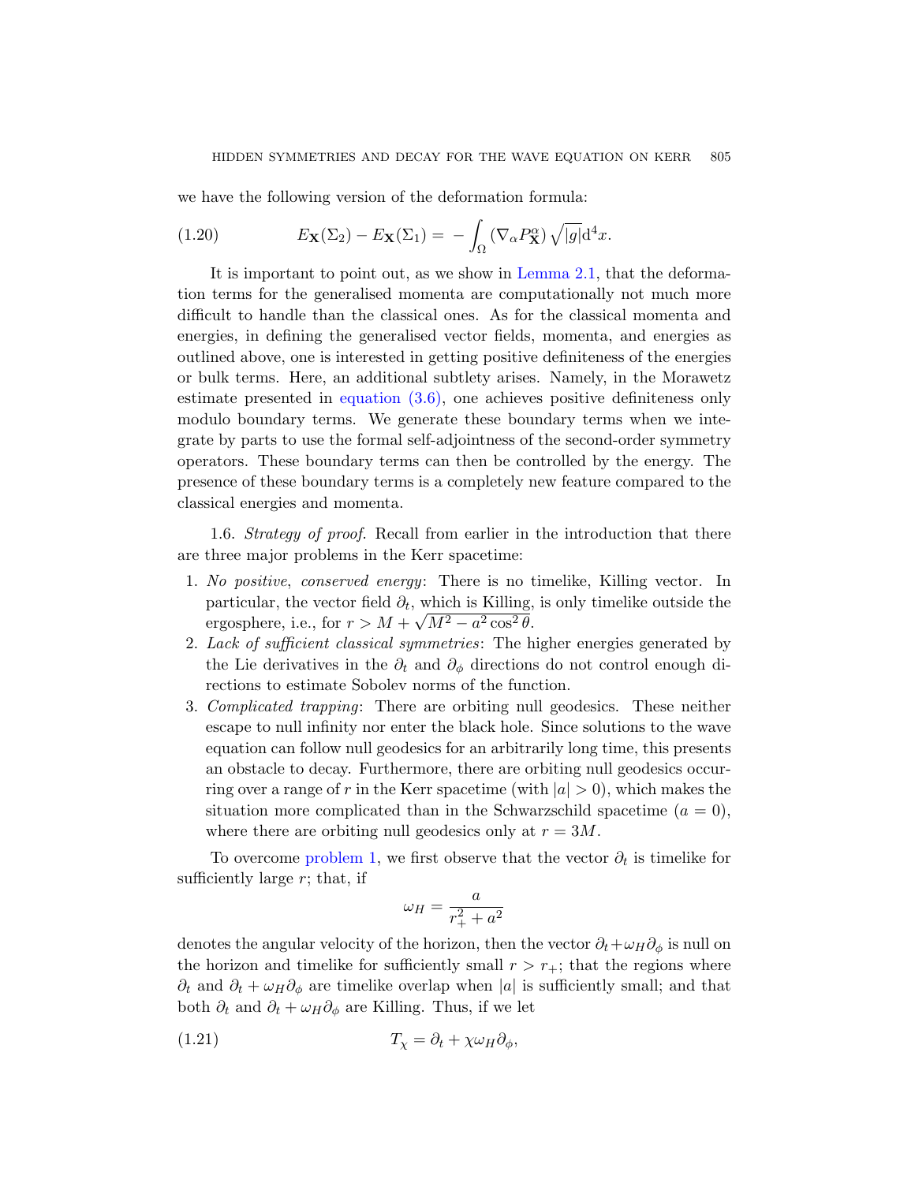we have the following version of the deformation formula:

$$E_{\mathbf{X}}(\Sigma_2) - E_{\mathbf{X}}(\Sigma_1) = -\int_{\Omega} (\nabla_\alpha P^\alpha_{\mathbf{X}}) \sqrt{|g|} \mathrm{d}^4 x. \tag{1.20}$$

It is important to point out, as we show in Lemma 2.1, that the deformation terms for the generalised momenta are computationally not much more difficult to handle than the classical ones. As for the classical momenta and energies, in defining the generalised vector fields, momenta, and energies as outlined above, one is interested in getting positive definiteness of the energies or bulk terms. Here, an additional subtlety arises. Namely, in the Morawetz estimate presented in equation (3.6), one achieves positive definiteness only modulo boundary terms. We generate these boundary terms when we integrate by parts to use the formal self-adjointness of the second-order symmetry operators. These boundary terms can then be controlled by the energy. The presence of these boundary terms is a completely new feature compared to the classical energies and momenta.

1.6. *Strategy of proof.* Recall from earlier in the introduction that there are three major problems in the Kerr spacetime:

1. *No positive, conserved energy*: There is no timelike, Killing vector. In particular, the vector field $\partial_t$, which is Killing, is only timelike outside the ergosphere, i.e., for $r > M + \sqrt{M^2 - a^2\cos^2\theta}$.
2. *Lack of sufficient classical symmetries*: The higher energies generated by the Lie derivatives in the $\partial_t$ and $\partial_\phi$ directions do not control enough directions to estimate Sobolev norms of the function.
3. *Complicated trapping*: There are orbiting null geodesics. These neither escape to null infinity nor enter the black hole. Since solutions to the wave equation can follow null geodesics for an arbitrarily long time, this presents an obstacle to decay. Furthermore, there are orbiting null geodesics occurring over a range of $r$ in the Kerr spacetime (with $|a| > 0$), which makes the situation more complicated than in the Schwarzschild spacetime ($a = 0$), where there are orbiting null geodesics only at $r = 3M$.

To overcome problem 1, we first observe that the vector $\partial_t$ is timelike for sufficiently large $r$; that, if

$$\omega_H = \frac{a}{r_+^2 + a^2}$$

denotes the angular velocity of the horizon, then the vector $\partial_t + \omega_H\partial_\phi$ is null on the horizon and timelike for sufficiently small $r > r_+$; that the regions where $\partial_t$ and $\partial_t + \omega_H\partial_\phi$ are timelike overlap when $|a|$ is sufficiently small; and that both $\partial_t$ and $\partial_t + \omega_H\partial_\phi$ are Killing. Thus, if we let

$$T_\chi = \partial_t + \chi\omega_H\partial_\phi, \tag{1.21}$$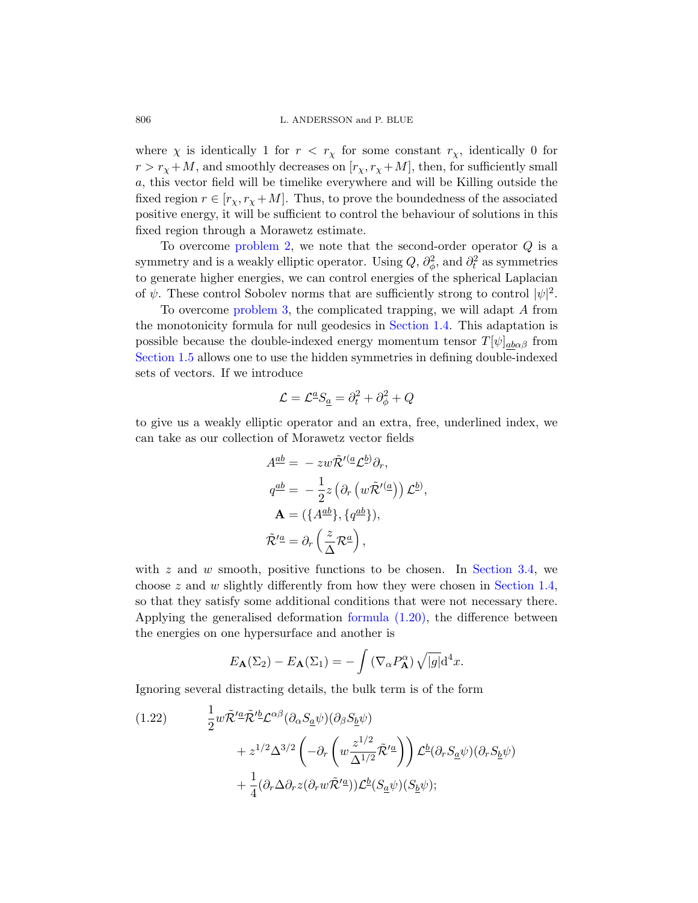where $\chi$ is identically 1 for $r < r_\chi$ for some constant $r_\chi$, identically 0 for $r > r_\chi + M$, and smoothly decreases on $[r_\chi, r_\chi + M]$, then, for sufficiently small $a$, this vector field will be timelike everywhere and will be Killing outside the fixed region $r \in [r_\chi, r_\chi + M]$. Thus, to prove the boundedness of the associated positive energy, it will be sufficient to control the behaviour of solutions in this fixed region through a Morawetz estimate.

To overcome problem 2, we note that the second-order operator $Q$ is a symmetry and is a weakly elliptic operator. Using $Q$, $\partial_\phi^2$, and $\partial_t^2$ as symmetries to generate higher energies, we can control energies of the spherical Laplacian of $\psi$. These control Sobolev norms that are sufficiently strong to control $|\psi|^2$.

To overcome problem 3, the complicated trapping, we will adapt $A$ from the monotonicity formula for null geodesics in Section 1.4. This adaptation is possible because the double-indexed energy momentum tensor $T[\psi]_{\underline{ab}\alpha\beta}$ from Section 1.5 allows one to use the hidden symmetries in defining double-indexed sets of vectors. If we introduce

$$\mathcal{L} = \mathcal{L}^{\underline{a}} S_{\underline{a}} = \partial_t^2 + \partial_\phi^2 + Q$$

to give us a weakly elliptic operator and an extra, free, underlined index, we can take as our collection of Morawetz vector fields

$$\begin{aligned}
A^{\underline{ab}} &= -zw\tilde{\mathcal{R}}'^{(\underline{a}}\mathcal{L}^{\underline{b})}\partial_r, \\
q^{\underline{ab}} &= -\frac{1}{2}z\left(\partial_r\left(w\tilde{\mathcal{R}}'^{(\underline{a}}\right)\right)\mathcal{L}^{\underline{b})}, \\
\mathbf{A} &= (\{A^{\underline{ab}}\}, \{q^{\underline{ab}}\}), \\
\tilde{\mathcal{R}}'^{\underline{a}} &= \partial_r\left(\frac{z}{\Delta}\mathcal{R}^{\underline{a}}\right),
\end{aligned}$$

with $z$ and $w$ smooth, positive functions to be chosen. In Section 3.4, we choose $z$ and $w$ slightly differently from how they were chosen in Section 1.4, so that they satisfy some additional conditions that were not necessary there. Applying the generalised deformation formula (1.20), the difference between the energies on one hypersurface and another is

$$E_{\mathbf{A}}(\Sigma_2) - E_{\mathbf{A}}(\Sigma_1) = -\int (\nabla_\alpha P^\alpha_{\mathbf{A}})\sqrt{|g|}\mathrm{d}^4x.$$

Ignoring several distracting details, the bulk term is of the form

$$\begin{aligned}
(1.22) \qquad & \frac{1}{2}w\tilde{\mathcal{R}}'^{\underline{a}}\tilde{\mathcal{R}}'^{\underline{b}}\mathcal{L}^{\alpha\beta}(\partial_\alpha S_{\underline{a}}\psi)(\partial_\beta S_{\underline{b}}\psi) \\
&+ z^{1/2}\Delta^{3/2}\left(-\partial_r\left(w\frac{z^{1/2}}{\Delta^{1/2}}\tilde{\mathcal{R}}'^{\underline{a}}\right)\right)\mathcal{L}^{\underline{b}}(\partial_r S_{\underline{a}}\psi)(\partial_r S_{\underline{b}}\psi) \\
&+ \frac{1}{4}(\partial_r\Delta\partial_r z(\partial_r w\tilde{\mathcal{R}}'^{\underline{a}}))\mathcal{L}^{\underline{b}}(S_{\underline{a}}\psi)(S_{\underline{b}}\psi);
\end{aligned}$$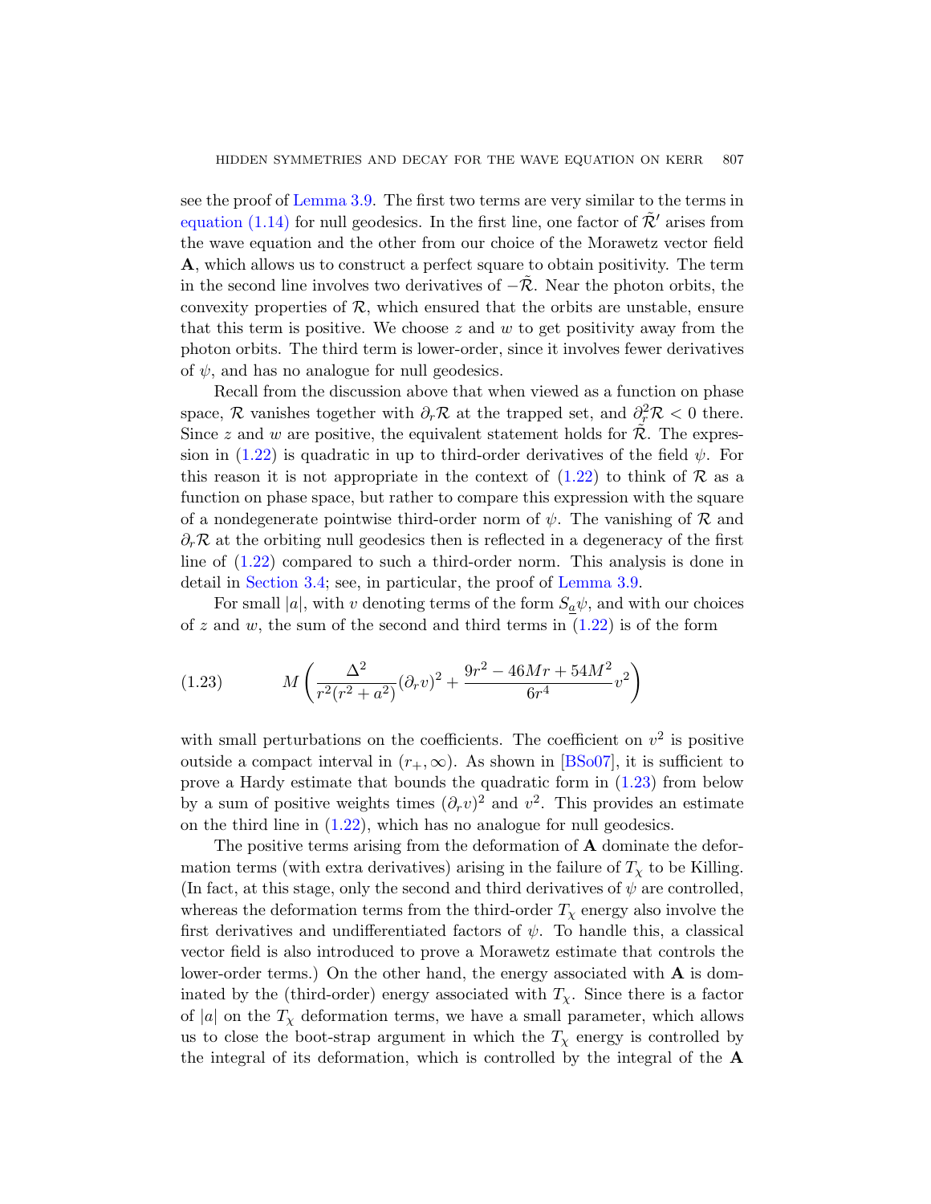see the proof of Lemma 3.9. The first two terms are very similar to the terms in equation (1.14) for null geodesics. In the first line, one factor of $\tilde{\mathcal{R}}'$ arises from the wave equation and the other from our choice of the Morawetz vector field $\mathbf{A}$, which allows us to construct a perfect square to obtain positivity. The term in the second line involves two derivatives of $-\tilde{\mathcal{R}}$. Near the photon orbits, the convexity properties of $\mathcal{R}$, which ensured that the orbits are unstable, ensure that this term is positive. We choose $z$ and $w$ to get positivity away from the photon orbits. The third term is lower-order, since it involves fewer derivatives of $\psi$, and has no analogue for null geodesics.

Recall from the discussion above that when viewed as a function on phase space, $\mathcal{R}$ vanishes together with $\partial_r \mathcal{R}$ at the trapped set, and $\partial_r^2 \mathcal{R} < 0$ there. Since $z$ and $w$ are positive, the equivalent statement holds for $\tilde{\mathcal{R}}$. The expression in (1.22) is quadratic in up to third-order derivatives of the field $\psi$. For this reason it is not appropriate in the context of (1.22) to think of $\mathcal{R}$ as a function on phase space, but rather to compare this expression with the square of a nondegenerate pointwise third-order norm of $\psi$. The vanishing of $\mathcal{R}$ and $\partial_r \mathcal{R}$ at the orbiting null geodesics then is reflected in a degeneracy of the first line of (1.22) compared to such a third-order norm. This analysis is done in detail in Section 3.4; see, in particular, the proof of Lemma 3.9.

For small $|a|$, with $v$ denoting terms of the form $S_{\underline{a}}\psi$, and with our choices of $z$ and $w$, the sum of the second and third terms in (1.22) is of the form

$$M\left(\frac{\Delta^2}{r^2(r^2+a^2)}(\partial_r v)^2 + \frac{9r^2 - 46Mr + 54M^2}{6r^4}v^2\right) \tag{1.23}$$

with small perturbations on the coefficients. The coefficient on $v^2$ is positive outside a compact interval in $(r_+, \infty)$. As shown in [BSo07], it is sufficient to prove a Hardy estimate that bounds the quadratic form in (1.23) from below by a sum of positive weights times $(\partial_r v)^2$ and $v^2$. This provides an estimate on the third line in (1.22), which has no analogue for null geodesics.

The positive terms arising from the deformation of $\mathbf{A}$ dominate the deformation terms (with extra derivatives) arising in the failure of $T_\chi$ to be Killing. (In fact, at this stage, only the second and third derivatives of $\psi$ are controlled, whereas the deformation terms from the third-order $T_\chi$ energy also involve the first derivatives and undifferentiated factors of $\psi$. To handle this, a classical vector field is also introduced to prove a Morawetz estimate that controls the lower-order terms.) On the other hand, the energy associated with $\mathbf{A}$ is dominated by the (third-order) energy associated with $T_\chi$. Since there is a factor of $|a|$ on the $T_\chi$ deformation terms, we have a small parameter, which allows us to close the boot-strap argument in which the $T_\chi$ energy is controlled by the integral of its deformation, which is controlled by the integral of the $\mathbf{A}$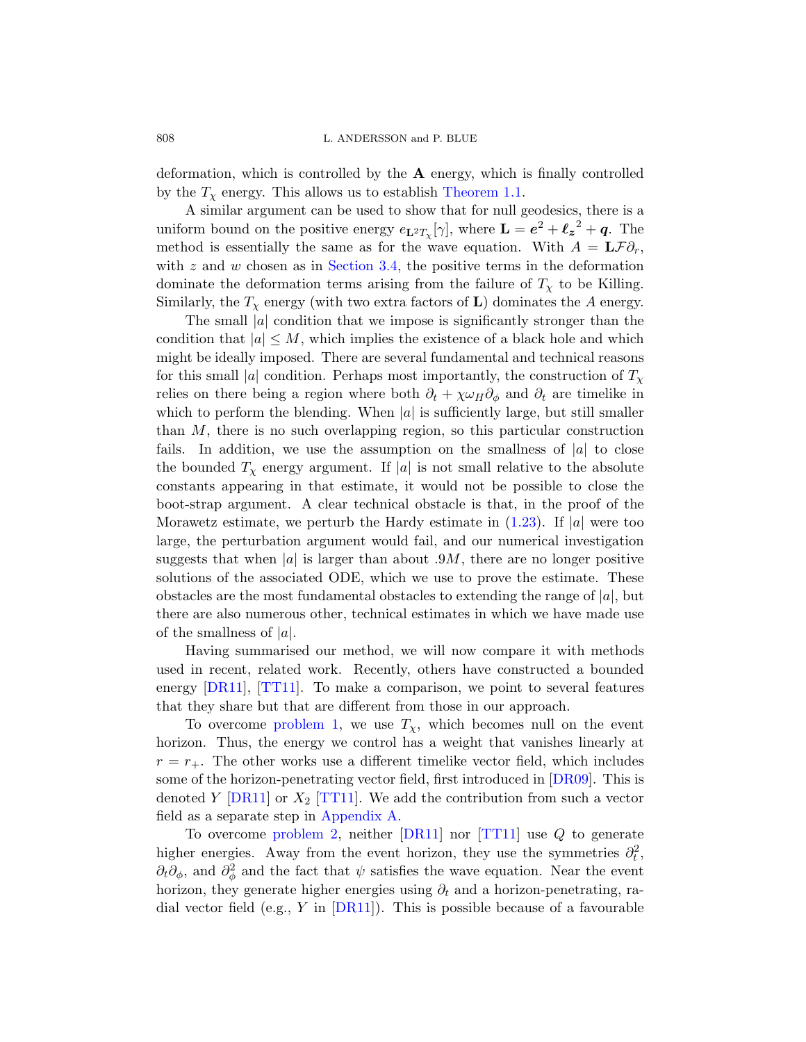deformation, which is controlled by the $\mathbf{A}$ energy, which is finally controlled by the $T_\chi$ energy. This allows us to establish Theorem 1.1.

A similar argument can be used to show that for null geodesics, there is a uniform bound on the positive energy $e_{\mathbf{L}^2 T_\chi}[\gamma]$, where $\mathbf{L} = \boldsymbol{e}^2 + \boldsymbol{\ell_z}^2 + \boldsymbol{q}$. The method is essentially the same as for the wave equation. With $A = \mathbf{L}\mathcal{F}\partial_r$, with $z$ and $w$ chosen as in Section 3.4, the positive terms in the deformation dominate the deformation terms arising from the failure of $T_\chi$ to be Killing. Similarly, the $T_\chi$ energy (with two extra factors of $\mathbf{L}$) dominates the $A$ energy.

The small $|a|$ condition that we impose is significantly stronger than the condition that $|a| \leq M$, which implies the existence of a black hole and which might be ideally imposed. There are several fundamental and technical reasons for this small $|a|$ condition. Perhaps most importantly, the construction of $T_\chi$ relies on there being a region where both $\partial_t + \chi\omega_H\partial_\phi$ and $\partial_t$ are timelike in which to perform the blending. When $|a|$ is sufficiently large, but still smaller than $M$, there is no such overlapping region, so this particular construction fails. In addition, we use the assumption on the smallness of $|a|$ to close the bounded $T_\chi$ energy argument. If $|a|$ is not small relative to the absolute constants appearing in that estimate, it would not be possible to close the boot-strap argument. A clear technical obstacle is that, in the proof of the Morawetz estimate, we perturb the Hardy estimate in (1.23). If $|a|$ were too large, the perturbation argument would fail, and our numerical investigation suggests that when $|a|$ is larger than about $.9M$, there are no longer positive solutions of the associated ODE, which we use to prove the estimate. These obstacles are the most fundamental obstacles to extending the range of $|a|$, but there are also numerous other, technical estimates in which we have made use of the smallness of $|a|$.

Having summarised our method, we will now compare it with methods used in recent, related work. Recently, others have constructed a bounded energy [DR11], [TT11]. To make a comparison, we point to several features that they share but that are different from those in our approach.

To overcome problem 1, we use $T_\chi$, which becomes null on the event horizon. Thus, the energy we control has a weight that vanishes linearly at $r = r_+$. The other works use a different timelike vector field, which includes some of the horizon-penetrating vector field, first introduced in [DR09]. This is denoted $Y$ [DR11] or $X_2$ [TT11]. We add the contribution from such a vector field as a separate step in Appendix A.

To overcome problem 2, neither [DR11] nor [TT11] use $Q$ to generate higher energies. Away from the event horizon, they use the symmetries $\partial_t^2$, $\partial_t\partial_\phi$, and $\partial_\phi^2$ and the fact that $\psi$ satisfies the wave equation. Near the event horizon, they generate higher energies using $\partial_t$ and a horizon-penetrating, radial vector field (e.g., $Y$ in [DR11]). This is possible because of a favourable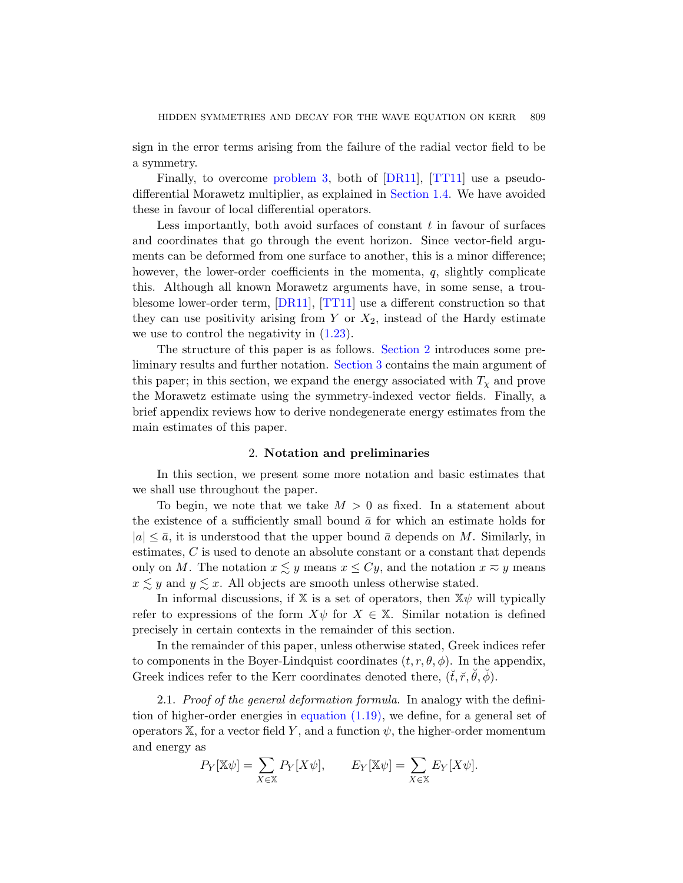sign in the error terms arising from the failure of the radial vector field to be a symmetry.

Finally, to overcome problem 3, both of [DR11], [TT11] use a pseudo-differential Morawetz multiplier, as explained in Section 1.4. We have avoided these in favour of local differential operators.

Less importantly, both avoid surfaces of constant $t$ in favour of surfaces and coordinates that go through the event horizon. Since vector-field arguments can be deformed from one surface to another, this is a minor difference; however, the lower-order coefficients in the momenta, $q$, slightly complicate this. Although all known Morawetz arguments have, in some sense, a troublesome lower-order term, [DR11], [TT11] use a different construction so that they can use positivity arising from $Y$ or $X_2$, instead of the Hardy estimate we use to control the negativity in (1.23).

The structure of this paper is as follows. Section 2 introduces some preliminary results and further notation. Section 3 contains the main argument of this paper; in this section, we expand the energy associated with $T_\chi$ and prove the Morawetz estimate using the symmetry-indexed vector fields. Finally, a brief appendix reviews how to derive nondegenerate energy estimates from the main estimates of this paper.

## 2. Notation and preliminaries

In this section, we present some more notation and basic estimates that we shall use throughout the paper.

To begin, we note that we take $M > 0$ as fixed. In a statement about the existence of a sufficiently small bound $\bar{a}$ for which an estimate holds for $|a| \leq \bar{a}$, it is understood that the upper bound $\bar{a}$ depends on $M$. Similarly, in estimates, $C$ is used to denote an absolute constant or a constant that depends only on $M$. The notation $x \lesssim y$ means $x \leq Cy$, and the notation $x \approx y$ means $x \lesssim y$ and $y \lesssim x$. All objects are smooth unless otherwise stated.

In informal discussions, if $\mathbb{X}$ is a set of operators, then $\mathbb{X}\psi$ will typically refer to expressions of the form $X\psi$ for $X \in \mathbb{X}$. Similar notation is defined precisely in certain contexts in the remainder of this section.

In the remainder of this paper, unless otherwise stated, Greek indices refer to components in the Boyer-Lindquist coordinates $(t, r, \theta, \phi)$. In the appendix, Greek indices refer to the Kerr coordinates denoted there, $(\breve{t}, \breve{r}, \breve{\theta}, \breve{\phi})$.

2.1. *Proof of the general deformation formula.* In analogy with the definition of higher-order energies in equation (1.19), we define, for a general set of operators $\mathbb{X}$, for a vector field $Y$, and a function $\psi$, the higher-order momentum and energy as

$$P_Y[\mathbb{X}\psi] = \sum_{X \in \mathbb{X}} P_Y[X\psi], \qquad E_Y[\mathbb{X}\psi] = \sum_{X \in \mathbb{X}} E_Y[X\psi].$$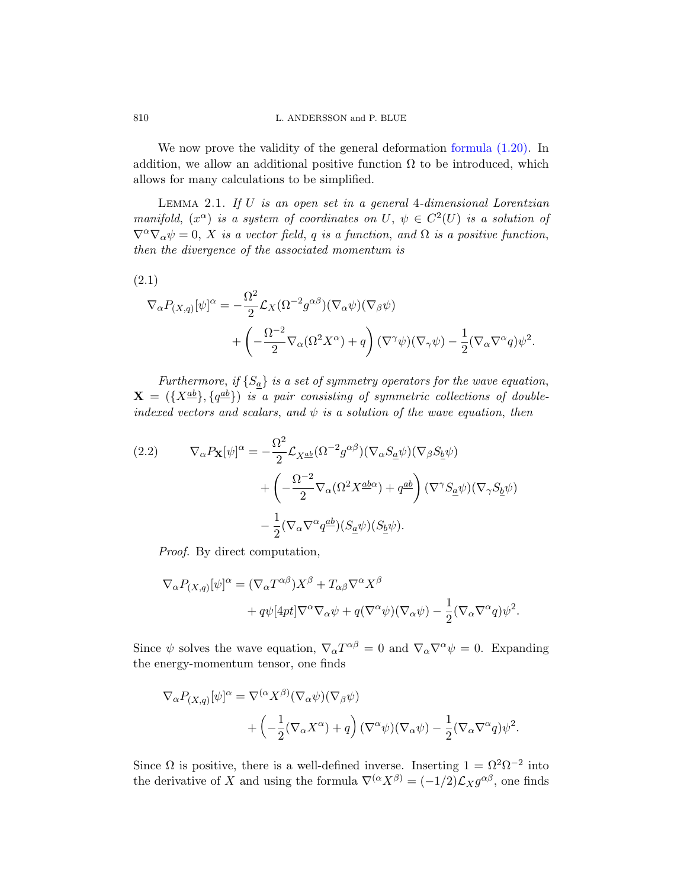We now prove the validity of the general deformation formula (1.20). In addition, we allow an additional positive function $\Omega$ to be introduced, which allows for many calculations to be simplified.

LEMMA 2.1. *If $U$ is an open set in a general 4-dimensional Lorentzian manifold, $(x^\alpha)$ is a system of coordinates on $U$, $\psi \in C^2(U)$ is a solution of $\nabla^\alpha\nabla_\alpha\psi = 0$, $X$ is a vector field, $q$ is a function, and $\Omega$ is a positive function, then the divergence of the associated momentum is*

(2.1)
$$\nabla_\alpha P_{(X,q)}[\psi]^\alpha = -\frac{\Omega^2}{2}\mathcal{L}_X(\Omega^{-2}g^{\alpha\beta})(\nabla_\alpha\psi)(\nabla_\beta\psi) + \left(-\frac{\Omega^{-2}}{2}\nabla_\alpha(\Omega^2 X^\alpha) + q\right)(\nabla^\gamma\psi)(\nabla_\gamma\psi) - \frac{1}{2}(\nabla_\alpha\nabla^\alpha q)\psi^2.$$

*Furthermore, if $\{S_{\underline{a}}\}$ is a set of symmetry operators for the wave equation, $\mathbf{X} = (\{X^{\underline{ab}}\}, \{q^{\underline{ab}}\})$ is a pair consisting of symmetric collections of double-indexed vectors and scalars, and $\psi$ is a solution of the wave equation, then*

$$\begin{aligned}
\nabla_\alpha P_{\mathbf{X}}[\psi]^\alpha = &-\frac{\Omega^2}{2}\mathcal{L}_{X^{\underline{ab}}}(\Omega^{-2}g^{\alpha\beta})(\nabla_\alpha S_{\underline{a}}\psi)(\nabla_\beta S_{\underline{b}}\psi) \\
&+ \left(-\frac{\Omega^{-2}}{2}\nabla_\alpha(\Omega^2 X^{\underline{ab}\alpha}) + q^{\underline{ab}}\right)(\nabla^\gamma S_{\underline{a}}\psi)(\nabla_\gamma S_{\underline{b}}\psi) \\
&- \frac{1}{2}(\nabla_\alpha\nabla^\alpha q^{\underline{ab}})(S_{\underline{a}}\psi)(S_{\underline{b}}\psi).
\end{aligned} \tag{2.2}$$

*Proof.* By direct computation,

$$\nabla_\alpha P_{(X,q)}[\psi]^\alpha = (\nabla_\alpha T^{\alpha\beta})X^\beta + T_{\alpha\beta}\nabla^\alpha X^\beta + q\psi[4pt]\nabla^\alpha\nabla_\alpha\psi + q(\nabla^\alpha\psi)(\nabla_\alpha\psi) - \frac{1}{2}(\nabla_\alpha\nabla^\alpha q)\psi^2.$$

Since $\psi$ solves the wave equation, $\nabla_\alpha T^{\alpha\beta} = 0$ and $\nabla_\alpha\nabla^\alpha\psi = 0$. Expanding the energy-momentum tensor, one finds

$$\nabla_\alpha P_{(X,q)}[\psi]^\alpha = \nabla^{(\alpha}X^{\beta)}(\nabla_\alpha\psi)(\nabla_\beta\psi) + \left(-\frac{1}{2}(\nabla_\alpha X^\alpha) + q\right)(\nabla^\alpha\psi)(\nabla_\alpha\psi) - \frac{1}{2}(\nabla_\alpha\nabla^\alpha q)\psi^2.$$

Since $\Omega$ is positive, there is a well-defined inverse. Inserting $1 = \Omega^2\Omega^{-2}$ into the derivative of $X$ and using the formula $\nabla^{(\alpha}X^{\beta)} = (-1/2)\mathcal{L}_X g^{\alpha\beta}$, one finds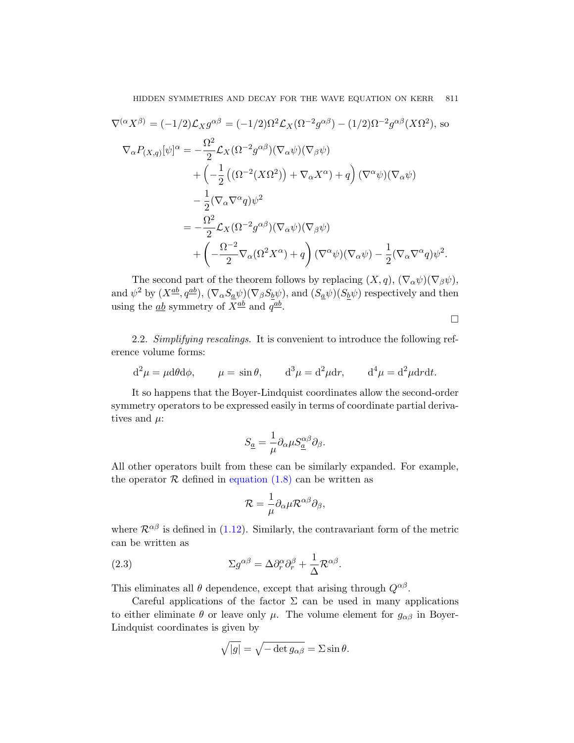$\nabla^{(\alpha}X^{\beta)} = (-1/2)\mathcal{L}_X g^{\alpha\beta} = (-1/2)\Omega^2\mathcal{L}_X(\Omega^{-2}g^{\alpha\beta}) - (1/2)\Omega^{-2}g^{\alpha\beta}(X\Omega^2)$, so

$$
\begin{aligned}
\nabla_\alpha P_{(X,q)}[\psi]^\alpha = &-\frac{\Omega^2}{2}\mathcal{L}_X(\Omega^{-2}g^{\alpha\beta})(\nabla_\alpha\psi)(\nabla_\beta\psi)\\
&+\left(-\frac{1}{2}\left((\Omega^{-2}(X\Omega^2)\right)+\nabla_\alpha X^\alpha)+q\right)(\nabla^\alpha\psi)(\nabla_\alpha\psi)\\
&-\frac{1}{2}(\nabla_\alpha\nabla^\alpha q)\psi^2\\
=&-\frac{\Omega^2}{2}\mathcal{L}_X(\Omega^{-2}g^{\alpha\beta})(\nabla_\alpha\psi)(\nabla_\beta\psi)\\
&+\left(-\frac{\Omega^{-2}}{2}\nabla_\alpha(\Omega^2X^\alpha)+q\right)(\nabla^\alpha\psi)(\nabla_\alpha\psi)-\frac{1}{2}(\nabla_\alpha\nabla^\alpha q)\psi^2.
\end{aligned}
$$

The second part of the theorem follows by replacing $(X,q)$, $(\nabla_\alpha\psi)(\nabla_\beta\psi)$, and $\psi^2$ by $(X^{\underline{ab}},q^{\underline{ab}})$, $(\nabla_\alpha S_{\underline{a}}\psi)(\nabla_\beta S_{\underline{b}}\psi)$, and $(S_{\underline{a}}\psi)(S_{\underline{b}}\psi)$ respectively and then using the $\underline{ab}$ symmetry of $X^{\underline{ab}}$ and $q^{\underline{ab}}$.

□

2.2. *Simplifying rescalings.* It is convenient to introduce the following reference volume forms:

$$
\mathrm{d}^2\mu = \mu\mathrm{d}\theta\mathrm{d}\phi, \qquad \mu=\sin\theta, \qquad \mathrm{d}^3\mu=\mathrm{d}^2\mu\mathrm{d}r, \qquad \mathrm{d}^4\mu=\mathrm{d}^2\mu\mathrm{d}r\mathrm{d}t.
$$

It so happens that the Boyer-Lindquist coordinates allow the second-order symmetry operators to be expressed easily in terms of coordinate partial derivatives and $\mu$:

$$
S_{\underline{a}} = \frac{1}{\mu}\partial_\alpha\mu S_{\underline{a}}^{\alpha\beta}\partial_\beta.
$$

All other operators built from these can be similarly expanded. For example, the operator $\mathcal{R}$ defined in equation (1.8) can be written as

$$
\mathcal{R} = \frac{1}{\mu}\partial_\alpha\mu\mathcal{R}^{\alpha\beta}\partial_\beta,
$$

where $\mathcal{R}^{\alpha\beta}$ is defined in (1.12). Similarly, the contravariant form of the metric can be written as

$$
\Sigma g^{\alpha\beta} = \Delta\partial_r^\alpha\partial_r^\beta + \frac{1}{\Delta}\mathcal{R}^{\alpha\beta}. \tag{2.3}
$$

This eliminates all $\theta$ dependence, except that arising through $Q^{\alpha\beta}$.

Careful applications of the factor $\Sigma$ can be used in many applications to either eliminate $\theta$ or leave only $\mu$. The volume element for $g_{\alpha\beta}$ in Boyer-Lindquist coordinates is given by

$$
\sqrt{|g|} = \sqrt{-\det g_{\alpha\beta}} = \Sigma\sin\theta.
$$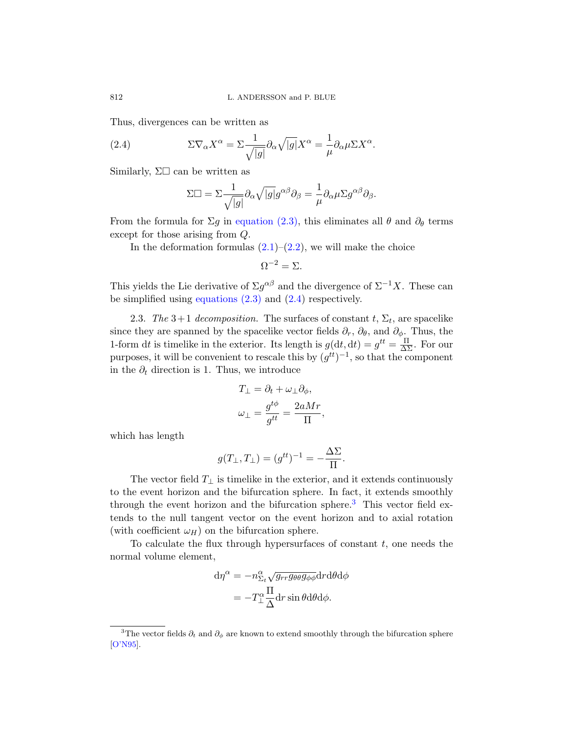Thus, divergences can be written as

$$\Sigma\nabla_\alpha X^\alpha = \Sigma\frac{1}{\sqrt{|g|}}\partial_\alpha\sqrt{|g|}X^\alpha = \frac{1}{\mu}\partial_\alpha\mu\Sigma X^\alpha. \tag{2.4}$$

Similarly, $\Sigma\Box$ can be written as

$$\Sigma\Box = \Sigma\frac{1}{\sqrt{|g|}}\partial_\alpha\sqrt{|g|}g^{\alpha\beta}\partial_\beta = \frac{1}{\mu}\partial_\alpha\mu\Sigma g^{\alpha\beta}\partial_\beta.$$

From the formula for $\Sigma g$ in equation (2.3), this eliminates all $\theta$ and $\partial_\theta$ terms except for those arising from $Q$.

In the deformation formulas (2.1)–(2.2), we will make the choice

$$\Omega^{-2} = \Sigma.$$

This yields the Lie derivative of $\Sigma g^{\alpha\beta}$ and the divergence of $\Sigma^{-1}X$. These can be simplified using equations (2.3) and (2.4) respectively.

2.3. *The* $3+1$ *decomposition.* The surfaces of constant $t$, $\Sigma_t$, are spacelike since they are spanned by the spacelike vector fields $\partial_r$, $\partial_\theta$, and $\partial_\phi$. Thus, the 1-form $\mathrm{d}t$ is timelike in the exterior. Its length is $g(\mathrm{d}t,\mathrm{d}t) = g^{tt} = \frac{\Pi}{\Delta\Sigma}$. For our purposes, it will be convenient to rescale this by $(g^{tt})^{-1}$, so that the component in the $\partial_t$ direction is 1. Thus, we introduce

$$T_\perp = \partial_t + \omega_\perp\partial_\phi,$$
$$\omega_\perp = \frac{g^{t\phi}}{g^{tt}} = \frac{2aMr}{\Pi},$$

which has length

$$g(T_\perp, T_\perp) = (g^{tt})^{-1} = -\frac{\Delta\Sigma}{\Pi}.$$

The vector field $T_\perp$ is timelike in the exterior, and it extends continuously to the event horizon and the bifurcation sphere. In fact, it extends smoothly through the event horizon and the bifurcation sphere.[3] This vector field extends to the null tangent vector on the event horizon and to axial rotation (with coefficient $\omega_H$) on the bifurcation sphere.

To calculate the flux through hypersurfaces of constant $t$, one needs the normal volume element,

$$\begin{aligned}\mathrm{d}\eta^\alpha &= -n^\alpha_{\Sigma_t}\sqrt{g_{rr}g_{\theta\theta}g_{\phi\phi}}\mathrm{d}r\mathrm{d}\theta\mathrm{d}\phi\\ &= -T_\perp^\alpha\frac{\Pi}{\Delta}\mathrm{d}r\sin\theta\mathrm{d}\theta\mathrm{d}\phi.\end{aligned}$$

[3] The vector fields $\partial_t$ and $\partial_\phi$ are known to extend smoothly through the bifurcation sphere [O'N95].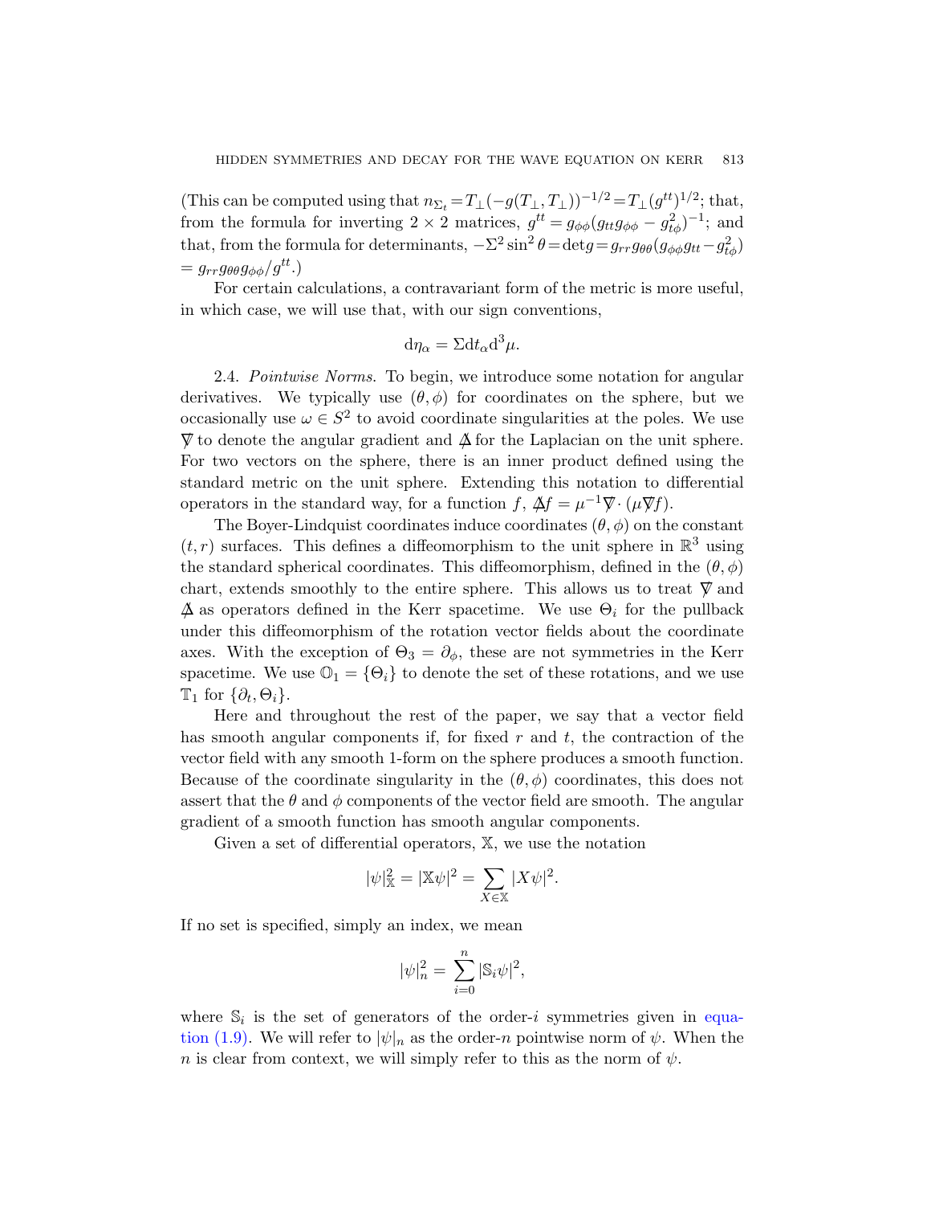(This can be computed using that $n_{\Sigma_t} = T_\perp(-g(T_\perp, T_\perp))^{-1/2} = T_\perp(g^{tt})^{1/2}$; that, from the formula for inverting $2 \times 2$ matrices, $g^{tt} = g_{\phi\phi}(g_{tt}g_{\phi\phi} - g_{t\phi}^2)^{-1}$; and that, from the formula for determinants, $-\Sigma^2 \sin^2\theta = \det g = g_{rr}g_{\theta\theta}(g_{\phi\phi}g_{tt} - g_{t\phi}^2) = g_{rr}g_{\theta\theta}g_{\phi\phi}/g^{tt}$.)

For certain calculations, a contravariant form of the metric is more useful, in which case, we will use that, with our sign conventions,

$$\mathrm{d}\eta_\alpha = \Sigma \mathrm{d}t_\alpha \mathrm{d}^3\mu.$$

2.4. *Pointwise Norms.* To begin, we introduce some notation for angular derivatives. We typically use $(\theta, \phi)$ for coordinates on the sphere, but we occasionally use $\omega \in S^2$ to avoid coordinate singularities at the poles. We use $\not\nabla$ to denote the angular gradient and $\not\Delta$ for the Laplacian on the unit sphere. For two vectors on the sphere, there is an inner product defined using the standard metric on the unit sphere. Extending this notation to differential operators in the standard way, for a function $f$, $\not\Delta f = \mu^{-1}\not\nabla \cdot (\mu \not\nabla f)$.

The Boyer-Lindquist coordinates induce coordinates $(\theta, \phi)$ on the constant $(t, r)$ surfaces. This defines a diffeomorphism to the unit sphere in $\mathbb{R}^3$ using the standard spherical coordinates. This diffeomorphism, defined in the $(\theta, \phi)$ chart, extends smoothly to the entire sphere. This allows us to treat $\not\nabla$ and $\not\Delta$ as operators defined in the Kerr spacetime. We use $\Theta_i$ for the pullback under this diffeomorphism of the rotation vector fields about the coordinate axes. With the exception of $\Theta_3 = \partial_\phi$, these are not symmetries in the Kerr spacetime. We use $\mathbb{O}_1 = \{\Theta_i\}$ to denote the set of these rotations, and we use $\mathbb{T}_1$ for $\{\partial_t, \Theta_i\}$.

Here and throughout the rest of the paper, we say that a vector field has smooth angular components if, for fixed $r$ and $t$, the contraction of the vector field with any smooth 1-form on the sphere produces a smooth function. Because of the coordinate singularity in the $(\theta, \phi)$ coordinates, this does not assert that the $\theta$ and $\phi$ components of the vector field are smooth. The angular gradient of a smooth function has smooth angular components.

Given a set of differential operators, $\mathbb{X}$, we use the notation

$$|\psi|_{\mathbb{X}}^2 = |\mathbb{X}\psi|^2 = \sum_{X \in \mathbb{X}} |X\psi|^2.$$

If no set is specified, simply an index, we mean

$$|\psi|_n^2 = \sum_{i=0}^{n} |\mathbb{S}_i\psi|^2,$$

where $\mathbb{S}_i$ is the set of generators of the order-$i$ symmetries given in equation (1.9). We will refer to $|\psi|_n$ as the order-$n$ pointwise norm of $\psi$. When the $n$ is clear from context, we will simply refer to this as the norm of $\psi$.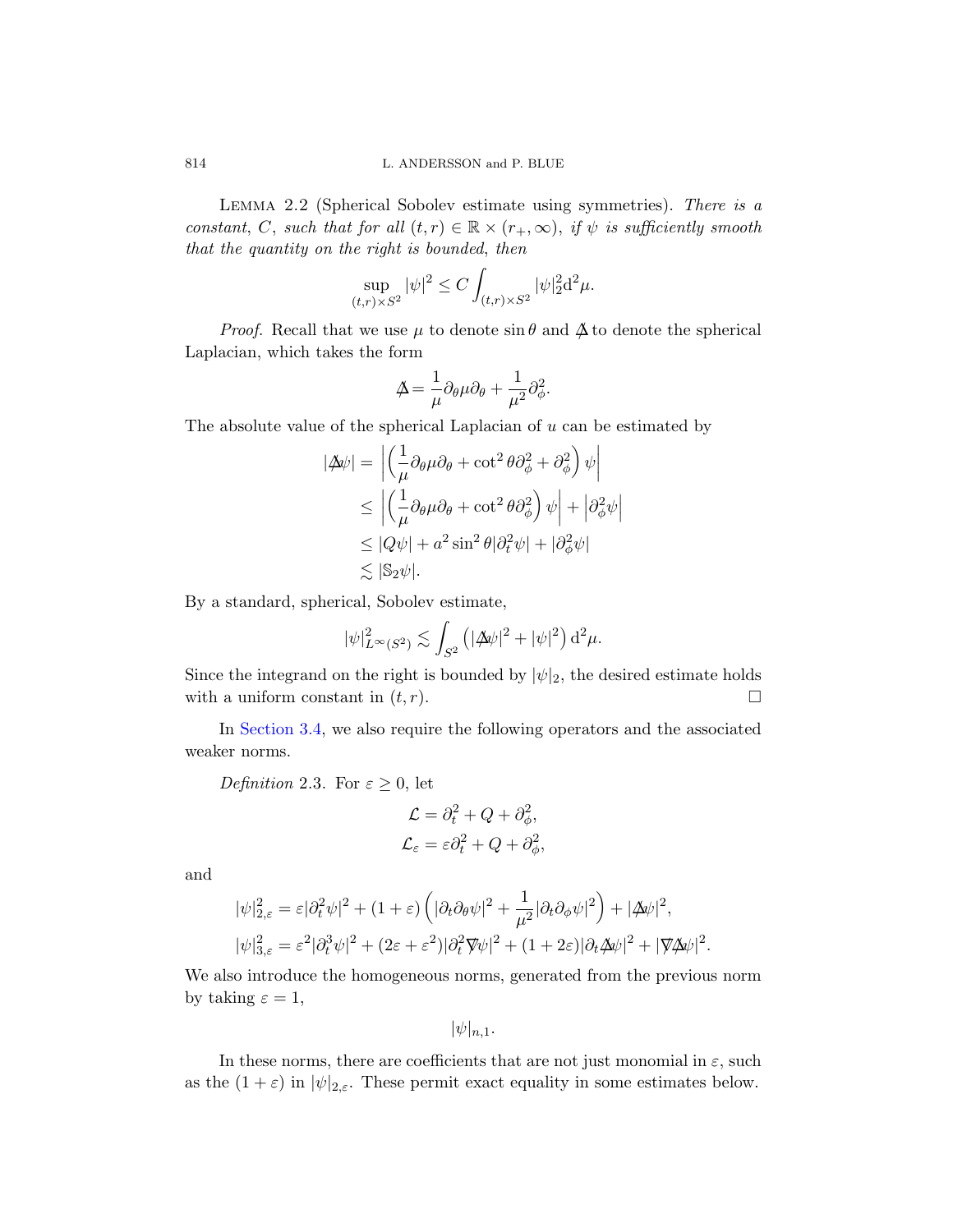Lemma 2.2 (Spherical Sobolev estimate using symmetries). *There is a constant, $C$, such that for all $(t,r) \in \mathbb{R} \times (r_+, \infty)$, if $\psi$ is sufficiently smooth that the quantity on the right is bounded, then*

$$\sup_{(t,r)\times S^2} |\psi|^2 \leq C \int_{(t,r)\times S^2} |\psi|_2^2 \mathrm{d}^2\mu.$$

*Proof.* Recall that we use $\mu$ to denote $\sin\theta$ and $\not{\Delta}$ to denote the spherical Laplacian, which takes the form

$$\not{\Delta} = \frac{1}{\mu}\partial_\theta \mu \partial_\theta + \frac{1}{\mu^2}\partial_\phi^2.$$

The absolute value of the spherical Laplacian of $u$ can be estimated by

$$\begin{aligned}
|\not{\Delta}\psi| &= \left| \left( \frac{1}{\mu}\partial_\theta\mu\partial_\theta + \cot^2\theta\partial_\phi^2 + \partial_\phi^2 \right)\psi \right| \\
&\leq \left| \left( \frac{1}{\mu}\partial_\theta\mu\partial_\theta + \cot^2\theta\partial_\phi^2 \right)\psi \right| + \left|\partial_\phi^2\psi\right| \\
&\leq |Q\psi| + a^2\sin^2\theta|\partial_t^2\psi| + |\partial_\phi^2\psi| \\
&\lesssim |\mathbb{S}_2\psi|.
\end{aligned}$$

By a standard, spherical, Sobolev estimate,

$$|\psi|^2_{L^\infty(S^2)} \lesssim \int_{S^2} \left( |\not{\Delta}\psi|^2 + |\psi|^2 \right) \mathrm{d}^2\mu.$$

Since the integrand on the right is bounded by $|\psi|_2$, the desired estimate holds with a uniform constant in $(t,r)$. $\square$

In Section 3.4, we also require the following operators and the associated weaker norms.

*Definition* 2.3. For $\varepsilon \geq 0$, let

$$\begin{aligned}
\mathcal{L} &= \partial_t^2 + Q + \partial_\phi^2, \\
\mathcal{L}_\varepsilon &= \varepsilon\partial_t^2 + Q + \partial_\phi^2,
\end{aligned}$$

and

$$\begin{aligned}
|\psi|^2_{2,\varepsilon} &= \varepsilon|\partial_t^2\psi|^2 + (1+\varepsilon)\left( |\partial_t\partial_\theta\psi|^2 + \frac{1}{\mu^2}|\partial_t\partial_\phi\psi|^2 \right) + |\not{\Delta}\psi|^2, \\
|\psi|^2_{3,\varepsilon} &= \varepsilon^2|\partial_t^3\psi|^2 + (2\varepsilon+\varepsilon^2)|\partial_t^2\not{\nabla}\psi|^2 + (1+2\varepsilon)|\partial_t\not{\Delta}\psi|^2 + |\not{\nabla}\not{\Delta}\psi|^2.
\end{aligned}$$

We also introduce the homogeneous norms, generated from the previous norm by taking $\varepsilon = 1$,

$$|\psi|_{n,1}.$$

In these norms, there are coefficients that are not just monomial in $\varepsilon$, such as the $(1+\varepsilon)$ in $|\psi|_{2,\varepsilon}$. These permit exact equality in some estimates below.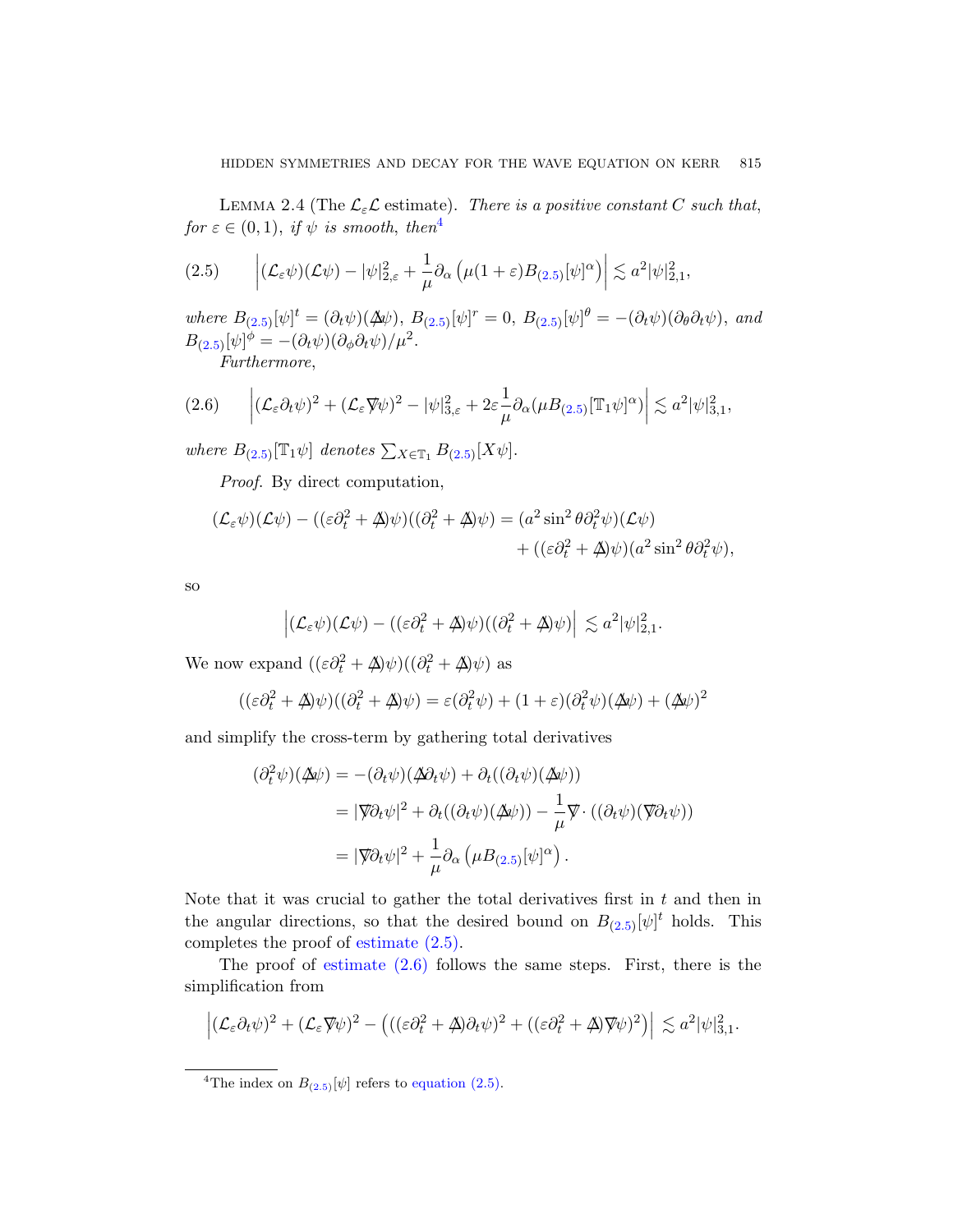Lemma 2.4 (The $\mathcal{L}_\varepsilon\mathcal{L}$ estimate). *There is a positive constant $C$ such that, for $\varepsilon \in (0,1)$, if $\psi$ is smooth, then*[4]

$$\left|(\mathcal{L}_\varepsilon\psi)(\mathcal{L}\psi) - |\psi|^2_{2,\varepsilon} + \frac{1}{\mu}\partial_\alpha\left(\mu(1+\varepsilon)B_{(2.5)}[\psi]^\alpha\right)\right| \lesssim a^2|\psi|^2_{2,1}, \tag{2.5}$$

*where $B_{(2.5)}[\psi]^t = (\partial_t\psi)(\not{\Delta}\psi)$, $B_{(2.5)}[\psi]^r = 0$, $B_{(2.5)}[\psi]^\theta = -(\partial_t\psi)(\partial_\theta\partial_t\psi)$, and $B_{(2.5)}[\psi]^\phi = -(\partial_t\psi)(\partial_\phi\partial_t\psi)/\mu^2$.*

*Furthermore,*

$$\left|(\mathcal{L}_\varepsilon\partial_t\psi)^2 + (\mathcal{L}_\varepsilon\not{\nabla}\psi)^2 - |\psi|^2_{3,\varepsilon} + 2\varepsilon\frac{1}{\mu}\partial_\alpha(\mu B_{(2.5)}[\mathbb{T}_1\psi]^\alpha)\right| \lesssim a^2|\psi|^2_{3,1}, \tag{2.6}$$

*where $B_{(2.5)}[\mathbb{T}_1\psi]$ denotes $\sum_{X\in\mathbb{T}_1} B_{(2.5)}[X\psi]$.*

*Proof.* By direct computation,

$$\begin{aligned}(\mathcal{L}_\varepsilon\psi)(\mathcal{L}\psi) - ((\varepsilon\partial_t^2 + \not{\Delta})\psi)((\partial_t^2 + \not{\Delta})\psi) = (a^2\sin^2\theta\partial_t^2\psi)(\mathcal{L}\psi) \\ + ((\varepsilon\partial_t^2 + \not{\Delta})\psi)(a^2\sin^2\theta\partial_t^2\psi),\end{aligned}$$

so

$$\left|(\mathcal{L}_\varepsilon\psi)(\mathcal{L}\psi) - ((\varepsilon\partial_t^2 + \not{\Delta})\psi)((\partial_t^2 + \not{\Delta})\psi)\right| \lesssim a^2|\psi|^2_{2,1}.$$

We now expand $((\varepsilon\partial_t^2 + \not{\Delta})\psi)((\partial_t^2 + \not{\Delta})\psi)$ as

$$((\varepsilon\partial_t^2 + \not{\Delta})\psi)((\partial_t^2 + \not{\Delta})\psi) = \varepsilon(\partial_t^2\psi) + (1+\varepsilon)(\partial_t^2\psi)(\not{\Delta}\psi) + (\not{\Delta}\psi)^2$$

and simplify the cross-term by gathering total derivatives

$$\begin{aligned}(\partial_t^2\psi)(\not{\Delta}\psi) &= -(\partial_t\psi)(\not{\Delta}\partial_t\psi) + \partial_t((\partial_t\psi)(\not{\Delta}\psi)) \\ &= |\not{\nabla}\partial_t\psi|^2 + \partial_t((\partial_t\psi)(\not{\Delta}\psi)) - \frac{1}{\mu}\not{\nabla}\cdot((\partial_t\psi)(\not{\nabla}\partial_t\psi)) \\ &= |\not{\nabla}\partial_t\psi|^2 + \frac{1}{\mu}\partial_\alpha\left(\mu B_{(2.5)}[\psi]^\alpha\right).\end{aligned}$$

Note that it was crucial to gather the total derivatives first in $t$ and then in the angular directions, so that the desired bound on $B_{(2.5)}[\psi]^t$ holds. This completes the proof of estimate (2.5).

The proof of estimate (2.6) follows the same steps. First, there is the simplification from

$$\left|(\mathcal{L}_\varepsilon\partial_t\psi)^2 + (\mathcal{L}_\varepsilon\not{\nabla}\psi)^2 - \left(((\varepsilon\partial_t^2 + \not{\Delta})\partial_t\psi)^2 + ((\varepsilon\partial_t^2 + \not{\Delta})\not{\nabla}\psi)^2\right)\right| \lesssim a^2|\psi|^2_{3,1}.$$

[4] The index on $B_{(2.5)}[\psi]$ refers to equation (2.5).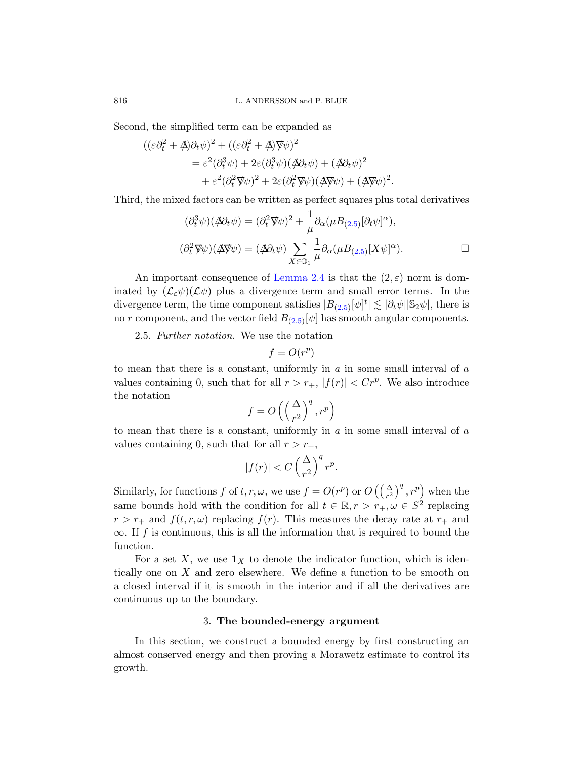Second, the simplified term can be expanded as

$$
\begin{aligned}
((\varepsilon\partial_t^2 + \not\Delta)\partial_t\psi)^2 &+ ((\varepsilon\partial_t^2 + \not\Delta)\not\nabla\psi)^2 \\
&= \varepsilon^2(\partial_t^3\psi) + 2\varepsilon(\partial_t^3\psi)(\not\Delta\partial_t\psi) + (\not\Delta\partial_t\psi)^2 \\
&\quad + \varepsilon^2(\partial_t^2\not\nabla\psi)^2 + 2\varepsilon(\partial_t^2\not\nabla\psi)(\not\Delta\not\nabla\psi) + (\not\Delta\not\nabla\psi)^2.
\end{aligned}
$$

Third, the mixed factors can be written as perfect squares plus total derivatives

$$
\begin{aligned}
(\partial_t^3\psi)(\not\Delta\partial_t\psi) &= (\partial_t^2\not\nabla\psi)^2 + \frac{1}{\mu}\partial_\alpha(\mu B_{(2.5)}[\partial_t\psi]^\alpha), \\
(\partial_t^2\not\nabla\psi)(\not\Delta\not\nabla\psi) &= (\not\Delta\partial_t\psi)\sum_{X\in\mathbb{O}_1}\frac{1}{\mu}\partial_\alpha(\mu B_{(2.5)}[X\psi]^\alpha). \qquad \square
\end{aligned}
$$

An important consequence of Lemma 2.4 is that the $(2,\varepsilon)$ norm is dominated by $(\mathcal{L}_\varepsilon\psi)(\mathcal{L}\psi)$ plus a divergence term and small error terms. In the divergence term, the time component satisfies $|B_{(2.5)}[\psi]^t| \lesssim |\partial_t\psi||\mathbb{S}_2\psi|$, there is no $r$ component, and the vector field $B_{(2.5)}[\psi]$ has smooth angular components.

2.5. *Further notation.* We use the notation

$$
f = O(r^p)
$$

to mean that there is a constant, uniformly in $a$ in some small interval of $a$ values containing 0, such that for all $r > r_+$, $|f(r)| < Cr^p$. We also introduce the notation

$$
f = O\left(\left(\frac{\Delta}{r^2}\right)^q, r^p\right)
$$

to mean that there is a constant, uniformly in $a$ in some small interval of $a$ values containing 0, such that for all $r > r_+$,

$$
|f(r)| < C\left(\frac{\Delta}{r^2}\right)^q r^p.
$$

Similarly, for functions $f$ of $t, r, \omega$, we use $f = O(r^p)$ or $O\left(\left(\frac{\Delta}{r^2}\right)^q, r^p\right)$ when the same bounds hold with the condition for all $t \in \mathbb{R}, r > r_+, \omega \in S^2$ replacing $r > r_+$ and $f(t, r, \omega)$ replacing $f(r)$. This measures the decay rate at $r_+$ and $\infty$. If $f$ is continuous, this is all the information that is required to bound the function.

For a set $X$, we use $\mathbf{1}_X$ to denote the indicator function, which is identically one on $X$ and zero elsewhere. We define a function to be smooth on a closed interval if it is smooth in the interior and if all the derivatives are continuous up to the boundary.

## 3. The bounded-energy argument

In this section, we construct a bounded energy by first constructing an almost conserved energy and then proving a Morawetz estimate to control its growth.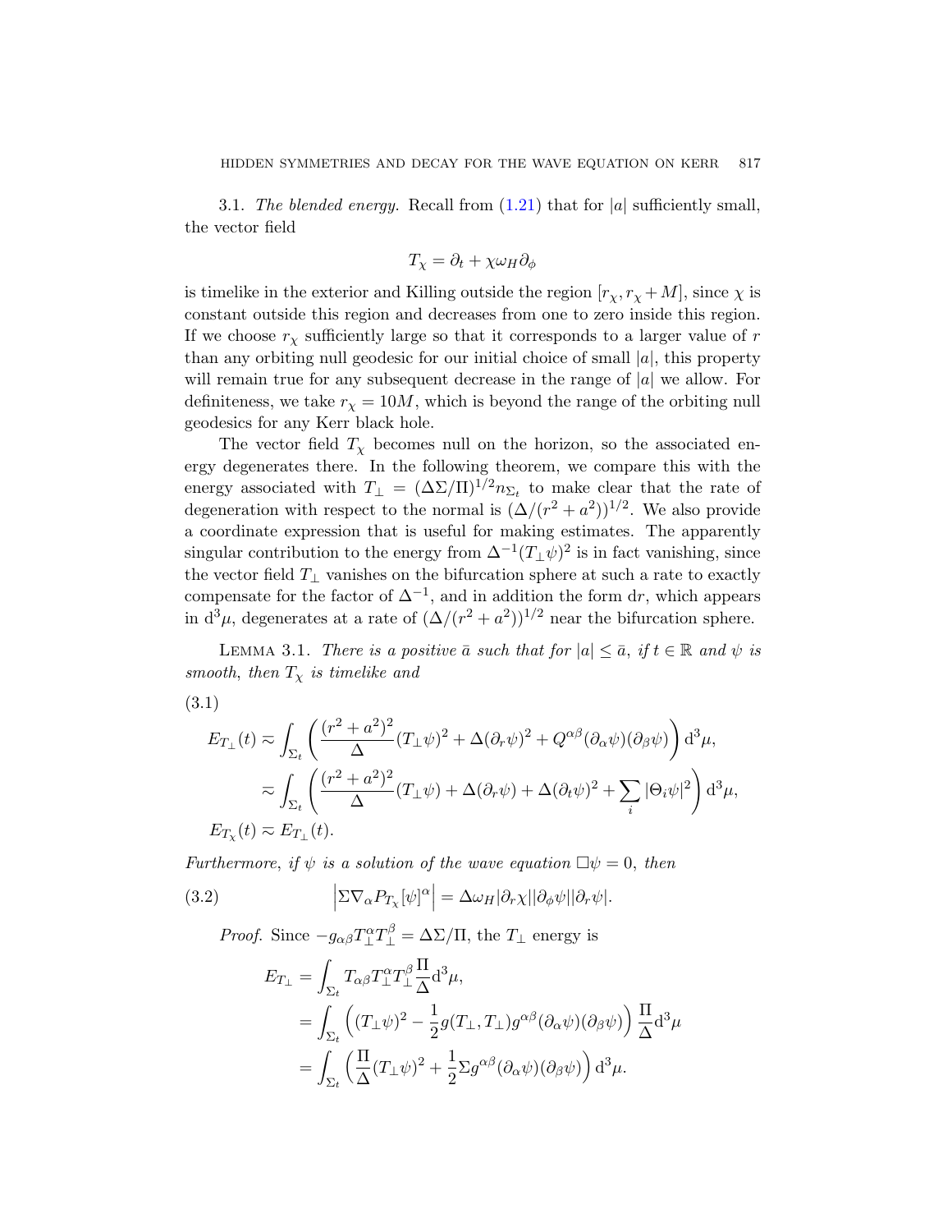3.1. *The blended energy.* Recall from (1.21) that for $|a|$ sufficiently small, the vector field

$$T_\chi = \partial_t + \chi\omega_H\partial_\phi$$

is timelike in the exterior and Killing outside the region $[r_\chi, r_\chi + M]$, since $\chi$ is constant outside this region and decreases from one to zero inside this region. If we choose $r_\chi$ sufficiently large so that it corresponds to a larger value of $r$ than any orbiting null geodesic for our initial choice of small $|a|$, this property will remain true for any subsequent decrease in the range of $|a|$ we allow. For definiteness, we take $r_\chi = 10M$, which is beyond the range of the orbiting null geodesics for any Kerr black hole.

The vector field $T_\chi$ becomes null on the horizon, so the associated energy degenerates there. In the following theorem, we compare this with the energy associated with $T_\perp = (\Delta\Sigma/\Pi)^{1/2} n_{\Sigma_t}$ to make clear that the rate of degeneration with respect to the normal is $(\Delta/(r^2+a^2))^{1/2}$. We also provide a coordinate expression that is useful for making estimates. The apparently singular contribution to the energy from $\Delta^{-1}(T_\perp\psi)^2$ is in fact vanishing, since the vector field $T_\perp$ vanishes on the bifurcation sphere at such a rate to exactly compensate for the factor of $\Delta^{-1}$, and in addition the form $\mathrm{d}r$, which appears in $\mathrm{d}^3\mu$, degenerates at a rate of $(\Delta/(r^2+a^2))^{1/2}$ near the bifurcation sphere.

LEMMA 3.1. *There is a positive $\bar{a}$ such that for $|a| \leq \bar{a}$, if $t \in \mathbb{R}$ and $\psi$ is smooth, then $T_\chi$ is timelike and*

(3.1)
$$\begin{aligned}
E_{T_\perp}(t) &\approx \int_{\Sigma_t} \left( \frac{(r^2+a^2)^2}{\Delta}(T_\perp\psi)^2 + \Delta(\partial_r\psi)^2 + Q^{\alpha\beta}(\partial_\alpha\psi)(\partial_\beta\psi) \right) \mathrm{d}^3\mu, \\
&\approx \int_{\Sigma_t} \left( \frac{(r^2+a^2)^2}{\Delta}(T_\perp\psi) + \Delta(\partial_r\psi) + \Delta(\partial_t\psi)^2 + \sum_i |\Theta_i\psi|^2 \right) \mathrm{d}^3\mu, \\
E_{T_\chi}(t) &\approx E_{T_\perp}(t).
\end{aligned}$$

*Furthermore, if $\psi$ is a solution of the wave equation $\Box\psi = 0$, then*

$$\left|\Sigma\nabla_\alpha P_{T_\chi}[\psi]^\alpha\right| = \Delta\omega_H|\partial_r\chi||\partial_\phi\psi||\partial_r\psi|. \tag{3.2}$$

*Proof.* Since $-g_{\alpha\beta}T_\perp^\alpha T_\perp^\beta = \Delta\Sigma/\Pi$, the $T_\perp$ energy is

$$\begin{aligned}
E_{T_\perp} &= \int_{\Sigma_t} T_{\alpha\beta}T_\perp^\alpha T_\perp^\beta \frac{\Pi}{\Delta}\mathrm{d}^3\mu, \\
&= \int_{\Sigma_t} \left( (T_\perp\psi)^2 - \frac{1}{2}g(T_\perp, T_\perp)g^{\alpha\beta}(\partial_\alpha\psi)(\partial_\beta\psi) \right) \frac{\Pi}{\Delta}\mathrm{d}^3\mu \\
&= \int_{\Sigma_t} \left( \frac{\Pi}{\Delta}(T_\perp\psi)^2 + \frac{1}{2}\Sigma g^{\alpha\beta}(\partial_\alpha\psi)(\partial_\beta\psi) \right) \mathrm{d}^3\mu.
\end{aligned}$$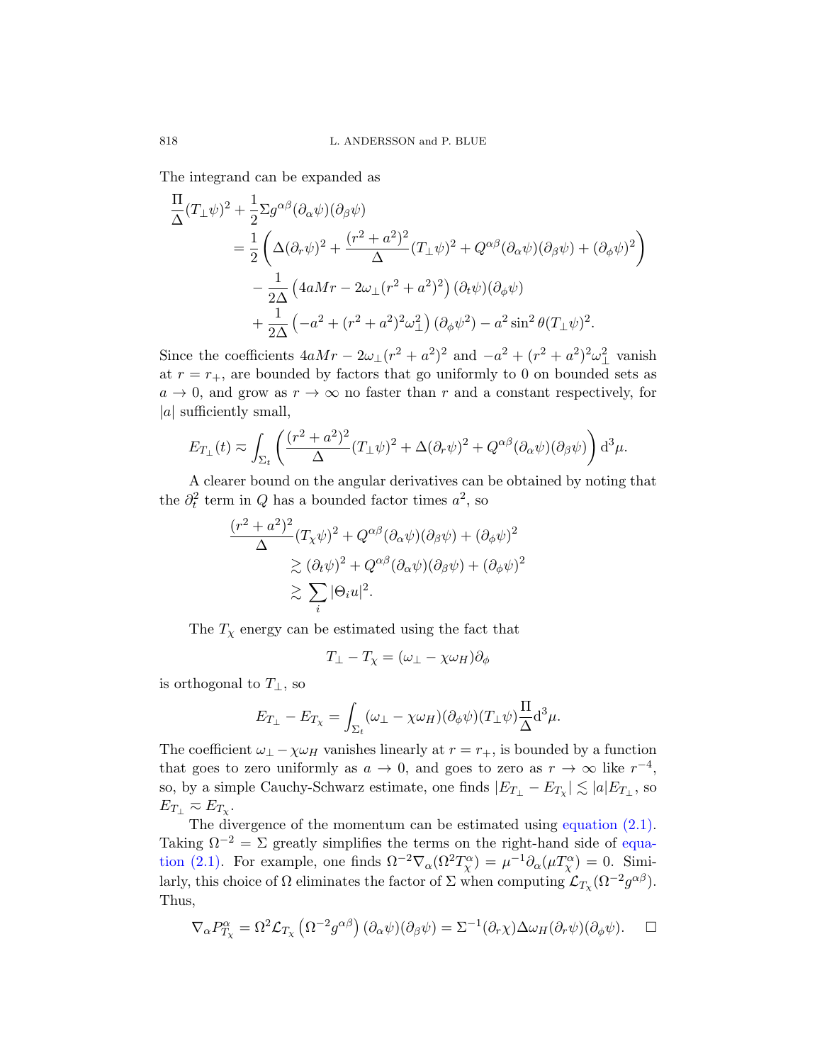The integrand can be expanded as

$$
\begin{aligned}
\frac{\Pi}{\Delta}(T_\perp\psi)^2 + \frac{1}{2}\Sigma g^{\alpha\beta}(\partial_\alpha\psi)(\partial_\beta\psi)
&= \frac{1}{2}\left(\Delta(\partial_r\psi)^2 + \frac{(r^2+a^2)^2}{\Delta}(T_\perp\psi)^2 + Q^{\alpha\beta}(\partial_\alpha\psi)(\partial_\beta\psi) + (\partial_\phi\psi)^2\right)\\
&\quad - \frac{1}{2\Delta}\left(4aMr - 2\omega_\perp(r^2+a^2)^2\right)(\partial_t\psi)(\partial_\phi\psi)\\
&\quad + \frac{1}{2\Delta}\left(-a^2 + (r^2+a^2)^2\omega_\perp^2\right)(\partial_\phi\psi^2) - a^2\sin^2\theta(T_\perp\psi)^2.
\end{aligned}
$$

Since the coefficients $4aMr - 2\omega_\perp(r^2+a^2)^2$ and $-a^2+(r^2+a^2)^2\omega_\perp^2$ vanish at $r=r_+$, are bounded by factors that go uniformly to 0 on bounded sets as $a \to 0$, and grow as $r \to \infty$ no faster than $r$ and a constant respectively, for $|a|$ sufficiently small,

$$
E_{T_\perp}(t) \eqsim \int_{\Sigma_t}\left(\frac{(r^2+a^2)^2}{\Delta}(T_\perp\psi)^2 + \Delta(\partial_r\psi)^2 + Q^{\alpha\beta}(\partial_\alpha\psi)(\partial_\beta\psi)\right)\mathrm{d}^3\mu.
$$

A clearer bound on the angular derivatives can be obtained by noting that the $\partial_t^2$ term in $Q$ has a bounded factor times $a^2$, so

$$
\begin{aligned}
\frac{(r^2+a^2)^2}{\Delta}(T_\chi\psi)^2 + Q^{\alpha\beta}(\partial_\alpha\psi)(\partial_\beta\psi) + (\partial_\phi\psi)^2
&\gtrsim (\partial_t\psi)^2 + Q^{\alpha\beta}(\partial_\alpha\psi)(\partial_\beta\psi) + (\partial_\phi\psi)^2\\
&\gtrsim \sum_i |\Theta_i u|^2.
\end{aligned}
$$

The $T_\chi$ energy can be estimated using the fact that

$$
T_\perp - T_\chi = (\omega_\perp - \chi\omega_H)\partial_\phi
$$

is orthogonal to $T_\perp$, so

$$
E_{T_\perp} - E_{T_\chi} = \int_{\Sigma_t}(\omega_\perp - \chi\omega_H)(\partial_\phi\psi)(T_\perp\psi)\frac{\Pi}{\Delta}\mathrm{d}^3\mu.
$$

The coefficient $\omega_\perp - \chi\omega_H$ vanishes linearly at $r=r_+$, is bounded by a function that goes to zero uniformly as $a \to 0$, and goes to zero as $r \to \infty$ like $r^{-4}$, so, by a simple Cauchy-Schwarz estimate, one finds $|E_{T_\perp} - E_{T_\chi}| \lesssim |a| E_{T_\perp}$, so $E_{T_\perp} \eqsim E_{T_\chi}$.

The divergence of the momentum can be estimated using equation (2.1). Taking $\Omega^{-2} = \Sigma$ greatly simplifies the terms on the right-hand side of equation (2.1). For example, one finds $\Omega^{-2}\nabla_\alpha(\Omega^2 T_\chi^\alpha) = \mu^{-1}\partial_\alpha(\mu T_\chi^\alpha) = 0$. Similarly, this choice of $\Omega$ eliminates the factor of $\Sigma$ when computing $\mathcal{L}_{T_\chi}(\Omega^{-2}g^{\alpha\beta})$. Thus,

$$
\nabla_\alpha P_{T_\chi}^\alpha = \Omega^2\mathcal{L}_{T_\chi}\left(\Omega^{-2}g^{\alpha\beta}\right)(\partial_\alpha\psi)(\partial_\beta\psi) = \Sigma^{-1}(\partial_r\chi)\Delta\omega_H(\partial_r\psi)(\partial_\phi\psi). \quad \square
$$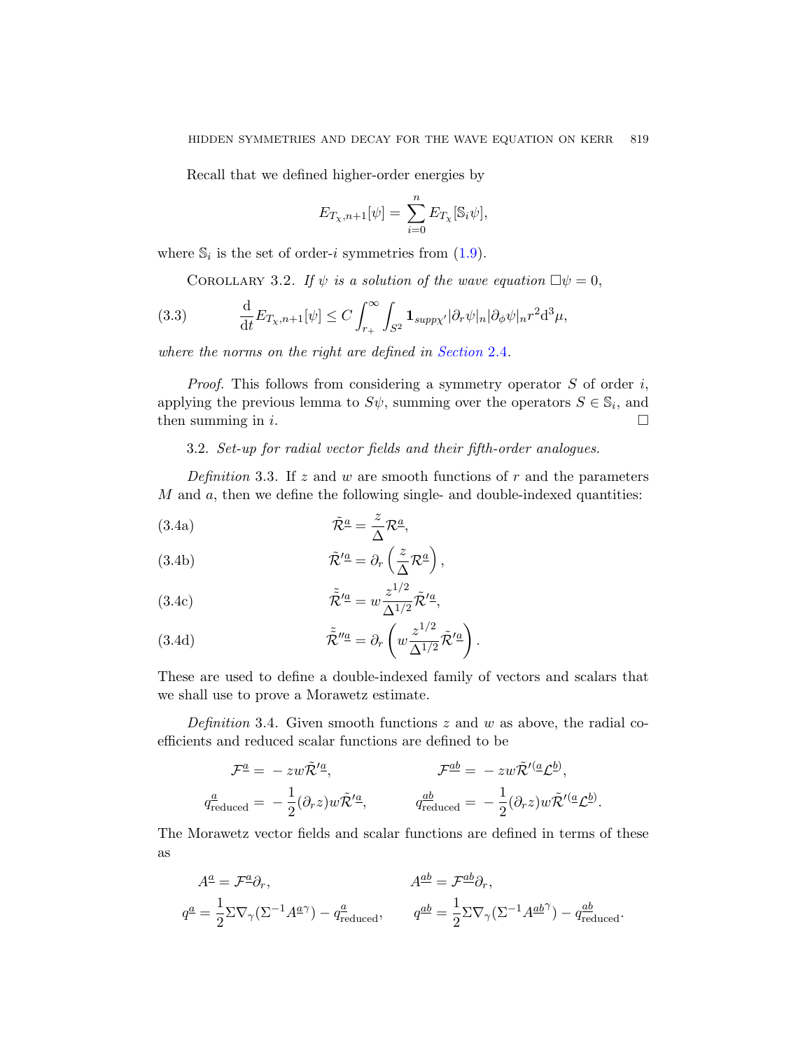Recall that we defined higher-order energies by

$$E_{T_\chi,n+1}[\psi] = \sum_{i=0}^{n} E_{T_\chi}[\mathbb{S}_i\psi],$$

where $\mathbb{S}_i$ is the set of order-$i$ symmetries from (1.9).

COROLLARY 3.2. *If $\psi$ is a solution of the wave equation $\Box\psi = 0$,*

$$\frac{\mathrm{d}}{\mathrm{d}t} E_{T_\chi,n+1}[\psi] \le C \int_{r_+}^{\infty} \int_{S^2} \mathbf{1}_{supp\chi'} |\partial_r \psi|_n |\partial_\phi \psi|_n r^2 \mathrm{d}^3\mu, \tag{3.3}$$

*where the norms on the right are defined in Section 2.4.*

*Proof.* This follows from considering a symmetry operator $S$ of order $i$, applying the previous lemma to $S\psi$, summing over the operators $S \in \mathbb{S}_i$, and then summing in $i$. ∎

3.2. *Set-up for radial vector fields and their fifth-order analogues.*

*Definition* 3.3. If $z$ and $w$ are smooth functions of $r$ and the parameters $M$ and $a$, then we define the following single- and double-indexed quantities:

$$\tilde{\mathcal{R}}^{\underline{a}} = \frac{z}{\Delta}\mathcal{R}^{\underline{a}}, \tag{3.4a}$$

$$\tilde{\mathcal{R}}'^{\underline{a}} = \partial_r\left(\frac{z}{\Delta}\mathcal{R}^{\underline{a}}\right), \tag{3.4b}$$

$$\tilde{\tilde{\mathcal{R}}}'^{\underline{a}} = w\frac{z^{1/2}}{\Delta^{1/2}}\tilde{\mathcal{R}}'^{\underline{a}}, \tag{3.4c}$$

$$\tilde{\tilde{\mathcal{R}}}''^{\underline{a}} = \partial_r\left(w\frac{z^{1/2}}{\Delta^{1/2}}\tilde{\mathcal{R}}'^{\underline{a}}\right). \tag{3.4d}$$

These are used to define a double-indexed family of vectors and scalars that we shall use to prove a Morawetz estimate.

*Definition* 3.4. Given smooth functions $z$ and $w$ as above, the radial coefficients and reduced scalar functions are defined to be

$$\mathcal{F}^{\underline{a}} = -zw\tilde{\mathcal{R}}'^{\underline{a}}, \qquad \mathcal{F}^{\underline{ab}} = -zw\tilde{\mathcal{R}}'^{(\underline{a}}\mathcal{L}^{\underline{b})},$$

$$q^{\underline{a}}_{\text{reduced}} = -\frac{1}{2}(\partial_r z)w\tilde{\mathcal{R}}'^{\underline{a}}, \qquad q^{\underline{ab}}_{\text{reduced}} = -\frac{1}{2}(\partial_r z)w\tilde{\mathcal{R}}'^{(\underline{a}}\mathcal{L}^{\underline{b})}.$$

The Morawetz vector fields and scalar functions are defined in terms of these as

$$A^{\underline{a}} = \mathcal{F}^{\underline{a}}\partial_r, \qquad A^{\underline{ab}} = \mathcal{F}^{\underline{ab}}\partial_r,$$

$$q^{\underline{a}} = \frac{1}{2}\Sigma\nabla_\gamma(\Sigma^{-1}A^{\underline{a}\gamma}) - q^{\underline{a}}_{\text{reduced}}, \qquad q^{\underline{ab}} = \frac{1}{2}\Sigma\nabla_\gamma(\Sigma^{-1}A^{\underline{ab}\gamma}) - q^{\underline{ab}}_{\text{reduced}}.$$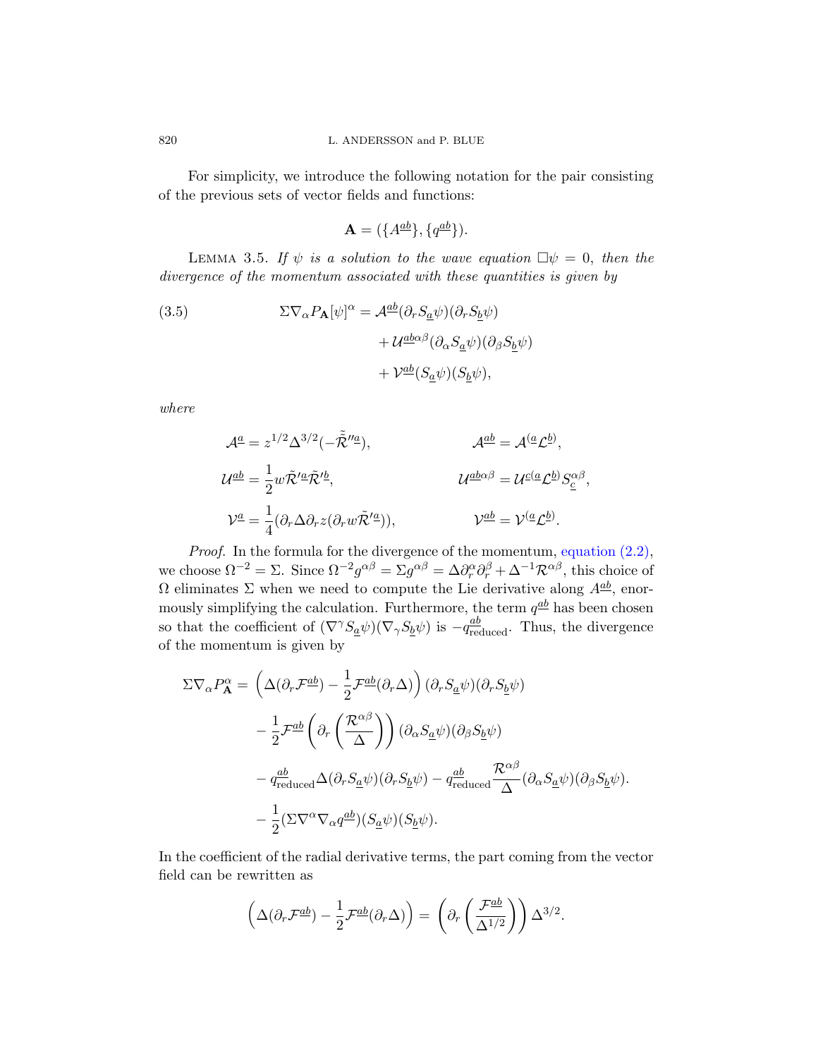For simplicity, we introduce the following notation for the pair consisting of the previous sets of vector fields and functions:

$$\mathbf{A} = (\{A^{\underline{ab}}\}, \{q^{\underline{ab}}\}).$$

LEMMA 3.5. *If $\psi$ is a solution to the wave equation $\Box\psi = 0$, then the divergence of the momentum associated with these quantities is given by*

$$
\begin{aligned}
\Sigma\nabla_\alpha P_{\mathbf{A}}[\psi]^\alpha = {} & \mathcal{A}^{\underline{ab}}(\partial_r S_{\underline{a}}\psi)(\partial_r S_{\underline{b}}\psi) \\
& + \mathcal{U}^{\underline{ab}\alpha\beta}(\partial_\alpha S_{\underline{a}}\psi)(\partial_\beta S_{\underline{b}}\psi) \\
& + \mathcal{V}^{\underline{ab}}(S_{\underline{a}}\psi)(S_{\underline{b}}\psi),
\end{aligned} \tag{3.5}
$$

*where*

$$
\begin{aligned}
\mathcal{A}^{\underline{a}} &= z^{1/2}\Delta^{3/2}(-\tilde{\tilde{\mathcal{R}}}''^{\underline{a}}), & \mathcal{A}^{\underline{ab}} &= \mathcal{A}^{(\underline{a}}\mathcal{L}^{\underline{b})}, \\
\mathcal{U}^{\underline{ab}} &= \frac{1}{2}w\tilde{\mathcal{R}}'^{\underline{a}}\tilde{\mathcal{R}}'^{\underline{b}}, & \mathcal{U}^{\underline{ab}\alpha\beta} &= \mathcal{U}^{\underline{c}(\underline{a}}\mathcal{L}^{\underline{b})}S_{\underline{c}}^{\alpha\beta}, \\
\mathcal{V}^{\underline{a}} &= \frac{1}{4}(\partial_r\Delta\partial_r z(\partial_r w\tilde{\mathcal{R}}'^{\underline{a}})), & \mathcal{V}^{\underline{ab}} &= \mathcal{V}^{(\underline{a}}\mathcal{L}^{\underline{b})}.
\end{aligned}
$$

*Proof.* In the formula for the divergence of the momentum, equation (2.2), we choose $\Omega^{-2} = \Sigma$. Since $\Omega^{-2}g^{\alpha\beta} = \Sigma g^{\alpha\beta} = \Delta\partial_r^\alpha\partial_r^\beta + \Delta^{-1}\mathcal{R}^{\alpha\beta}$, this choice of $\Omega$ eliminates $\Sigma$ when we need to compute the Lie derivative along $A^{\underline{ab}}$, enormously simplifying the calculation. Furthermore, the term $q^{\underline{ab}}$ has been chosen so that the coefficient of $(\nabla^\gamma S_{\underline{a}}\psi)(\nabla_\gamma S_{\underline{b}}\psi)$ is $-q^{\underline{ab}}_{\text{reduced}}$. Thus, the divergence of the momentum is given by

$$
\begin{aligned}
\Sigma\nabla_\alpha P_{\mathbf{A}}^\alpha = {} & \left(\Delta(\partial_r\mathcal{F}^{\underline{ab}}) - \frac{1}{2}\mathcal{F}^{\underline{ab}}(\partial_r\Delta)\right)(\partial_r S_{\underline{a}}\psi)(\partial_r S_{\underline{b}}\psi) \\
& - \frac{1}{2}\mathcal{F}^{\underline{ab}}\left(\partial_r\left(\frac{\mathcal{R}^{\alpha\beta}}{\Delta}\right)\right)(\partial_\alpha S_{\underline{a}}\psi)(\partial_\beta S_{\underline{b}}\psi) \\
& - q^{\underline{ab}}_{\text{reduced}}\Delta(\partial_r S_{\underline{a}}\psi)(\partial_r S_{\underline{b}}\psi) - q^{\underline{ab}}_{\text{reduced}}\frac{\mathcal{R}^{\alpha\beta}}{\Delta}(\partial_\alpha S_{\underline{a}}\psi)(\partial_\beta S_{\underline{b}}\psi). \\
& - \frac{1}{2}(\Sigma\nabla^\alpha\nabla_\alpha q^{\underline{ab}})(S_{\underline{a}}\psi)(S_{\underline{b}}\psi).
\end{aligned}
$$

In the coefficient of the radial derivative terms, the part coming from the vector field can be rewritten as

$$\left(\Delta(\partial_r\mathcal{F}^{\underline{ab}}) - \frac{1}{2}\mathcal{F}^{\underline{ab}}(\partial_r\Delta)\right) = \left(\partial_r\left(\frac{\mathcal{F}^{\underline{ab}}}{\Delta^{1/2}}\right)\right)\Delta^{3/2}.$$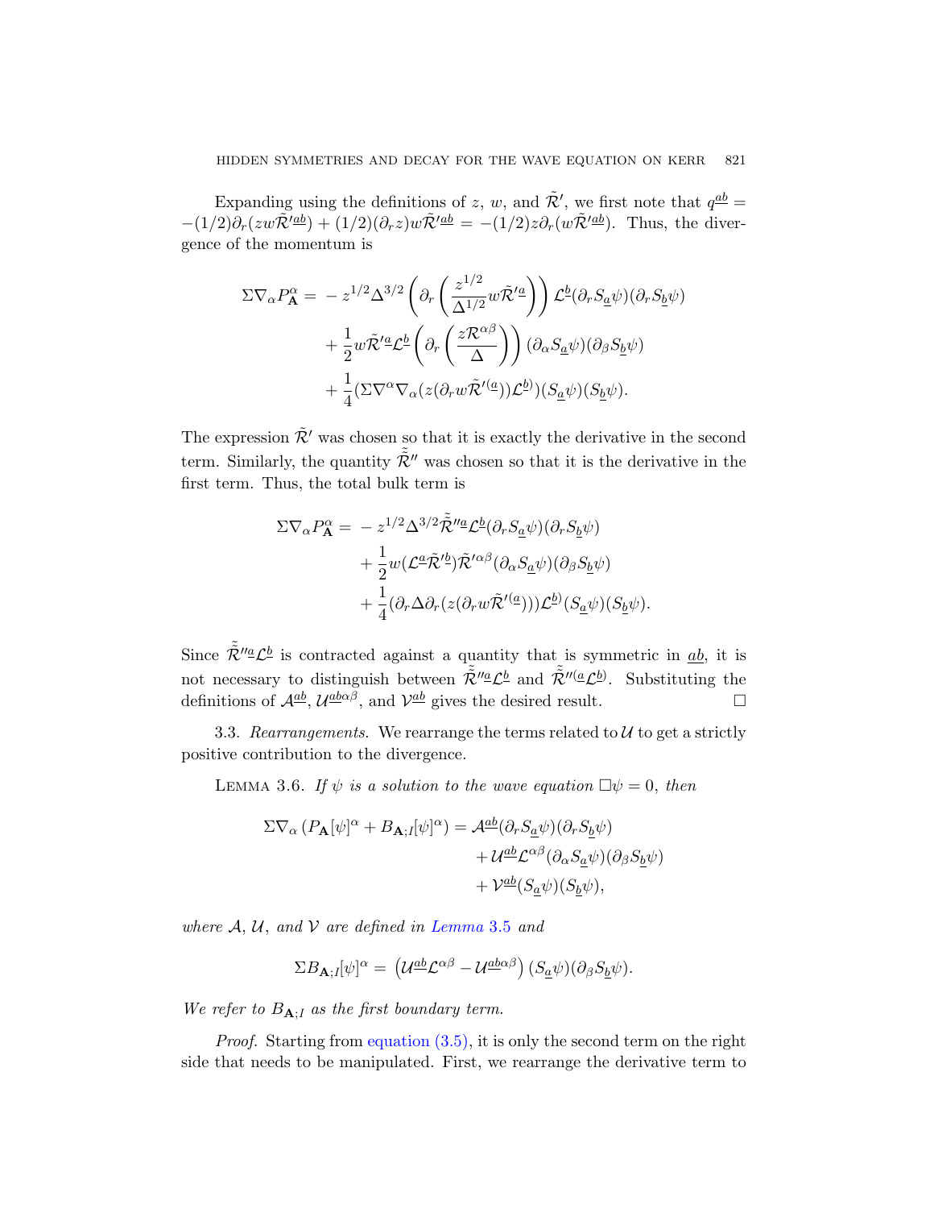Expanding using the definitions of $z$, $w$, and $\tilde{\mathcal{R}}'$, we first note that $q^{\underline{ab}} = -(1/2)\partial_r(zw\tilde{\mathcal{R}}'^{\underline{ab}}) + (1/2)(\partial_r z)w\tilde{\mathcal{R}}'^{\underline{ab}} = -(1/2)z\partial_r(w\tilde{\mathcal{R}}'^{\underline{ab}})$. Thus, the divergence of the momentum is

$$
\begin{aligned}
\Sigma\nabla_\alpha P^\alpha_{\mathbf{A}} = &-z^{1/2}\Delta^{3/2}\left(\partial_r\left(\frac{z^{1/2}}{\Delta^{1/2}}w\tilde{\mathcal{R}}'^{\underline{a}}\right)\right)\mathcal{L}^{\underline{b}}(\partial_r S_{\underline{a}}\psi)(\partial_r S_{\underline{b}}\psi)\\
&+\frac{1}{2}w\tilde{\mathcal{R}}'^{\underline{a}}\mathcal{L}^{\underline{b}}\left(\partial_r\left(\frac{z\mathcal{R}^{\alpha\beta}}{\Delta}\right)\right)(\partial_\alpha S_{\underline{a}}\psi)(\partial_\beta S_{\underline{b}}\psi)\\
&+\frac{1}{4}(\Sigma\nabla^\alpha\nabla_\alpha(z(\partial_r w\tilde{\mathcal{R}}'^{(\underline{a}}))\mathcal{L}^{\underline{b})})(S_{\underline{a}}\psi)(S_{\underline{b}}\psi).
\end{aligned}
$$

The expression $\tilde{\mathcal{R}}'$ was chosen so that it is exactly the derivative in the second term. Similarly, the quantity $\tilde{\tilde{\mathcal{R}}}''$ was chosen so that it is the derivative in the first term. Thus, the total bulk term is

$$
\begin{aligned}
\Sigma\nabla_\alpha P^\alpha_{\mathbf{A}} = &-z^{1/2}\Delta^{3/2}\tilde{\tilde{\mathcal{R}}}''^{\underline{a}}\mathcal{L}^{\underline{b}}(\partial_r S_{\underline{a}}\psi)(\partial_r S_{\underline{b}}\psi)\\
&+\frac{1}{2}w(\mathcal{L}^{\underline{a}}\tilde{\mathcal{R}}'^{\underline{b}})\tilde{\mathcal{R}}'^{\alpha\beta}(\partial_\alpha S_{\underline{a}}\psi)(\partial_\beta S_{\underline{b}}\psi)\\
&+\frac{1}{4}(\partial_r\Delta\partial_r(z(\partial_r w\tilde{\mathcal{R}}'^{(\underline{a}})))\mathcal{L}^{\underline{b})})(S_{\underline{a}}\psi)(S_{\underline{b}}\psi).
\end{aligned}
$$

Since $\tilde{\tilde{\mathcal{R}}}''^{\underline{a}}\mathcal{L}^{\underline{b}}$ is contracted against a quantity that is symmetric in $\underline{ab}$, it is not necessary to distinguish between $\tilde{\tilde{\mathcal{R}}}''^{\underline{a}}\mathcal{L}^{\underline{b}}$ and $\tilde{\tilde{\mathcal{R}}}''^{(\underline{a}}\mathcal{L}^{\underline{b})}$. Substituting the definitions of $\mathcal{A}^{\underline{ab}}$, $\mathcal{U}^{\underline{ab}\alpha\beta}$, and $\mathcal{V}^{\underline{ab}}$ gives the desired result. □

3.3. *Rearrangements.* We rearrange the terms related to $\mathcal{U}$ to get a strictly positive contribution to the divergence.

LEMMA 3.6. *If $\psi$ is a solution to the wave equation $\Box\psi = 0$, then*

$$
\begin{aligned}
\Sigma\nabla_\alpha\left(P_{\mathbf{A}}[\psi]^\alpha + B_{\mathbf{A};I}[\psi]^\alpha\right) = &\,\mathcal{A}^{\underline{ab}}(\partial_r S_{\underline{a}}\psi)(\partial_r S_{\underline{b}}\psi)\\
&+\mathcal{U}^{\underline{ab}}\mathcal{L}^{\alpha\beta}(\partial_\alpha S_{\underline{a}}\psi)(\partial_\beta S_{\underline{b}}\psi)\\
&+\mathcal{V}^{\underline{ab}}(S_{\underline{a}}\psi)(S_{\underline{b}}\psi),
\end{aligned}
$$

*where $\mathcal{A}$, $\mathcal{U}$, and $\mathcal{V}$ are defined in Lemma 3.5 and*

$$
\Sigma B_{\mathbf{A};I}[\psi]^\alpha = \left(\mathcal{U}^{\underline{ab}}\mathcal{L}^{\alpha\beta} - \mathcal{U}^{\underline{ab}\alpha\beta}\right)(S_{\underline{a}}\psi)(\partial_\beta S_{\underline{b}}\psi).
$$

*We refer to $B_{\mathbf{A};I}$ as the first boundary term.*

*Proof.* Starting from equation (3.5), it is only the second term on the right side that needs to be manipulated. First, we rearrange the derivative term to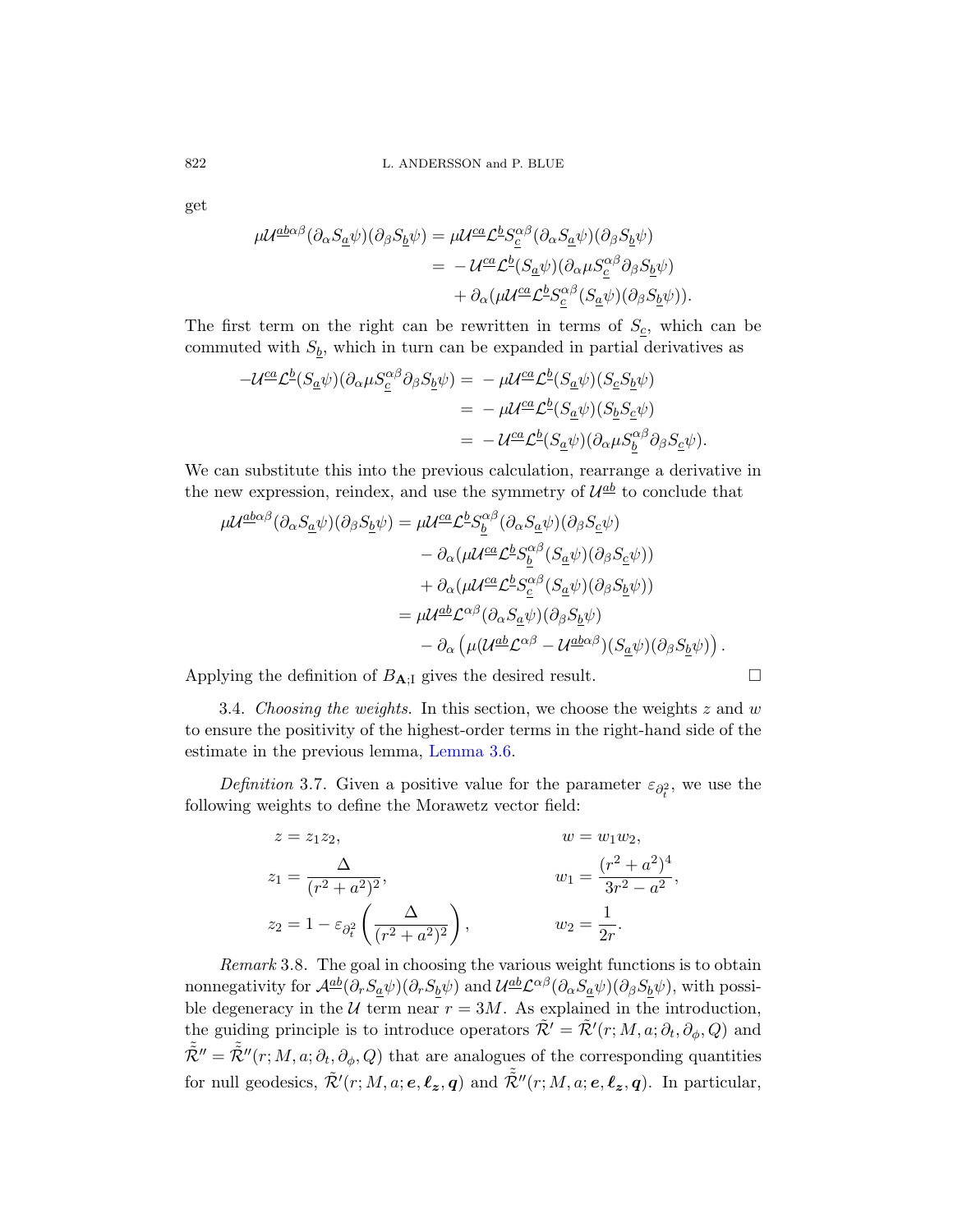get

$$
\begin{aligned}
\mu\mathcal{U}^{\underline{ab}\alpha\beta}(\partial_\alpha S_{\underline{a}}\psi)(\partial_\beta S_{\underline{b}}\psi) &= \mu\mathcal{U}^{\underline{ca}}\mathcal{L}^{\underline{b}}S_{\underline{c}}^{\alpha\beta}(\partial_\alpha S_{\underline{a}}\psi)(\partial_\beta S_{\underline{b}}\psi)\\
&= -\mathcal{U}^{\underline{ca}}\mathcal{L}^{\underline{b}}(S_{\underline{a}}\psi)(\partial_\alpha \mu S_{\underline{c}}^{\alpha\beta}\partial_\beta S_{\underline{b}}\psi)\\
&\quad + \partial_\alpha(\mu\mathcal{U}^{\underline{ca}}\mathcal{L}^{\underline{b}}S_{\underline{c}}^{\alpha\beta}(S_{\underline{a}}\psi)(\partial_\beta S_{\underline{b}}\psi)).
\end{aligned}
$$

The first term on the right can be rewritten in terms of $S_{\underline{c}}$, which can be commuted with $S_{\underline{b}}$, which in turn can be expanded in partial derivatives as

$$
\begin{aligned}
-\mathcal{U}^{\underline{ca}}\mathcal{L}^{\underline{b}}(S_{\underline{a}}\psi)(\partial_\alpha \mu S_{\underline{c}}^{\alpha\beta}\partial_\beta S_{\underline{b}}\psi) &= -\mu\mathcal{U}^{\underline{ca}}\mathcal{L}^{\underline{b}}(S_{\underline{a}}\psi)(S_{\underline{c}}S_{\underline{b}}\psi)\\
&= -\mu\mathcal{U}^{\underline{ca}}\mathcal{L}^{\underline{b}}(S_{\underline{a}}\psi)(S_{\underline{b}}S_{\underline{c}}\psi)\\
&= -\mathcal{U}^{\underline{ca}}\mathcal{L}^{\underline{b}}(S_{\underline{a}}\psi)(\partial_\alpha \mu S_{\underline{b}}^{\alpha\beta}\partial_\beta S_{\underline{c}}\psi).
\end{aligned}
$$

We can substitute this into the previous calculation, rearrange a derivative in the new expression, reindex, and use the symmetry of $\mathcal{U}^{\underline{ab}}$ to conclude that

$$
\begin{aligned}
\mu\mathcal{U}^{\underline{ab}\alpha\beta}(\partial_\alpha S_{\underline{a}}\psi)(\partial_\beta S_{\underline{b}}\psi) &= \mu\mathcal{U}^{\underline{ca}}\mathcal{L}^{\underline{b}}S_{\underline{b}}^{\alpha\beta}(\partial_\alpha S_{\underline{a}}\psi)(\partial_\beta S_{\underline{c}}\psi)\\
&\quad - \partial_\alpha(\mu\mathcal{U}^{\underline{ca}}\mathcal{L}^{\underline{b}}S_{\underline{b}}^{\alpha\beta}(S_{\underline{a}}\psi)(\partial_\beta S_{\underline{c}}\psi))\\
&\quad + \partial_\alpha(\mu\mathcal{U}^{\underline{ca}}\mathcal{L}^{\underline{b}}S_{\underline{c}}^{\alpha\beta}(S_{\underline{a}}\psi)(\partial_\beta S_{\underline{b}}\psi))\\
&= \mu\mathcal{U}^{\underline{ab}}\mathcal{L}^{\alpha\beta}(\partial_\alpha S_{\underline{a}}\psi)(\partial_\beta S_{\underline{b}}\psi)\\
&\quad - \partial_\alpha\left(\mu(\mathcal{U}^{\underline{ab}}\mathcal{L}^{\alpha\beta} - \mathcal{U}^{\underline{ab}\alpha\beta})(S_{\underline{a}}\psi)(\partial_\beta S_{\underline{b}}\psi)\right).
\end{aligned}
$$

Applying the definition of $B_{\mathbf{A};1}$ gives the desired result. ☐

3.4. *Choosing the weights.* In this section, we choose the weights $z$ and $w$ to ensure the positivity of the highest-order terms in the right-hand side of the estimate in the previous lemma, Lemma 3.6.

*Definition* 3.7. Given a positive value for the parameter $\varepsilon_{\partial_t^2}$, we use the following weights to define the Morawetz vector field:

$$
\begin{aligned}
z &= z_1 z_2, & w &= w_1 w_2,\\
z_1 &= \frac{\Delta}{(r^2+a^2)^2}, & w_1 &= \frac{(r^2+a^2)^4}{3r^2-a^2},\\
z_2 &= 1 - \varepsilon_{\partial_t^2}\left(\frac{\Delta}{(r^2+a^2)^2}\right), & w_2 &= \frac{1}{2r}.
\end{aligned}
$$

*Remark* 3.8. The goal in choosing the various weight functions is to obtain nonnegativity for $\mathcal{A}^{\underline{ab}}(\partial_r S_{\underline{a}}\psi)(\partial_r S_{\underline{b}}\psi)$ and $\mathcal{U}^{\underline{ab}}\mathcal{L}^{\alpha\beta}(\partial_\alpha S_{\underline{a}}\psi)(\partial_\beta S_{\underline{b}}\psi)$, with possible degeneracy in the $\mathcal{U}$ term near $r=3M$. As explained in the introduction, the guiding principle is to introduce operators $\tilde{\mathcal{R}}' = \tilde{\mathcal{R}}'(r;M,a;\partial_t,\partial_\phi,Q)$ and $\tilde{\tilde{\mathcal{R}}}'' = \tilde{\tilde{\mathcal{R}}}''(r;M,a;\partial_t,\partial_\phi,Q)$ that are analogues of the corresponding quantities for null geodesics, $\tilde{\mathcal{R}}'(r;M,a;\boldsymbol{e},\boldsymbol{\ell_z},\boldsymbol{q})$ and $\tilde{\tilde{\mathcal{R}}}''(r;M,a;\boldsymbol{e},\boldsymbol{\ell_z},\boldsymbol{q})$. In particular,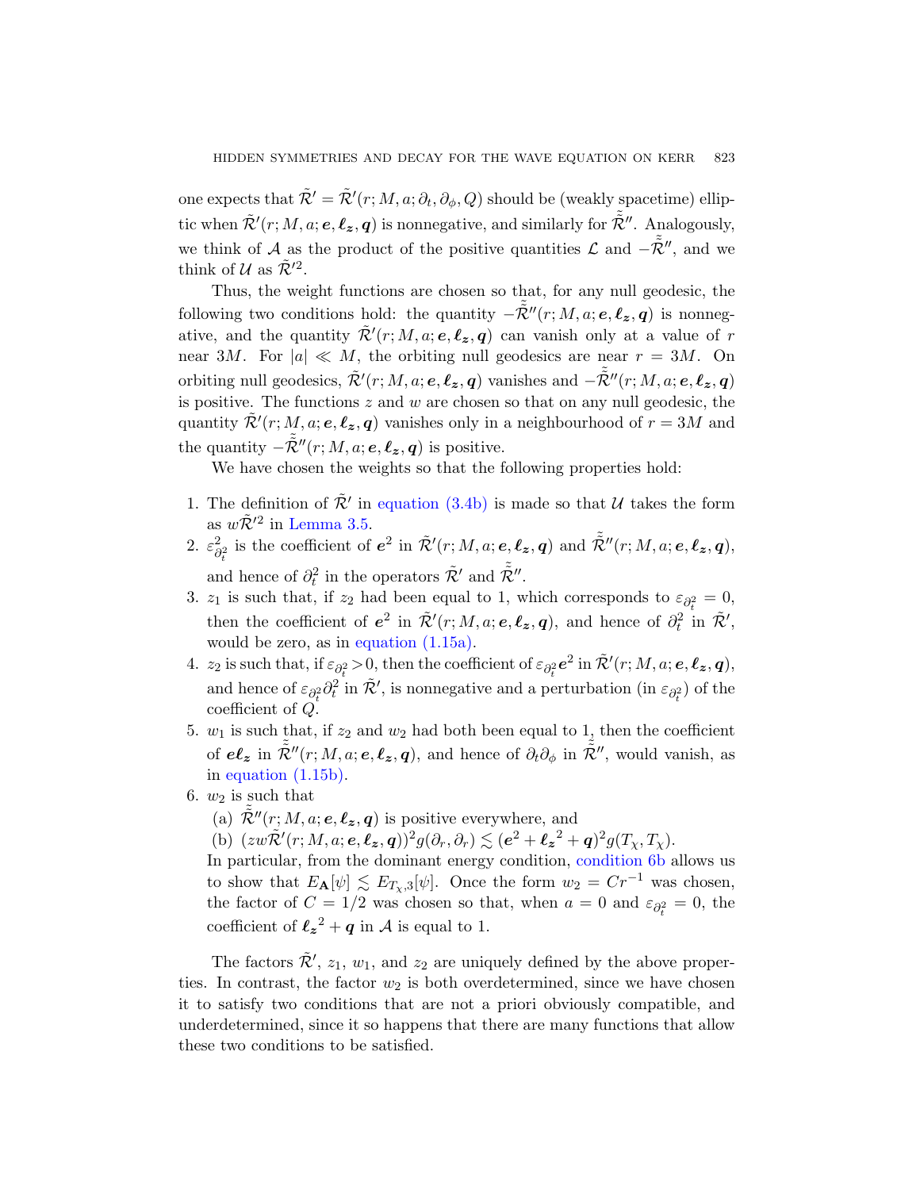one expects that $\tilde{\mathcal{R}}' = \tilde{\mathcal{R}}'(r; M, a; \partial_t, \partial_\phi, Q)$ should be (weakly spacetime) elliptic when $\tilde{\mathcal{R}}'(r; M, a; \boldsymbol{e}, \boldsymbol{\ell_z}, \boldsymbol{q})$ is nonnegative, and similarly for $\tilde{\tilde{\mathcal{R}}}''$. Analogously, we think of $\mathcal{A}$ as the product of the positive quantities $\mathcal{L}$ and $-\tilde{\tilde{\mathcal{R}}}''$, and we think of $\mathcal{U}$ as $\tilde{\mathcal{R}}'^2$.

Thus, the weight functions are chosen so that, for any null geodesic, the following two conditions hold: the quantity $-\tilde{\tilde{\mathcal{R}}}''(r; M, a; \boldsymbol{e}, \boldsymbol{\ell_z}, \boldsymbol{q})$ is nonnegative, and the quantity $\tilde{\mathcal{R}}'(r; M, a; \boldsymbol{e}, \boldsymbol{\ell_z}, \boldsymbol{q})$ can vanish only at a value of $r$ near $3M$. For $|a| \ll M$, the orbiting null geodesics are near $r = 3M$. On orbiting null geodesics, $\tilde{\mathcal{R}}'(r; M, a; \boldsymbol{e}, \boldsymbol{\ell_z}, \boldsymbol{q})$ vanishes and $-\tilde{\tilde{\mathcal{R}}}''(r; M, a; \boldsymbol{e}, \boldsymbol{\ell_z}, \boldsymbol{q})$ is positive. The functions $z$ and $w$ are chosen so that on any null geodesic, the quantity $\tilde{\mathcal{R}}'(r; M, a; \boldsymbol{e}, \boldsymbol{\ell_z}, \boldsymbol{q})$ vanishes only in a neighbourhood of $r = 3M$ and the quantity $-\tilde{\tilde{\mathcal{R}}}''(r; M, a; \boldsymbol{e}, \boldsymbol{\ell_z}, \boldsymbol{q})$ is positive.

We have chosen the weights so that the following properties hold:

1. The definition of $\tilde{\mathcal{R}}'$ in equation (3.4b) is made so that $\mathcal{U}$ takes the form as $w\tilde{\mathcal{R}}'^2$ in Lemma 3.5.
2. $\varepsilon_{\partial_t^2}^2$ is the coefficient of $\boldsymbol{e}^2$ in $\tilde{\mathcal{R}}'(r; M, a; \boldsymbol{e}, \boldsymbol{\ell_z}, \boldsymbol{q})$ and $\tilde{\tilde{\mathcal{R}}}''(r; M, a; \boldsymbol{e}, \boldsymbol{\ell_z}, \boldsymbol{q})$, and hence of $\partial_t^2$ in the operators $\tilde{\mathcal{R}}'$ and $\tilde{\tilde{\mathcal{R}}}''$.
3. $z_1$ is such that, if $z_2$ had been equal to 1, which corresponds to $\varepsilon_{\partial_t^2} = 0$, then the coefficient of $\boldsymbol{e}^2$ in $\tilde{\mathcal{R}}'(r; M, a; \boldsymbol{e}, \boldsymbol{\ell_z}, \boldsymbol{q})$, and hence of $\partial_t^2$ in $\tilde{\mathcal{R}}'$, would be zero, as in equation (1.15a).
4. $z_2$ is such that, if $\varepsilon_{\partial_t^2} > 0$, then the coefficient of $\varepsilon_{\partial_t^2}\boldsymbol{e}^2$ in $\tilde{\mathcal{R}}'(r; M, a; \boldsymbol{e}, \boldsymbol{\ell_z}, \boldsymbol{q})$, and hence of $\varepsilon_{\partial_t^2}\partial_t^2$ in $\tilde{\mathcal{R}}'$, is nonnegative and a perturbation (in $\varepsilon_{\partial_t^2}$) of the coefficient of $Q$.
5. $w_1$ is such that, if $z_2$ and $w_2$ had both been equal to 1, then the coefficient of $\boldsymbol{e}\boldsymbol{\ell_z}$ in $\tilde{\tilde{\mathcal{R}}}''(r; M, a; \boldsymbol{e}, \boldsymbol{\ell_z}, \boldsymbol{q})$, and hence of $\partial_t\partial_\phi$ in $\tilde{\tilde{\mathcal{R}}}''$, would vanish, as in equation (1.15b).
6. $w_2$ is such that
   (a) $\tilde{\tilde{\mathcal{R}}}''(r; M, a; \boldsymbol{e}, \boldsymbol{\ell_z}, \boldsymbol{q})$ is positive everywhere, and
   (b) $(zw\tilde{\mathcal{R}}'(r; M, a; \boldsymbol{e}, \boldsymbol{\ell_z}, \boldsymbol{q}))^2 g(\partial_r, \partial_r) \lesssim (\boldsymbol{e}^2 + \boldsymbol{\ell_z}^2 + \boldsymbol{q})^2 g(T_\chi, T_\chi)$.

   In particular, from the dominant energy condition, condition 6b allows us to show that $E_{\mathbf{A}}[\psi] \lesssim E_{T_\chi,3}[\psi]$. Once the form $w_2 = Cr^{-1}$ was chosen, the factor of $C = 1/2$ was chosen so that, when $a = 0$ and $\varepsilon_{\partial_t^2} = 0$, the coefficient of $\boldsymbol{\ell_z}^2 + \boldsymbol{q}$ in $\mathcal{A}$ is equal to 1.

The factors $\tilde{\mathcal{R}}'$, $z_1$, $w_1$, and $z_2$ are uniquely defined by the above properties. In contrast, the factor $w_2$ is both overdetermined, since we have chosen it to satisfy two conditions that are not a priori obviously compatible, and underdetermined, since it so happens that there are many functions that allow these two conditions to be satisfied.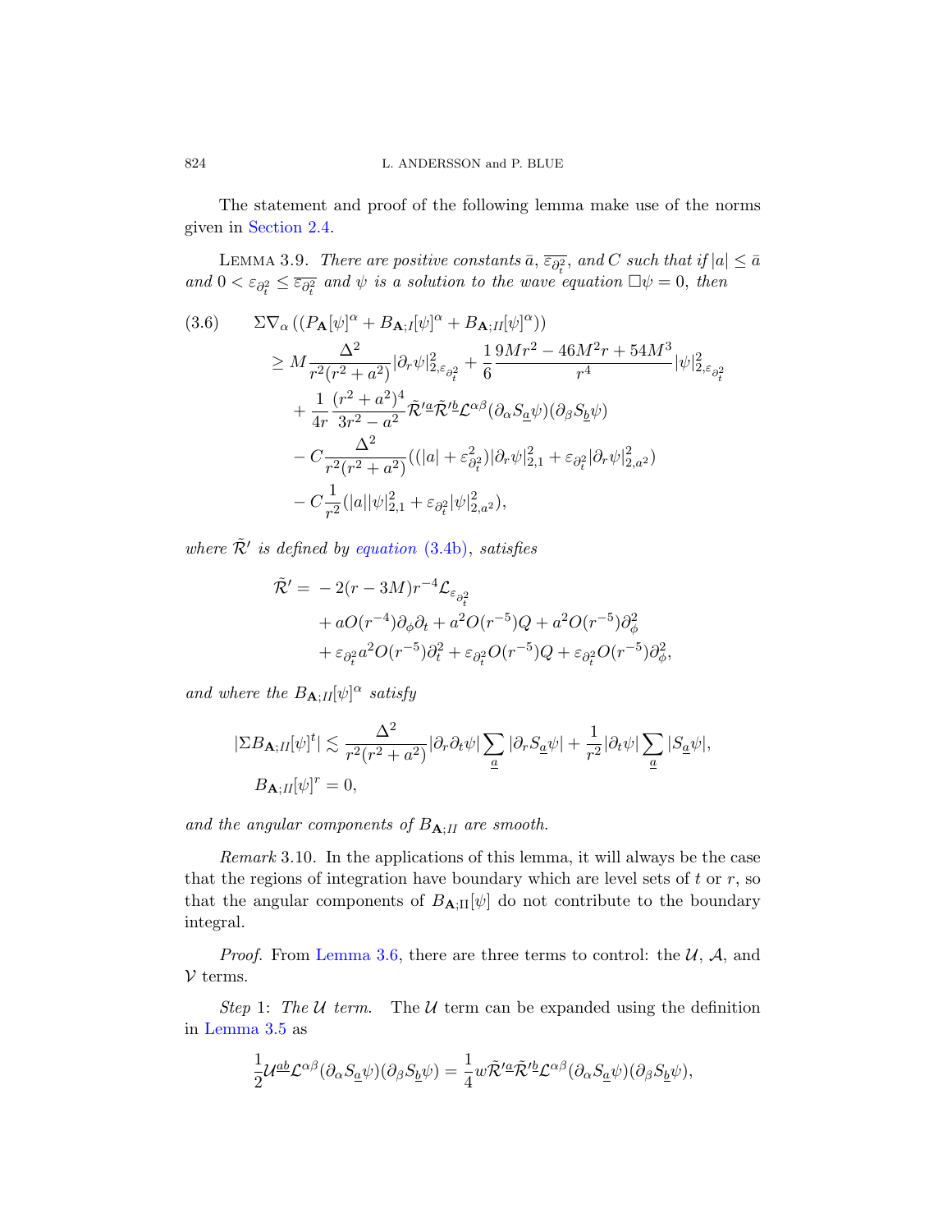The statement and proof of the following lemma make use of the norms given in Section 2.4.

LEMMA 3.9. *There are positive constants $\bar{a}$, $\overline{\varepsilon_{\partial_t^2}}$, and $C$ such that if $|a| \le \bar{a}$ and $0 < \varepsilon_{\partial_t^2} \le \overline{\varepsilon_{\partial_t^2}}$ and $\psi$ is a solution to the wave equation $\Box\psi = 0$, then*

$$
\begin{aligned}
(3.6)\qquad \Sigma\nabla_\alpha\left((P_{\mathbf{A}}[\psi]^\alpha + B_{\mathbf{A};I}[\psi]^\alpha + B_{\mathbf{A};II}[\psi]^\alpha)\right)&\\
\ge M\frac{\Delta^2}{r^2(r^2+a^2)}|\partial_r\psi|^2_{2,\varepsilon_{\partial_t^2}} &+ \frac{1}{6}\frac{9Mr^2-46M^2r+54M^3}{r^4}|\psi|^2_{2,\varepsilon_{\partial_t^2}}\\
&+\frac{1}{4r}\frac{(r^2+a^2)^4}{3r^2-a^2}\tilde{\mathcal{R}}'^{\underline{a}}\tilde{\mathcal{R}}'^{\underline{b}}\mathcal{L}^{\alpha\beta}(\partial_\alpha S_{\underline{a}}\psi)(\partial_\beta S_{\underline{b}}\psi)\\
&-C\frac{\Delta^2}{r^2(r^2+a^2)}((|a|+\varepsilon_{\partial_t^2}^2)|\partial_r\psi|^2_{2,1}+\varepsilon_{\partial_t^2}|\partial_r\psi|^2_{2,a^2})\\
&-C\frac{1}{r^2}(|a||\psi|^2_{2,1}+\varepsilon_{\partial_t^2}|\psi|^2_{2,a^2}),
\end{aligned}
$$

*where $\tilde{\mathcal{R}}'$ is defined by equation (3.4b), satisfies*

$$
\begin{aligned}
\tilde{\mathcal{R}}' = &-2(r-3M)r^{-4}\mathcal{L}_{\varepsilon_{\partial_t^2}}\\
&+aO(r^{-4})\partial_\phi\partial_t + a^2O(r^{-5})Q + a^2O(r^{-5})\partial_\phi^2\\
&+\varepsilon_{\partial_t^2}a^2O(r^{-5})\partial_t^2 + \varepsilon_{\partial_t^2}O(r^{-5})Q + \varepsilon_{\partial_t^2}O(r^{-5})\partial_\phi^2,
\end{aligned}
$$

*and where the $B_{\mathbf{A};II}[\psi]^\alpha$ satisfy*

$$
\begin{aligned}
|\Sigma B_{\mathbf{A};II}[\psi]^t| &\lesssim \frac{\Delta^2}{r^2(r^2+a^2)}|\partial_r\partial_t\psi|\sum_{\underline{a}}|\partial_r S_{\underline{a}}\psi| + \frac{1}{r^2}|\partial_t\psi|\sum_{\underline{a}}|S_{\underline{a}}\psi|,\\
B_{\mathbf{A};II}[\psi]^r &= 0,
\end{aligned}
$$

*and the angular components of $B_{\mathbf{A};II}$ are smooth.*

*Remark* 3.10. In the applications of this lemma, it will always be the case that the regions of integration have boundary which are level sets of $t$ or $r$, so that the angular components of $B_{\mathbf{A};\mathrm{II}}[\psi]$ do not contribute to the boundary integral.

*Proof.* From Lemma 3.6, there are three terms to control: the $\mathcal{U}$, $\mathcal{A}$, and $\mathcal{V}$ terms.

*Step* 1: *The $\mathcal{U}$ term.* The $\mathcal{U}$ term can be expanded using the definition in Lemma 3.5 as

$$
\frac{1}{2}\mathcal{U}^{\underline{ab}}\mathcal{L}^{\alpha\beta}(\partial_\alpha S_{\underline{a}}\psi)(\partial_\beta S_{\underline{b}}\psi) = \frac{1}{4}w\tilde{\mathcal{R}}'^{\underline{a}}\tilde{\mathcal{R}}'^{\underline{b}}\mathcal{L}^{\alpha\beta}(\partial_\alpha S_{\underline{a}}\psi)(\partial_\beta S_{\underline{b}}\psi),
$$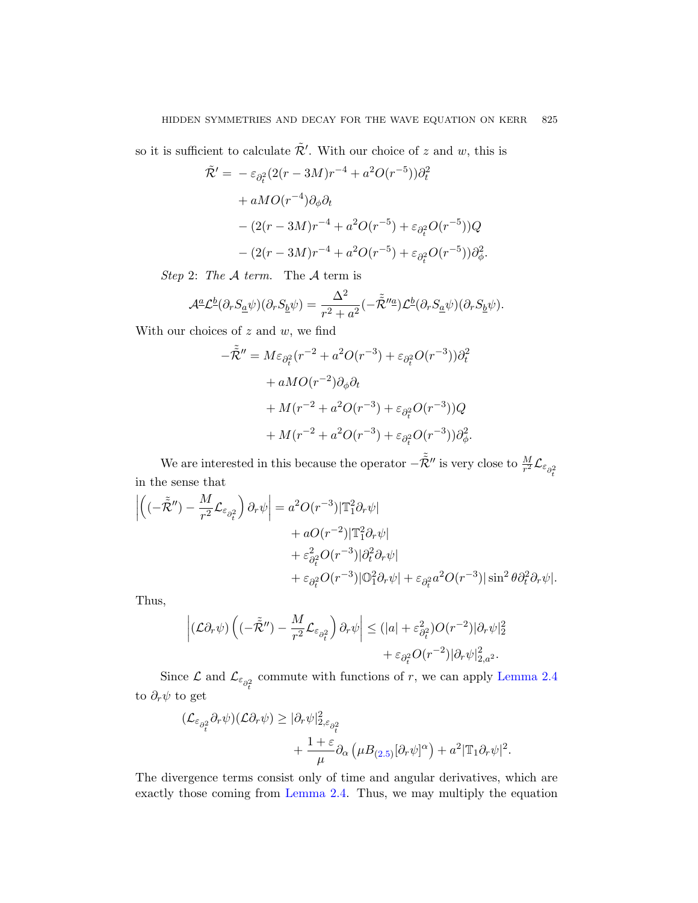so it is sufficient to calculate $\tilde{\mathcal{R}}'$. With our choice of $z$ and $w$, this is

$$
\begin{aligned}
\tilde{\mathcal{R}}' = &- \varepsilon_{\partial_t^2}(2(r-3M)r^{-4} + a^2 O(r^{-5}))\partial_t^2 \\
&+ aMO(r^{-4})\partial_\phi\partial_t \\
&- (2(r-3M)r^{-4} + a^2O(r^{-5}) + \varepsilon_{\partial_t^2}O(r^{-5}))Q \\
&- (2(r-3M)r^{-4} + a^2O(r^{-5}) + \varepsilon_{\partial_t^2}O(r^{-5}))\partial_\phi^2.
\end{aligned}
$$

*Step* 2: *The $\mathcal{A}$ term.* The $\mathcal{A}$ term is

$$
\mathcal{A}^{\underline{a}}\mathcal{L}^{\underline{b}}(\partial_r S_{\underline{a}}\psi)(\partial_r S_{\underline{b}}\psi) = \frac{\Delta^2}{r^2+a^2}(-\tilde{\tilde{\mathcal{R}}}''^{\underline{a}})\mathcal{L}^{\underline{b}}(\partial_r S_{\underline{a}}\psi)(\partial_r S_{\underline{b}}\psi).
$$

With our choices of $z$ and $w$, we find

$$
\begin{aligned}
-\tilde{\tilde{\mathcal{R}}}'' = &M\varepsilon_{\partial_t^2}(r^{-2} + a^2O(r^{-3}) + \varepsilon_{\partial_t^2}O(r^{-3}))\partial_t^2 \\
&+ aMO(r^{-2})\partial_\phi\partial_t \\
&+ M(r^{-2} + a^2O(r^{-3}) + \varepsilon_{\partial_t^2}O(r^{-3}))Q \\
&+ M(r^{-2} + a^2O(r^{-3}) + \varepsilon_{\partial_t^2}O(r^{-3}))\partial_\phi^2.
\end{aligned}
$$

We are interested in this because the operator $-\tilde{\tilde{\mathcal{R}}}''$ is very close to $\frac{M}{r^2}\mathcal{L}_{\varepsilon_{\partial_t^2}}$ in the sense that

$$
\begin{aligned}
\left|\left((-\tilde{\tilde{\mathcal{R}}}'') - \frac{M}{r^2}\mathcal{L}_{\varepsilon_{\partial_t^2}}\right)\partial_r\psi\right| = &\, a^2O(r^{-3})|\mathbb{T}_1^2\partial_r\psi| \\
&+ aO(r^{-2})|\mathbb{T}_1^2\partial_r\psi| \\
&+ \varepsilon_{\partial_t^2}^2 O(r^{-3})|\partial_t^2\partial_r\psi| \\
&+ \varepsilon_{\partial_t^2}O(r^{-3})|\mathbb{O}_1^2\partial_r\psi| + \varepsilon_{\partial_t^2}a^2O(r^{-3})|\sin^2\theta\partial_t^2\partial_r\psi|.
\end{aligned}
$$

Thus,

$$
\begin{aligned}
\left|(\mathcal{L}\partial_r\psi)\left((-\tilde{\tilde{\mathcal{R}}}'') - \frac{M}{r^2}\mathcal{L}_{\varepsilon_{\partial_t^2}}\right)\partial_r\psi\right| \leq &\,(|a| + \varepsilon_{\partial_t^2}^2)O(r^{-2})|\partial_r\psi|_2^2 \\
&+ \varepsilon_{\partial_t^2}O(r^{-2})|\partial_r\psi|_{2,a^2}^2.
\end{aligned}
$$

Since $\mathcal{L}$ and $\mathcal{L}_{\varepsilon_{\partial_t^2}}$ commute with functions of $r$, we can apply Lemma 2.4 to $\partial_r\psi$ to get

$$
\begin{aligned}
(\mathcal{L}_{\varepsilon_{\partial_t^2}}\partial_r\psi)(\mathcal{L}\partial_r\psi) \geq &\, |\partial_r\psi|_{2,\varepsilon_{\partial_t^2}}^2 \\
&+ \frac{1+\varepsilon}{\mu}\partial_\alpha\left(\mu B_{(2.5)}[\partial_r\psi]^\alpha\right) + a^2|\mathbb{T}_1\partial_r\psi|^2.
\end{aligned}
$$

The divergence terms consist only of time and angular derivatives, which are exactly those coming from Lemma 2.4. Thus, we may multiply the equation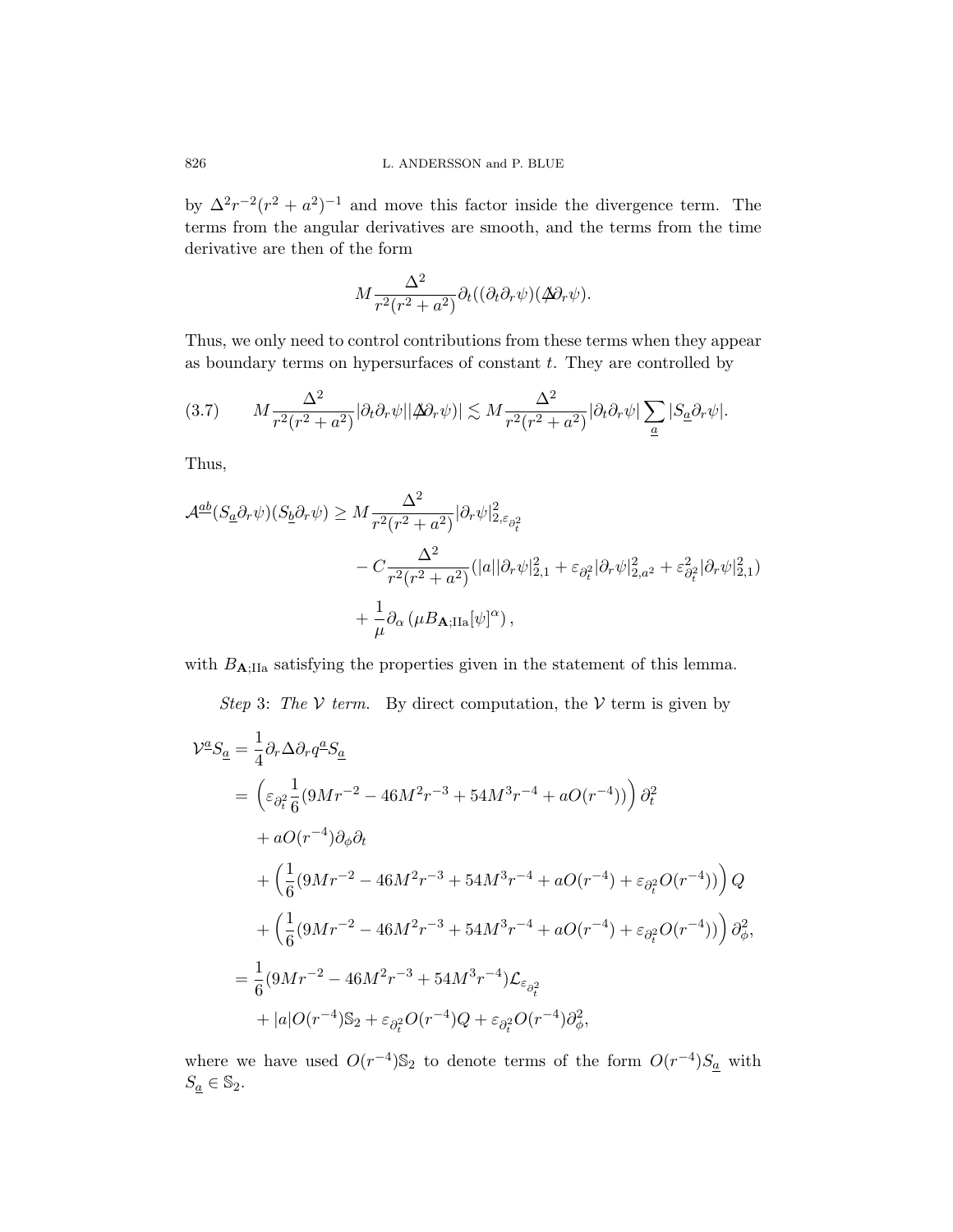by $\Delta^2 r^{-2}(r^2+a^2)^{-1}$ and move this factor inside the divergence term. The terms from the angular derivatives are smooth, and the terms from the time derivative are then of the form

$$M\frac{\Delta^2}{r^2(r^2+a^2)}\partial_t((\partial_t\partial_r\psi)(\not{\Delta}\partial_r\psi).$$

Thus, we only need to control contributions from these terms when they appear as boundary terms on hypersurfaces of constant $t$. They are controlled by

$$M\frac{\Delta^2}{r^2(r^2+a^2)}|\partial_t\partial_r\psi||\not{\Delta}\partial_r\psi)| \lesssim M\frac{\Delta^2}{r^2(r^2+a^2)}|\partial_t\partial_r\psi|\sum_{\underline{a}}|S_{\underline{a}}\partial_r\psi|. \tag{3.7}$$

Thus,

$$\begin{aligned}
\mathcal{A}^{\underline{ab}}(S_{\underline{a}}\partial_r\psi)(S_{\underline{b}}\partial_r\psi) \geq{}& M\frac{\Delta^2}{r^2(r^2+a^2)}|\partial_r\psi|^2_{2,\varepsilon_{\partial_t^2}}\\
&- C\frac{\Delta^2}{r^2(r^2+a^2)}(|a||\partial_r\psi|^2_{2,1}+\varepsilon_{\partial_t^2}|\partial_r\psi|^2_{2,a^2}+\varepsilon^2_{\partial_t^2}|\partial_r\psi|^2_{2,1})\\
&+\frac{1}{\mu}\partial_\alpha\left(\mu B_{\mathbf{A};\mathrm{IIa}}[\psi]^\alpha\right),
\end{aligned}$$

with $B_{\mathbf{A};\mathrm{IIa}}$ satisfying the properties given in the statement of this lemma.

*Step* 3: *The* $\mathcal{V}$ *term*. By direct computation, the $\mathcal{V}$ term is given by

$$\begin{aligned}
\mathcal{V}^{\underline{a}}S_{\underline{a}} ={}& \frac{1}{4}\partial_r\Delta\partial_r q^{\underline{a}}S_{\underline{a}}\\
={}& \left(\varepsilon_{\partial_t^2}\frac{1}{6}(9Mr^{-2}-46M^2r^{-3}+54M^3r^{-4}+aO(r^{-4}))\right)\partial_t^2\\
&+aO(r^{-4})\partial_\phi\partial_t\\
&+\left(\frac{1}{6}(9Mr^{-2}-46M^2r^{-3}+54M^3r^{-4}+aO(r^{-4})+\varepsilon_{\partial_t^2}O(r^{-4}))\right)Q\\
&+\left(\frac{1}{6}(9Mr^{-2}-46M^2r^{-3}+54M^3r^{-4}+aO(r^{-4})+\varepsilon_{\partial_t^2}O(r^{-4}))\right)\partial_\phi^2,\\
={}& \frac{1}{6}(9Mr^{-2}-46M^2r^{-3}+54M^3r^{-4})\mathcal{L}_{\varepsilon_{\partial_t^2}}\\
&+|a|O(r^{-4})\mathbb{S}_2+\varepsilon_{\partial_t^2}O(r^{-4})Q+\varepsilon_{\partial_t^2}O(r^{-4})\partial_\phi^2,
\end{aligned}$$

where we have used $O(r^{-4})\mathbb{S}_2$ to denote terms of the form $O(r^{-4})S_{\underline{a}}$ with $S_{\underline{a}}\in\mathbb{S}_2$.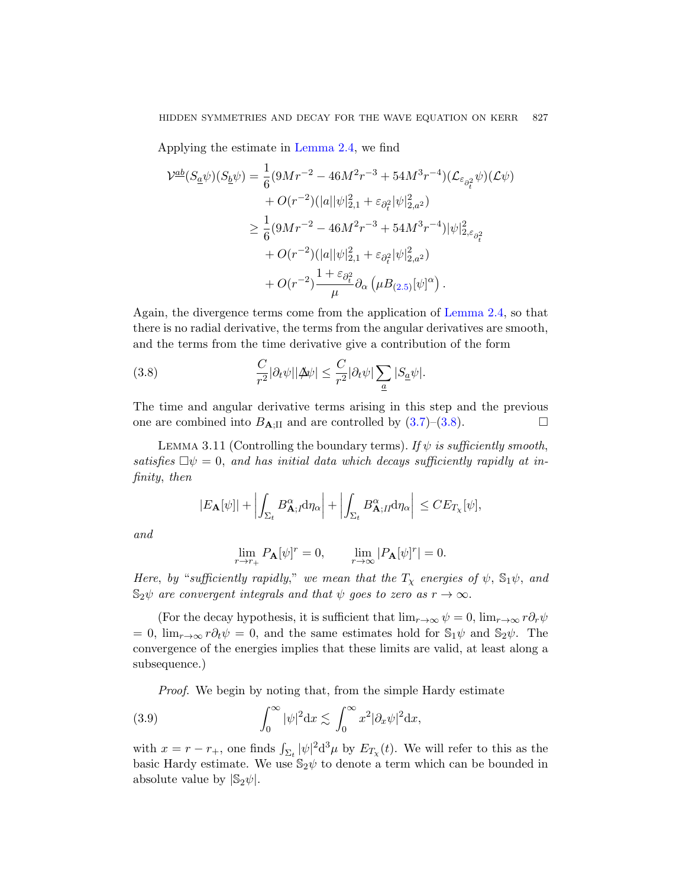Applying the estimate in Lemma 2.4, we find

$$
\begin{aligned}
\mathcal{V}^{\underline{ab}}(S_{\underline{a}}\psi)(S_{\underline{b}}\psi) &= \frac{1}{6}(9Mr^{-2} - 46M^2r^{-3} + 54M^3r^{-4})(\mathcal{L}_{\varepsilon_{\partial_t^2}}\psi)(\mathcal{L}\psi) \\
&\quad + O(r^{-2})(|a||\psi|^2_{2,1} + \varepsilon_{\partial_t^2}|\psi|^2_{2,a^2}) \\
&\geq \frac{1}{6}(9Mr^{-2} - 46M^2r^{-3} + 54M^3r^{-4})|\psi|^2_{2,\varepsilon_{\partial_t^2}} \\
&\quad + O(r^{-2})(|a||\psi|^2_{2,1} + \varepsilon_{\partial_t^2}|\psi|^2_{2,a^2}) \\
&\quad + O(r^{-2})\frac{1+\varepsilon_{\partial_t^2}}{\mu}\partial_\alpha\left(\mu B_{(2.5)}[\psi]^\alpha\right).
\end{aligned}
$$

Again, the divergence terms come from the application of Lemma 2.4, so that there is no radial derivative, the terms from the angular derivatives are smooth, and the terms from the time derivative give a contribution of the form

$$
\frac{C}{r^2}|\partial_t\psi||\not\Delta\psi| \leq \frac{C}{r^2}|\partial_t\psi|\sum_{\underline{a}}|S_{\underline{a}}\psi|. \tag{3.8}
$$

The time and angular derivative terms arising in this step and the previous one are combined into $B_{\mathbf{A};\mathrm{II}}$ and are controlled by (3.7)–(3.8). $\square$

Lemma 3.11 (Controlling the boundary terms). *If $\psi$ is sufficiently smooth, satisfies $\Box\psi = 0$, and has initial data which decays sufficiently rapidly at infinity, then*

$$
|E_{\mathbf{A}}[\psi]| + \left|\int_{\Sigma_t} B^\alpha_{\mathbf{A};I}\mathrm{d}\eta_\alpha\right| + \left|\int_{\Sigma_t} B^\alpha_{\mathbf{A};II}\mathrm{d}\eta_\alpha\right| \leq CE_{T_\chi}[\psi],
$$

*and*

$$
\lim_{r\to r_+} P_{\mathbf{A}}[\psi]^r = 0, \qquad \lim_{r\to\infty}|P_{\mathbf{A}}[\psi]^r| = 0.
$$

*Here, by "sufficiently rapidly," we mean that the $T_\chi$ energies of $\psi$, $\mathbb{S}_1\psi$, and $\mathbb{S}_2\psi$ are convergent integrals and that $\psi$ goes to zero as $r\to\infty$.*

(For the decay hypothesis, it is sufficient that $\lim_{r\to\infty}\psi = 0$, $\lim_{r\to\infty} r\partial_r\psi = 0$, $\lim_{r\to\infty} r\partial_t\psi = 0$, and the same estimates hold for $\mathbb{S}_1\psi$ and $\mathbb{S}_2\psi$. The convergence of the energies implies that these limits are valid, at least along a subsequence.)

*Proof.* We begin by noting that, from the simple Hardy estimate

$$
\int_0^\infty |\psi|^2\mathrm{d}x \lesssim \int_0^\infty x^2|\partial_x\psi|^2\mathrm{d}x, \tag{3.9}
$$

with $x = r - r_+$, one finds $\int_{\Sigma_t}|\psi|^2\mathrm{d}^3\mu$ by $E_{T_\chi}(t)$. We will refer to this as the basic Hardy estimate. We use $\mathbb{S}_2\psi$ to denote a term which can be bounded in absolute value by $|\mathbb{S}_2\psi|$.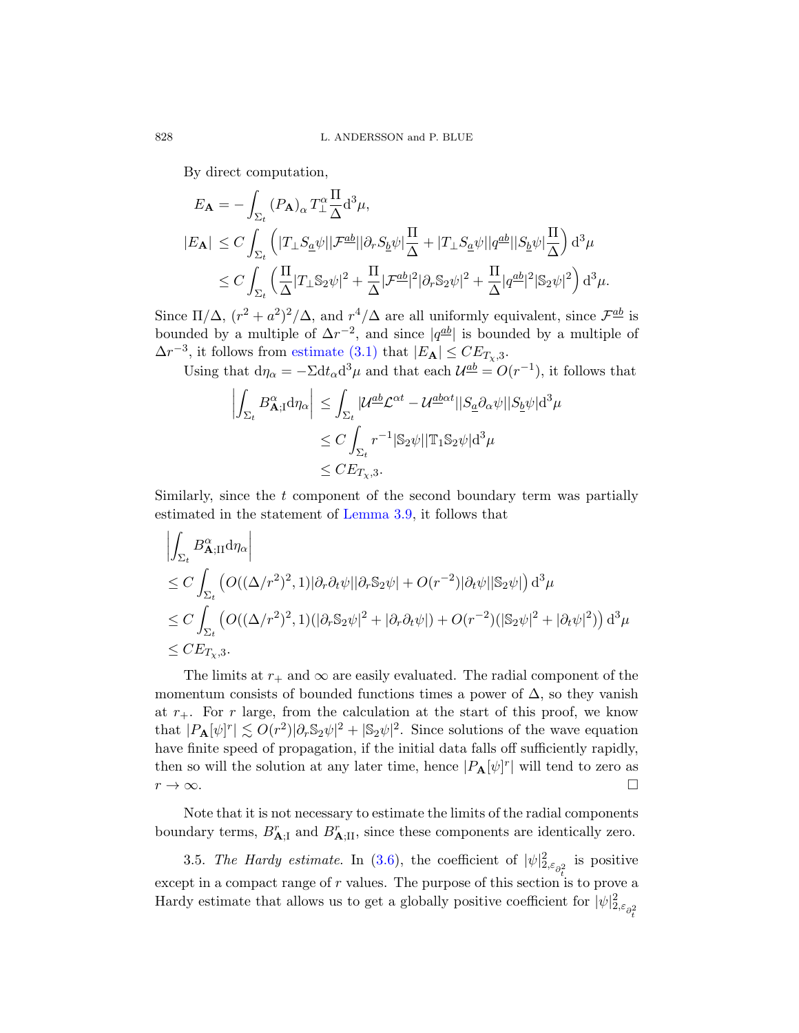By direct computation,

$$
\begin{aligned}
E_{\mathbf{A}} &= -\int_{\Sigma_t} (P_{\mathbf{A}})_\alpha T_\perp^\alpha \frac{\Pi}{\Delta} \mathrm{d}^3\mu,\\
|E_{\mathbf{A}}| &\le C \int_{\Sigma_t} \left( |T_\perp S_{\underline{a}}\psi||\mathcal{F}^{\underline{ab}}||\partial_r S_{\underline{b}}\psi| \frac{\Pi}{\Delta} + |T_\perp S_{\underline{a}}\psi||q^{\underline{ab}}||S_{\underline{b}}\psi| \frac{\Pi}{\Delta} \right) \mathrm{d}^3\mu\\
&\le C \int_{\Sigma_t} \left( \frac{\Pi}{\Delta} |T_\perp \mathbb{S}_2\psi|^2 + \frac{\Pi}{\Delta}|\mathcal{F}^{\underline{ab}}|^2 |\partial_r \mathbb{S}_2\psi|^2 + \frac{\Pi}{\Delta}|q^{\underline{ab}}|^2|\mathbb{S}_2\psi|^2 \right) \mathrm{d}^3\mu.
\end{aligned}
$$

Since $\Pi/\Delta$, $(r^2+a^2)^2/\Delta$, and $r^4/\Delta$ are all uniformly equivalent, since $\mathcal{F}^{\underline{ab}}$ is bounded by a multiple of $\Delta r^{-2}$, and since $|q^{\underline{ab}}|$ is bounded by a multiple of $\Delta r^{-3}$, it follows from estimate (3.1) that $|E_{\mathbf{A}}| \le C E_{T_\chi,3}$.

Using that $\mathrm{d}\eta_\alpha = -\Sigma \mathrm{d}t_\alpha \mathrm{d}^3\mu$ and that each $\mathcal{U}^{\underline{ab}} = O(r^{-1})$, it follows that

$$
\begin{aligned}
\left| \int_{\Sigma_t} B^\alpha_{\mathbf{A};\mathrm{I}} \mathrm{d}\eta_\alpha \right| &\le \int_{\Sigma_t} |\mathcal{U}^{\underline{ab}}\mathcal{L}^{\alpha t} - \mathcal{U}^{\underline{ab}\alpha t}||S_{\underline{a}}\partial_\alpha\psi||S_{\underline{b}}\psi| \mathrm{d}^3\mu\\
&\le C \int_{\Sigma_t} r^{-1}|\mathbb{S}_2\psi||\mathbb{T}_1\mathbb{S}_2\psi|\mathrm{d}^3\mu\\
&\le C E_{T_\chi,3}.
\end{aligned}
$$

Similarly, since the $t$ component of the second boundary term was partially estimated in the statement of Lemma 3.9, it follows that

$$
\begin{aligned}
&\left| \int_{\Sigma_t} B^\alpha_{\mathbf{A};\mathrm{II}} \mathrm{d}\eta_\alpha \right|\\
&\le C \int_{\Sigma_t} \left( O((\Delta/r^2)^2, 1)|\partial_r\partial_t\psi||\partial_r\mathbb{S}_2\psi| + O(r^{-2})|\partial_t\psi||\mathbb{S}_2\psi| \right) \mathrm{d}^3\mu\\
&\le C \int_{\Sigma_t} \left( O((\Delta/r^2)^2, 1)(|\partial_r\mathbb{S}_2\psi|^2 + |\partial_r\partial_t\psi|) + O(r^{-2})(|\mathbb{S}_2\psi|^2 + |\partial_t\psi|^2) \right) \mathrm{d}^3\mu\\
&\le C E_{T_\chi,3}.
\end{aligned}
$$

The limits at $r_+$ and $\infty$ are easily evaluated. The radial component of the momentum consists of bounded functions times a power of $\Delta$, so they vanish at $r_+$. For $r$ large, from the calculation at the start of this proof, we know that $|P_{\mathbf{A}}[\psi]^r| \lesssim O(r^2)|\partial_r\mathbb{S}_2\psi|^2 + |\mathbb{S}_2\psi|^2$. Since solutions of the wave equation have finite speed of propagation, if the initial data falls off sufficiently rapidly, then so will the solution at any later time, hence $|P_{\mathbf{A}}[\psi]^r|$ will tend to zero as $r \to \infty$. □

Note that it is not necessary to estimate the limits of the radial components boundary terms, $B^r_{\mathbf{A};\mathrm{I}}$ and $B^r_{\mathbf{A};\mathrm{II}}$, since these components are identically zero.

3.5. *The Hardy estimate.* In (3.6), the coefficient of $|\psi|^2_{2,\varepsilon_{\partial_t^2}}$ is positive except in a compact range of $r$ values. The purpose of this section is to prove a Hardy estimate that allows us to get a globally positive coefficient for $|\psi|^2_{2,\varepsilon_{\partial_t^2}}$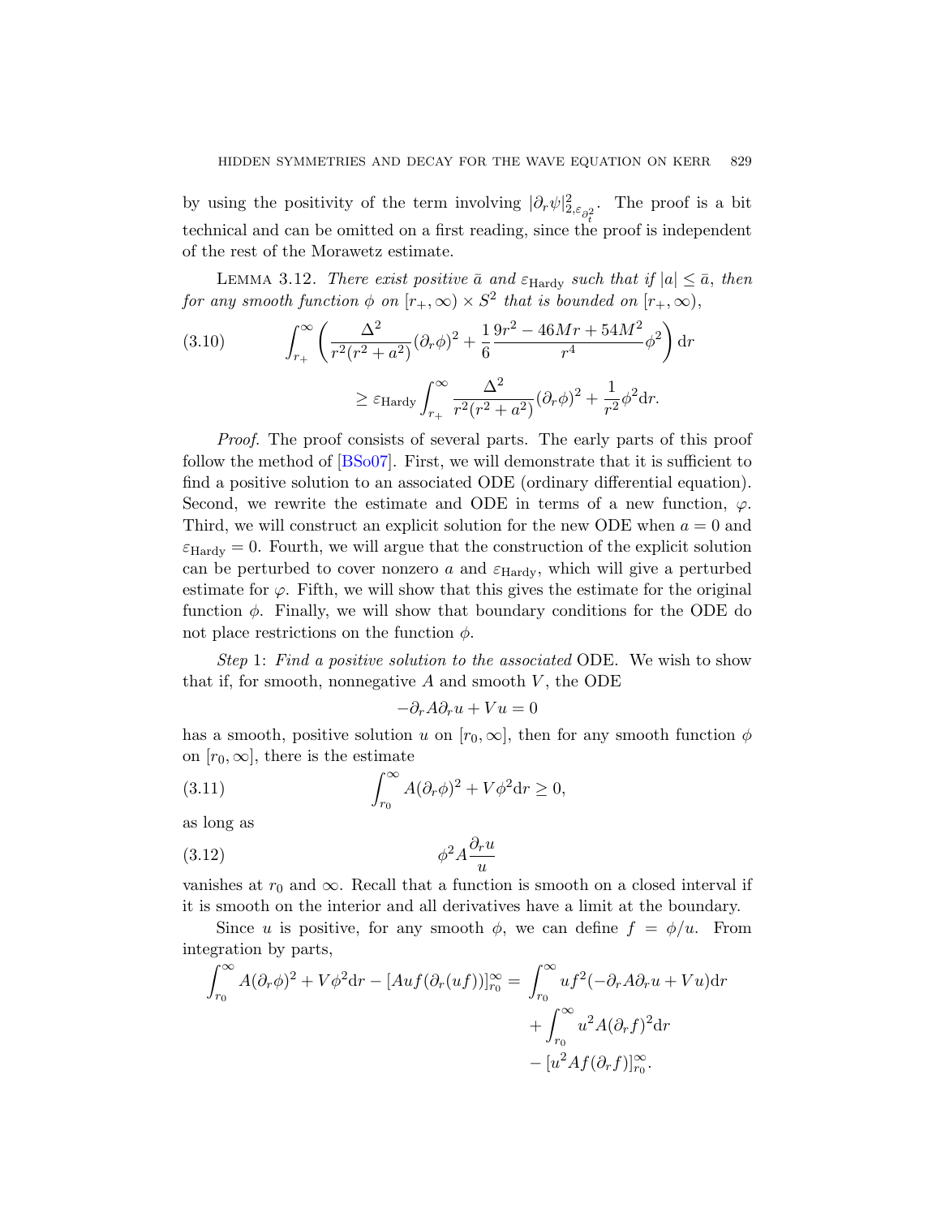by using the positivity of the term involving $|\partial_r\psi|^2_{2,\varepsilon_{\partial_t^2}}$. The proof is a bit technical and can be omitted on a first reading, since the proof is independent of the rest of the Morawetz estimate.

LEMMA 3.12. *There exist positive $\bar{a}$ and $\varepsilon_{\text{Hardy}}$ such that if $|a| \leq \bar{a}$, then for any smooth function $\phi$ on $[r_+,\infty)\times S^2$ that is bounded on $[r_+,\infty)$,*

$$
\int_{r_+}^{\infty} \left( \frac{\Delta^2}{r^2(r^2+a^2)}(\partial_r\phi)^2 + \frac{1}{6}\frac{9r^2-46Mr+54M^2}{r^4}\phi^2 \right) \mathrm{d}r \tag{3.10}
$$

$$
\geq \varepsilon_{\text{Hardy}} \int_{r_+}^{\infty} \frac{\Delta^2}{r^2(r^2+a^2)}(\partial_r\phi)^2 + \frac{1}{r^2}\phi^2 \mathrm{d}r.
$$

*Proof.* The proof consists of several parts. The early parts of this proof follow the method of [BSo07]. First, we will demonstrate that it is sufficient to find a positive solution to an associated ODE (ordinary differential equation). Second, we rewrite the estimate and ODE in terms of a new function, $\varphi$. Third, we will construct an explicit solution for the new ODE when $a = 0$ and $\varepsilon_{\text{Hardy}} = 0$. Fourth, we will argue that the construction of the explicit solution can be perturbed to cover nonzero $a$ and $\varepsilon_{\text{Hardy}}$, which will give a perturbed estimate for $\varphi$. Fifth, we will show that this gives the estimate for the original function $\phi$. Finally, we will show that boundary conditions for the ODE do not place restrictions on the function $\phi$.

*Step* 1: *Find a positive solution to the associated* ODE. We wish to show that if, for smooth, nonnegative $A$ and smooth $V$, the ODE

$$
-\partial_r A \partial_r u + Vu = 0
$$

has a smooth, positive solution $u$ on $[r_0,\infty]$, then for any smooth function $\phi$ on $[r_0,\infty]$, there is the estimate

$$
\int_{r_0}^{\infty} A(\partial_r\phi)^2 + V\phi^2 \mathrm{d}r \geq 0, \tag{3.11}
$$

as long as

$$
\phi^2 A \frac{\partial_r u}{u} \tag{3.12}
$$

vanishes at $r_0$ and $\infty$. Recall that a function is smooth on a closed interval if it is smooth on the interior and all derivatives have a limit at the boundary.

Since $u$ is positive, for any smooth $\phi$, we can define $f = \phi/u$. From integration by parts,

$$
\begin{aligned}
\int_{r_0}^{\infty} A(\partial_r\phi)^2 + V\phi^2 \mathrm{d}r - [Auf(\partial_r(uf))]_{r_0}^{\infty} = &\int_{r_0}^{\infty} uf^2(-\partial_r A \partial_r u + Vu)\mathrm{d}r \\
&+ \int_{r_0}^{\infty} u^2 A(\partial_r f)^2 \mathrm{d}r \\
&- [u^2 A f(\partial_r f)]_{r_0}^{\infty}.
\end{aligned}
$$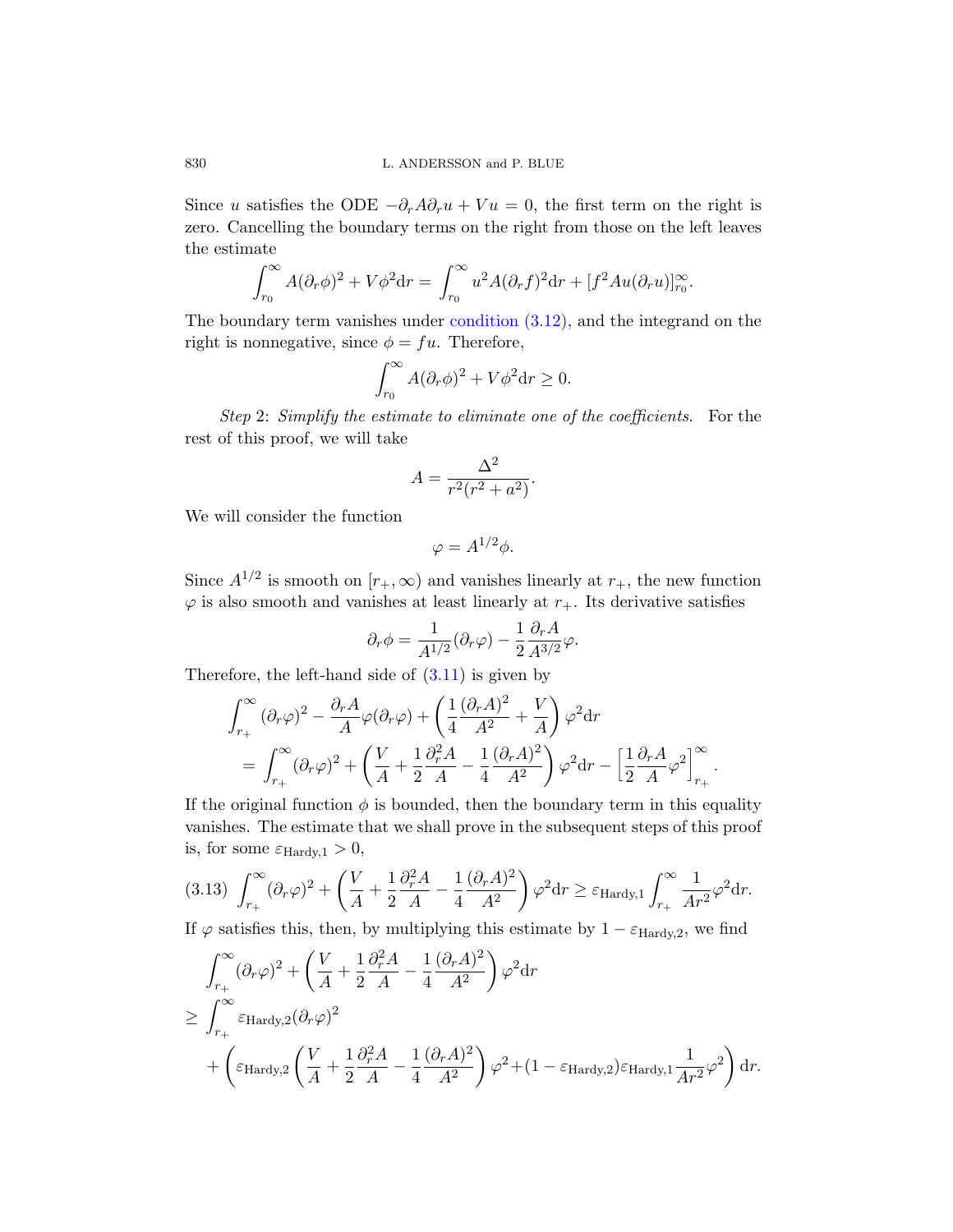Since $u$ satisfies the ODE $-\partial_r A \partial_r u + Vu = 0$, the first term on the right is zero. Cancelling the boundary terms on the right from those on the left leaves the estimate

$$\int_{r_0}^{\infty} A(\partial_r \phi)^2 + V\phi^2 \mathrm{d}r = \int_{r_0}^{\infty} u^2 A(\partial_r f)^2 \mathrm{d}r + [f^2 A u(\partial_r u)]_{r_0}^{\infty}.$$

The boundary term vanishes under condition (3.12), and the integrand on the right is nonnegative, since $\phi = fu$. Therefore,

$$\int_{r_0}^{\infty} A(\partial_r \phi)^2 + V\phi^2 \mathrm{d}r \geq 0.$$

*Step* 2: *Simplify the estimate to eliminate one of the coefficients.* For the rest of this proof, we will take

$$A = \frac{\Delta^2}{r^2(r^2+a^2)}.$$

We will consider the function

$$\varphi = A^{1/2}\phi.$$

Since $A^{1/2}$ is smooth on $[r_+, \infty)$ and vanishes linearly at $r_+$, the new function $\varphi$ is also smooth and vanishes at least linearly at $r_+$. Its derivative satisfies

$$\partial_r \phi = \frac{1}{A^{1/2}}(\partial_r \varphi) - \frac{1}{2}\frac{\partial_r A}{A^{3/2}}\varphi.$$

Therefore, the left-hand side of (3.11) is given by

$$\begin{aligned}
&\int_{r_+}^{\infty} (\partial_r \varphi)^2 - \frac{\partial_r A}{A}\varphi(\partial_r \varphi) + \left(\frac{1}{4}\frac{(\partial_r A)^2}{A^2} + \frac{V}{A}\right)\varphi^2 \mathrm{d}r \\
&\quad = \int_{r_+}^{\infty} (\partial_r \varphi)^2 + \left(\frac{V}{A} + \frac{1}{2}\frac{\partial_r^2 A}{A} - \frac{1}{4}\frac{(\partial_r A)^2}{A^2}\right)\varphi^2 \mathrm{d}r - \left[\frac{1}{2}\frac{\partial_r A}{A}\varphi^2\right]_{r_+}^{\infty}.
\end{aligned}$$

If the original function $\phi$ is bounded, then the boundary term in this equality vanishes. The estimate that we shall prove in the subsequent steps of this proof is, for some $\varepsilon_{\mathrm{Hardy},1} > 0$,

$$\int_{r_+}^{\infty} (\partial_r \varphi)^2 + \left(\frac{V}{A} + \frac{1}{2}\frac{\partial_r^2 A}{A} - \frac{1}{4}\frac{(\partial_r A)^2}{A^2}\right)\varphi^2 \mathrm{d}r \geq \varepsilon_{\mathrm{Hardy},1}\int_{r_+}^{\infty} \frac{1}{Ar^2}\varphi^2 \mathrm{d}r. \tag{3.13}$$

If $\varphi$ satisfies this, then, by multiplying this estimate by $1 - \varepsilon_{\mathrm{Hardy},2}$, we find

$$\begin{aligned}
&\int_{r_+}^{\infty} (\partial_r \varphi)^2 + \left(\frac{V}{A} + \frac{1}{2}\frac{\partial_r^2 A}{A} - \frac{1}{4}\frac{(\partial_r A)^2}{A^2}\right)\varphi^2 \mathrm{d}r \\
&\geq \int_{r_+}^{\infty} \varepsilon_{\mathrm{Hardy},2}(\partial_r \varphi)^2 \\
&\quad + \left(\varepsilon_{\mathrm{Hardy},2}\left(\frac{V}{A} + \frac{1}{2}\frac{\partial_r^2 A}{A} - \frac{1}{4}\frac{(\partial_r A)^2}{A^2}\right)\varphi^2 + (1-\varepsilon_{\mathrm{Hardy},2})\varepsilon_{\mathrm{Hardy},1}\frac{1}{Ar^2}\varphi^2\right)\mathrm{d}r.
\end{aligned}$$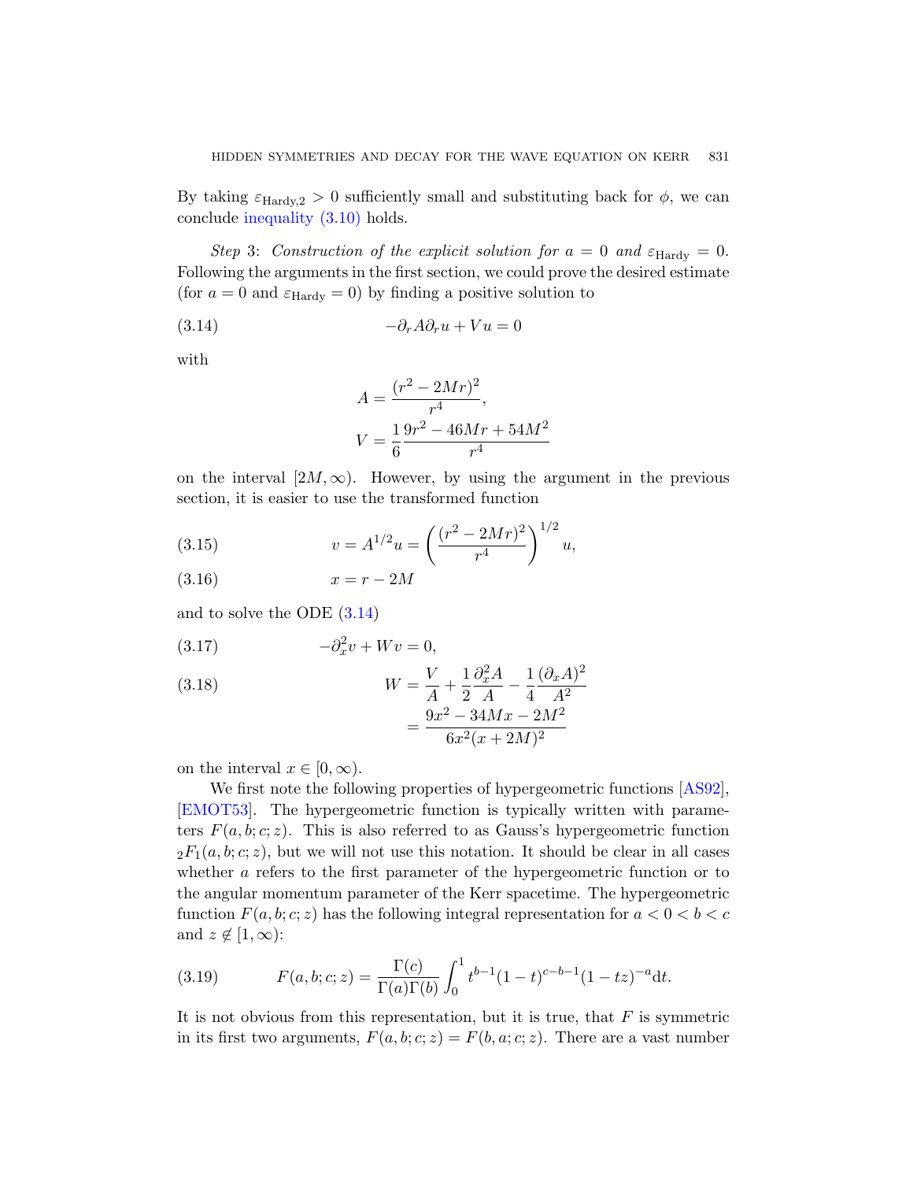By taking $\varepsilon_{\text{Hardy},2} > 0$ sufficiently small and substituting back for $\phi$, we can conclude inequality (3.10) holds.

*Step* 3: *Construction of the explicit solution for $a = 0$ and $\varepsilon_{\text{Hardy}} = 0$.* Following the arguments in the first section, we could prove the desired estimate (for $a = 0$ and $\varepsilon_{\text{Hardy}} = 0$) by finding a positive solution to

$$-\partial_r A \partial_r u + V u = 0 \tag{3.14}$$

with

$$A = \frac{(r^2 - 2Mr)^2}{r^4},$$
$$V = \frac{1}{6}\frac{9r^2 - 46Mr + 54M^2}{r^4}$$

on the interval $[2M, \infty)$. However, by using the argument in the previous section, it is easier to use the transformed function

$$v = A^{1/2} u = \left(\frac{(r^2 - 2Mr)^2}{r^4}\right)^{1/2} u, \tag{3.15}$$

$$x = r - 2M \tag{3.16}$$

and to solve the ODE (3.14)

$$-\partial_x^2 v + W v = 0, \tag{3.17}$$

$$\begin{aligned} W &= \frac{V}{A} + \frac{1}{2}\frac{\partial_x^2 A}{A} - \frac{1}{4}\frac{(\partial_x A)^2}{A^2} \\ &= \frac{9x^2 - 34Mx - 2M^2}{6x^2(x + 2M)^2} \end{aligned} \tag{3.18}$$

on the interval $x \in [0, \infty)$.

We first note the following properties of hypergeometric functions [AS92], [EMOT53]. The hypergeometric function is typically written with parameters $F(a, b; c; z)$. This is also referred to as Gauss's hypergeometric function ${}_2F_1(a, b; c; z)$, but we will not use this notation. It should be clear in all cases whether $a$ refers to the first parameter of the hypergeometric function or to the angular momentum parameter of the Kerr spacetime. The hypergeometric function $F(a, b; c; z)$ has the following integral representation for $a < 0 < b < c$ and $z \notin [1, \infty)$:

$$F(a, b; c; z) = \frac{\Gamma(c)}{\Gamma(a)\Gamma(b)} \int_0^1 t^{b-1}(1-t)^{c-b-1}(1-tz)^{-a} \mathrm{d}t. \tag{3.19}$$

It is not obvious from this representation, but it is true, that $F$ is symmetric in its first two arguments, $F(a, b; c; z) = F(b, a; c; z)$. There are a vast number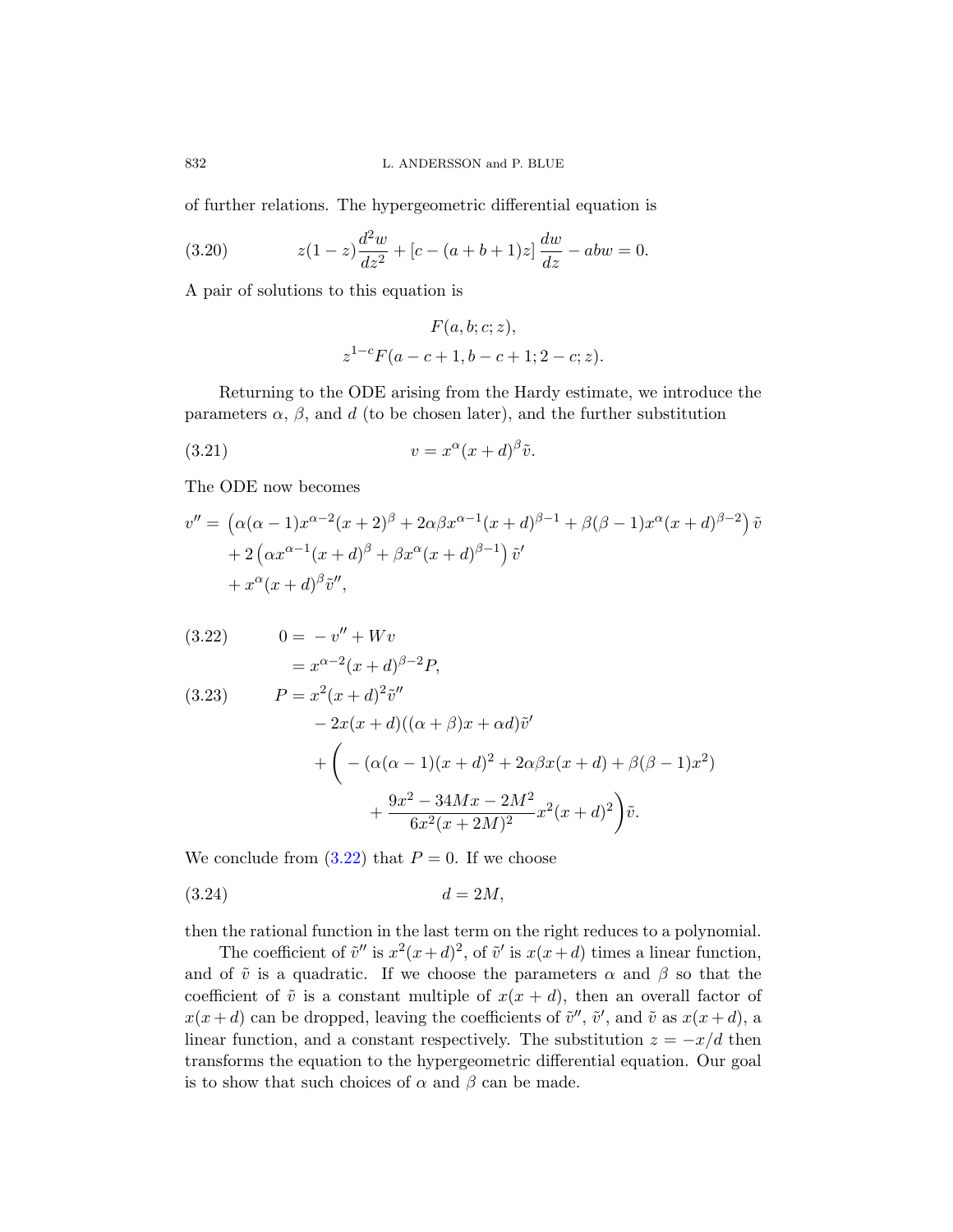of further relations. The hypergeometric differential equation is

$$z(1-z)\frac{d^2w}{dz^2} + [c - (a+b+1)z]\,\frac{dw}{dz} - abw = 0. \tag{3.20}$$

A pair of solutions to this equation is

$$F(a,b;c;z),$$
$$z^{1-c}F(a-c+1, b-c+1; 2-c; z).$$

Returning to the ODE arising from the Hardy estimate, we introduce the parameters $\alpha$, $\beta$, and $d$ (to be chosen later), and the further substitution

$$v = x^{\alpha}(x+d)^{\beta}\tilde{v}. \tag{3.21}$$

The ODE now becomes

$$\begin{aligned}
v'' = &\left(\alpha(\alpha-1)x^{\alpha-2}(x+2)^{\beta} + 2\alpha\beta x^{\alpha-1}(x+d)^{\beta-1} + \beta(\beta-1)x^{\alpha}(x+d)^{\beta-2}\right)\tilde{v} \\
&+ 2\left(\alpha x^{\alpha-1}(x+d)^{\beta} + \beta x^{\alpha}(x+d)^{\beta-1}\right)\tilde{v}' \\
&+ x^{\alpha}(x+d)^{\beta}\tilde{v}'',
\end{aligned}$$

$$\begin{aligned}
0 = &-v'' + Wv \\
= &\ x^{\alpha-2}(x+d)^{\beta-2}P,
\end{aligned} \tag{3.22}$$

$$\begin{aligned}
P = &\ x^2(x+d)^2\tilde{v}'' \\
&- 2x(x+d)((\alpha+\beta)x + \alpha d)\tilde{v}' \\
&+ \Bigg( -(\alpha(\alpha-1)(x+d)^2 + 2\alpha\beta x(x+d) + \beta(\beta-1)x^2) \\
&\qquad + \frac{9x^2 - 34Mx - 2M^2}{6x^2(x+2M)^2}x^2(x+d)^2\Bigg)\tilde{v}.
\end{aligned} \tag{3.23}$$

We conclude from (3.22) that $P = 0$. If we choose

$$d = 2M, \tag{3.24}$$

then the rational function in the last term on the right reduces to a polynomial.

The coefficient of $\tilde{v}''$ is $x^2(x+d)^2$, of $\tilde{v}'$ is $x(x+d)$ times a linear function, and of $\tilde{v}$ is a quadratic. If we choose the parameters $\alpha$ and $\beta$ so that the coefficient of $\tilde{v}$ is a constant multiple of $x(x+d)$, then an overall factor of $x(x+d)$ can be dropped, leaving the coefficients of $\tilde{v}''$, $\tilde{v}'$, and $\tilde{v}$ as $x(x+d)$, a linear function, and a constant respectively. The substitution $z = -x/d$ then transforms the equation to the hypergeometric differential equation. Our goal is to show that such choices of $\alpha$ and $\beta$ can be made.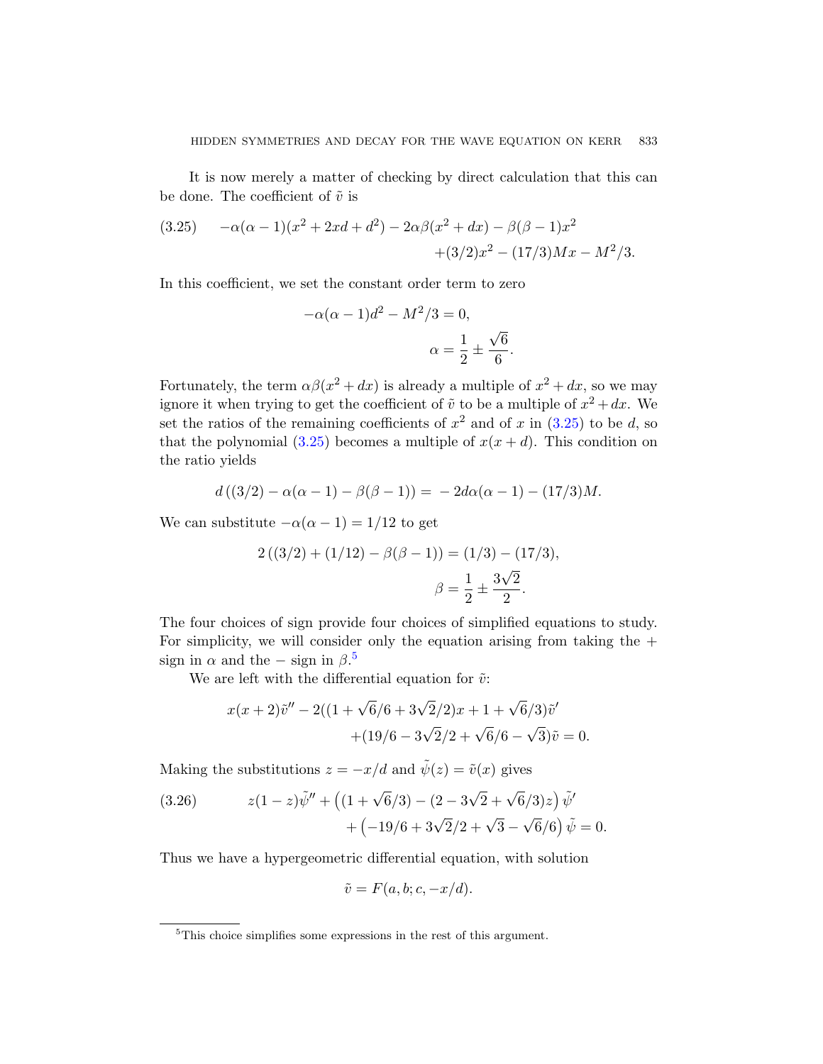It is now merely a matter of checking by direct calculation that this can be done. The coefficient of $\tilde{v}$ is

$$
\begin{aligned}
(3.25) \qquad -\alpha(\alpha-1)(x^2+2xd+d^2) - 2\alpha\beta(x^2+dx) - \beta(\beta-1)x^2 \\
+(3/2)x^2 - (17/3)Mx - M^2/3.
\end{aligned}
$$

In this coefficient, we set the constant order term to zero

$$
-\alpha(\alpha-1)d^2 - M^2/3 = 0,
$$

$$
\alpha = \frac{1}{2} \pm \frac{\sqrt{6}}{6}.
$$

Fortunately, the term $\alpha\beta(x^2+dx)$ is already a multiple of $x^2+dx$, so we may ignore it when trying to get the coefficient of $\tilde{v}$ to be a multiple of $x^2+dx$. We set the ratios of the remaining coefficients of $x^2$ and of $x$ in (3.25) to be $d$, so that the polynomial (3.25) becomes a multiple of $x(x+d)$. This condition on the ratio yields

$$
d\left((3/2) - \alpha(\alpha-1) - \beta(\beta-1)\right) = -2d\alpha(\alpha-1) - (17/3)M.
$$

We can substitute $-\alpha(\alpha-1) = 1/12$ to get

$$
2\left((3/2) + (1/12) - \beta(\beta-1)\right) = (1/3) - (17/3),
$$

$$
\beta = \frac{1}{2} \pm \frac{3\sqrt{2}}{2}.
$$

The four choices of sign provide four choices of simplified equations to study. For simplicity, we will consider only the equation arising from taking the + sign in $\alpha$ and the − sign in $\beta$.[5]

We are left with the differential equation for $\tilde{v}$:

$$
\begin{aligned}
x(x+2)\tilde{v}'' - 2((1+\sqrt{6}/6+3\sqrt{2}/2)x + 1 + \sqrt{6}/3)\tilde{v}' \\
+(19/6 - 3\sqrt{2}/2 + \sqrt{6}/6 - \sqrt{3})\tilde{v} = 0.
\end{aligned}
$$

Making the substitutions $z = -x/d$ and $\tilde{\psi}(z) = \tilde{v}(x)$ gives

$$
\begin{aligned}
(3.26) \qquad z(1-z)\tilde{\psi}'' + \left((1+\sqrt{6}/3) - (2 - 3\sqrt{2} + \sqrt{6}/3)z\right)\tilde{\psi}' \\
+\left(-19/6 + 3\sqrt{2}/2 + \sqrt{3} - \sqrt{6}/6\right)\tilde{\psi} = 0.
\end{aligned}
$$

Thus we have a hypergeometric differential equation, with solution

$$
\tilde{v} = F(a, b; c, -x/d).
$$

[5] This choice simplifies some expressions in the rest of this argument.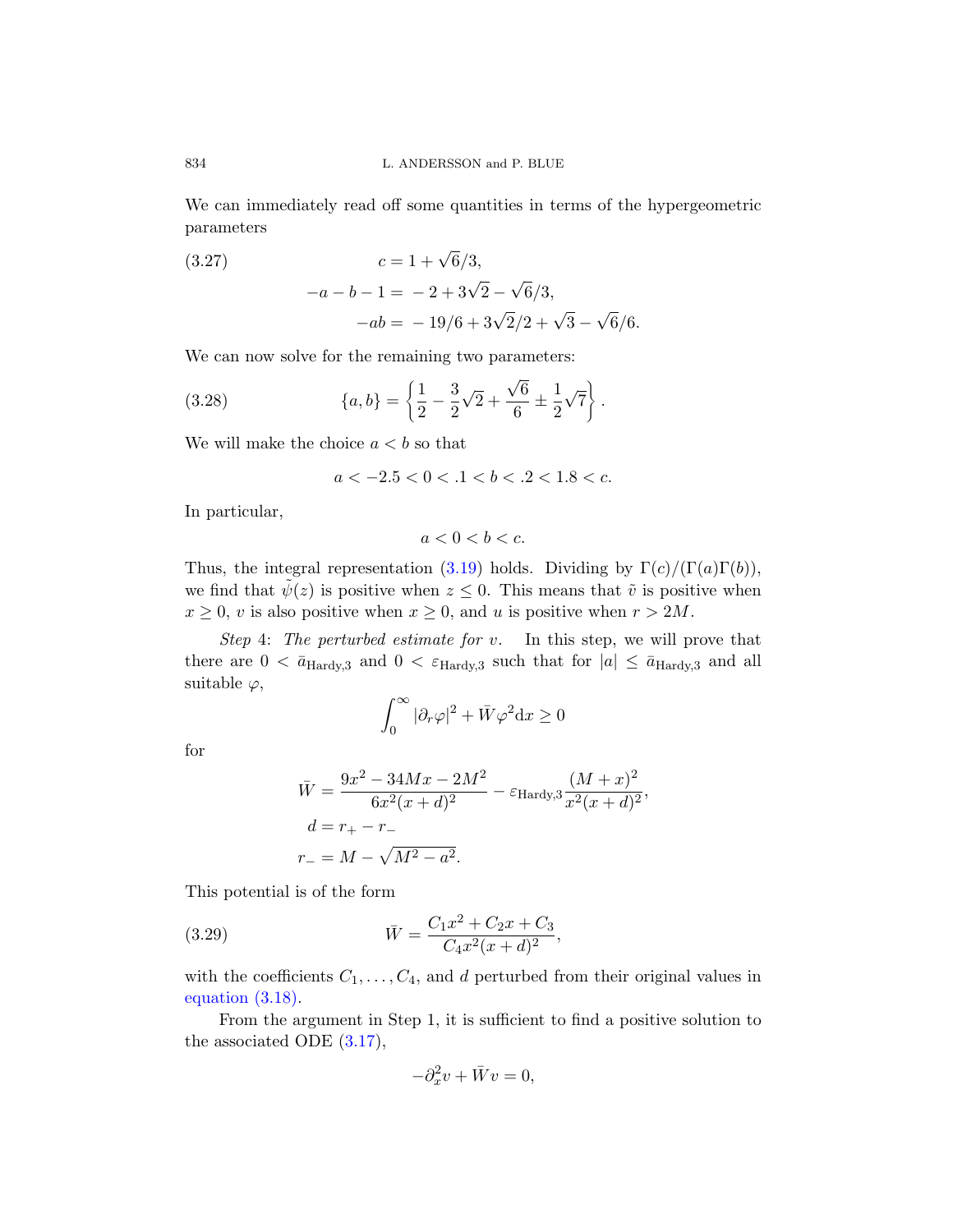We can immediately read off some quantities in terms of the hypergeometric parameters

$$
\begin{aligned}
c &= 1+\sqrt{6}/3, \\
-a-b-1 &= -2+3\sqrt{2}-\sqrt{6}/3, \\
-ab &= -19/6+3\sqrt{2}/2+\sqrt{3}-\sqrt{6}/6.
\end{aligned}
\tag{3.27}
$$

We can now solve for the remaining two parameters:

$$
\{a,b\} = \left\{\frac{1}{2}-\frac{3}{2}\sqrt{2}+\frac{\sqrt{6}}{6}\pm\frac{1}{2}\sqrt{7}\right\}. \tag{3.28}
$$

We will make the choice $a<b$ so that

$$
a < -2.5 < 0 < .1 < b < .2 < 1.8 < c.
$$

In particular,

$$
a < 0 < b < c.
$$

Thus, the integral representation (3.19) holds. Dividing by $\Gamma(c)/(\Gamma(a)\Gamma(b))$, we find that $\tilde{\psi}(z)$ is positive when $z \le 0$. This means that $\tilde{v}$ is positive when $x \ge 0$, $v$ is also positive when $x \ge 0$, and $u$ is positive when $r > 2M$.

*Step* 4: *The perturbed estimate for* $v$. In this step, we will prove that there are $0 < \bar{a}_{\text{Hardy},3}$ and $0 < \varepsilon_{\text{Hardy},3}$ such that for $|a| \le \bar{a}_{\text{Hardy},3}$ and all suitable $\varphi$,

$$
\int_0^\infty |\partial_r\varphi|^2 + \bar{W}\varphi^2 \mathrm{d}x \ge 0
$$

for

$$
\begin{aligned}
\bar{W} &= \frac{9x^2-34Mx-2M^2}{6x^2(x+d)^2} - \varepsilon_{\text{Hardy},3}\frac{(M+x)^2}{x^2(x+d)^2}, \\
d &= r_+ - r_- \\
r_- &= M-\sqrt{M^2-a^2}.
\end{aligned}
$$

This potential is of the form

$$
\bar{W} = \frac{C_1x^2+C_2x+C_3}{C_4x^2(x+d)^2}, \tag{3.29}
$$

with the coefficients $C_1,\dots,C_4$, and $d$ perturbed from their original values in equation (3.18).

From the argument in Step 1, it is sufficient to find a positive solution to the associated ODE (3.17),

$$
-\partial_x^2 v + \bar{W}v = 0,
$$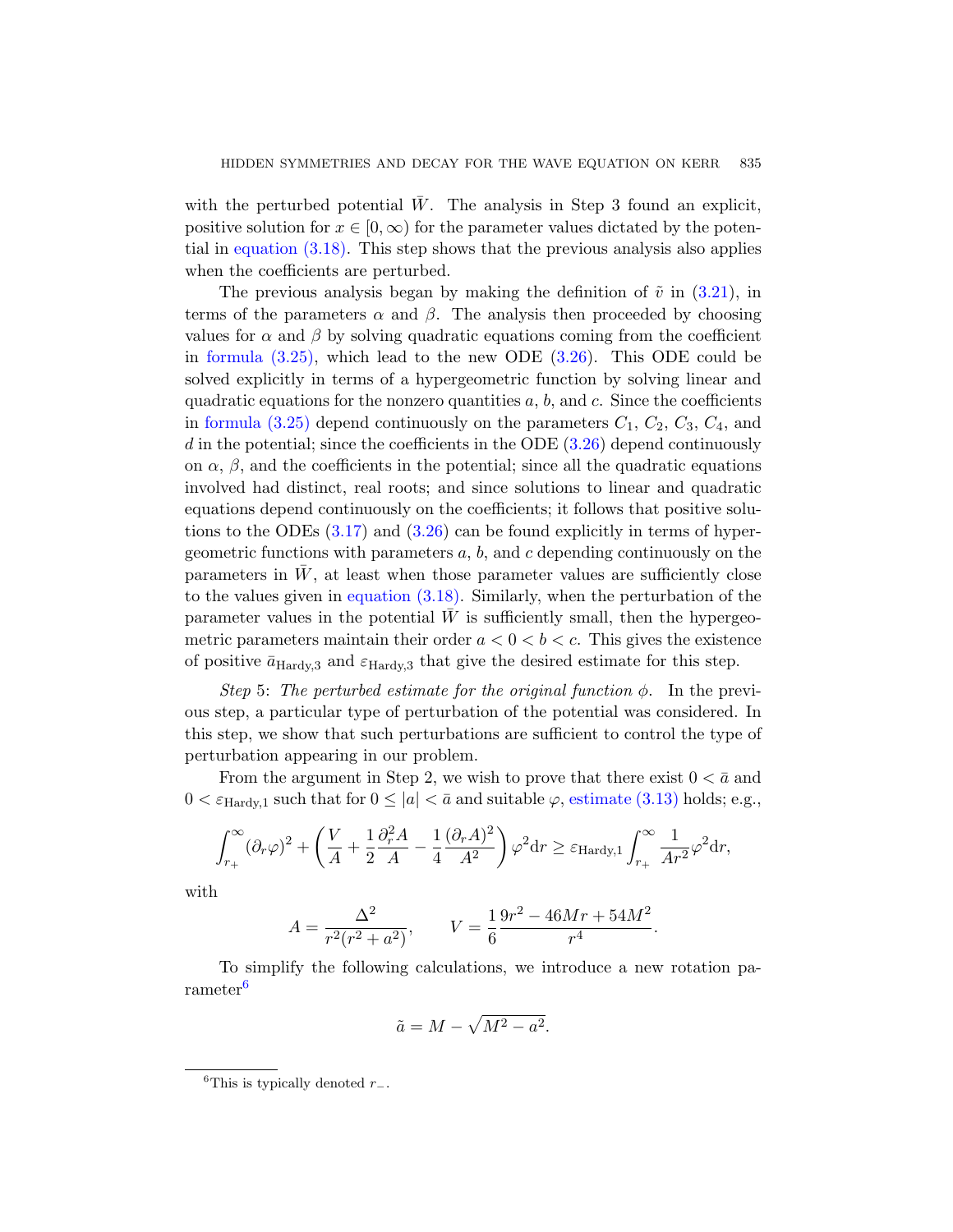with the perturbed potential $\bar{W}$. The analysis in Step 3 found an explicit, positive solution for $x \in [0, \infty)$ for the parameter values dictated by the potential in equation (3.18). This step shows that the previous analysis also applies when the coefficients are perturbed.

The previous analysis began by making the definition of $\tilde{v}$ in (3.21), in terms of the parameters $\alpha$ and $\beta$. The analysis then proceeded by choosing values for $\alpha$ and $\beta$ by solving quadratic equations coming from the coefficient in formula (3.25), which lead to the new ODE (3.26). This ODE could be solved explicitly in terms of a hypergeometric function by solving linear and quadratic equations for the nonzero quantities $a$, $b$, and $c$. Since the coefficients in formula (3.25) depend continuously on the parameters $C_1$, $C_2$, $C_3$, $C_4$, and $d$ in the potential; since the coefficients in the ODE (3.26) depend continuously on $\alpha$, $\beta$, and the coefficients in the potential; since all the quadratic equations involved had distinct, real roots; and since solutions to linear and quadratic equations depend continuously on the coefficients; it follows that positive solutions to the ODEs (3.17) and (3.26) can be found explicitly in terms of hypergeometric functions with parameters $a$, $b$, and $c$ depending continuously on the parameters in $\bar{W}$, at least when those parameter values are sufficiently close to the values given in equation (3.18). Similarly, when the perturbation of the parameter values in the potential $\bar{W}$ is sufficiently small, then the hypergeometric parameters maintain their order $a < 0 < b < c$. This gives the existence of positive $\bar{a}_{\text{Hardy},3}$ and $\varepsilon_{\text{Hardy},3}$ that give the desired estimate for this step.

*Step* 5: *The perturbed estimate for the original function* $\phi$. In the previous step, a particular type of perturbation of the potential was considered. In this step, we show that such perturbations are sufficient to control the type of perturbation appearing in our problem.

From the argument in Step 2, we wish to prove that there exist $0 < \bar{a}$ and $0 < \varepsilon_{\text{Hardy},1}$ such that for $0 \le |a| < \bar{a}$ and suitable $\varphi$, estimate (3.13) holds; e.g.,

$$\int_{r_+}^{\infty} (\partial_r \varphi)^2 + \left( \frac{V}{A} + \frac{1}{2} \frac{\partial_r^2 A}{A} - \frac{1}{4} \frac{(\partial_r A)^2}{A^2} \right) \varphi^2 \mathrm{d}r \ge \varepsilon_{\text{Hardy},1} \int_{r_+}^{\infty} \frac{1}{A r^2} \varphi^2 \mathrm{d}r,$$

with

$$A = \frac{\Delta^2}{r^2(r^2 + a^2)}, \qquad V = \frac{1}{6} \frac{9r^2 - 46Mr + 54M^2}{r^4}.$$

To simplify the following calculations, we introduce a new rotation parameter[6]

$$\tilde{a} = M - \sqrt{M^2 - a^2}.$$

[6] This is typically denoted $r_-$.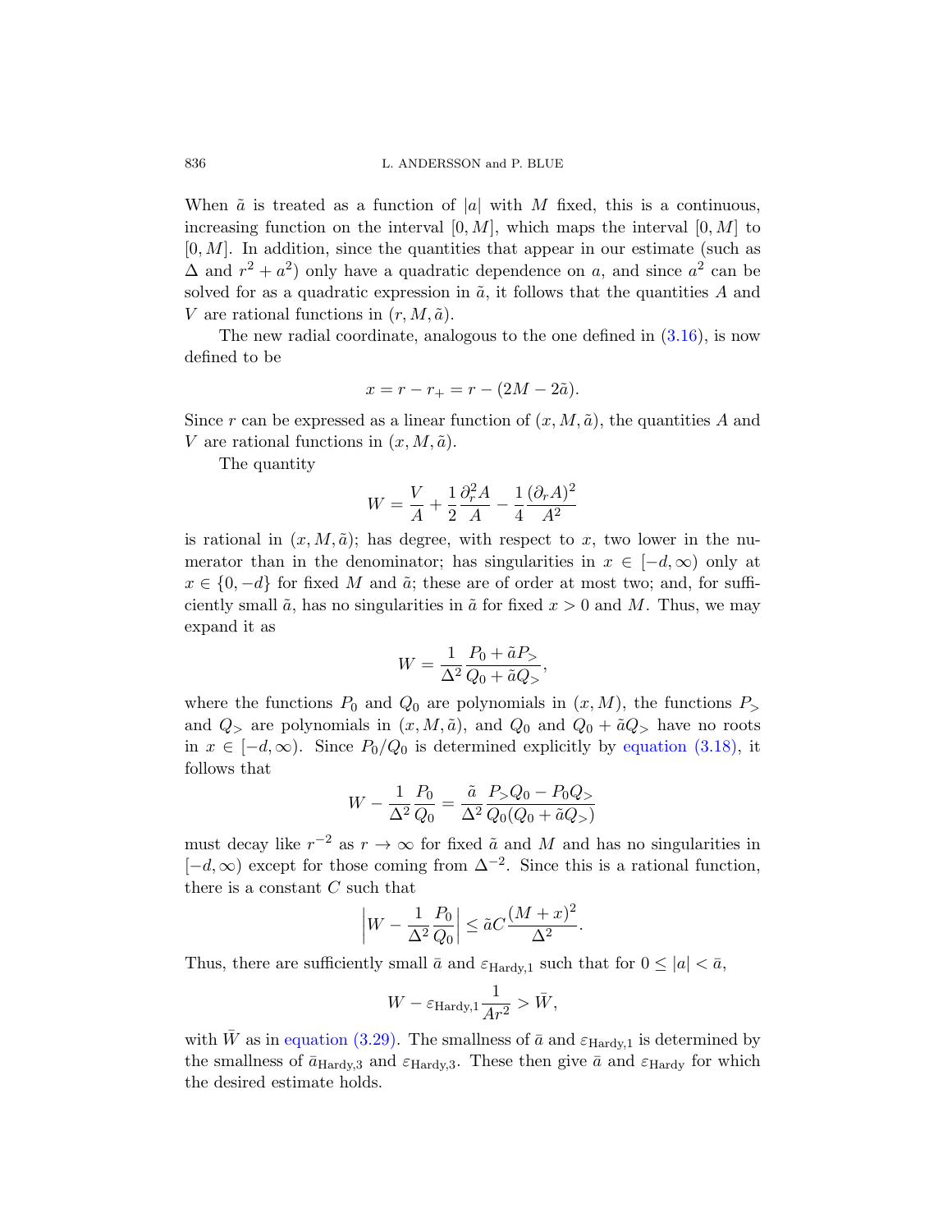When $\tilde{a}$ is treated as a function of $|a|$ with $M$ fixed, this is a continuous, increasing function on the interval $[0, M]$, which maps the interval $[0, M]$ to $[0, M]$. In addition, since the quantities that appear in our estimate (such as $\Delta$ and $r^2 + a^2$) only have a quadratic dependence on $a$, and since $a^2$ can be solved for as a quadratic expression in $\tilde{a}$, it follows that the quantities $A$ and $V$ are rational functions in $(r, M, \tilde{a})$.

The new radial coordinate, analogous to the one defined in (3.16), is now defined to be

$$x = r - r_+ = r - (2M - 2\tilde{a}).$$

Since $r$ can be expressed as a linear function of $(x, M, \tilde{a})$, the quantities $A$ and $V$ are rational functions in $(x, M, \tilde{a})$.

The quantity

$$W = \frac{V}{A} + \frac{1}{2}\frac{\partial_r^2 A}{A} - \frac{1}{4}\frac{(\partial_r A)^2}{A^2}$$

is rational in $(x, M, \tilde{a})$; has degree, with respect to $x$, two lower in the numerator than in the denominator; has singularities in $x \in [-d, \infty)$ only at $x \in \{0, -d\}$ for fixed $M$ and $\tilde{a}$; these are of order at most two; and, for sufficiently small $\tilde{a}$, has no singularities in $\tilde{a}$ for fixed $x > 0$ and $M$. Thus, we may expand it as

$$W = \frac{1}{\Delta^2}\frac{P_0 + \tilde{a}P_>}{Q_0 + \tilde{a}Q_>},$$

where the functions $P_0$ and $Q_0$ are polynomials in $(x, M)$, the functions $P_>$ and $Q_>$ are polynomials in $(x, M, \tilde{a})$, and $Q_0$ and $Q_0 + \tilde{a}Q_>$ have no roots in $x \in [-d, \infty)$. Since $P_0/Q_0$ is determined explicitly by equation (3.18), it follows that

$$W - \frac{1}{\Delta^2}\frac{P_0}{Q_0} = \frac{\tilde{a}}{\Delta^2}\frac{P_> Q_0 - P_0 Q_>}{Q_0(Q_0 + \tilde{a}Q_>)}$$

must decay like $r^{-2}$ as $r \to \infty$ for fixed $\tilde{a}$ and $M$ and has no singularities in $[-d, \infty)$ except for those coming from $\Delta^{-2}$. Since this is a rational function, there is a constant $C$ such that

$$\left| W - \frac{1}{\Delta^2}\frac{P_0}{Q_0} \right| \leq \tilde{a}C\frac{(M + x)^2}{\Delta^2}.$$

Thus, there are sufficiently small $\bar{a}$ and $\varepsilon_{\mathrm{Hardy},1}$ such that for $0 \leq |a| < \bar{a}$,

$$W - \varepsilon_{\mathrm{Hardy},1}\frac{1}{Ar^2} > \bar{W},$$

with $\bar{W}$ as in equation (3.29). The smallness of $\bar{a}$ and $\varepsilon_{\mathrm{Hardy},1}$ is determined by the smallness of $\bar{a}_{\mathrm{Hardy},3}$ and $\varepsilon_{\mathrm{Hardy},3}$. These then give $\bar{a}$ and $\varepsilon_{\mathrm{Hardy}}$ for which the desired estimate holds.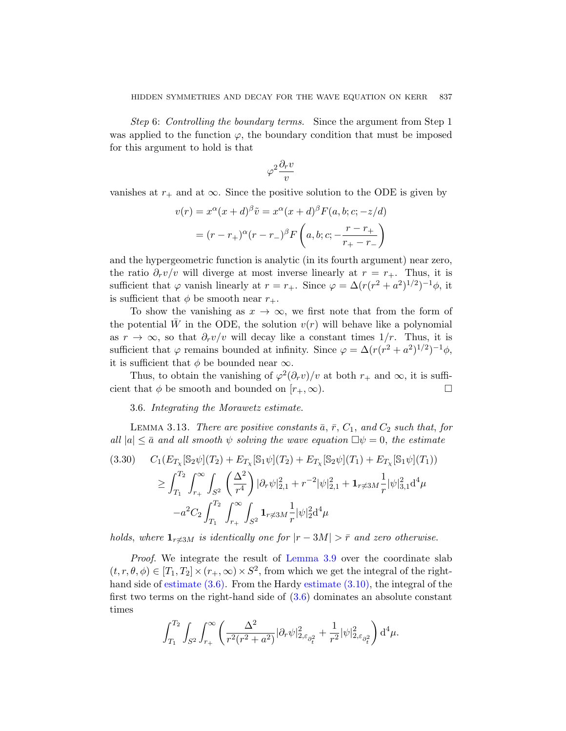*Step* 6: *Controlling the boundary terms*. Since the argument from Step 1 was applied to the function $\varphi$, the boundary condition that must be imposed for this argument to hold is that

$$\varphi^2 \frac{\partial_r v}{v}$$

vanishes at $r_+$ and at $\infty$. Since the positive solution to the ODE is given by

$$\begin{aligned} v(r) &= x^\alpha (x+d)^\beta \tilde{v} = x^\alpha (x+d)^\beta F(a,b;c;-z/d) \\ &= (r-r_+)^\alpha (r-r_-)^\beta F\left(a,b;c;-\frac{r-r_+}{r_+-r_-}\right) \end{aligned}$$

and the hypergeometric function is analytic (in its fourth argument) near zero, the ratio $\partial_r v/v$ will diverge at most inverse linearly at $r = r_+$. Thus, it is sufficient that $\varphi$ vanish linearly at $r = r_+$. Since $\varphi = \Delta(r(r^2+a^2)^{1/2})^{-1}\phi$, it is sufficient that $\phi$ be smooth near $r_+$.

To show the vanishing as $x \to \infty$, we first note that from the form of the potential $\bar{W}$ in the ODE, the solution $v(r)$ will behave like a polynomial as $r \to \infty$, so that $\partial_r v/v$ will decay like a constant times $1/r$. Thus, it is sufficient that $\varphi$ remains bounded at infinity. Since $\varphi = \Delta(r(r^2+a^2)^{1/2})^{-1}\phi$, it is sufficient that $\phi$ be bounded near $\infty$.

Thus, to obtain the vanishing of $\varphi^2(\partial_r v)/v$ at both $r_+$ and $\infty$, it is sufficient that $\phi$ be smooth and bounded on $[r_+, \infty)$. ∎

### 3.6. *Integrating the Morawetz estimate.*

Lemma 3.13. *There are positive constants $\bar{a}$, $\bar{r}$, $C_1$, and $C_2$ such that, for all $|a| \le \bar{a}$ and all smooth $\psi$ solving the wave equation $\Box\psi = 0$, the estimate*

$$\begin{aligned} (3.30) \quad & C_1(E_{T_\chi}[\mathbb{S}_2\psi](T_2) + E_{T_\chi}[\mathbb{S}_1\psi](T_2) + E_{T_\chi}[\mathbb{S}_2\psi](T_1) + E_{T_\chi}[\mathbb{S}_1\psi](T_1)) \\ & \ge \int_{T_1}^{T_2}\int_{r_+}^{\infty}\int_{S^2} \left(\frac{\Delta^2}{r^4}\right)|\partial_r\psi|^2_{2,1} + r^{-2}|\psi|^2_{2,1} + \mathbf{1}_{r\not\approx 3M}\frac{1}{r}|\psi|^2_{3,1}\mathrm{d}^4\mu \\ & \quad -a^2 C_2 \int_{T_1}^{T_2}\int_{r_+}^{\infty}\int_{S^2} \mathbf{1}_{r\not\approx 3M}\frac{1}{r}|\psi|^2_2 \mathrm{d}^4\mu \end{aligned}$$

*holds, where $\mathbf{1}_{r\not\approx 3M}$ is identically one for $|r-3M| > \bar{r}$ and zero otherwise.*

*Proof.* We integrate the result of Lemma 3.9 over the coordinate slab $(t,r,\theta,\phi) \in [T_1,T_2]\times(r_+,\infty)\times S^2$, from which we get the integral of the right-hand side of estimate (3.6). From the Hardy estimate (3.10), the integral of the first two terms on the right-hand side of (3.6) dominates an absolute constant times

$$\int_{T_1}^{T_2}\int_{S^2}\int_{r_+}^{\infty}\left(\frac{\Delta^2}{r^2(r^2+a^2)}|\partial_r\psi|^2_{2,\varepsilon_{\partial_t^2}} + \frac{1}{r^2}|\psi|^2_{2,\varepsilon_{\partial_t^2}}\right)\mathrm{d}^4\mu.$$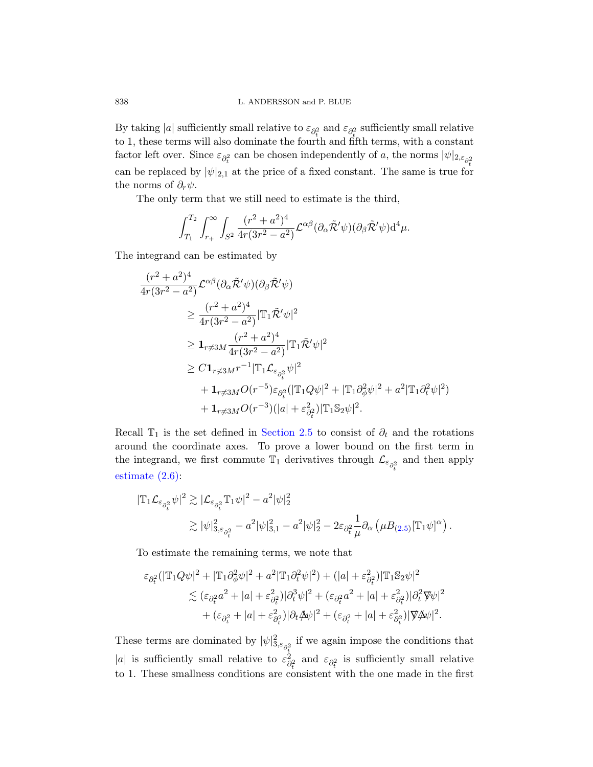By taking $|a|$ sufficiently small relative to $\varepsilon_{\partial_t^2}$ and $\varepsilon_{\partial_t^2}$ sufficiently small relative to 1, these terms will also dominate the fourth and fifth terms, with a constant factor left over. Since $\varepsilon_{\partial_t^2}$ can be chosen independently of $a$, the norms $|\psi|_{2,\varepsilon_{\partial_t^2}}$ can be replaced by $|\psi|_{2,1}$ at the price of a fixed constant. The same is true for the norms of $\partial_r\psi$.

The only term that we still need to estimate is the third,

$$\int_{T_1}^{T_2}\int_{r_+}^{\infty}\int_{S^2}\frac{(r^2+a^2)^4}{4r(3r^2-a^2)}\mathcal{L}^{\alpha\beta}(\partial_\alpha\tilde{\mathcal{R}}'\psi)(\partial_\beta\tilde{\mathcal{R}}'\psi)\mathrm{d}^4\mu.$$

The integrand can be estimated by

$$\begin{aligned}
\frac{(r^2+a^2)^4}{4r(3r^2-a^2)}&\mathcal{L}^{\alpha\beta}(\partial_\alpha\tilde{\mathcal{R}}'\psi)(\partial_\beta\tilde{\mathcal{R}}'\psi)\\
&\geq \frac{(r^2+a^2)^4}{4r(3r^2-a^2)}|\mathbb{T}_1\tilde{\mathcal{R}}'\psi|^2\\
&\geq \mathbf{1}_{r\not\approx 3M}\frac{(r^2+a^2)^4}{4r(3r^2-a^2)}|\mathbb{T}_1\tilde{\mathcal{R}}'\psi|^2\\
&\geq C\mathbf{1}_{r\not\approx 3M}r^{-1}|\mathbb{T}_1\mathcal{L}_{\varepsilon_{\partial_t^2}}\psi|^2\\
&\quad+\mathbf{1}_{r\not\approx 3M}O(r^{-5})\varepsilon_{\partial_t^2}(|\mathbb{T}_1Q\psi|^2+|\mathbb{T}_1\partial_\phi^2\psi|^2+a^2|\mathbb{T}_1\partial_t^2\psi|^2)\\
&\quad+\mathbf{1}_{r\not\approx 3M}O(r^{-3})(|a|+\varepsilon_{\partial_t^2}^2)|\mathbb{T}_1\mathbb{S}_2\psi|^2.
\end{aligned}$$

Recall $\mathbb{T}_1$ is the set defined in Section 2.5 to consist of $\partial_t$ and the rotations around the coordinate axes. To prove a lower bound on the first term in the integrand, we first commute $\mathbb{T}_1$ derivatives through $\mathcal{L}_{\varepsilon_{\partial_t^2}}$ and then apply estimate (2.6):

$$\begin{aligned}
|\mathbb{T}_1\mathcal{L}_{\varepsilon_{\partial_t^2}}\psi|^2&\gtrsim|\mathcal{L}_{\varepsilon_{\partial_t^2}}\mathbb{T}_1\psi|^2-a^2|\psi|_2^2\\
&\gtrsim|\psi|_{3,\varepsilon_{\partial_t^2}}^2-a^2|\psi|_{3,1}^2-a^2|\psi|_2^2-2\varepsilon_{\partial_t^2}\frac{1}{\mu}\partial_\alpha\left(\mu B_{(2.5)}[\mathbb{T}_1\psi]^\alpha\right).
\end{aligned}$$

To estimate the remaining terms, we note that

$$\begin{aligned}
\varepsilon_{\partial_t^2}(|\mathbb{T}_1Q\psi|^2&+|\mathbb{T}_1\partial_\phi^2\psi|^2+a^2|\mathbb{T}_1\partial_t^2\psi|^2)+(|a|+\varepsilon_{\partial_t^2}^2)|\mathbb{T}_1\mathbb{S}_2\psi|^2\\
&\lesssim(\varepsilon_{\partial_t^2}a^2+|a|+\varepsilon_{\partial_t^2}^2)|\partial_t^3\psi|^2+(\varepsilon_{\partial_t^2}a^2+|a|+\varepsilon_{\partial_t^2}^2)|\partial_t^2\nabla\!\!\!\!/\,\psi|^2\\
&\quad+(\varepsilon_{\partial_t^2}+|a|+\varepsilon_{\partial_t^2}^2)|\partial_t\Delta\!\!\!\!/\,\psi|^2+(\varepsilon_{\partial_t^2}+|a|+\varepsilon_{\partial_t^2}^2)|\nabla\!\!\!\!/\,\Delta\!\!\!\!/\,\psi|^2.
\end{aligned}$$

These terms are dominated by $|\psi|_{3,\varepsilon_{\partial_t^2}}^2$ if we again impose the conditions that $|a|$ is sufficiently small relative to $\varepsilon_{\partial_t^2}^2$ and $\varepsilon_{\partial_t^2}$ is sufficiently small relative to 1. These smallness conditions are consistent with the one made in the first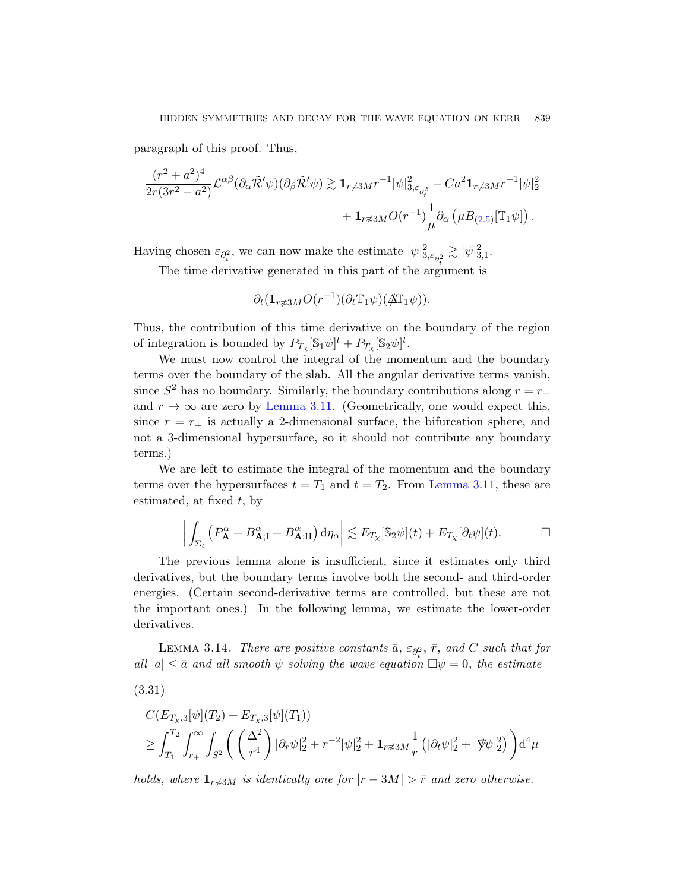paragraph of this proof. Thus,

$$\frac{(r^2+a^2)^4}{2r(3r^2-a^2)}\mathcal{L}^{\alpha\beta}(\partial_\alpha\tilde{\mathcal{R}}'\psi)(\partial_\beta\tilde{\mathcal{R}}'\psi) \gtrsim \mathbf{1}_{r\not\approx 3M} r^{-1}|\psi|^2_{3,\varepsilon_{\partial_t^2}} - Ca^2\mathbf{1}_{r\not\approx 3M} r^{-1}|\psi|_2^2 + \mathbf{1}_{r\not\approx 3M} O(r^{-1})\frac{1}{\mu}\partial_\alpha\left(\mu B_{(2.5)}[\mathbb{T}_1\psi]\right).$$

Having chosen $\varepsilon_{\partial_t^2}$, we can now make the estimate $|\psi|^2_{3,\varepsilon_{\partial_t^2}} \gtrsim |\psi|^2_{3,1}$.

The time derivative generated in this part of the argument is

$$\partial_t(\mathbf{1}_{r\not\approx 3M}O(r^{-1})(\partial_t\mathbb{T}_1\psi)(\not\Delta\mathbb{T}_1\psi)).$$

Thus, the contribution of this time derivative on the boundary of the region of integration is bounded by $P_{T_\chi}[\mathbb{S}_1\psi]^t + P_{T_\chi}[\mathbb{S}_2\psi]^t$.

We must now control the integral of the momentum and the boundary terms over the boundary of the slab. All the angular derivative terms vanish, since $S^2$ has no boundary. Similarly, the boundary contributions along $r = r_+$ and $r \to \infty$ are zero by Lemma 3.11. (Geometrically, one would expect this, since $r = r_+$ is actually a 2-dimensional surface, the bifurcation sphere, and not a 3-dimensional hypersurface, so it should not contribute any boundary terms.)

We are left to estimate the integral of the momentum and the boundary terms over the hypersurfaces $t = T_1$ and $t = T_2$. From Lemma 3.11, these are estimated, at fixed $t$, by

$$\left|\int_{\Sigma_t}\left(P^\alpha_{\mathbf{A}} + B^\alpha_{\mathbf{A};\mathrm{I}} + B^\alpha_{\mathbf{A};\mathrm{II}}\right)\mathrm{d}\eta_\alpha\right| \lesssim E_{T_\chi}[\mathbb{S}_2\psi](t) + E_{T_\chi}[\partial_t\psi](t). \qquad \square$$

The previous lemma alone is insufficient, since it estimates only third derivatives, but the boundary terms involve both the second- and third-order energies. (Certain second-derivative terms are controlled, but these are not the important ones.) In the following lemma, we estimate the lower-order derivatives.

Lemma 3.14. *There are positive constants $\bar{a}$, $\varepsilon_{\partial_t^2}$, $\bar{r}$, and $C$ such that for all $|a| \le \bar{a}$ and all smooth $\psi$ solving the wave equation $\Box\psi = 0$, the estimate*

(3.31)

$$C(E_{T_\chi,3}[\psi](T_2) + E_{T_\chi,3}[\psi](T_1)) \ge \int_{T_1}^{T_2}\int_{r_+}^{\infty}\int_{S^2}\left(\left(\frac{\Delta^2}{r^4}\right)|\partial_r\psi|_2^2 + r^{-2}|\psi|_2^2 + \mathbf{1}_{r\not\approx 3M}\frac{1}{r}\left(|\partial_t\psi|_2^2 + |\not\nabla\psi|_2^2\right)\right)\mathrm{d}^4\mu$$

*holds, where $\mathbf{1}_{r\not\approx 3M}$ is identically one for $|r-3M| > \bar{r}$ and zero otherwise.*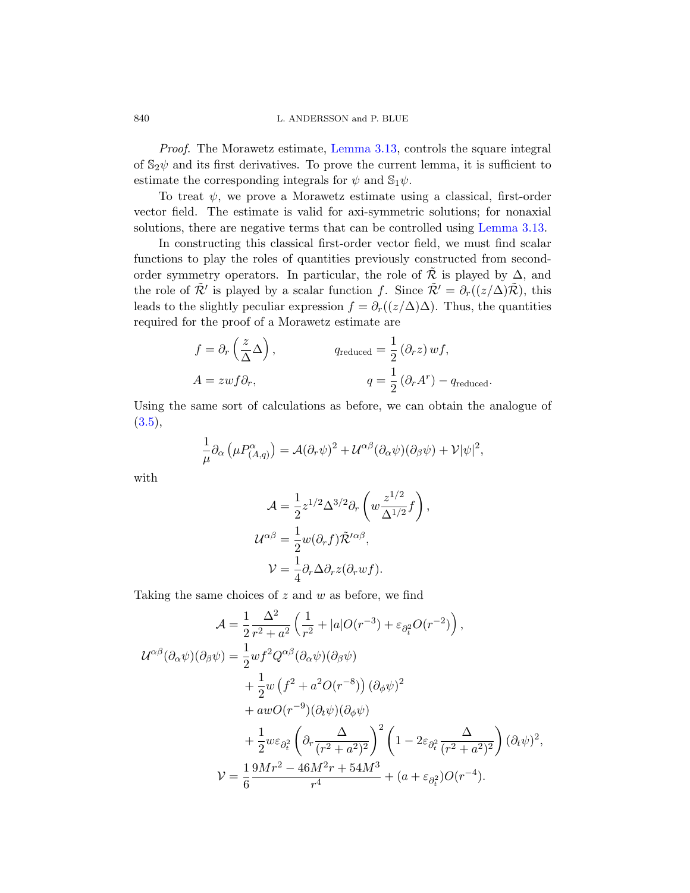*Proof.* The Morawetz estimate, Lemma 3.13, controls the square integral of $\mathbb{S}_2\psi$ and its first derivatives. To prove the current lemma, it is sufficient to estimate the corresponding integrals for $\psi$ and $\mathbb{S}_1\psi$.

To treat $\psi$, we prove a Morawetz estimate using a classical, first-order vector field. The estimate is valid for axi-symmetric solutions; for nonaxial solutions, there are negative terms that can be controlled using Lemma 3.13.

In constructing this classical first-order vector field, we must find scalar functions to play the roles of quantities previously constructed from second-order symmetry operators. In particular, the role of $\tilde{\mathcal{R}}$ is played by $\Delta$, and the role of $\tilde{\mathcal{R}}'$ is played by a scalar function $f$. Since $\tilde{\mathcal{R}}' = \partial_r((z/\Delta)\tilde{\mathcal{R}})$, this leads to the slightly peculiar expression $f = \partial_r((z/\Delta)\Delta)$. Thus, the quantities required for the proof of a Morawetz estimate are

$$
\begin{aligned}
f &= \partial_r\left(\frac{z}{\Delta}\Delta\right), & q_{\text{reduced}} &= \frac{1}{2}\left(\partial_r z\right) wf,\\
A &= zwf\partial_r, & q &= \frac{1}{2}\left(\partial_r A^r\right) - q_{\text{reduced}}.
\end{aligned}
$$

Using the same sort of calculations as before, we can obtain the analogue of (3.5),

$$
\frac{1}{\mu}\partial_\alpha\left(\mu P^\alpha_{(A,q)}\right) = \mathcal{A}(\partial_r\psi)^2 + \mathcal{U}^{\alpha\beta}(\partial_\alpha\psi)(\partial_\beta\psi) + \mathcal{V}|\psi|^2,
$$

with

$$
\begin{aligned}
\mathcal{A} &= \frac{1}{2}z^{1/2}\Delta^{3/2}\partial_r\left(w\frac{z^{1/2}}{\Delta^{1/2}}f\right),\\
\mathcal{U}^{\alpha\beta} &= \frac{1}{2}w(\partial_r f)\tilde{\mathcal{R}}'^{\alpha\beta},\\
\mathcal{V} &= \frac{1}{4}\partial_r\Delta\partial_r z(\partial_r wf).
\end{aligned}
$$

Taking the same choices of $z$ and $w$ as before, we find

$$
\begin{aligned}
\mathcal{A} &= \frac{1}{2}\frac{\Delta^2}{r^2+a^2}\left(\frac{1}{r^2} + |a|O(r^{-3}) + \varepsilon_{\partial_t^2}O(r^{-2})\right),\\
\mathcal{U}^{\alpha\beta}(\partial_\alpha\psi)(\partial_\beta\psi) &= \frac{1}{2}wf^2 Q^{\alpha\beta}(\partial_\alpha\psi)(\partial_\beta\psi)\\
&\quad + \frac{1}{2}w\left(f^2 + a^2O(r^{-8})\right)(\partial_\phi\psi)^2\\
&\quad + awO(r^{-9})(\partial_t\psi)(\partial_\phi\psi)\\
&\quad + \frac{1}{2}w\varepsilon_{\partial_t^2}\left(\partial_r\frac{\Delta}{(r^2+a^2)^2}\right)^2\left(1 - 2\varepsilon_{\partial_t^2}\frac{\Delta}{(r^2+a^2)^2}\right)(\partial_t\psi)^2,\\
\mathcal{V} &= \frac{1}{6}\frac{9Mr^2 - 46M^2r + 54M^3}{r^4} + (a + \varepsilon_{\partial_t^2})O(r^{-4}).
\end{aligned}
$$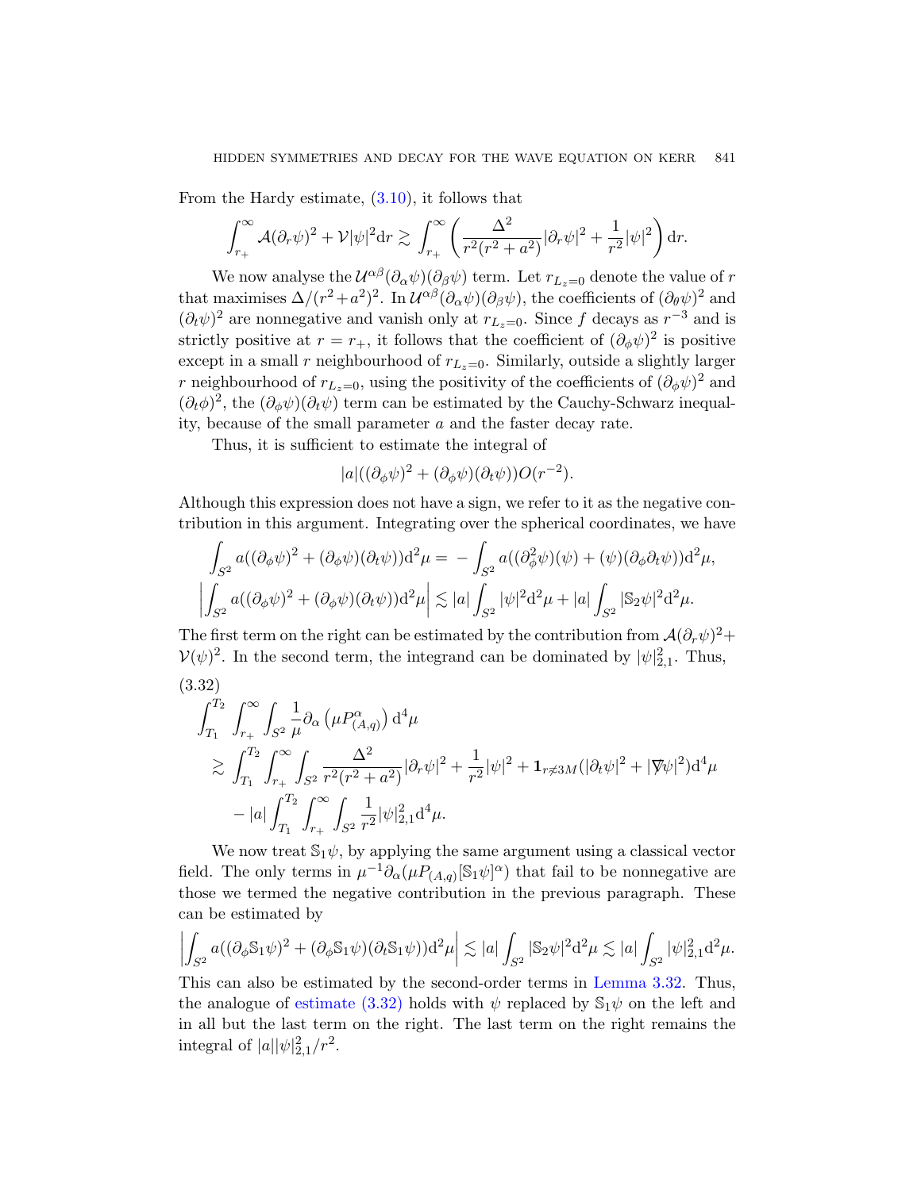From the Hardy estimate, (3.10), it follows that

$$\int_{r_+}^{\infty} \mathcal{A}(\partial_r\psi)^2 + \mathcal{V}|\psi|^2 \mathrm{d}r \gtrsim \int_{r_+}^{\infty} \left( \frac{\Delta^2}{r^2(r^2+a^2)}|\partial_r\psi|^2 + \frac{1}{r^2}|\psi|^2 \right) \mathrm{d}r.$$

We now analyse the $\mathcal{U}^{\alpha\beta}(\partial_\alpha\psi)(\partial_\beta\psi)$ term. Let $r_{L_z=0}$ denote the value of $r$ that maximises $\Delta/(r^2+a^2)^2$. In $\mathcal{U}^{\alpha\beta}(\partial_\alpha\psi)(\partial_\beta\psi)$, the coefficients of $(\partial_\theta\psi)^2$ and $(\partial_t\psi)^2$ are nonnegative and vanish only at $r_{L_z=0}$. Since $f$ decays as $r^{-3}$ and is strictly positive at $r=r_+$, it follows that the coefficient of $(\partial_\phi\psi)^2$ is positive except in a small $r$ neighbourhood of $r_{L_z=0}$. Similarly, outside a slightly larger $r$ neighbourhood of $r_{L_z=0}$, using the positivity of the coefficients of $(\partial_\phi\psi)^2$ and $(\partial_t\phi)^2$, the $(\partial_\phi\psi)(\partial_t\psi)$ term can be estimated by the Cauchy-Schwarz inequality, because of the small parameter $a$ and the faster decay rate.

Thus, it is sufficient to estimate the integral of

$$|a|((\partial_\phi\psi)^2 + (\partial_\phi\psi)(\partial_t\psi))O(r^{-2}).$$

Although this expression does not have a sign, we refer to it as the negative contribution in this argument. Integrating over the spherical coordinates, we have

$$\int_{S^2} a((\partial_\phi\psi)^2 + (\partial_\phi\psi)(\partial_t\psi))\mathrm{d}^2\mu = -\int_{S^2} a((\partial_\phi^2\psi)(\psi) + (\psi)(\partial_\phi\partial_t\psi))\mathrm{d}^2\mu,$$

$$\left|\int_{S^2} a((\partial_\phi\psi)^2 + (\partial_\phi\psi)(\partial_t\psi))\mathrm{d}^2\mu\right| \lesssim |a|\int_{S^2}|\psi|^2\mathrm{d}^2\mu + |a|\int_{S^2}|\mathbb{S}_2\psi|^2\mathrm{d}^2\mu.$$

The first term on the right can be estimated by the contribution from $\mathcal{A}(\partial_r\psi)^2 + \mathcal{V}(\psi)^2$. In the second term, the integrand can be dominated by $|\psi|^2_{2,1}$. Thus,

(3.32)
$$\begin{aligned}
&\int_{T_1}^{T_2}\int_{r_+}^{\infty}\int_{S^2} \frac{1}{\mu}\partial_\alpha\left(\mu P^\alpha_{(A,q)}\right)\mathrm{d}^4\mu \\
&\gtrsim \int_{T_1}^{T_2}\int_{r_+}^{\infty}\int_{S^2} \frac{\Delta^2}{r^2(r^2+a^2)}|\partial_r\psi|^2 + \frac{1}{r^2}|\psi|^2 + \mathbf{1}_{r\not\approx 3M}(|\partial_t\psi|^2 + |\nabla\!\!\!/\psi|^2)\mathrm{d}^4\mu \\
&\quad - |a|\int_{T_1}^{T_2}\int_{r_+}^{\infty}\int_{S^2}\frac{1}{r^2}|\psi|^2_{2,1}\mathrm{d}^4\mu.
\end{aligned}$$

We now treat $\mathbb{S}_1\psi$, by applying the same argument using a classical vector field. The only terms in $\mu^{-1}\partial_\alpha(\mu P_{(A,q)}[\mathbb{S}_1\psi]^\alpha)$ that fail to be nonnegative are those we termed the negative contribution in the previous paragraph. These can be estimated by

$$\left|\int_{S^2} a((\partial_\phi\mathbb{S}_1\psi)^2 + (\partial_\phi\mathbb{S}_1\psi)(\partial_t\mathbb{S}_1\psi))\mathrm{d}^2\mu\right| \lesssim |a|\int_{S^2}|\mathbb{S}_2\psi|^2\mathrm{d}^2\mu \lesssim |a|\int_{S^2}|\psi|^2_{2,1}\mathrm{d}^2\mu.$$

This can also be estimated by the second-order terms in Lemma 3.32. Thus, the analogue of estimate (3.32) holds with $\psi$ replaced by $\mathbb{S}_1\psi$ on the left and in all but the last term on the right. The last term on the right remains the integral of $|a||\psi|^2_{2,1}/r^2$.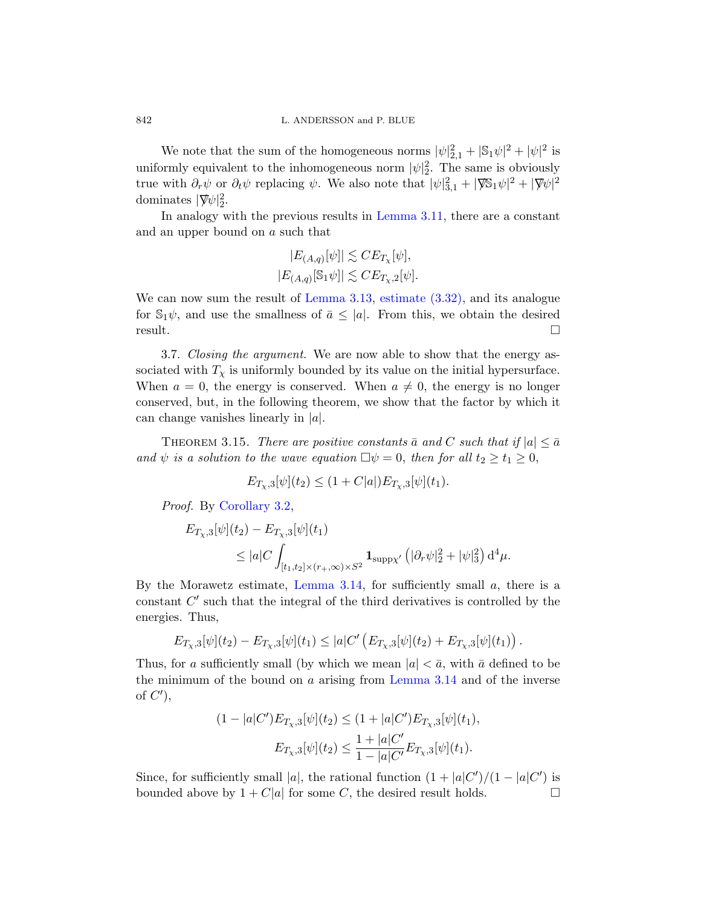We note that the sum of the homogeneous norms $|\psi|_{2,1}^2 + |\mathbb{S}_1\psi|^2 + |\psi|^2$ is uniformly equivalent to the inhomogeneous norm $|\psi|_2^2$. The same is obviously true with $\partial_r\psi$ or $\partial_t\psi$ replacing $\psi$. We also note that $|\psi|_{3,1}^2 + |\nabla\!\!\!/\mathbb{S}_1\psi|^2 + |\nabla\!\!\!/\psi|^2$ dominates $|\nabla\!\!\!/\psi|_2^2$.

In analogy with the previous results in Lemma 3.11, there are a constant and an upper bound on $a$ such that

$$
\begin{aligned}
|E_{(A,q)}[\psi]| &\lesssim C E_{T_\chi}[\psi], \\
|E_{(A,q)}[\mathbb{S}_1\psi]| &\lesssim C E_{T_\chi,2}[\psi].
\end{aligned}
$$

We can now sum the result of Lemma 3.13, estimate (3.32), and its analogue for $\mathbb{S}_1\psi$, and use the smallness of $\bar{a} \le |a|$. From this, we obtain the desired result. $\square$

3.7. *Closing the argument.* We are now able to show that the energy associated with $T_\chi$ is uniformly bounded by its value on the initial hypersurface. When $a = 0$, the energy is conserved. When $a \neq 0$, the energy is no longer conserved, but, in the following theorem, we show that the factor by which it can change vanishes linearly in $|a|$.

Theorem 3.15. *There are positive constants $\bar{a}$ and $C$ such that if $|a| \le \bar{a}$ and $\psi$ is a solution to the wave equation $\Box\psi = 0$, then for all $t_2 \ge t_1 \ge 0$,*

$$
E_{T_\chi,3}[\psi](t_2) \le (1 + C|a|) E_{T_\chi,3}[\psi](t_1).
$$

*Proof.* By Corollary 3.2,

$$
\begin{aligned}
&E_{T_\chi,3}[\psi](t_2) - E_{T_\chi,3}[\psi](t_1) \\
&\qquad \le |a| C \int_{[t_1,t_2]\times(r_+,\infty)\times S^2} \mathbf{1}_{\mathrm{supp}\chi'} \left( |\partial_r\psi|_2^2 + |\psi|_3^2 \right) \mathrm{d}^4\mu.
\end{aligned}
$$

By the Morawetz estimate, Lemma 3.14, for sufficiently small $a$, there is a constant $C'$ such that the integral of the third derivatives is controlled by the energies. Thus,

$$
E_{T_\chi,3}[\psi](t_2) - E_{T_\chi,3}[\psi](t_1) \le |a| C' \left( E_{T_\chi,3}[\psi](t_2) + E_{T_\chi,3}[\psi](t_1) \right).
$$

Thus, for $a$ sufficiently small (by which we mean $|a| < \bar{a}$, with $\bar{a}$ defined to be the minimum of the bound on $a$ arising from Lemma 3.14 and of the inverse of $C'$),

$$
\begin{aligned}
(1 - |a|C') E_{T_\chi,3}[\psi](t_2) &\le (1 + |a|C') E_{T_\chi,3}[\psi](t_1), \\
E_{T_\chi,3}[\psi](t_2) &\le \frac{1 + |a|C'}{1 - |a|C'} E_{T_\chi,3}[\psi](t_1).
\end{aligned}
$$

Since, for sufficiently small $|a|$, the rational function $(1 + |a|C')/(1 - |a|C')$ is bounded above by $1 + C|a|$ for some $C$, the desired result holds. $\square$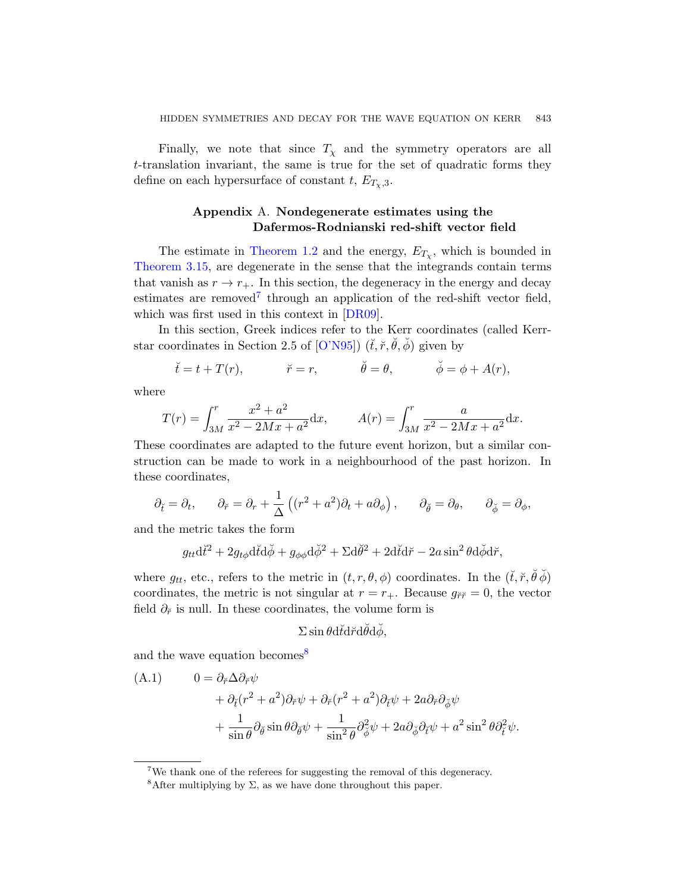Finally, we note that since $T_\chi$ and the symmetry operators are all $t$-translation invariant, the same is true for the set of quadratic forms they define on each hypersurface of constant $t$, $E_{T_\chi,3}$.

## Appendix A. Nondegenerate estimates using the Dafermos-Rodnianski red-shift vector field

The estimate in Theorem 1.2 and the energy, $E_{T_\chi}$, which is bounded in Theorem 3.15, are degenerate in the sense that the integrands contain terms that vanish as $r \to r_+$. In this section, the degeneracy in the energy and decay estimates are removed[7] through an application of the red-shift vector field, which was first used in this context in [DR09].

In this section, Greek indices refer to the Kerr coordinates (called Kerr-star coordinates in Section 2.5 of [O'N95]) $(\breve{t}, \breve{r}, \breve{\theta}, \breve{\phi})$ given by

$$\breve{t} = t + T(r), \qquad \breve{r} = r, \qquad \breve{\theta} = \theta, \qquad \breve{\phi} = \phi + A(r),$$

where

$$T(r) = \int_{3M}^{r} \frac{x^2 + a^2}{x^2 - 2Mx + a^2} \mathrm{d}x, \qquad A(r) = \int_{3M}^{r} \frac{a}{x^2 - 2Mx + a^2} \mathrm{d}x.$$

These coordinates are adapted to the future event horizon, but a similar construction can be made to work in a neighbourhood of the past horizon. In these coordinates,

$$\partial_{\breve{t}} = \partial_t, \qquad \partial_{\breve{r}} = \partial_r + \frac{1}{\Delta}\left((r^2 + a^2)\partial_t + a\partial_\phi\right), \qquad \partial_{\breve{\theta}} = \partial_\theta, \qquad \partial_{\breve{\phi}} = \partial_\phi,$$

and the metric takes the form

$$g_{tt}\mathrm{d}\breve{t}^2 + 2g_{t\phi}\mathrm{d}\breve{t}\mathrm{d}\breve{\phi} + g_{\phi\phi}\mathrm{d}\breve{\phi}^2 + \Sigma\mathrm{d}\breve{\theta}^2 + 2\mathrm{d}\breve{t}\mathrm{d}\breve{r} - 2a\sin^2\theta\mathrm{d}\breve{\phi}\mathrm{d}\breve{r},$$

where $g_{tt}$, etc., refers to the metric in $(t, r, \theta, \phi)$ coordinates. In the $(\breve{t}, \breve{r}, \breve{\theta}\,\breve{\phi})$ coordinates, the metric is not singular at $r = r_+$. Because $g_{\breve{r}\breve{r}} = 0$, the vector field $\partial_{\breve{r}}$ is null. In these coordinates, the volume form is

$$\Sigma \sin\theta \mathrm{d}\breve{t}\mathrm{d}\breve{r}\mathrm{d}\breve{\theta}\mathrm{d}\breve{\phi},$$

and the wave equation becomes[8]

$$\begin{aligned}
\text{(A.1)} \qquad 0 = {} & \partial_{\breve{r}}\Delta\partial_{\breve{r}}\psi \\
& + \partial_{\breve{t}}(r^2 + a^2)\partial_{\breve{r}}\psi + \partial_{\breve{r}}(r^2 + a^2)\partial_{\breve{t}}\psi + 2a\partial_{\breve{r}}\partial_{\breve{\phi}}\psi \\
& + \frac{1}{\sin\theta}\partial_{\breve{\theta}}\sin\theta\partial_{\breve{\theta}}\psi + \frac{1}{\sin^2\theta}\partial_{\breve{\phi}}^2\psi + 2a\partial_{\breve{\phi}}\partial_{\breve{t}}\psi + a^2\sin^2\theta\partial_{\breve{t}}^2\psi.
\end{aligned}$$

---

[7] We thank one of the referees for suggesting the removal of this degeneracy.

[8] After multiplying by $\Sigma$, as we have done throughout this paper.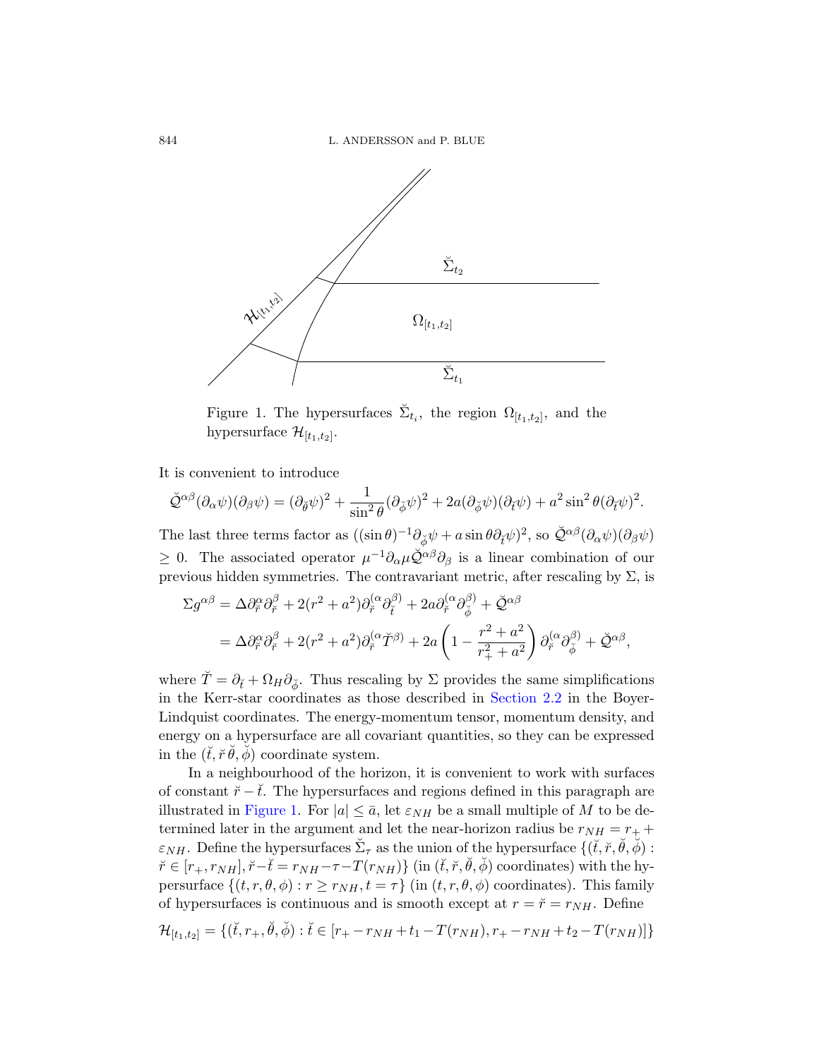Figure 1. The hypersurfaces $\breve{\Sigma}_{t_i}$, the region $\Omega_{[t_1,t_2]}$, and the hypersurface $\mathcal{H}_{[t_1,t_2]}$.

It is convenient to introduce

$$\breve{\mathcal{Q}}^{\alpha\beta}(\partial_\alpha\psi)(\partial_\beta\psi) = (\partial_{\breve{\theta}}\psi)^2 + \frac{1}{\sin^2\theta}(\partial_{\breve{\phi}}\psi)^2 + 2a(\partial_{\breve{\phi}}\psi)(\partial_{\breve{t}}\psi) + a^2\sin^2\theta(\partial_{\breve{t}}\psi)^2.$$

The last three terms factor as $((\sin\theta)^{-1}\partial_{\breve{\phi}}\psi + a\sin\theta\partial_{\breve{t}}\psi)^2$, so $\breve{\mathcal{Q}}^{\alpha\beta}(\partial_\alpha\psi)(\partial_\beta\psi) \geq 0$. The associated operator $\mu^{-1}\partial_\alpha\mu\breve{\mathcal{Q}}^{\alpha\beta}\partial_\beta$ is a linear combination of our previous hidden symmetries. The contravariant metric, after rescaling by $\Sigma$, is

$$\begin{aligned}
\Sigma g^{\alpha\beta} &= \Delta\partial_{\breve{r}}^\alpha\partial_{\breve{r}}^\beta + 2(r^2+a^2)\partial_{\breve{r}}^{(\alpha}\partial_{\breve{t}}^{\beta)} + 2a\partial_{\breve{r}}^{(\alpha}\partial_{\breve{\phi}}^{\beta)} + \breve{\mathcal{Q}}^{\alpha\beta}\\
&= \Delta\partial_{\breve{r}}^\alpha\partial_{\breve{r}}^\beta + 2(r^2+a^2)\partial_{\breve{r}}^{(\alpha}\breve{T}^{\beta)} + 2a\left(1-\frac{r^2+a^2}{r_+^2+a^2}\right)\partial_{\breve{r}}^{(\alpha}\partial_{\breve{\phi}}^{\beta)} + \breve{\mathcal{Q}}^{\alpha\beta},
\end{aligned}$$

where $\breve{T} = \partial_{\breve{t}} + \Omega_H\partial_{\breve{\phi}}$. Thus rescaling by $\Sigma$ provides the same simplifications in the Kerr-star coordinates as those described in Section 2.2 in the Boyer-Lindquist coordinates. The energy-momentum tensor, momentum density, and energy on a hypersurface are all covariant quantities, so they can be expressed in the $(\breve{t},\breve{r}\breve{\theta},\breve{\phi})$ coordinate system.

In a neighbourhood of the horizon, it is convenient to work with surfaces of constant $\breve{r}-\breve{t}$. The hypersurfaces and regions defined in this paragraph are illustrated in Figure 1. For $|a|\leq\bar{a}$, let $\varepsilon_{NH}$ be a small multiple of $M$ to be determined later in the argument and let the near-horizon radius be $r_{NH} = r_+ + \varepsilon_{NH}$. Define the hypersurfaces $\breve{\Sigma}_\tau$ as the union of the hypersurface $\{(\breve{t},\breve{r},\breve{\theta},\breve{\phi}) : \breve{r}\in[r_+,r_{NH}], \breve{r}-\breve{t} = r_{NH}-\tau-T(r_{NH})\}$ (in $(\breve{t},\breve{r},\breve{\theta},\breve{\phi})$ coordinates) with the hypersurface $\{(t,r,\theta,\phi) : r\geq r_{NH}, t=\tau\}$ (in $(t,r,\theta,\phi)$ coordinates). This family of hypersurfaces is continuous and is smooth except at $r=\breve{r}=r_{NH}$. Define

$$\mathcal{H}_{[t_1,t_2]} = \{(\breve{t},r_+,\breve{\theta},\breve{\phi}) : \breve{t}\in[r_+-r_{NH}+t_1-T(r_{NH}), r_+-r_{NH}+t_2-T(r_{NH})]\}$$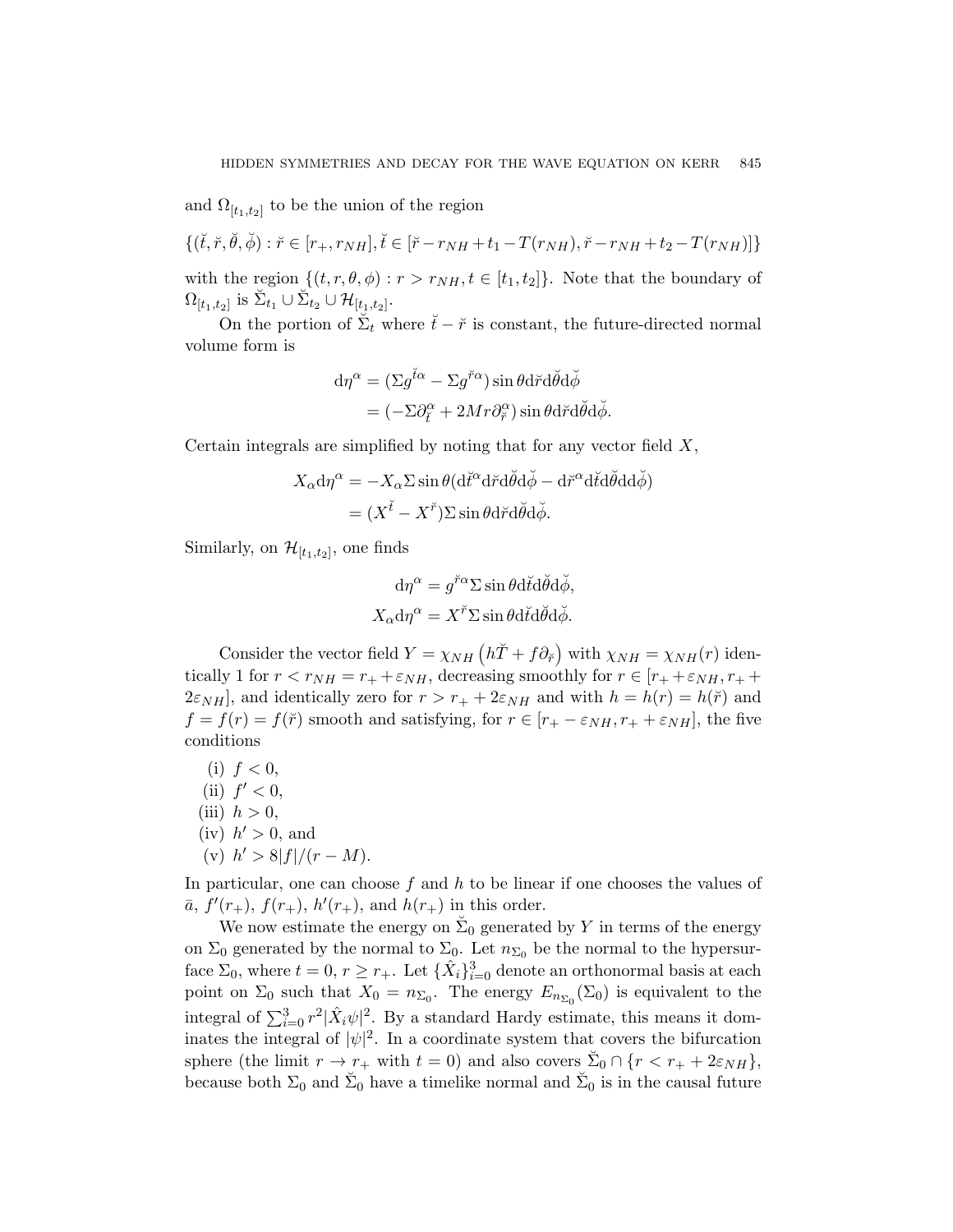and $\Omega_{[t_1,t_2]}$ to be the union of the region

$$\{(\breve{t},\breve{r},\breve{\theta},\breve{\phi}) : \breve{r} \in [r_+, r_{NH}], \breve{t} \in [\breve{r} - r_{NH} + t_1 - T(r_{NH}), \breve{r} - r_{NH} + t_2 - T(r_{NH})]\}$$

with the region $\{(t, r, \theta, \phi) : r > r_{NH}, t \in [t_1, t_2]\}$. Note that the boundary of $\Omega_{[t_1,t_2]}$ is $\breve{\Sigma}_{t_1} \cup \breve{\Sigma}_{t_2} \cup \mathcal{H}_{[t_1,t_2]}$.

On the portion of $\breve{\Sigma}_t$ where $\breve{t} - \breve{r}$ is constant, the future-directed normal volume form is

$$\begin{aligned}
\mathrm{d}\eta^\alpha &= (\Sigma g^{\breve{t}\alpha} - \Sigma g^{\breve{r}\alpha}) \sin\theta \mathrm{d}\breve{r}\mathrm{d}\breve{\theta}\mathrm{d}\breve{\phi} \\
&= (-\Sigma \partial_{\breve{t}}^\alpha + 2Mr\partial_{\breve{r}}^\alpha) \sin\theta \mathrm{d}\breve{r}\mathrm{d}\breve{\theta}\mathrm{d}\breve{\phi}.
\end{aligned}$$

Certain integrals are simplified by noting that for any vector field $X$,

$$\begin{aligned}
X_\alpha \mathrm{d}\eta^\alpha &= -X_\alpha \Sigma \sin\theta (\mathrm{d}\breve{t}^\alpha \mathrm{d}\breve{r}\mathrm{d}\breve{\theta}\mathrm{d}\breve{\phi} - \mathrm{d}\breve{r}^\alpha \mathrm{d}\breve{t}\mathrm{d}\breve{\theta}\mathrm{d}\mathrm{d}\breve{\phi}) \\
&= (X^{\breve{t}} - X^{\breve{r}})\Sigma \sin\theta \mathrm{d}\breve{r}\mathrm{d}\breve{\theta}\mathrm{d}\breve{\phi}.
\end{aligned}$$

Similarly, on $\mathcal{H}_{[t_1,t_2]}$, one finds

$$\begin{aligned}
\mathrm{d}\eta^\alpha &= g^{\breve{r}\alpha}\Sigma \sin\theta \mathrm{d}\breve{t}\mathrm{d}\breve{\theta}\mathrm{d}\breve{\phi}, \\
X_\alpha \mathrm{d}\eta^\alpha &= X^{\breve{r}}\Sigma \sin\theta \mathrm{d}\breve{t}\mathrm{d}\breve{\theta}\mathrm{d}\breve{\phi}.
\end{aligned}$$

Consider the vector field $Y = \chi_{NH}\left(h\breve{T} + f\partial_{\breve{r}}\right)$ with $\chi_{NH} = \chi_{NH}(r)$ identically 1 for $r < r_{NH} = r_+ + \varepsilon_{NH}$, decreasing smoothly for $r \in [r_+ + \varepsilon_{NH}, r_+ + 2\varepsilon_{NH}]$, and identically zero for $r > r_+ + 2\varepsilon_{NH}$ and with $h = h(r) = h(\breve{r})$ and $f = f(r) = f(\breve{r})$ smooth and satisfying, for $r \in [r_+ - \varepsilon_{NH}, r_+ + \varepsilon_{NH}]$, the five conditions

(i) $f < 0$,
(ii) $f' < 0$,
(iii) $h > 0$,
(iv) $h' > 0$, and
(v) $h' > 8|f|/(r - M)$.

In particular, one can choose $f$ and $h$ to be linear if one chooses the values of $\bar{a}$, $f'(r_+)$, $f(r_+)$, $h'(r_+)$, and $h(r_+)$ in this order.

We now estimate the energy on $\breve{\Sigma}_0$ generated by $Y$ in terms of the energy on $\Sigma_0$ generated by the normal to $\Sigma_0$. Let $n_{\Sigma_0}$ be the normal to the hypersurface $\Sigma_0$, where $t = 0$, $r \geq r_+$. Let $\{\hat{X}_i\}_{i=0}^3$ denote an orthonormal basis at each point on $\Sigma_0$ such that $X_0 = n_{\Sigma_0}$. The energy $E_{n_{\Sigma_0}}(\Sigma_0)$ is equivalent to the integral of $\sum_{i=0}^3 r^2 |\hat{X}_i\psi|^2$. By a standard Hardy estimate, this means it dominates the integral of $|\psi|^2$. In a coordinate system that covers the bifurcation sphere (the limit $r \to r_+$ with $t = 0$) and also covers $\breve{\Sigma}_0 \cap \{r < r_+ + 2\varepsilon_{NH}\}$, because both $\Sigma_0$ and $\breve{\Sigma}_0$ have a timelike normal and $\breve{\Sigma}_0$ is in the causal future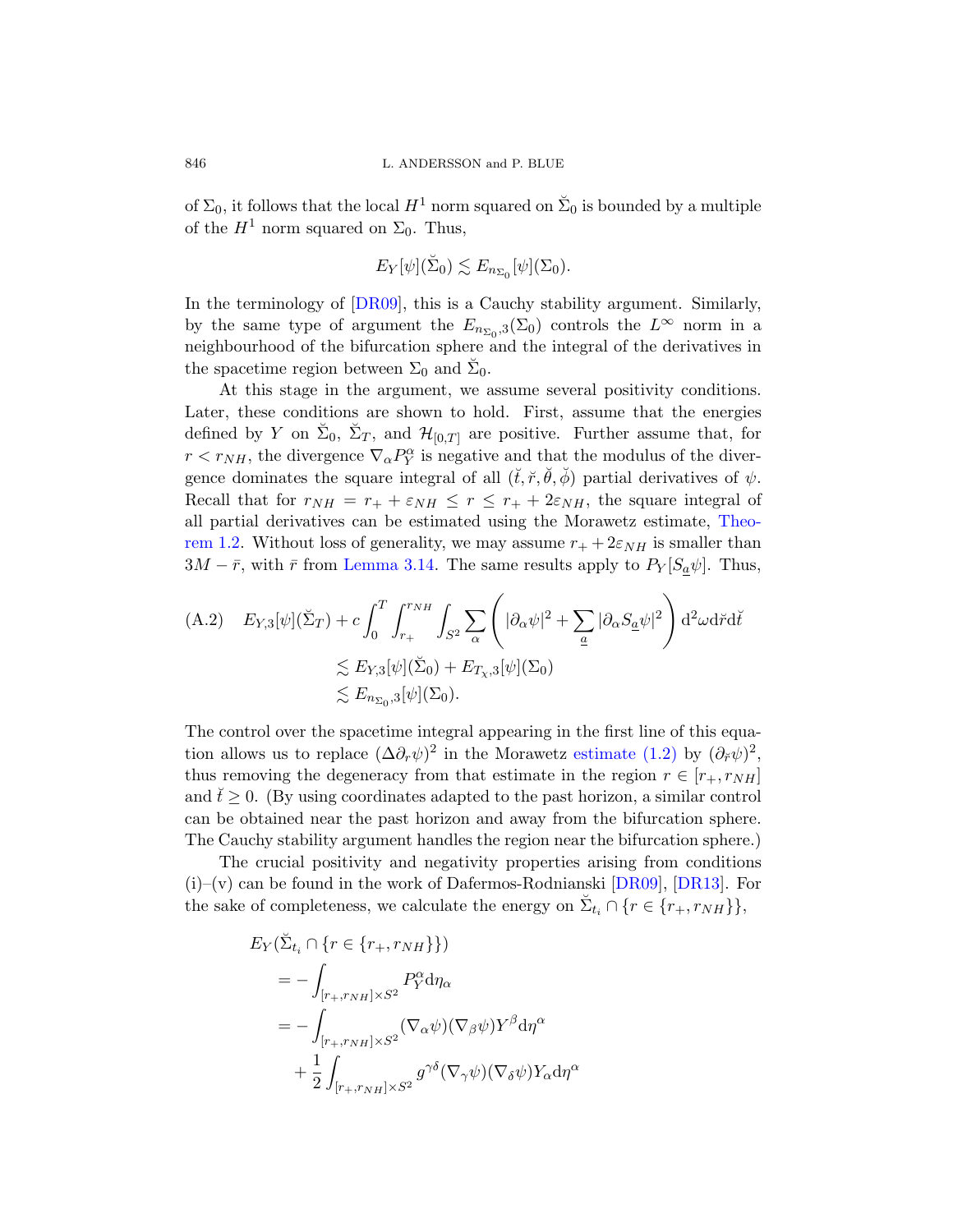of $\Sigma_0$, it follows that the local $H^1$ norm squared on $\breve{\Sigma}_0$ is bounded by a multiple of the $H^1$ norm squared on $\Sigma_0$. Thus,

$$E_Y[\psi](\breve{\Sigma}_0) \lesssim E_{n_{\Sigma_0}}[\psi](\Sigma_0).$$

In the terminology of [DR09], this is a Cauchy stability argument. Similarly, by the same type of argument the $E_{n_{\Sigma_0},3}(\Sigma_0)$ controls the $L^\infty$ norm in a neighbourhood of the bifurcation sphere and the integral of the derivatives in the spacetime region between $\Sigma_0$ and $\breve{\Sigma}_0$.

At this stage in the argument, we assume several positivity conditions. Later, these conditions are shown to hold. First, assume that the energies defined by $Y$ on $\breve{\Sigma}_0$, $\breve{\Sigma}_T$, and $\mathcal{H}_{[0,T]}$ are positive. Further assume that, for $r < r_{NH}$, the divergence $\nabla_\alpha P_Y^\alpha$ is negative and that the modulus of the divergence dominates the square integral of all $(\breve{t}, \breve{r}, \breve{\theta}, \breve{\phi})$ partial derivatives of $\psi$. Recall that for $r_{NH} = r_+ + \varepsilon_{NH} \le r \le r_+ + 2\varepsilon_{NH}$, the square integral of all partial derivatives can be estimated using the Morawetz estimate, Theorem 1.2. Without loss of generality, we may assume $r_+ + 2\varepsilon_{NH}$ is smaller than $3M - \bar{r}$, with $\bar{r}$ from Lemma 3.14. The same results apply to $P_Y[S_{\underline{a}}\psi]$. Thus,

$$\begin{aligned}
\text{(A.2)} \quad E_{Y,3}[\psi](\breve{\Sigma}_T) + c\int_0^T \int_{r_+}^{r_{NH}} \int_{S^2} \sum_\alpha \left( |\partial_\alpha \psi|^2 + \sum_{\underline{a}} |\partial_\alpha S_{\underline{a}}\psi|^2 \right) \mathrm{d}^2\omega \mathrm{d}\breve{r}\mathrm{d}\breve{t} \\
\lesssim E_{Y,3}[\psi](\breve{\Sigma}_0) + E_{T_\chi,3}[\psi](\Sigma_0) \\
\lesssim E_{n_{\Sigma_0},3}[\psi](\Sigma_0).
\end{aligned}$$

The control over the spacetime integral appearing in the first line of this equation allows us to replace $(\Delta\partial_r\psi)^2$ in the Morawetz estimate (1.2) by $(\partial_{\breve{r}}\psi)^2$, thus removing the degeneracy from that estimate in the region $r \in [r_+, r_{NH}]$ and $\breve{t} \ge 0$. (By using coordinates adapted to the past horizon, a similar control can be obtained near the past horizon and away from the bifurcation sphere. The Cauchy stability argument handles the region near the bifurcation sphere.)

The crucial positivity and negativity properties arising from conditions (i)–(v) can be found in the work of Dafermos-Rodnianski [DR09], [DR13]. For the sake of completeness, we calculate the energy on $\breve{\Sigma}_{t_i} \cap \{r \in \{r_+, r_{NH}\}\}$,

$$\begin{aligned}
&E_Y(\breve{\Sigma}_{t_i} \cap \{r \in \{r_+, r_{NH}\}\}) \\
&\quad = -\int_{[r_+, r_{NH}] \times S^2} P_Y^\alpha \mathrm{d}\eta_\alpha \\
&\quad = -\int_{[r_+, r_{NH}] \times S^2} (\nabla_\alpha\psi)(\nabla_\beta\psi) Y^\beta \mathrm{d}\eta^\alpha \\
&\qquad + \frac{1}{2}\int_{[r_+, r_{NH}] \times S^2} g^{\gamma\delta}(\nabla_\gamma\psi)(\nabla_\delta\psi) Y_\alpha \mathrm{d}\eta^\alpha
\end{aligned}$$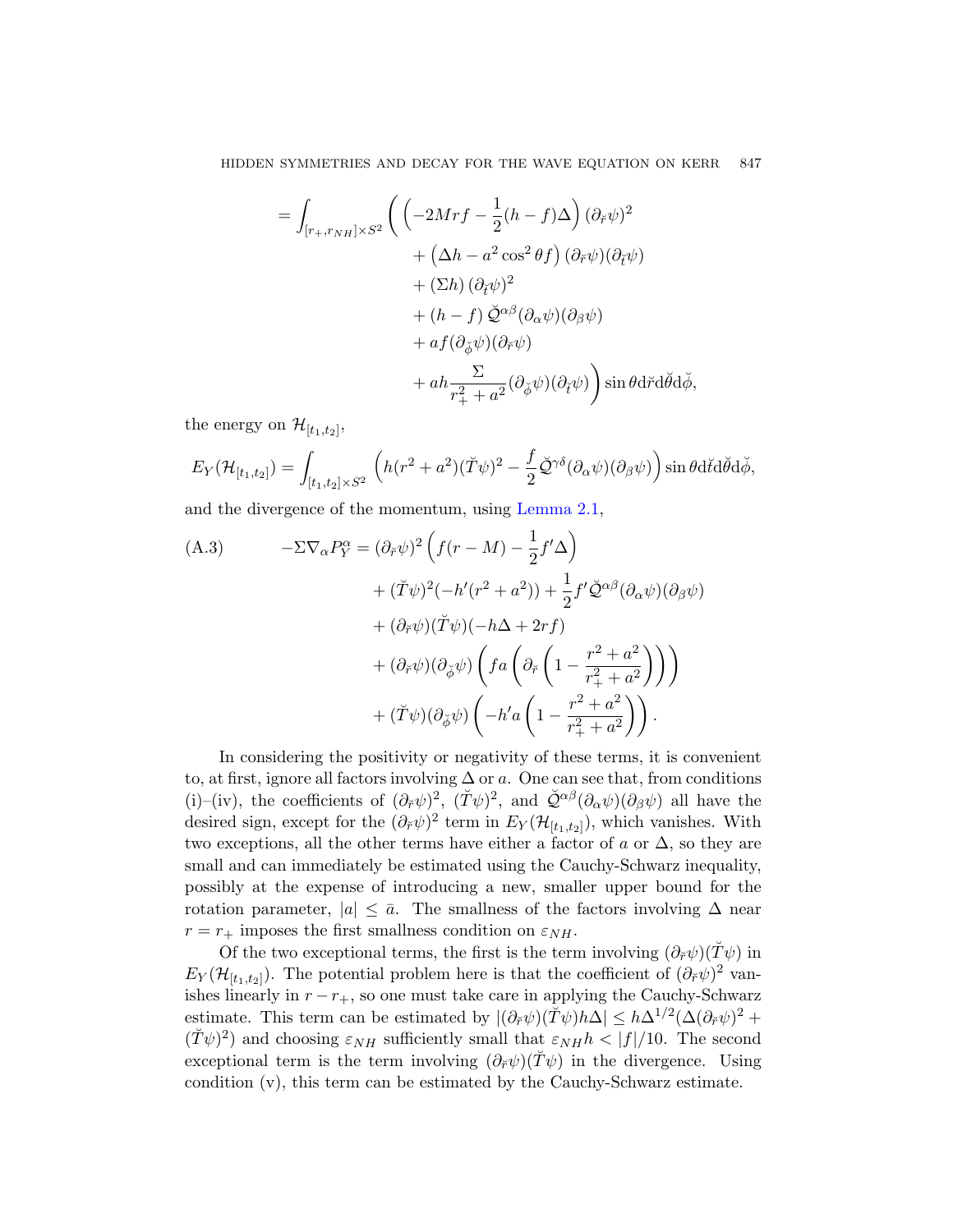$$
\begin{aligned}
= \int_{[r_+, r_{NH}]\times S^2} \Bigg( &\left(-2Mrf - \frac{1}{2}(h-f)\Delta\right)(\partial_{\breve{r}}\psi)^2 \\
&+ \left(\Delta h - a^2\cos^2\theta f\right)(\partial_{\breve{r}}\psi)(\partial_{\breve{t}}\psi) \\
&+ (\Sigma h)(\partial_{\breve{t}}\psi)^2 \\
&+ (h-f)\,\breve{\mathcal{Q}}^{\alpha\beta}(\partial_\alpha\psi)(\partial_\beta\psi) \\
&+ af(\partial_{\breve{\phi}}\psi)(\partial_{\breve{r}}\psi) \\
&+ ah\frac{\Sigma}{r_+^2+a^2}(\partial_{\breve{\phi}}\psi)(\partial_{\breve{t}}\psi)\Bigg)\sin\theta \mathrm{d}\breve{r}\mathrm{d}\breve{\theta}\mathrm{d}\breve{\phi},
\end{aligned}
$$

the energy on $\mathcal{H}_{[t_1,t_2]}$,

$$
E_Y(\mathcal{H}_{[t_1,t_2]}) = \int_{[t_1,t_2]\times S^2} \left( h(r^2+a^2)(\breve{T}\psi)^2 - \frac{f}{2}\breve{\mathcal{Q}}^{\gamma\delta}(\partial_\alpha\psi)(\partial_\beta\psi)\right)\sin\theta \mathrm{d}\breve{t}\mathrm{d}\breve{\theta}\mathrm{d}\breve{\phi},
$$

and the divergence of the momentum, using Lemma 2.1,

$$
\begin{aligned}
\text{(A.3)} \qquad -\Sigma\nabla_\alpha P_Y^\alpha = &(\partial_{\breve{r}}\psi)^2\left(f(r-M) - \frac{1}{2}f'\Delta\right) \\
&+ (\breve{T}\psi)^2(-h'(r^2+a^2)) + \frac{1}{2}f'\breve{\mathcal{Q}}^{\alpha\beta}(\partial_\alpha\psi)(\partial_\beta\psi) \\
&+ (\partial_{\breve{r}}\psi)(\breve{T}\psi)(-h\Delta + 2rf) \\
&+ (\partial_{\breve{r}}\psi)(\partial_{\breve{\phi}}\psi)\left(fa\left(\partial_{\breve{r}}\left(1 - \frac{r^2+a^2}{r_+^2+a^2}\right)\right)\right) \\
&+ (\breve{T}\psi)(\partial_{\breve{\phi}}\psi)\left(-h'a\left(1 - \frac{r^2+a^2}{r_+^2+a^2}\right)\right).
\end{aligned}
$$

In considering the positivity or negativity of these terms, it is convenient to, at first, ignore all factors involving $\Delta$ or $a$. One can see that, from conditions (i)–(iv), the coefficients of $(\partial_{\breve{r}}\psi)^2$, $(\breve{T}\psi)^2$, and $\breve{\mathcal{Q}}^{\alpha\beta}(\partial_\alpha\psi)(\partial_\beta\psi)$ all have the desired sign, except for the $(\partial_{\breve{r}}\psi)^2$ term in $E_Y(\mathcal{H}_{[t_1,t_2]})$, which vanishes. With two exceptions, all the other terms have either a factor of $a$ or $\Delta$, so they are small and can immediately be estimated using the Cauchy-Schwarz inequality, possibly at the expense of introducing a new, smaller upper bound for the rotation parameter, $|a| \leq \bar{a}$. The smallness of the factors involving $\Delta$ near $r = r_+$ imposes the first smallness condition on $\varepsilon_{NH}$.

Of the two exceptional terms, the first is the term involving $(\partial_{\breve{r}}\psi)(\breve{T}\psi)$ in $E_Y(\mathcal{H}_{[t_1,t_2]})$. The potential problem here is that the coefficient of $(\partial_{\breve{r}}\psi)^2$ vanishes linearly in $r - r_+$, so one must take care in applying the Cauchy-Schwarz estimate. This term can be estimated by $|(\partial_{\breve{r}}\psi)(\breve{T}\psi)h\Delta| \leq h\Delta^{1/2}(\Delta(\partial_{\breve{r}}\psi)^2 + (\breve{T}\psi)^2)$ and choosing $\varepsilon_{NH}$ sufficiently small that $\varepsilon_{NH}h < |f|/10$. The second exceptional term is the term involving $(\partial_{\breve{r}}\psi)(\breve{T}\psi)$ in the divergence. Using condition (v), this term can be estimated by the Cauchy-Schwarz estimate.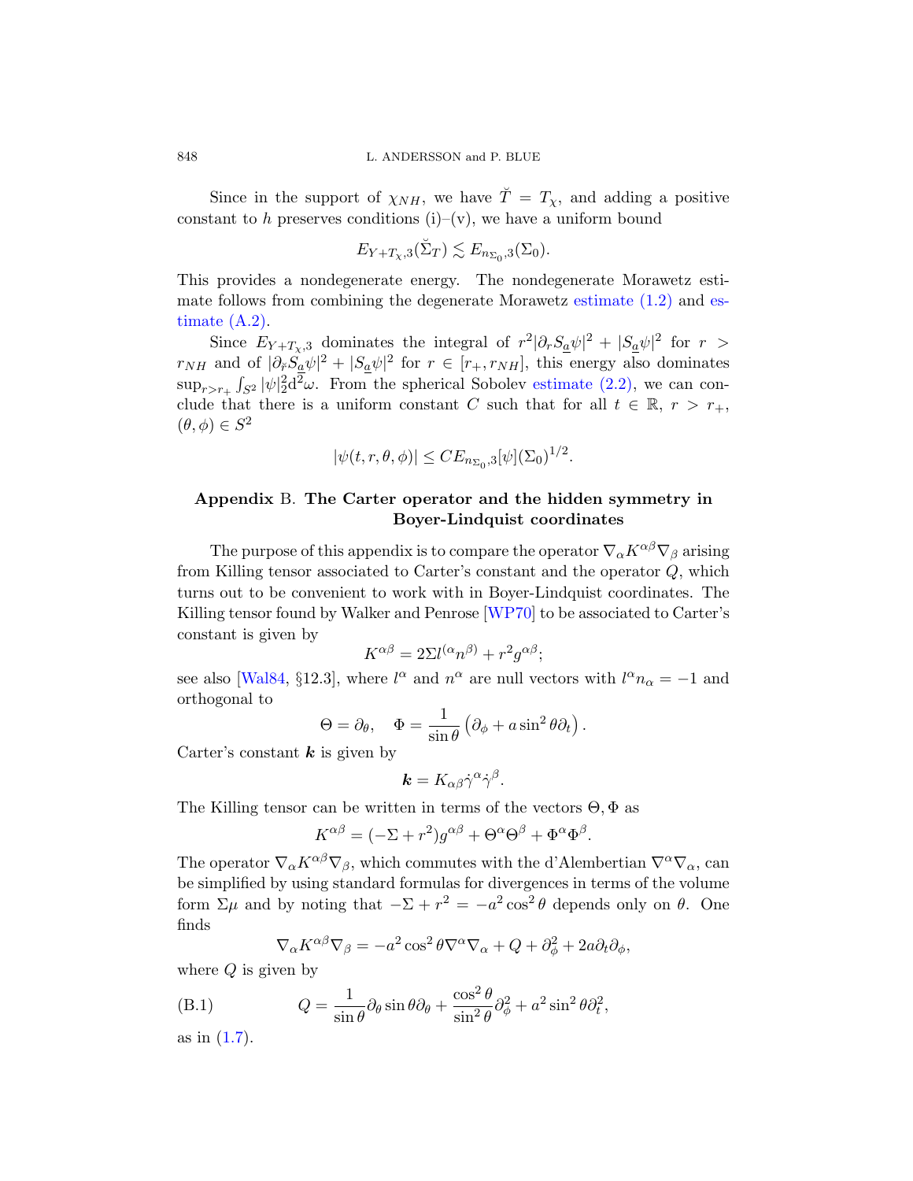Since in the support of $\chi_{NH}$, we have $\breve{T} = T_\chi$, and adding a positive constant to $h$ preserves conditions (i)–(v), we have a uniform bound

$$E_{Y+T_\chi,3}(\breve{\Sigma}_T) \lesssim E_{n_{\Sigma_0},3}(\Sigma_0).$$

This provides a nondegenerate energy. The nondegenerate Morawetz estimate follows from combining the degenerate Morawetz estimate (1.2) and estimate (A.2).

Since $E_{Y+T_\chi,3}$ dominates the integral of $r^2|\partial_r S_{\underline{a}}\psi|^2 + |S_{\underline{a}}\psi|^2$ for $r > r_{NH}$ and of $|\partial_{\tilde{r}} S_{\underline{a}}\psi|^2 + |S_{\underline{a}}\psi|^2$ for $r \in [r_+, r_{NH}]$, this energy also dominates $\sup_{r>r_+} \int_{S^2} |\psi|_2^2 \mathrm{d}^2\omega$. From the spherical Sobolev estimate (2.2), we can conclude that there is a uniform constant $C$ such that for all $t \in \mathbb{R}$, $r > r_+$, $(\theta, \phi) \in S^2$

$$|\psi(t, r, \theta, \phi)| \leq C E_{n_{\Sigma_0},3}[\psi](\Sigma_0)^{1/2}.$$

## Appendix B. The Carter operator and the hidden symmetry in Boyer-Lindquist coordinates

The purpose of this appendix is to compare the operator $\nabla_\alpha K^{\alpha\beta}\nabla_\beta$ arising from Killing tensor associated to Carter's constant and the operator $Q$, which turns out to be convenient to work with in Boyer-Lindquist coordinates. The Killing tensor found by Walker and Penrose [WP70] to be associated to Carter's constant is given by

$$K^{\alpha\beta} = 2\Sigma l^{(\alpha}n^{\beta)} + r^2 g^{\alpha\beta};$$

see also [Wal84, §12.3], where $l^\alpha$ and $n^\alpha$ are null vectors with $l^\alpha n_\alpha = -1$ and orthogonal to

$$\Theta = \partial_\theta, \quad \Phi = \frac{1}{\sin\theta}\left(\partial_\phi + a\sin^2\theta\partial_t\right).$$

Carter's constant $\boldsymbol{k}$ is given by

$$\boldsymbol{k} = K_{\alpha\beta}\dot{\gamma}^\alpha\dot{\gamma}^\beta.$$

The Killing tensor can be written in terms of the vectors $\Theta, \Phi$ as

$$K^{\alpha\beta} = (-\Sigma + r^2)g^{\alpha\beta} + \Theta^\alpha\Theta^\beta + \Phi^\alpha\Phi^\beta.$$

The operator $\nabla_\alpha K^{\alpha\beta}\nabla_\beta$, which commutes with the d'Alembertian $\nabla^\alpha\nabla_\alpha$, can be simplified by using standard formulas for divergences in terms of the volume form $\Sigma\mu$ and by noting that $-\Sigma + r^2 = -a^2\cos^2\theta$ depends only on $\theta$. One finds

$$\nabla_\alpha K^{\alpha\beta}\nabla_\beta = -a^2\cos^2\theta\nabla^\alpha\nabla_\alpha + Q + \partial_\phi^2 + 2a\partial_t\partial_\phi,$$

where $Q$ is given by

$$Q = \frac{1}{\sin\theta}\partial_\theta\sin\theta\partial_\theta + \frac{\cos^2\theta}{\sin^2\theta}\partial_\phi^2 + a^2\sin^2\theta\partial_t^2, \tag{B.1}$$

as in (1.7).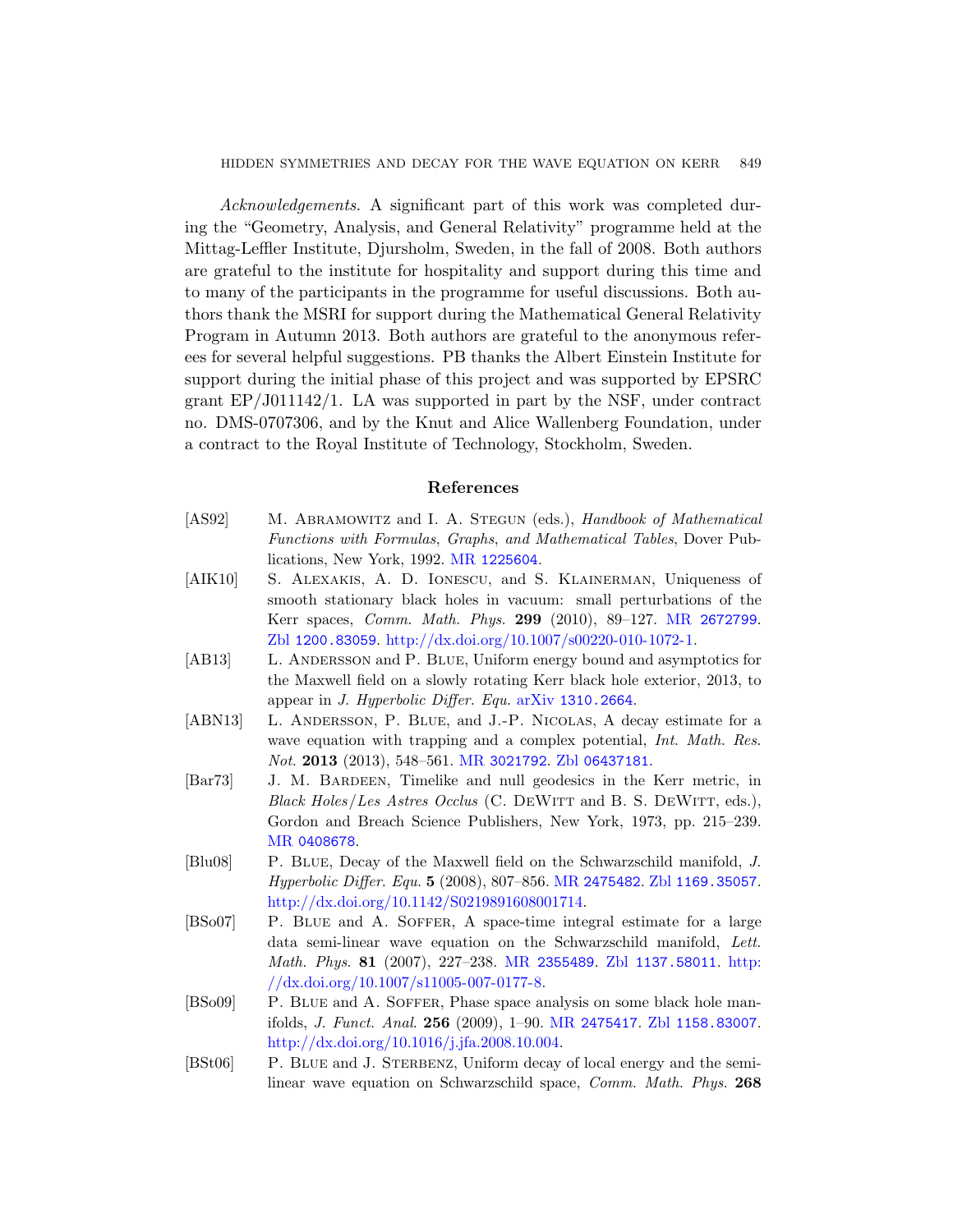*Acknowledgements.* A significant part of this work was completed during the "Geometry, Analysis, and General Relativity" programme held at the Mittag-Leffler Institute, Djursholm, Sweden, in the fall of 2008. Both authors are grateful to the institute for hospitality and support during this time and to many of the participants in the programme for useful discussions. Both authors thank the MSRI for support during the Mathematical General Relativity Program in Autumn 2013. Both authors are grateful to the anonymous referees for several helpful suggestions. PB thanks the Albert Einstein Institute for support during the initial phase of this project and was supported by EPSRC grant EP/J011142/1. LA was supported in part by the NSF, under contract no. DMS-0707306, and by the Knut and Alice Wallenberg Foundation, under a contract to the Royal Institute of Technology, Stockholm, Sweden.

## References

[AS92] M. Abramowitz and I. A. Stegun (eds.), *Handbook of Mathematical Functions with Formulas, Graphs, and Mathematical Tables*, Dover Publications, New York, 1992. MR 1225604.

[AIK10] S. Alexakis, A. D. Ionescu, and S. Klainerman, Uniqueness of smooth stationary black holes in vacuum: small perturbations of the Kerr spaces, *Comm. Math. Phys.* **299** (2010), 89–127. MR 2672799. Zbl 1200.83059. http://dx.doi.org/10.1007/s00220-010-1072-1.

[AB13] L. Andersson and P. Blue, Uniform energy bound and asymptotics for the Maxwell field on a slowly rotating Kerr black hole exterior, 2013, to appear in *J. Hyperbolic Differ. Equ.* arXiv 1310.2664.

[ABN13] L. Andersson, P. Blue, and J.-P. Nicolas, A decay estimate for a wave equation with trapping and a complex potential, *Int. Math. Res. Not.* **2013** (2013), 548–561. MR 3021792. Zbl 06437181.

[Bar73] J. M. Bardeen, Timelike and null geodesics in the Kerr metric, in *Black Holes/Les Astres Occlus* (C. DeWitt and B. S. DeWitt, eds.), Gordon and Breach Science Publishers, New York, 1973, pp. 215–239. MR 0408678.

[Blu08] P. Blue, Decay of the Maxwell field on the Schwarzschild manifold, *J. Hyperbolic Differ. Equ.* **5** (2008), 807–856. MR 2475482. Zbl 1169.35057. http://dx.doi.org/10.1142/S0219891608001714.

[BSo07] P. Blue and A. Soffer, A space-time integral estimate for a large data semi-linear wave equation on the Schwarzschild manifold, *Lett. Math. Phys.* **81** (2007), 227–238. MR 2355489. Zbl 1137.58011. http://dx.doi.org/10.1007/s11005-007-0177-8.

[BSo09] P. Blue and A. Soffer, Phase space analysis on some black hole manifolds, *J. Funct. Anal.* **256** (2009), 1–90. MR 2475417. Zbl 1158.83007. http://dx.doi.org/10.1016/j.jfa.2008.10.004.

[BSt06] P. Blue and J. Sterbenz, Uniform decay of local energy and the semi-linear wave equation on Schwarzschild space, *Comm. Math. Phys.* **268**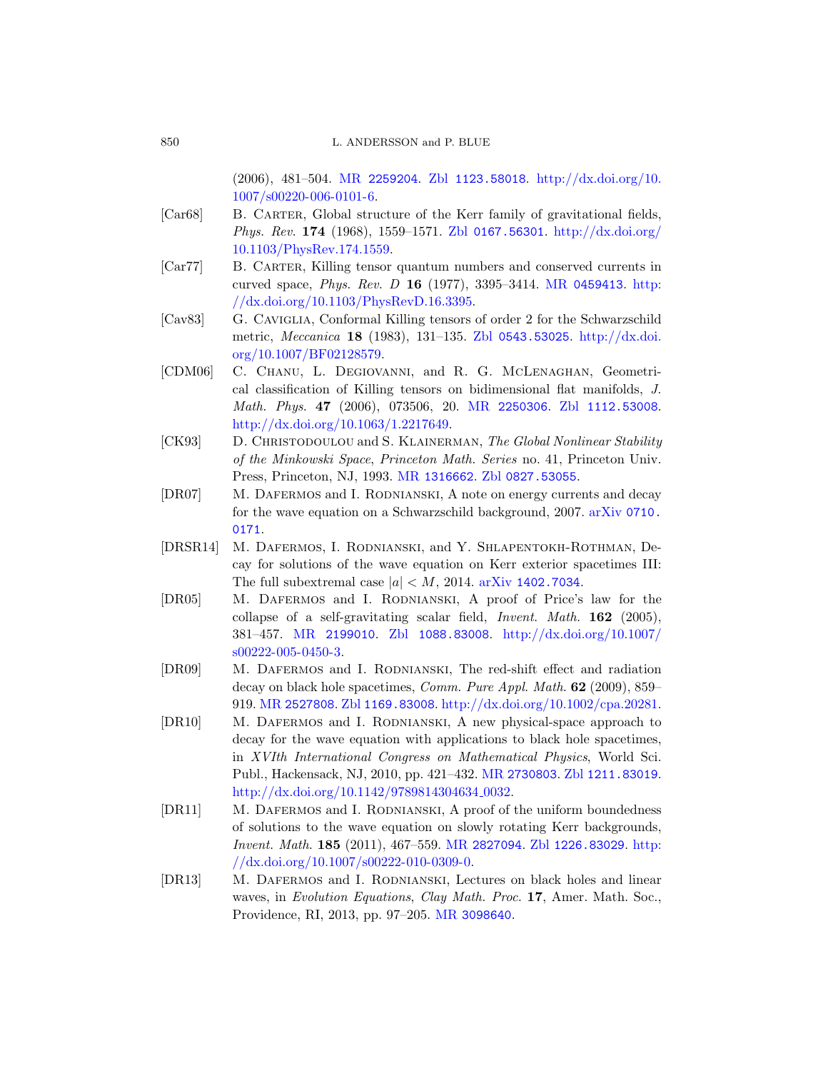(2006), 481–504. MR 2259204. Zbl 1123.58018. http://dx.doi.org/10.1007/s00220-006-0101-6.

[Car68] B. Carter, Global structure of the Kerr family of gravitational fields, *Phys. Rev.* **174** (1968), 1559–1571. Zbl 0167.56301. http://dx.doi.org/10.1103/PhysRev.174.1559.

[Car77] B. Carter, Killing tensor quantum numbers and conserved currents in curved space, *Phys. Rev. D* **16** (1977), 3395–3414. MR 0459413. http://dx.doi.org/10.1103/PhysRevD.16.3395.

[Cav83] G. Caviglia, Conformal Killing tensors of order 2 for the Schwarzschild metric, *Meccanica* **18** (1983), 131–135. Zbl 0543.53025. http://dx.doi.org/10.1007/BF02128579.

[CDM06] C. Chanu, L. Degiovanni, and R. G. McLenaghan, Geometrical classification of Killing tensors on bidimensional flat manifolds, *J. Math. Phys.* **47** (2006), 073506, 20. MR 2250306. Zbl 1112.53008. http://dx.doi.org/10.1063/1.2217649.

[CK93] D. Christodoulou and S. Klainerman, *The Global Nonlinear Stability of the Minkowski Space*, *Princeton Math. Series* no. 41, Princeton Univ. Press, Princeton, NJ, 1993. MR 1316662. Zbl 0827.53055.

[DR07] M. Dafermos and I. Rodnianski, A note on energy currents and decay for the wave equation on a Schwarzschild background, 2007. arXiv 0710.0171.

[DRSR14] M. Dafermos, I. Rodnianski, and Y. Shlapentokh-Rothman, Decay for solutions of the wave equation on Kerr exterior spacetimes III: The full subextremal case $|a| < M$, 2014. arXiv 1402.7034.

[DR05] M. Dafermos and I. Rodnianski, A proof of Price's law for the collapse of a self-gravitating scalar field, *Invent. Math.* **162** (2005), 381–457. MR 2199010. Zbl 1088.83008. http://dx.doi.org/10.1007/s00222-005-0450-3.

[DR09] M. Dafermos and I. Rodnianski, The red-shift effect and radiation decay on black hole spacetimes, *Comm. Pure Appl. Math.* **62** (2009), 859–919. MR 2527808. Zbl 1169.83008. http://dx.doi.org/10.1002/cpa.20281.

[DR10] M. Dafermos and I. Rodnianski, A new physical-space approach to decay for the wave equation with applications to black hole spacetimes, in *XVIth International Congress on Mathematical Physics*, World Sci. Publ., Hackensack, NJ, 2010, pp. 421–432. MR 2730803. Zbl 1211.83019. http://dx.doi.org/10.1142/9789814304634_0032.

[DR11] M. Dafermos and I. Rodnianski, A proof of the uniform boundedness of solutions to the wave equation on slowly rotating Kerr backgrounds, *Invent. Math.* **185** (2011), 467–559. MR 2827094. Zbl 1226.83029. http://dx.doi.org/10.1007/s00222-010-0309-0.

[DR13] M. Dafermos and I. Rodnianski, Lectures on black holes and linear waves, in *Evolution Equations*, *Clay Math. Proc.* **17**, Amer. Math. Soc., Providence, RI, 2013, pp. 97–205. MR 3098640.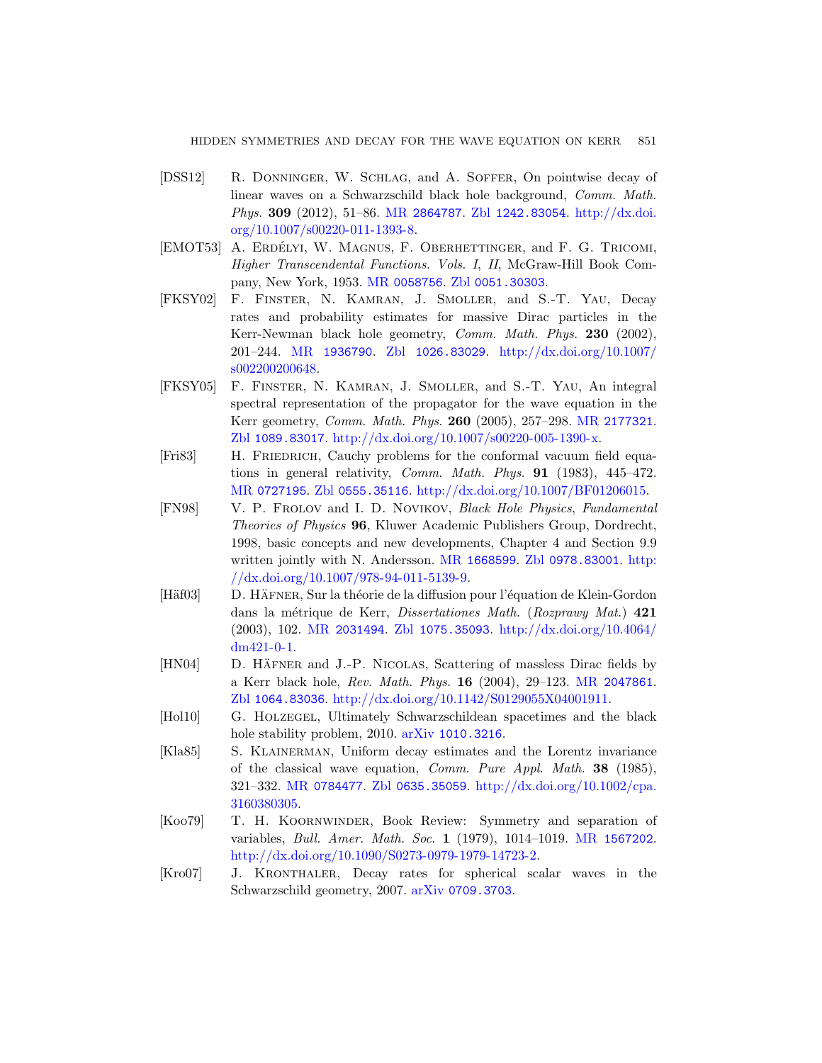[DSS12] R. Donninger, W. Schlag, and A. Soffer, On pointwise decay of linear waves on a Schwarzschild black hole background, *Comm. Math. Phys.* **309** (2012), 51–86. MR 2864787. Zbl 1242.83054. http://dx.doi.org/10.1007/s00220-011-1393-8.

[EMOT53] A. Erdélyi, W. Magnus, F. Oberhettinger, and F. G. Tricomi, *Higher Transcendental Functions. Vols. I, II*, McGraw-Hill Book Company, New York, 1953. MR 0058756. Zbl 0051.30303.

[FKSY02] F. Finster, N. Kamran, J. Smoller, and S.-T. Yau, Decay rates and probability estimates for massive Dirac particles in the Kerr-Newman black hole geometry, *Comm. Math. Phys.* **230** (2002), 201–244. MR 1936790. Zbl 1026.83029. http://dx.doi.org/10.1007/s002200200648.

[FKSY05] F. Finster, N. Kamran, J. Smoller, and S.-T. Yau, An integral spectral representation of the propagator for the wave equation in the Kerr geometry, *Comm. Math. Phys.* **260** (2005), 257–298. MR 2177321. Zbl 1089.83017. http://dx.doi.org/10.1007/s00220-005-1390-x.

[Fri83] H. Friedrich, Cauchy problems for the conformal vacuum field equations in general relativity, *Comm. Math. Phys.* **91** (1983), 445–472. MR 0727195. Zbl 0555.35116. http://dx.doi.org/10.1007/BF01206015.

[FN98] V. P. Frolov and I. D. Novikov, *Black Hole Physics*, *Fundamental Theories of Physics* **96**, Kluwer Academic Publishers Group, Dordrecht, 1998, basic concepts and new developments, Chapter 4 and Section 9.9 written jointly with N. Andersson. MR 1668599. Zbl 0978.83001. http://dx.doi.org/10.1007/978-94-011-5139-9.

[Häf03] D. Häfner, Sur la théorie de la diffusion pour l'équation de Klein-Gordon dans la métrique de Kerr, *Dissertationes Math.* (*Rozprawy Mat.*) **421** (2003), 102. MR 2031494. Zbl 1075.35093. http://dx.doi.org/10.4064/dm421-0-1.

[HN04] D. Häfner and J.-P. Nicolas, Scattering of massless Dirac fields by a Kerr black hole, *Rev. Math. Phys.* **16** (2004), 29–123. MR 2047861. Zbl 1064.83036. http://dx.doi.org/10.1142/S0129055X04001911.

[Hol10] G. Holzegel, Ultimately Schwarzschildean spacetimes and the black hole stability problem, 2010. arXiv 1010.3216.

[Kla85] S. Klainerman, Uniform decay estimates and the Lorentz invariance of the classical wave equation, *Comm. Pure Appl. Math.* **38** (1985), 321–332. MR 0784477. Zbl 0635.35059. http://dx.doi.org/10.1002/cpa.3160380305.

[Koo79] T. H. Koornwinder, Book Review: Symmetry and separation of variables, *Bull. Amer. Math. Soc.* **1** (1979), 1014–1019. MR 1567202. http://dx.doi.org/10.1090/S0273-0979-1979-14723-2.

[Kro07] J. Kronthaler, Decay rates for spherical scalar waves in the Schwarzschild geometry, 2007. arXiv 0709.3703.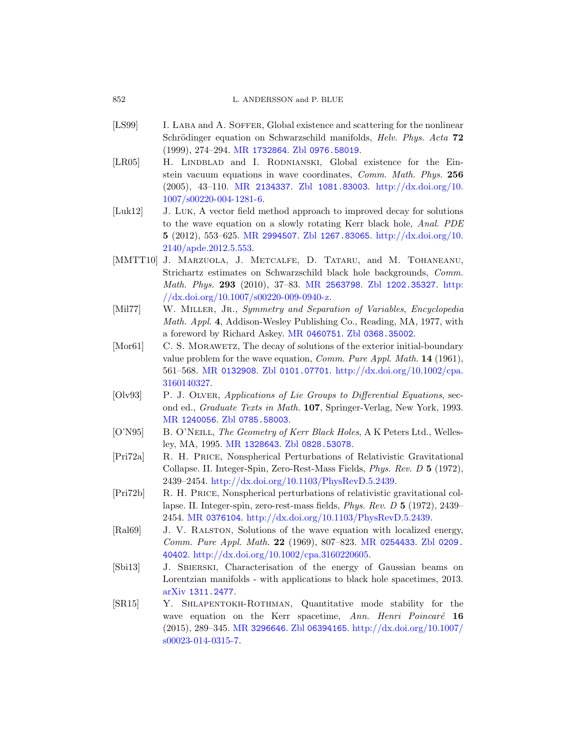[ŁS99] I. Łaba and A. Soffer, Global existence and scattering for the nonlinear Schrödinger equation on Schwarzschild manifolds, *Helv. Phys. Acta* **72** (1999), 274–294. MR 1732864. Zbl 0976.58019.

[LR05] H. Lindblad and I. Rodnianski, Global existence for the Einstein vacuum equations in wave coordinates, *Comm. Math. Phys.* **256** (2005), 43–110. MR 2134337. Zbl 1081.83003. http://dx.doi.org/10.1007/s00220-004-1281-6.

[Luk12] J. Luk, A vector field method approach to improved decay for solutions to the wave equation on a slowly rotating Kerr black hole, *Anal. PDE* **5** (2012), 553–625. MR 2994507. Zbl 1267.83065. http://dx.doi.org/10.2140/apde.2012.5.553.

[MMTT10] J. Marzuola, J. Metcalfe, D. Tataru, and M. Tohaneanu, Strichartz estimates on Schwarzschild black hole backgrounds, *Comm. Math. Phys.* **293** (2010), 37–83. MR 2563798. Zbl 1202.35327. http://dx.doi.org/10.1007/s00220-009-0940-z.

[Mil77] W. Miller, Jr., *Symmetry and Separation of Variables*, *Encyclopedia Math. Appl.* **4**, Addison-Wesley Publishing Co., Reading, MA, 1977, with a foreword by Richard Askey. MR 0460751. Zbl 0368.35002.

[Mor61] C. S. Morawetz, The decay of solutions of the exterior initial-boundary value problem for the wave equation, *Comm. Pure Appl. Math.* **14** (1961), 561–568. MR 0132908. Zbl 0101.07701. http://dx.doi.org/10.1002/cpa.3160140327.

[Olv93] P. J. Olver, *Applications of Lie Groups to Differential Equations*, second ed., *Graduate Texts in Math.* **107**, Springer-Verlag, New York, 1993. MR 1240056. Zbl 0785.58003.

[O'N95] B. O'Neill, *The Geometry of Kerr Black Holes*, A K Peters Ltd., Wellesley, MA, 1995. MR 1328643. Zbl 0828.53078.

[Pri72a] R. H. Price, Nonspherical Perturbations of Relativistic Gravitational Collapse. II. Integer-Spin, Zero-Rest-Mass Fields, *Phys. Rev. D* **5** (1972), 2439–2454. http://dx.doi.org/10.1103/PhysRevD.5.2439.

[Pri72b] R. H. Price, Nonspherical perturbations of relativistic gravitational collapse. II. Integer-spin, zero-rest-mass fields, *Phys. Rev. D* **5** (1972), 2439–2454. MR 0376104. http://dx.doi.org/10.1103/PhysRevD.5.2439.

[Ral69] J. V. Ralston, Solutions of the wave equation with localized energy, *Comm. Pure Appl. Math.* **22** (1969), 807–823. MR 0254433. Zbl 0209.40402. http://dx.doi.org/10.1002/cpa.3160220605.

[Sbi13] J. Sbierski, Characterisation of the energy of Gaussian beams on Lorentzian manifolds - with applications to black hole spacetimes, 2013. arXiv 1311.2477.

[SR15] Y. Shlapentokh-Rothman, Quantitative mode stability for the wave equation on the Kerr spacetime, *Ann. Henri Poincaré* **16** (2015), 289–345. MR 3296646. Zbl 06394165. http://dx.doi.org/10.1007/s00023-014-0315-7.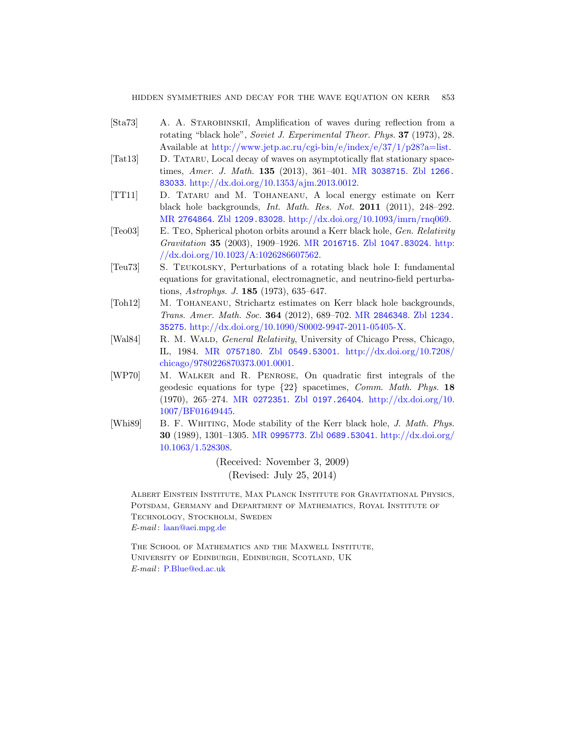[Sta73] A. A. Starobinskiĭ, Amplification of waves during reflection from a rotating "black hole", *Soviet J. Experimental Theor. Phys.* **37** (1973), 28. Available at http://www.jetp.ac.ru/cgi-bin/e/index/e/37/1/p28?a=list.

[Tat13] D. Tataru, Local decay of waves on asymptotically flat stationary spacetimes, *Amer. J. Math.* **135** (2013), 361–401. MR 3038715. Zbl 1266.83033. http://dx.doi.org/10.1353/ajm.2013.0012.

[TT11] D. Tataru and M. Tohaneanu, A local energy estimate on Kerr black hole backgrounds, *Int. Math. Res. Not.* **2011** (2011), 248–292. MR 2764864. Zbl 1209.83028. http://dx.doi.org/10.1093/imrn/rnq069.

[Teo03] E. Teo, Spherical photon orbits around a Kerr black hole, *Gen. Relativity Gravitation* **35** (2003), 1909–1926. MR 2016715. Zbl 1047.83024. http://dx.doi.org/10.1023/A:1026286607562.

[Teu73] S. Teukolsky, Perturbations of a rotating black hole I: fundamental equations for gravitational, electromagnetic, and neutrino-field perturbations, *Astrophys. J.* **185** (1973), 635–647.

[Toh12] M. Tohaneanu, Strichartz estimates on Kerr black hole backgrounds, *Trans. Amer. Math. Soc.* **364** (2012), 689–702. MR 2846348. Zbl 1234.35275. http://dx.doi.org/10.1090/S0002-9947-2011-05405-X.

[Wal84] R. M. Wald, *General Relativity*, University of Chicago Press, Chicago, IL, 1984. MR 0757180. Zbl 0549.53001. http://dx.doi.org/10.7208/chicago/9780226870373.001.0001.

[WP70] M. Walker and R. Penrose, On quadratic first integrals of the geodesic equations for type {22} spacetimes, *Comm. Math. Phys.* **18** (1970), 265–274. MR 0272351. Zbl 0197.26404. http://dx.doi.org/10.1007/BF01649445.

[Whi89] B. F. Whiting, Mode stability of the Kerr black hole, *J. Math. Phys.* **30** (1989), 1301–1305. MR 0995773. Zbl 0689.53041. http://dx.doi.org/10.1063/1.528308.

(Received: November 3, 2009)
(Revised: July 25, 2014)

Albert Einstein Institute, Max Planck Institute for Gravitational Physics, Potsdam, Germany and Department of Mathematics, Royal Institute of Technology, Stockholm, Sweden
*E-mail*: laan@aei.mpg.de

The School of Mathematics and the Maxwell Institute, University of Edinburgh, Edinburgh, Scotland, UK
*E-mail*: P.Blue@ed.ac.uk